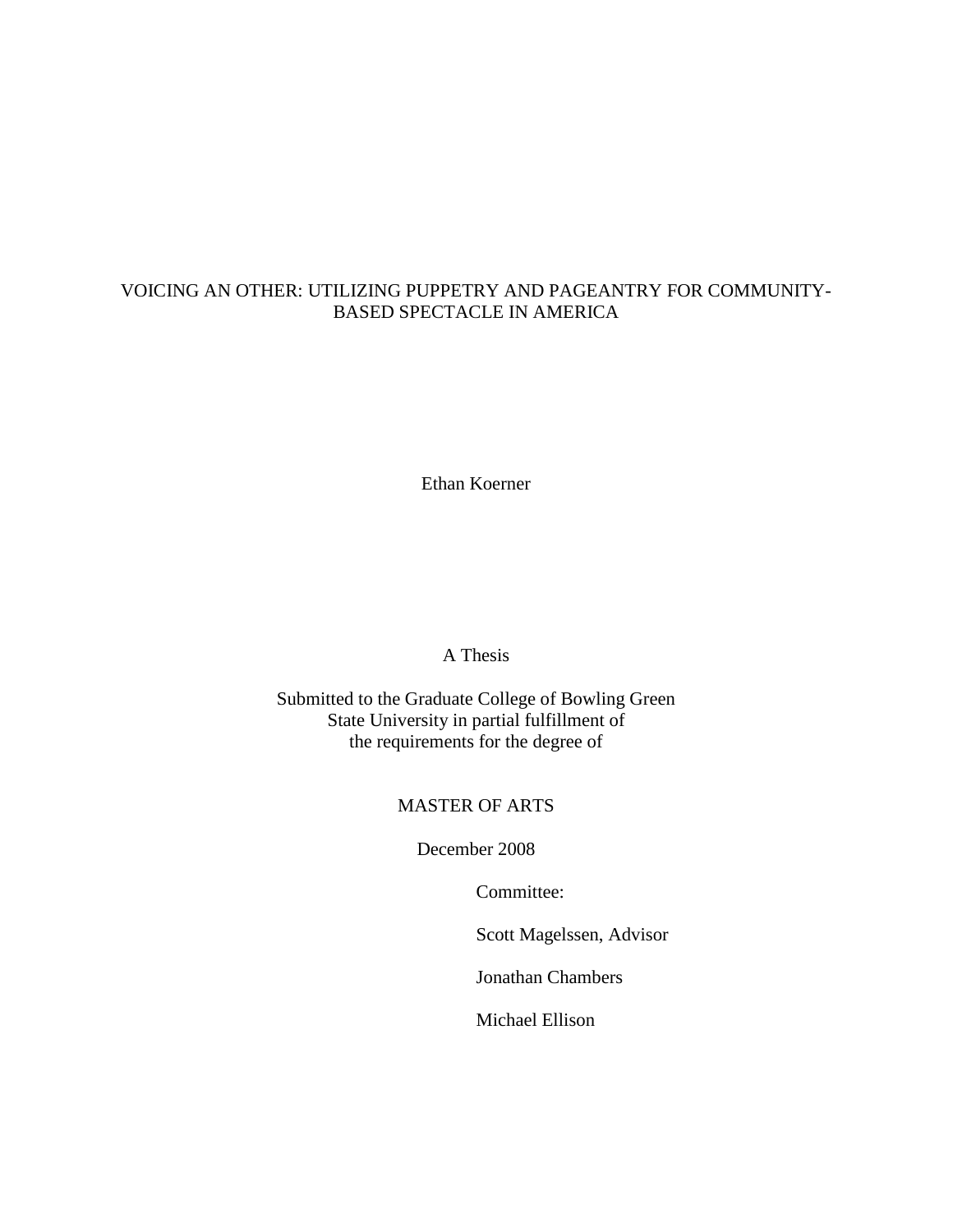# VOICING AN OTHER: UTILIZING PUPPETRY AND PAGEANTRY FOR COMMUNITY-BASED SPECTACLE IN AMERICA

Ethan Koerner

A Thesis

Submitted to the Graduate College of Bowling Green State University in partial fulfillment of the requirements for the degree of

MASTER OF ARTS

December 2008

Committee:

Scott Magelssen, Advisor

Jonathan Chambers

Michael Ellison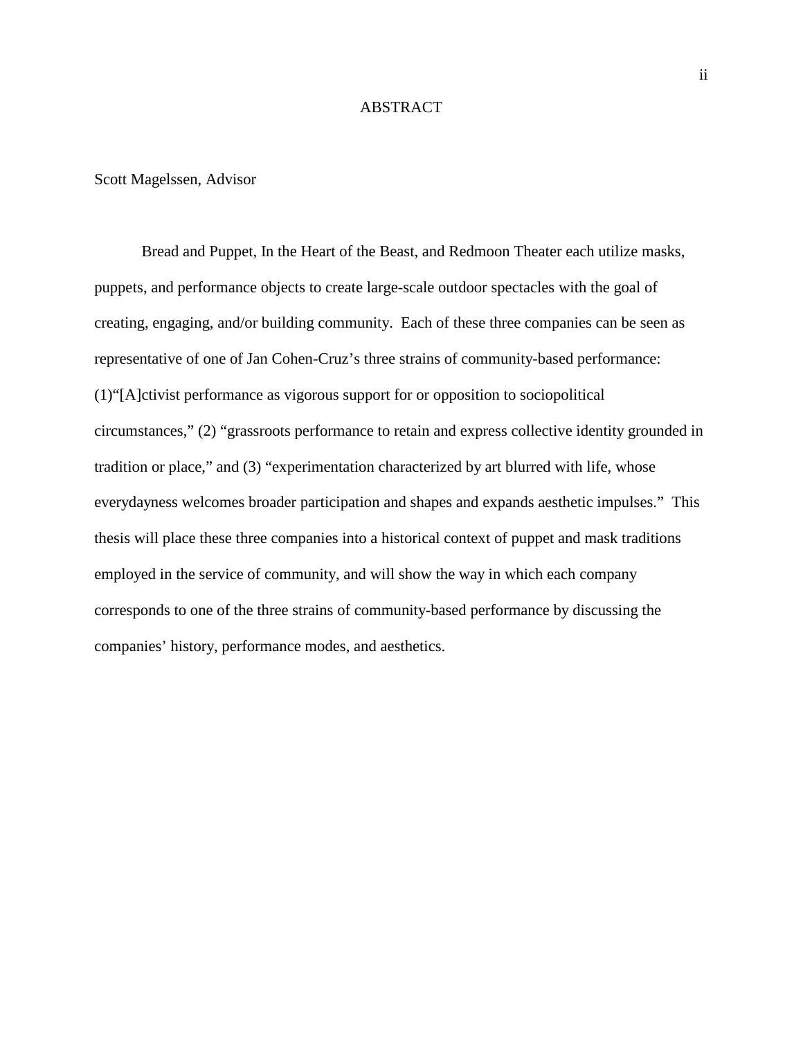# ABSTRACT

Scott Magelssen, Advisor

Bread and Puppet, In the Heart of the Beast, and Redmoon Theater each utilize masks, puppets, and performance objects to create large-scale outdoor spectacles with the goal of creating, engaging, and/or building community. Each of these three companies can be seen as representative of one of Jan Cohen-Cruz's three strains of community-based performance: (1)"[A]ctivist performance as vigorous support for or opposition to sociopolitical circumstances," (2) "grassroots performance to retain and express collective identity grounded in tradition or place," and (3) "experimentation characterized by art blurred with life, whose everydayness welcomes broader participation and shapes and expands aesthetic impulses." This thesis will place these three companies into a historical context of puppet and mask traditions employed in the service of community, and will show the way in which each company corresponds to one of the three strains of community-based performance by discussing the companies' history, performance modes, and aesthetics.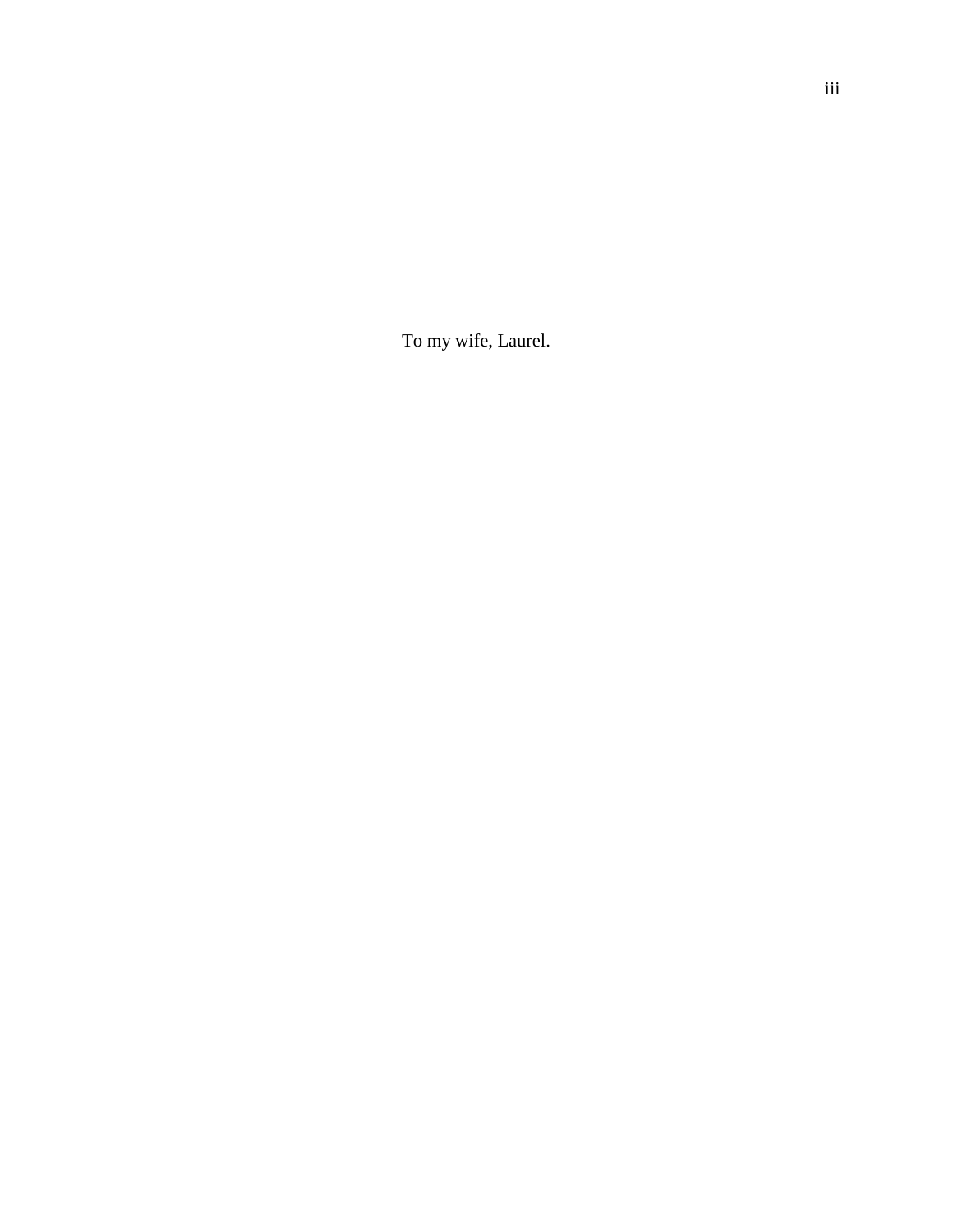To my wife, Laurel.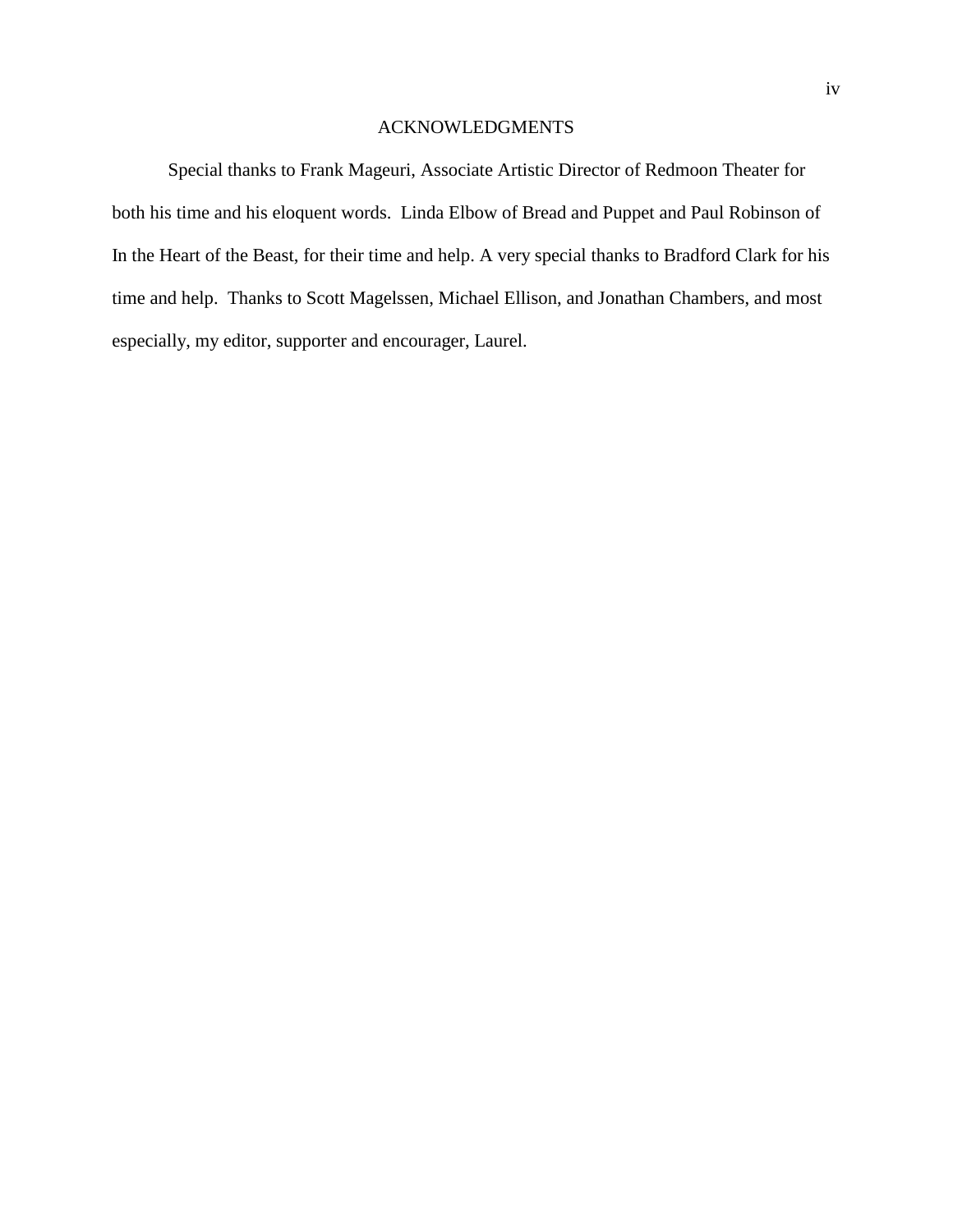# ACKNOWLEDGMENTS

Special thanks to Frank Mageuri, Associate Artistic Director of Redmoon Theater for both his time and his eloquent words. Linda Elbow of Bread and Puppet and Paul Robinson of In the Heart of the Beast, for their time and help. A very special thanks to Bradford Clark for his time and help. Thanks to Scott Magelssen, Michael Ellison, and Jonathan Chambers, and most especially, my editor, supporter and encourager, Laurel.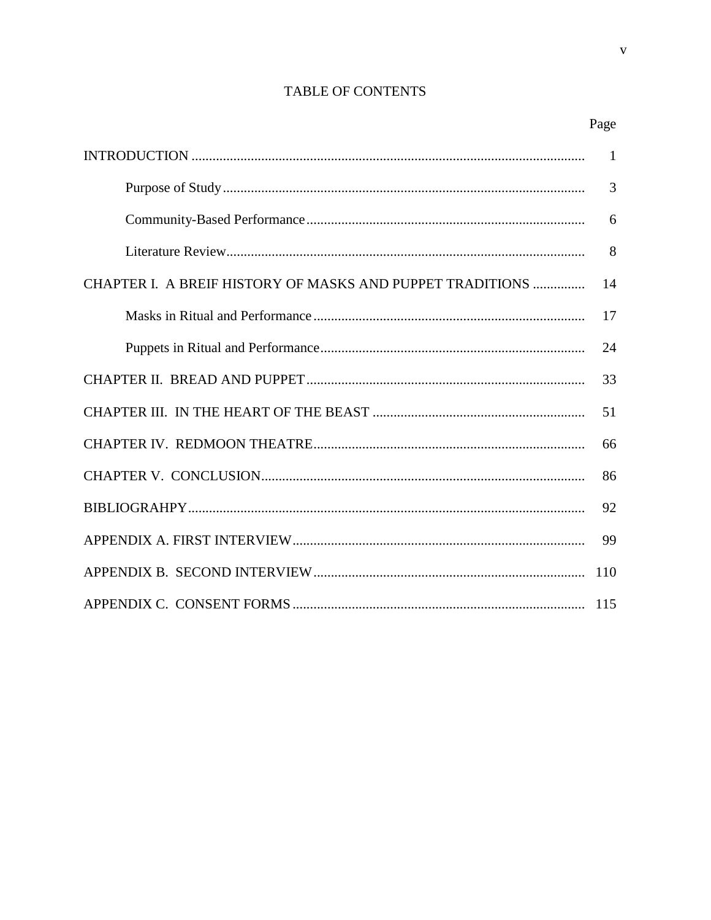# TABLE OF CONTENTS

| | Page |
|---|---|
| INTRODUCTION | 1 |
| &nbsp;&nbsp;&nbsp;&nbsp;Purpose of Study | 3 |
| &nbsp;&nbsp;&nbsp;&nbsp;Community-Based Performance | 6 |
| &nbsp;&nbsp;&nbsp;&nbsp;Literature Review | 8 |
| CHAPTER I. A BREIF HISTORY OF MASKS AND PUPPET TRADITIONS | 14 |
| &nbsp;&nbsp;&nbsp;&nbsp;Masks in Ritual and Performance | 17 |
| &nbsp;&nbsp;&nbsp;&nbsp;Puppets in Ritual and Performance | 24 |
| CHAPTER II. BREAD AND PUPPET | 33 |
| CHAPTER III. IN THE HEART OF THE BEAST | 51 |
| CHAPTER IV. REDMOON THEATRE | 66 |
| CHAPTER V. CONCLUSION | 86 |
| BIBLIOGRAHPY | 92 |
| APPENDIX A. FIRST INTERVIEW | 99 |
| APPENDIX B. SECOND INTERVIEW | 110 |
| APPENDIX C. CONSENT FORMS | 115 |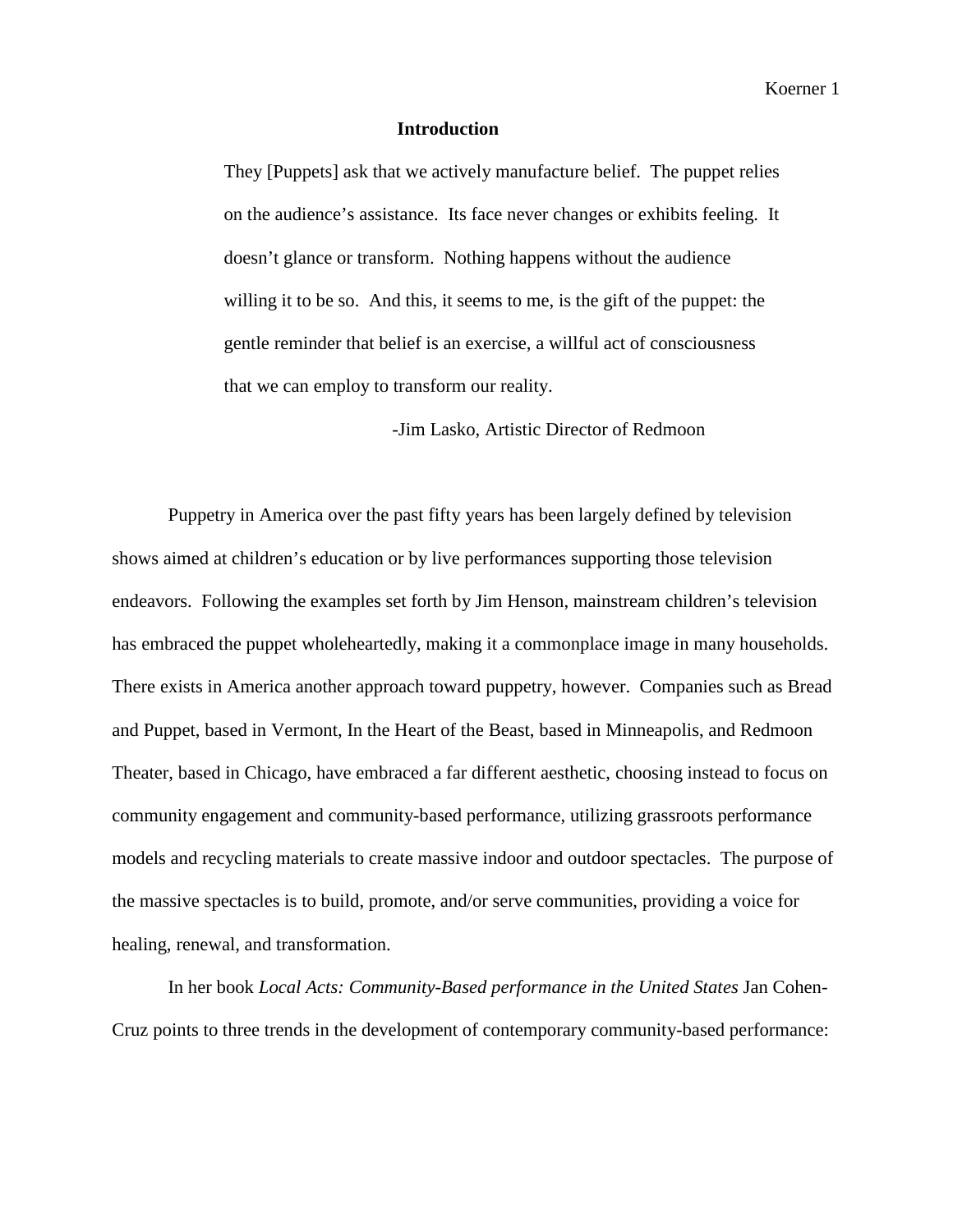## Introduction

> They [Puppets] ask that we actively manufacture belief. The puppet relies on the audience's assistance. Its face never changes or exhibits feeling. It doesn't glance or transform. Nothing happens without the audience willing it to be so. And this, it seems to me, is the gift of the puppet: the gentle reminder that belief is an exercise, a willful act of consciousness that we can employ to transform our reality.
>
> -Jim Lasko, Artistic Director of Redmoon

Puppetry in America over the past fifty years has been largely defined by television shows aimed at children's education or by live performances supporting those television endeavors. Following the examples set forth by Jim Henson, mainstream children's television has embraced the puppet wholeheartedly, making it a commonplace image in many households. There exists in America another approach toward puppetry, however. Companies such as Bread and Puppet, based in Vermont, In the Heart of the Beast, based in Minneapolis, and Redmoon Theater, based in Chicago, have embraced a far different aesthetic, choosing instead to focus on community engagement and community-based performance, utilizing grassroots performance models and recycling materials to create massive indoor and outdoor spectacles. The purpose of the massive spectacles is to build, promote, and/or serve communities, providing a voice for healing, renewal, and transformation.

In her book *Local Acts: Community-Based performance in the United States* Jan Cohen-Cruz points to three trends in the development of contemporary community-based performance: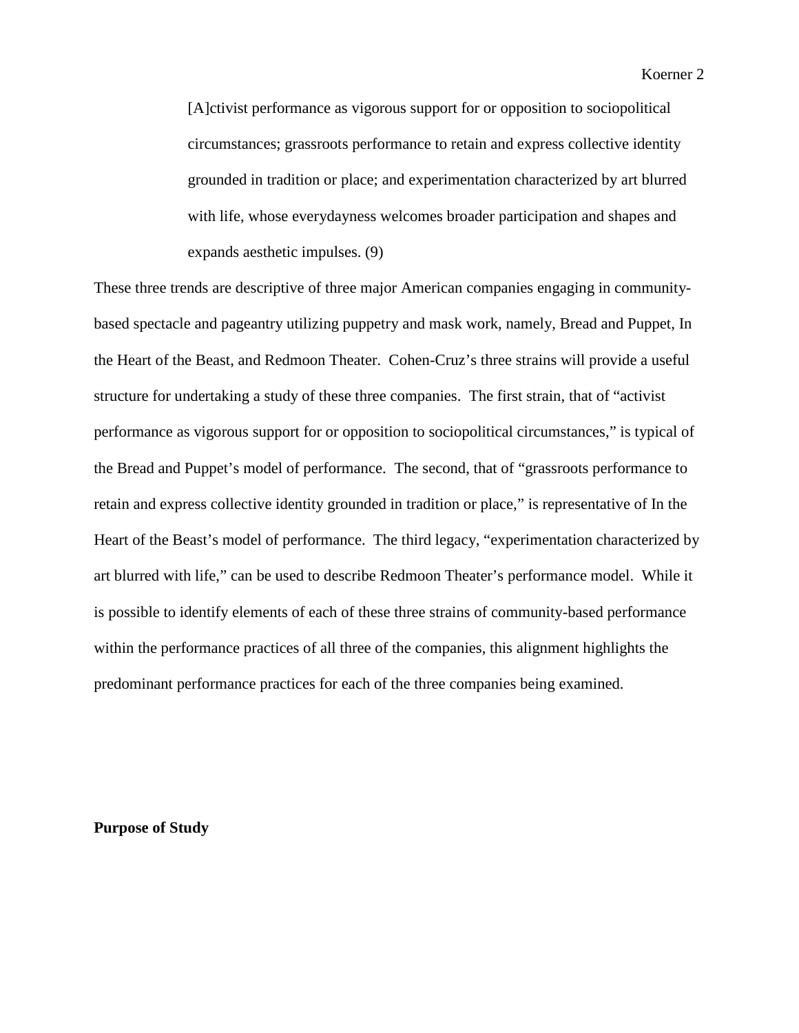> [A]ctivist performance as vigorous support for or opposition to sociopolitical circumstances; grassroots performance to retain and express collective identity grounded in tradition or place; and experimentation characterized by art blurred with life, whose everydayness welcomes broader participation and shapes and expands aesthetic impulses. (9)

These three trends are descriptive of three major American companies engaging in community-based spectacle and pageantry utilizing puppetry and mask work, namely, Bread and Puppet, In the Heart of the Beast, and Redmoon Theater. Cohen-Cruz's three strains will provide a useful structure for undertaking a study of these three companies. The first strain, that of "activist performance as vigorous support for or opposition to sociopolitical circumstances," is typical of the Bread and Puppet's model of performance. The second, that of "grassroots performance to retain and express collective identity grounded in tradition or place," is representative of In the Heart of the Beast's model of performance. The third legacy, "experimentation characterized by art blurred with life," can be used to describe Redmoon Theater's performance model. While it is possible to identify elements of each of these three strains of community-based performance within the performance practices of all three of the companies, this alignment highlights the predominant performance practices for each of the three companies being examined.

**Purpose of Study**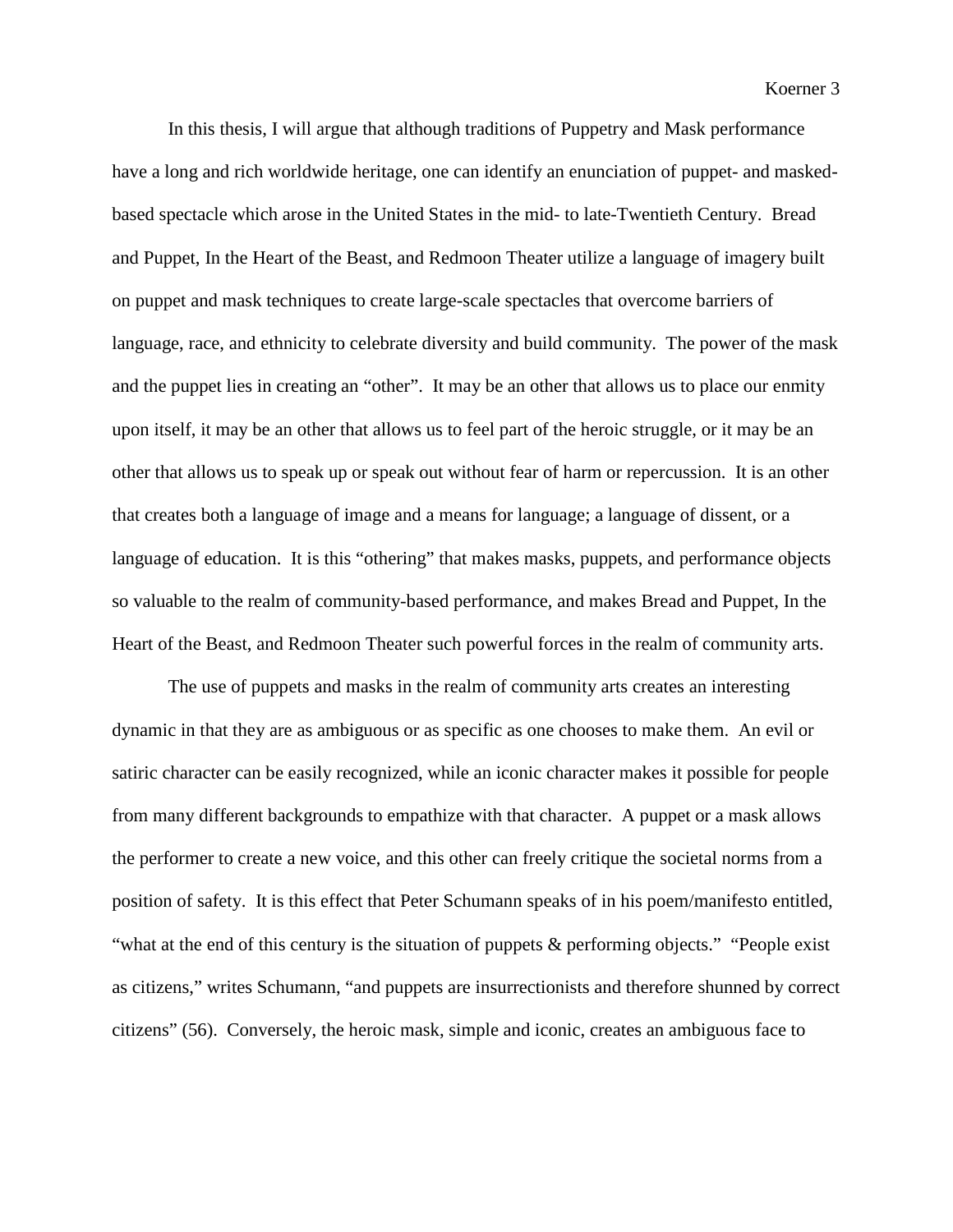In this thesis, I will argue that although traditions of Puppetry and Mask performance have a long and rich worldwide heritage, one can identify an enunciation of puppet- and masked-based spectacle which arose in the United States in the mid- to late-Twentieth Century. Bread and Puppet, In the Heart of the Beast, and Redmoon Theater utilize a language of imagery built on puppet and mask techniques to create large-scale spectacles that overcome barriers of language, race, and ethnicity to celebrate diversity and build community. The power of the mask and the puppet lies in creating an "other". It may be an other that allows us to place our enmity upon itself, it may be an other that allows us to feel part of the heroic struggle, or it may be an other that allows us to speak up or speak out without fear of harm or repercussion. It is an other that creates both a language of image and a means for language; a language of dissent, or a language of education. It is this "othering" that makes masks, puppets, and performance objects so valuable to the realm of community-based performance, and makes Bread and Puppet, In the Heart of the Beast, and Redmoon Theater such powerful forces in the realm of community arts.

The use of puppets and masks in the realm of community arts creates an interesting dynamic in that they are as ambiguous or as specific as one chooses to make them. An evil or satiric character can be easily recognized, while an iconic character makes it possible for people from many different backgrounds to empathize with that character. A puppet or a mask allows the performer to create a new voice, and this other can freely critique the societal norms from a position of safety. It is this effect that Peter Schumann speaks of in his poem/manifesto entitled, "what at the end of this century is the situation of puppets & performing objects." "People exist as citizens," writes Schumann, "and puppets are insurrectionists and therefore shunned by correct citizens" (56). Conversely, the heroic mask, simple and iconic, creates an ambiguous face to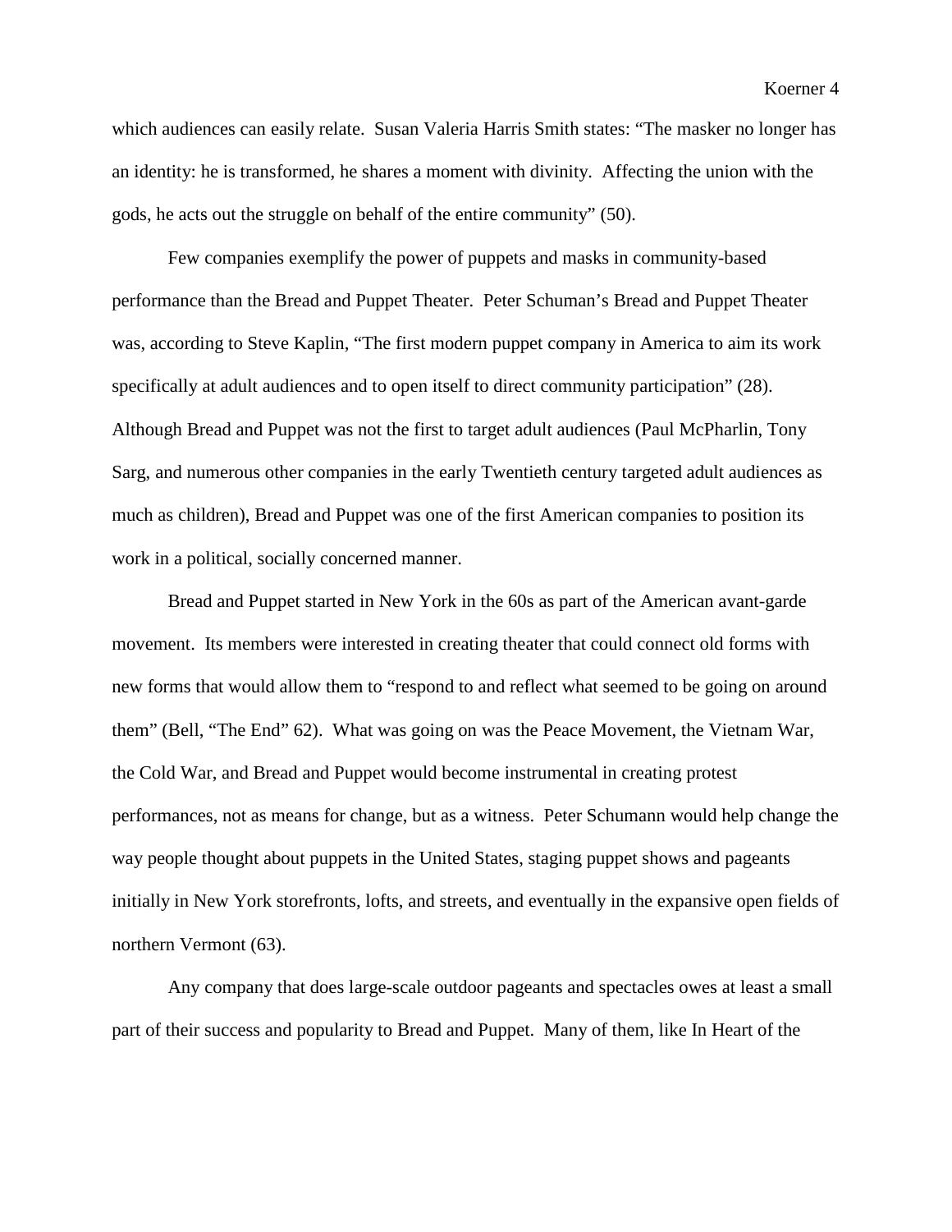which audiences can easily relate. Susan Valeria Harris Smith states: “The masker no longer has an identity: he is transformed, he shares a moment with divinity. Affecting the union with the gods, he acts out the struggle on behalf of the entire community” (50).

Few companies exemplify the power of puppets and masks in community-based performance than the Bread and Puppet Theater. Peter Schuman’s Bread and Puppet Theater was, according to Steve Kaplin, “The first modern puppet company in America to aim its work specifically at adult audiences and to open itself to direct community participation” (28). Although Bread and Puppet was not the first to target adult audiences (Paul McPharlin, Tony Sarg, and numerous other companies in the early Twentieth century targeted adult audiences as much as children), Bread and Puppet was one of the first American companies to position its work in a political, socially concerned manner.

Bread and Puppet started in New York in the 60s as part of the American avant-garde movement. Its members were interested in creating theater that could connect old forms with new forms that would allow them to “respond to and reflect what seemed to be going on around them” (Bell, “The End” 62). What was going on was the Peace Movement, the Vietnam War, the Cold War, and Bread and Puppet would become instrumental in creating protest performances, not as means for change, but as a witness. Peter Schumann would help change the way people thought about puppets in the United States, staging puppet shows and pageants initially in New York storefronts, lofts, and streets, and eventually in the expansive open fields of northern Vermont (63).

Any company that does large-scale outdoor pageants and spectacles owes at least a small part of their success and popularity to Bread and Puppet. Many of them, like In Heart of the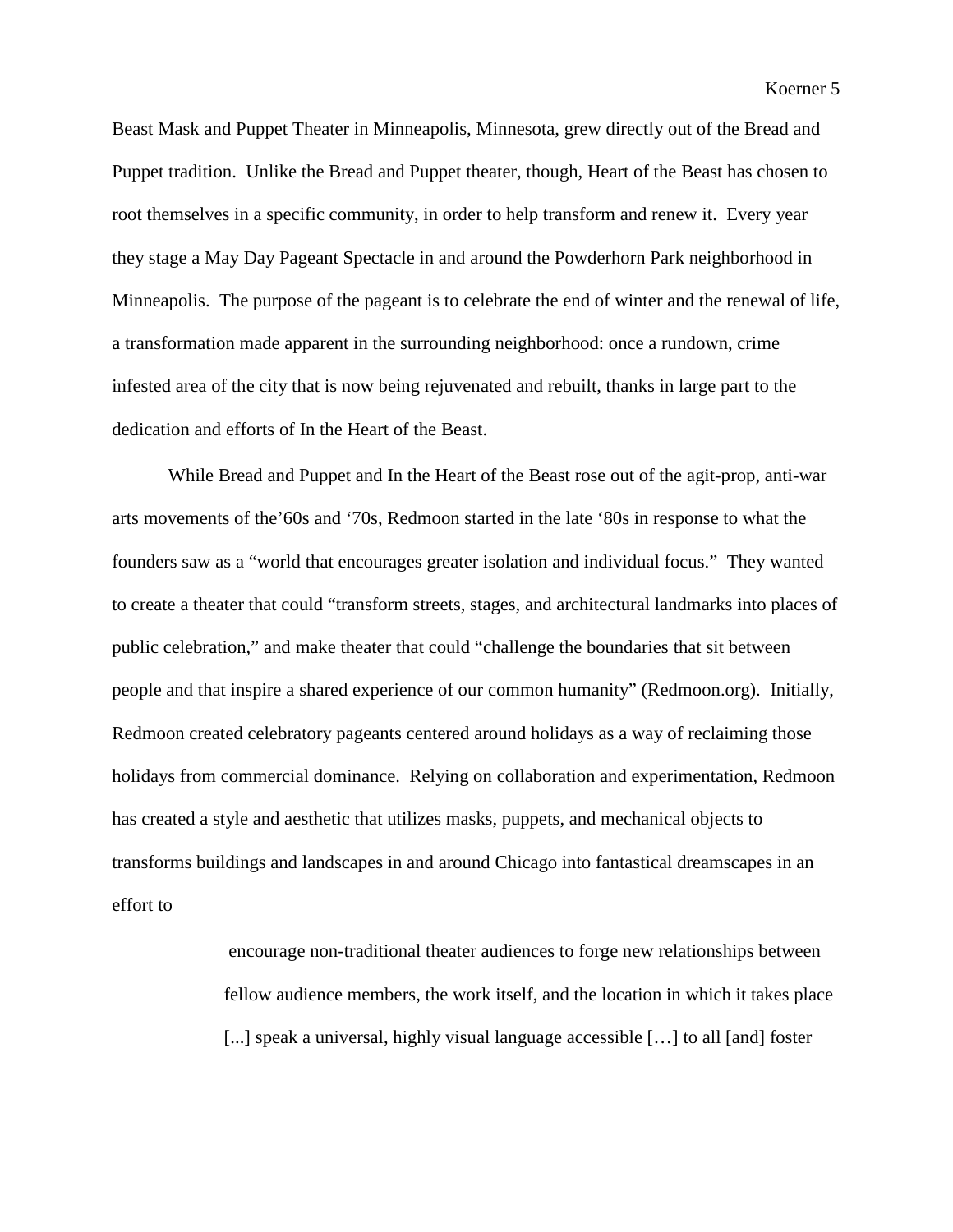Beast Mask and Puppet Theater in Minneapolis, Minnesota, grew directly out of the Bread and Puppet tradition. Unlike the Bread and Puppet theater, though, Heart of the Beast has chosen to root themselves in a specific community, in order to help transform and renew it. Every year they stage a May Day Pageant Spectacle in and around the Powderhorn Park neighborhood in Minneapolis. The purpose of the pageant is to celebrate the end of winter and the renewal of life, a transformation made apparent in the surrounding neighborhood: once a rundown, crime infested area of the city that is now being rejuvenated and rebuilt, thanks in large part to the dedication and efforts of In the Heart of the Beast.

While Bread and Puppet and In the Heart of the Beast rose out of the agit-prop, anti-war arts movements of the'60s and '70s, Redmoon started in the late '80s in response to what the founders saw as a "world that encourages greater isolation and individual focus." They wanted to create a theater that could "transform streets, stages, and architectural landmarks into places of public celebration," and make theater that could "challenge the boundaries that sit between people and that inspire a shared experience of our common humanity" (Redmoon.org). Initially, Redmoon created celebratory pageants centered around holidays as a way of reclaiming those holidays from commercial dominance. Relying on collaboration and experimentation, Redmoon has created a style and aesthetic that utilizes masks, puppets, and mechanical objects to transforms buildings and landscapes in and around Chicago into fantastical dreamscapes in an effort to

> encourage non-traditional theater audiences to forge new relationships between fellow audience members, the work itself, and the location in which it takes place [...] speak a universal, highly visual language accessible […] to all [and] foster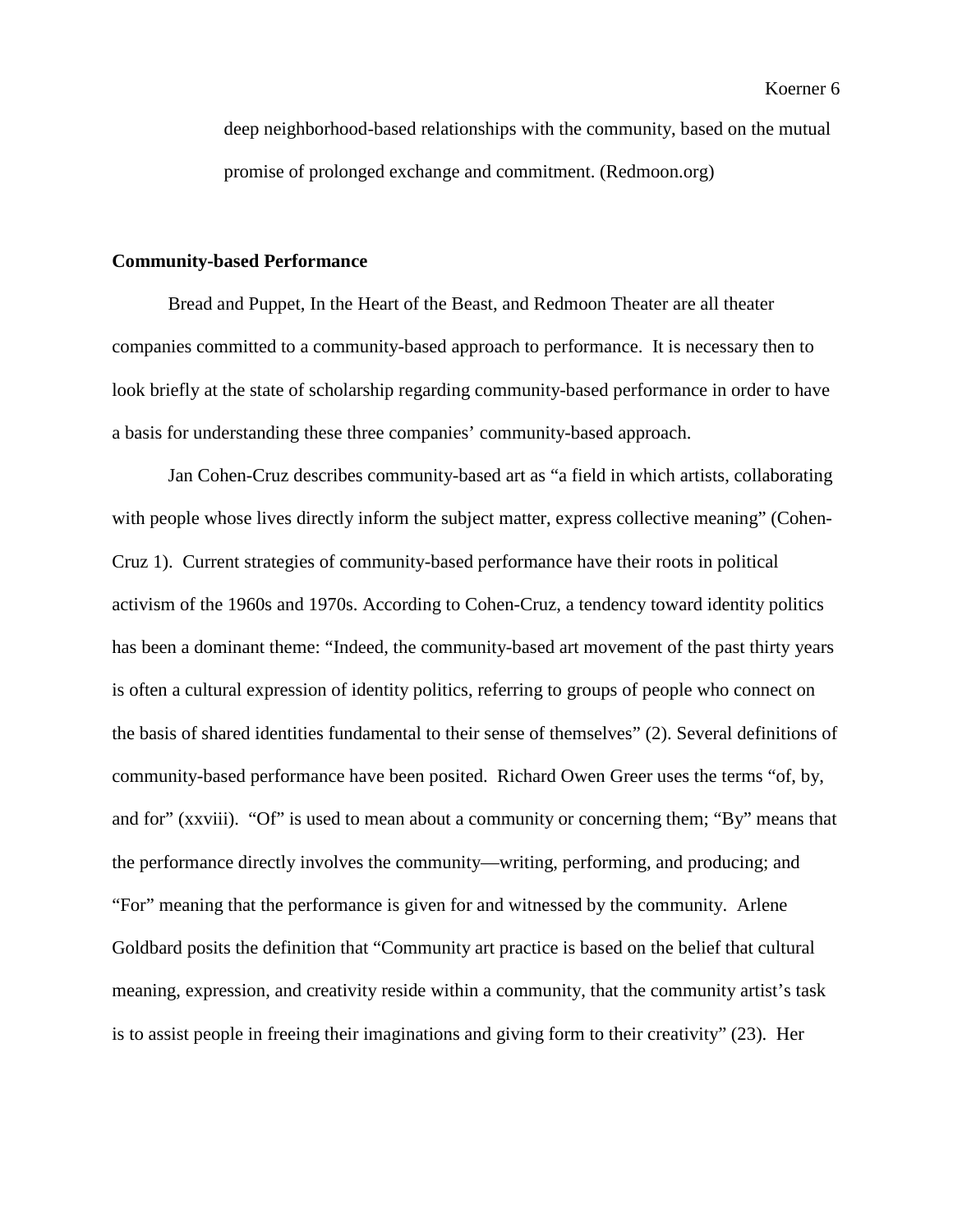deep neighborhood-based relationships with the community, based on the mutual promise of prolonged exchange and commitment. (Redmoon.org)

**Community-based Performance**

Bread and Puppet, In the Heart of the Beast, and Redmoon Theater are all theater companies committed to a community-based approach to performance. It is necessary then to look briefly at the state of scholarship regarding community-based performance in order to have a basis for understanding these three companies' community-based approach.

Jan Cohen-Cruz describes community-based art as "a field in which artists, collaborating with people whose lives directly inform the subject matter, express collective meaning" (Cohen-Cruz 1). Current strategies of community-based performance have their roots in political activism of the 1960s and 1970s. According to Cohen-Cruz, a tendency toward identity politics has been a dominant theme: "Indeed, the community-based art movement of the past thirty years is often a cultural expression of identity politics, referring to groups of people who connect on the basis of shared identities fundamental to their sense of themselves" (2). Several definitions of community-based performance have been posited. Richard Owen Greer uses the terms "of, by, and for" (xxviii). "Of" is used to mean about a community or concerning them; "By" means that the performance directly involves the community—writing, performing, and producing; and "For" meaning that the performance is given for and witnessed by the community. Arlene Goldbard posits the definition that "Community art practice is based on the belief that cultural meaning, expression, and creativity reside within a community, that the community artist's task is to assist people in freeing their imaginations and giving form to their creativity" (23). Her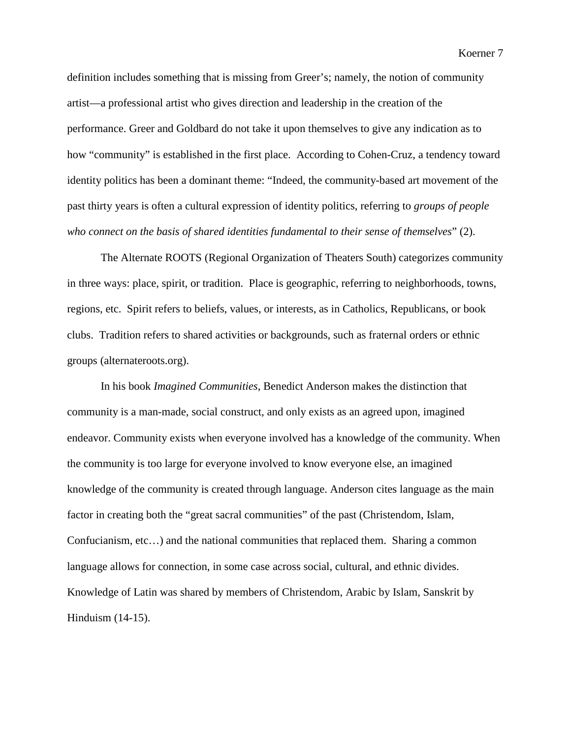definition includes something that is missing from Greer's; namely, the notion of community artist—a professional artist who gives direction and leadership in the creation of the performance. Greer and Goldbard do not take it upon themselves to give any indication as to how "community" is established in the first place. According to Cohen-Cruz, a tendency toward identity politics has been a dominant theme: "Indeed, the community-based art movement of the past thirty years is often a cultural expression of identity politics, referring to *groups of people who connect on the basis of shared identities fundamental to their sense of themselves*" (2).

The Alternate ROOTS (Regional Organization of Theaters South) categorizes community in three ways: place, spirit, or tradition. Place is geographic, referring to neighborhoods, towns, regions, etc. Spirit refers to beliefs, values, or interests, as in Catholics, Republicans, or book clubs. Tradition refers to shared activities or backgrounds, such as fraternal orders or ethnic groups (alternateroots.org).

In his book *Imagined Communities*, Benedict Anderson makes the distinction that community is a man-made, social construct, and only exists as an agreed upon, imagined endeavor. Community exists when everyone involved has a knowledge of the community. When the community is too large for everyone involved to know everyone else, an imagined knowledge of the community is created through language. Anderson cites language as the main factor in creating both the "great sacral communities" of the past (Christendom, Islam, Confucianism, etc…) and the national communities that replaced them. Sharing a common language allows for connection, in some case across social, cultural, and ethnic divides. Knowledge of Latin was shared by members of Christendom, Arabic by Islam, Sanskrit by Hinduism (14-15).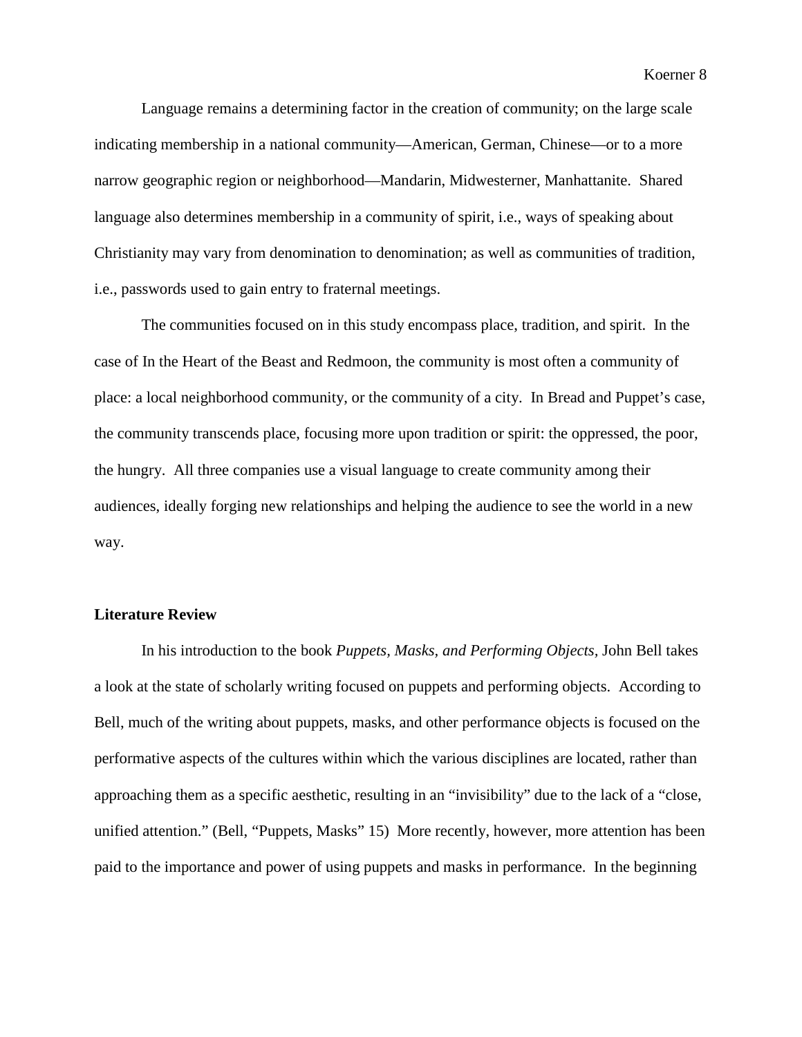Language remains a determining factor in the creation of community; on the large scale indicating membership in a national community—American, German, Chinese—or to a more narrow geographic region or neighborhood—Mandarin, Midwesterner, Manhattanite. Shared language also determines membership in a community of spirit, i.e., ways of speaking about Christianity may vary from denomination to denomination; as well as communities of tradition, i.e., passwords used to gain entry to fraternal meetings.

The communities focused on in this study encompass place, tradition, and spirit. In the case of In the Heart of the Beast and Redmoon, the community is most often a community of place: a local neighborhood community, or the community of a city. In Bread and Puppet's case, the community transcends place, focusing more upon tradition or spirit: the oppressed, the poor, the hungry. All three companies use a visual language to create community among their audiences, ideally forging new relationships and helping the audience to see the world in a new way.

**Literature Review**

In his introduction to the book *Puppets, Masks, and Performing Objects*, John Bell takes a look at the state of scholarly writing focused on puppets and performing objects. According to Bell, much of the writing about puppets, masks, and other performance objects is focused on the performative aspects of the cultures within which the various disciplines are located, rather than approaching them as a specific aesthetic, resulting in an "invisibility" due to the lack of a "close, unified attention." (Bell, "Puppets, Masks" 15) More recently, however, more attention has been paid to the importance and power of using puppets and masks in performance. In the beginning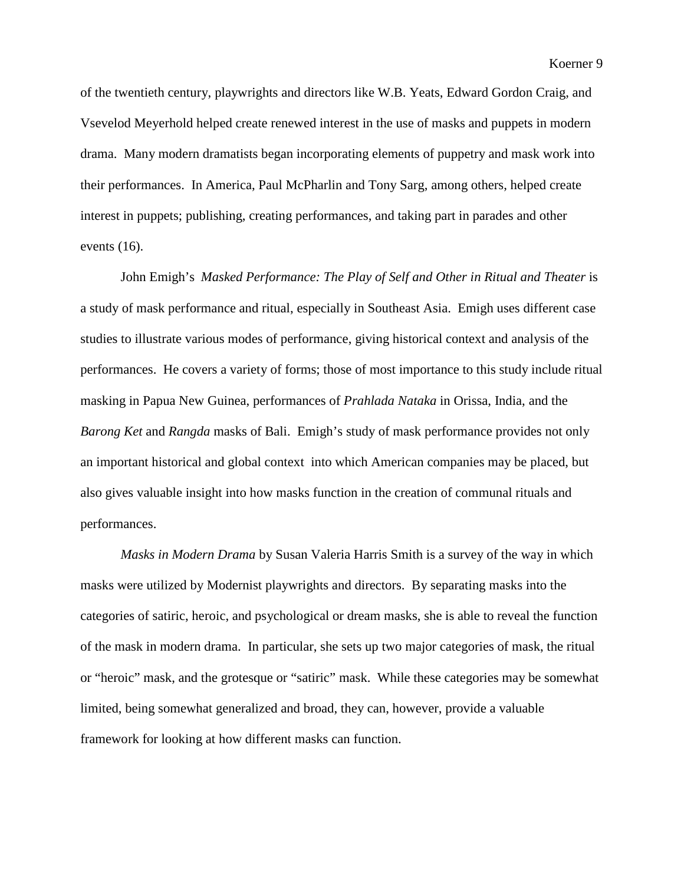of the twentieth century, playwrights and directors like W.B. Yeats, Edward Gordon Craig, and Vsevelod Meyerhold helped create renewed interest in the use of masks and puppets in modern drama. Many modern dramatists began incorporating elements of puppetry and mask work into their performances. In America, Paul McPharlin and Tony Sarg, among others, helped create interest in puppets; publishing, creating performances, and taking part in parades and other events (16).

John Emigh's *Masked Performance: The Play of Self and Other in Ritual and Theater* is a study of mask performance and ritual, especially in Southeast Asia. Emigh uses different case studies to illustrate various modes of performance, giving historical context and analysis of the performances. He covers a variety of forms; those of most importance to this study include ritual masking in Papua New Guinea, performances of *Prahlada Nataka* in Orissa, India, and the *Barong Ket* and *Rangda* masks of Bali. Emigh's study of mask performance provides not only an important historical and global context into which American companies may be placed, but also gives valuable insight into how masks function in the creation of communal rituals and performances.

*Masks in Modern Drama* by Susan Valeria Harris Smith is a survey of the way in which masks were utilized by Modernist playwrights and directors. By separating masks into the categories of satiric, heroic, and psychological or dream masks, she is able to reveal the function of the mask in modern drama. In particular, she sets up two major categories of mask, the ritual or "heroic" mask, and the grotesque or "satiric" mask. While these categories may be somewhat limited, being somewhat generalized and broad, they can, however, provide a valuable framework for looking at how different masks can function.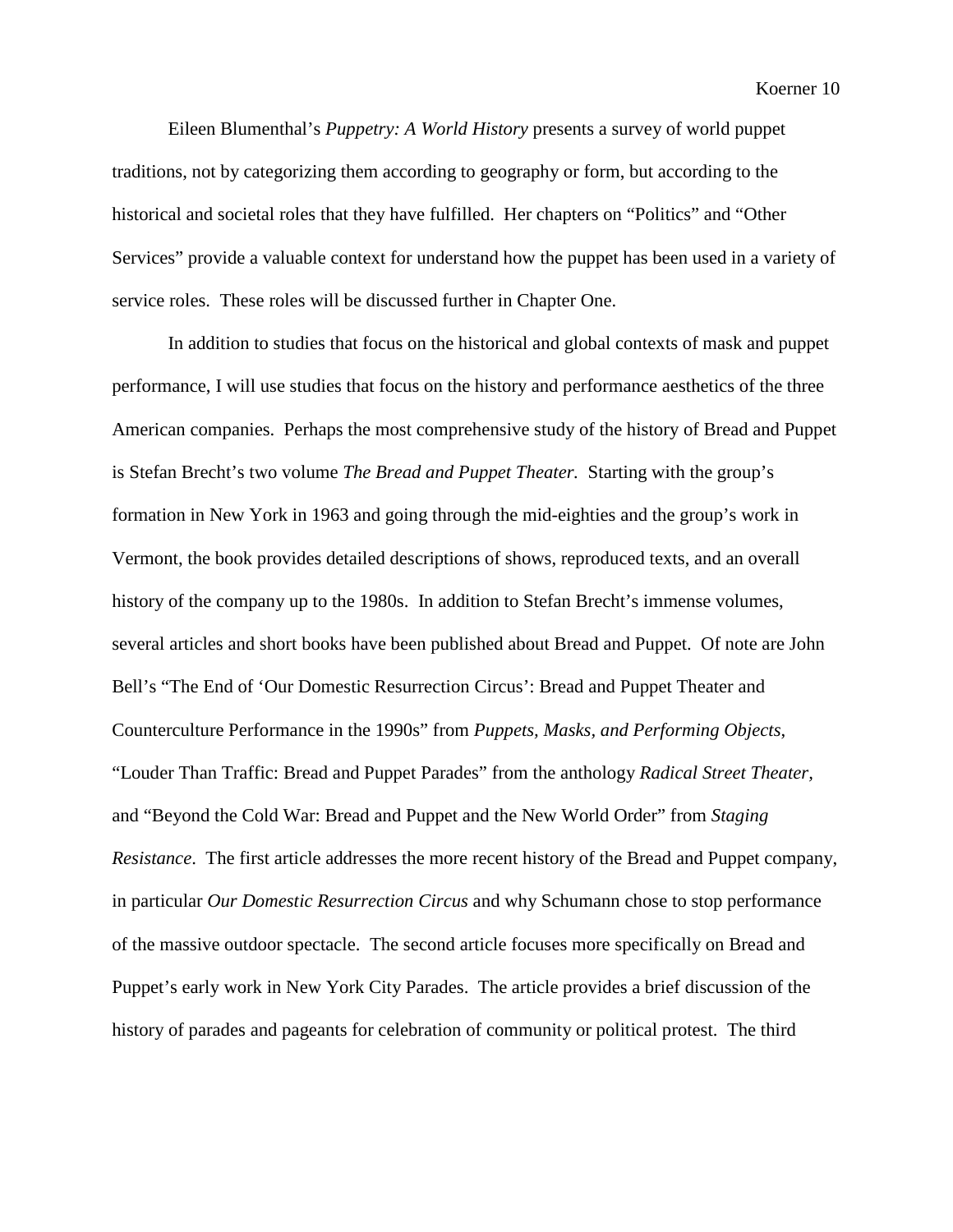Eileen Blumenthal's *Puppetry: A World History* presents a survey of world puppet traditions, not by categorizing them according to geography or form, but according to the historical and societal roles that they have fulfilled. Her chapters on "Politics" and "Other Services" provide a valuable context for understand how the puppet has been used in a variety of service roles. These roles will be discussed further in Chapter One.

In addition to studies that focus on the historical and global contexts of mask and puppet performance, I will use studies that focus on the history and performance aesthetics of the three American companies. Perhaps the most comprehensive study of the history of Bread and Puppet is Stefan Brecht's two volume *The Bread and Puppet Theater.* Starting with the group's formation in New York in 1963 and going through the mid-eighties and the group's work in Vermont, the book provides detailed descriptions of shows, reproduced texts, and an overall history of the company up to the 1980s. In addition to Stefan Brecht's immense volumes, several articles and short books have been published about Bread and Puppet. Of note are John Bell's "The End of 'Our Domestic Resurrection Circus': Bread and Puppet Theater and Counterculture Performance in the 1990s" from *Puppets, Masks, and Performing Objects*, "Louder Than Traffic: Bread and Puppet Parades" from the anthology *Radical Street Theater,* and "Beyond the Cold War: Bread and Puppet and the New World Order" from *Staging Resistance*. The first article addresses the more recent history of the Bread and Puppet company, in particular *Our Domestic Resurrection Circus* and why Schumann chose to stop performance of the massive outdoor spectacle. The second article focuses more specifically on Bread and Puppet's early work in New York City Parades. The article provides a brief discussion of the history of parades and pageants for celebration of community or political protest. The third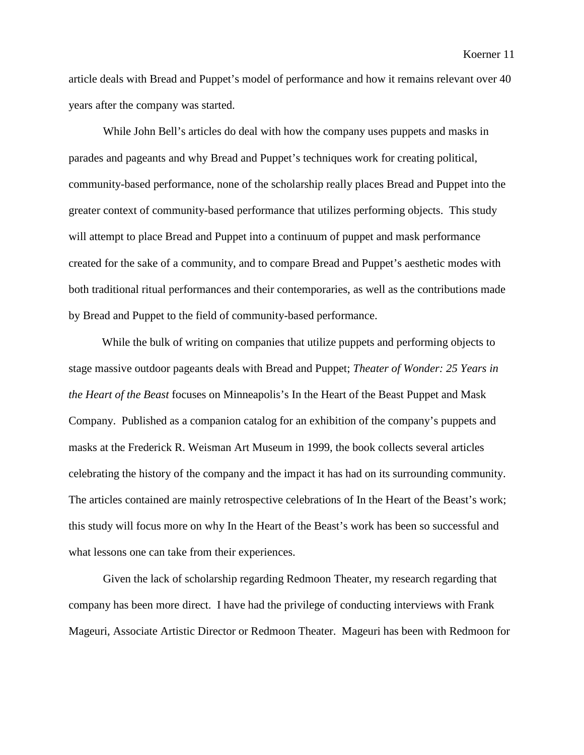article deals with Bread and Puppet's model of performance and how it remains relevant over 40 years after the company was started.

While John Bell's articles do deal with how the company uses puppets and masks in parades and pageants and why Bread and Puppet's techniques work for creating political, community-based performance, none of the scholarship really places Bread and Puppet into the greater context of community-based performance that utilizes performing objects. This study will attempt to place Bread and Puppet into a continuum of puppet and mask performance created for the sake of a community, and to compare Bread and Puppet's aesthetic modes with both traditional ritual performances and their contemporaries, as well as the contributions made by Bread and Puppet to the field of community-based performance.

While the bulk of writing on companies that utilize puppets and performing objects to stage massive outdoor pageants deals with Bread and Puppet; *Theater of Wonder: 25 Years in the Heart of the Beast* focuses on Minneapolis's In the Heart of the Beast Puppet and Mask Company. Published as a companion catalog for an exhibition of the company's puppets and masks at the Frederick R. Weisman Art Museum in 1999, the book collects several articles celebrating the history of the company and the impact it has had on its surrounding community. The articles contained are mainly retrospective celebrations of In the Heart of the Beast's work; this study will focus more on why In the Heart of the Beast's work has been so successful and what lessons one can take from their experiences.

Given the lack of scholarship regarding Redmoon Theater, my research regarding that company has been more direct. I have had the privilege of conducting interviews with Frank Mageuri, Associate Artistic Director or Redmoon Theater. Mageuri has been with Redmoon for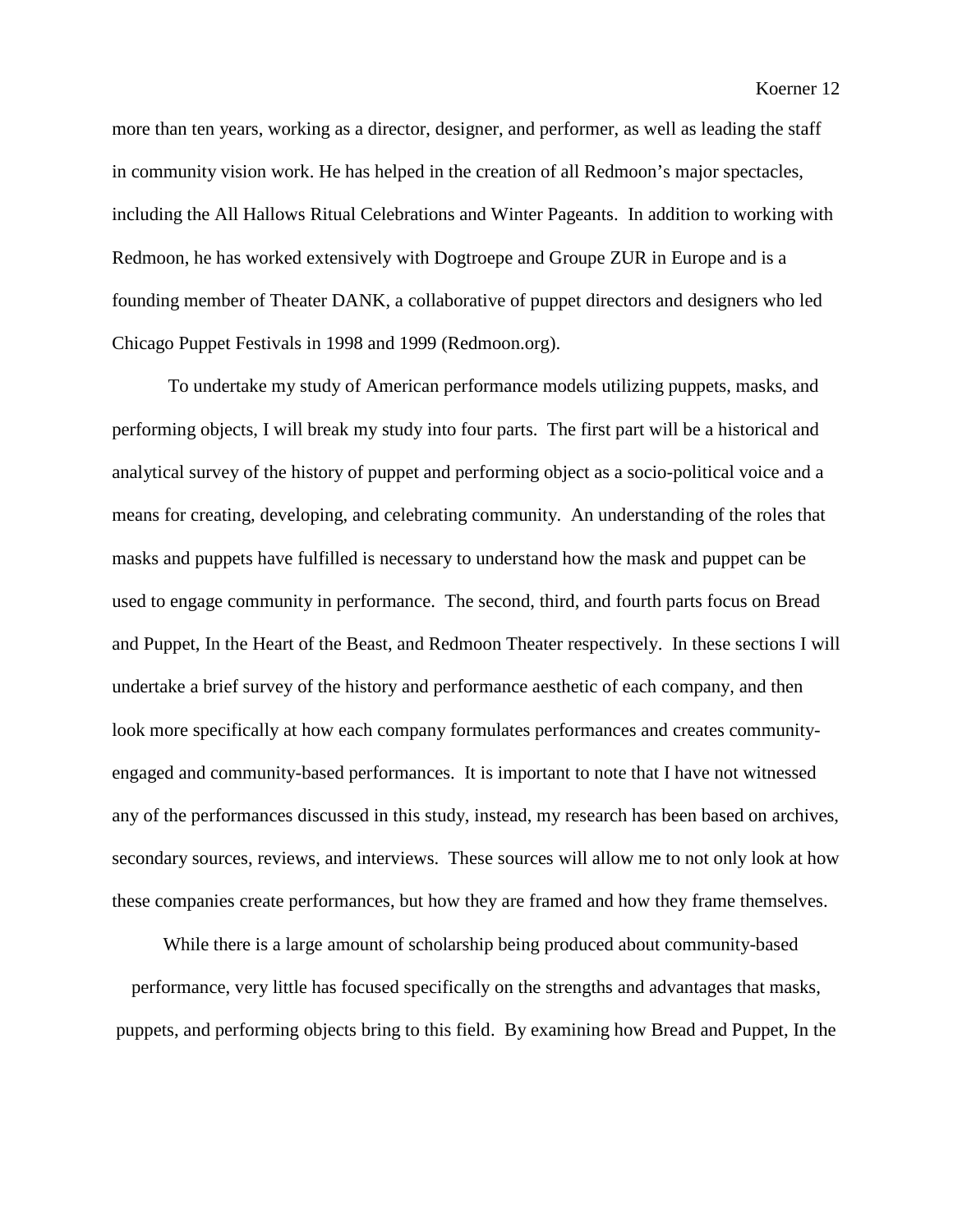more than ten years, working as a director, designer, and performer, as well as leading the staff in community vision work. He has helped in the creation of all Redmoon's major spectacles, including the All Hallows Ritual Celebrations and Winter Pageants. In addition to working with Redmoon, he has worked extensively with Dogtroepe and Groupe ZUR in Europe and is a founding member of Theater DANK, a collaborative of puppet directors and designers who led Chicago Puppet Festivals in 1998 and 1999 (Redmoon.org).

To undertake my study of American performance models utilizing puppets, masks, and performing objects, I will break my study into four parts. The first part will be a historical and analytical survey of the history of puppet and performing object as a socio-political voice and a means for creating, developing, and celebrating community. An understanding of the roles that masks and puppets have fulfilled is necessary to understand how the mask and puppet can be used to engage community in performance. The second, third, and fourth parts focus on Bread and Puppet, In the Heart of the Beast, and Redmoon Theater respectively. In these sections I will undertake a brief survey of the history and performance aesthetic of each company, and then look more specifically at how each company formulates performances and creates community-engaged and community-based performances. It is important to note that I have not witnessed any of the performances discussed in this study, instead, my research has been based on archives, secondary sources, reviews, and interviews. These sources will allow me to not only look at how these companies create performances, but how they are framed and how they frame themselves.

While there is a large amount of scholarship being produced about community-based performance, very little has focused specifically on the strengths and advantages that masks, puppets, and performing objects bring to this field. By examining how Bread and Puppet, In the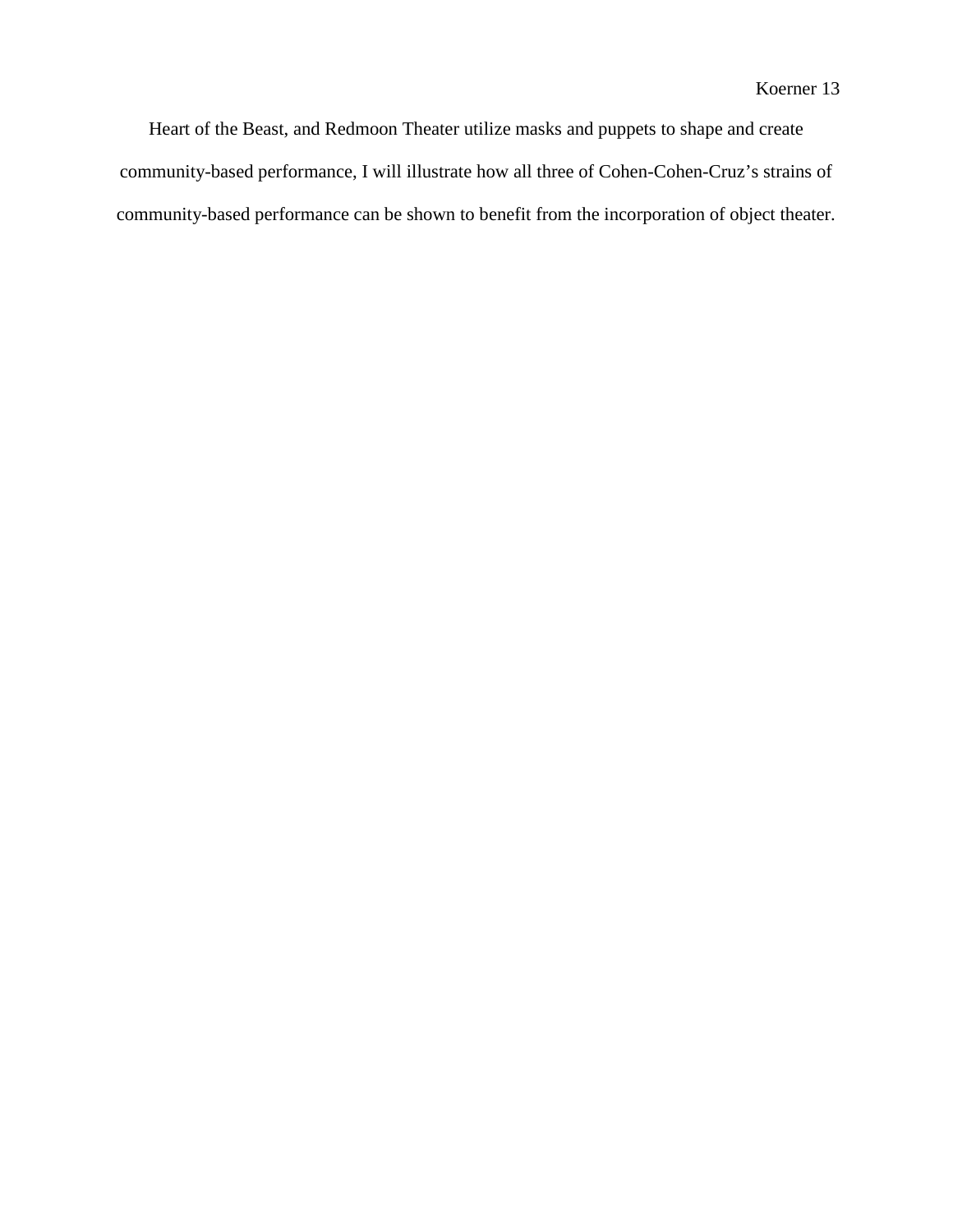Heart of the Beast, and Redmoon Theater utilize masks and puppets to shape and create community-based performance, I will illustrate how all three of Cohen-Cohen-Cruz's strains of community-based performance can be shown to benefit from the incorporation of object theater.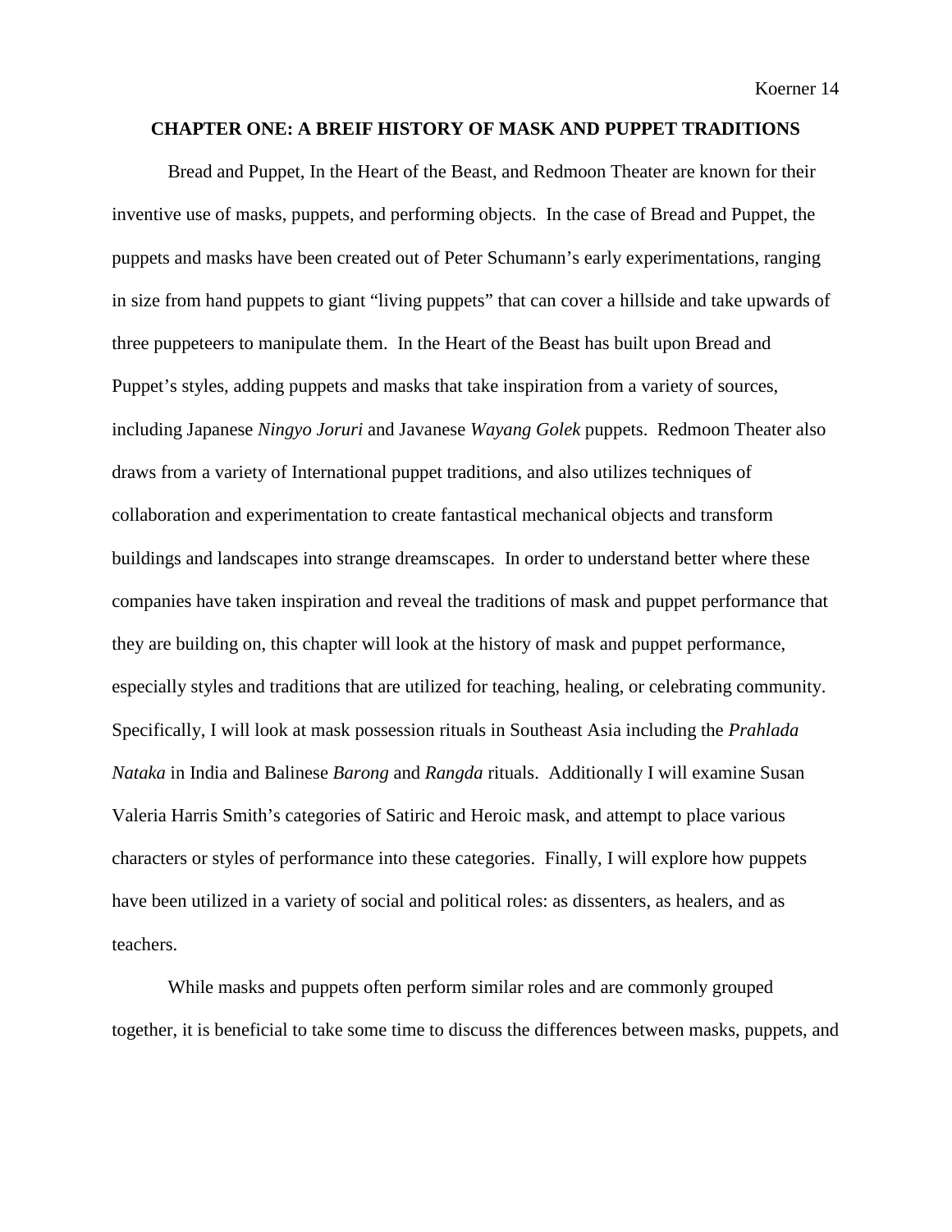## CHAPTER ONE: A BREIF HISTORY OF MASK AND PUPPET TRADITIONS

Bread and Puppet, In the Heart of the Beast, and Redmoon Theater are known for their inventive use of masks, puppets, and performing objects. In the case of Bread and Puppet, the puppets and masks have been created out of Peter Schumann's early experimentations, ranging in size from hand puppets to giant "living puppets" that can cover a hillside and take upwards of three puppeteers to manipulate them. In the Heart of the Beast has built upon Bread and Puppet's styles, adding puppets and masks that take inspiration from a variety of sources, including Japanese *Ningyo Joruri* and Javanese *Wayang Golek* puppets. Redmoon Theater also draws from a variety of International puppet traditions, and also utilizes techniques of collaboration and experimentation to create fantastical mechanical objects and transform buildings and landscapes into strange dreamscapes. In order to understand better where these companies have taken inspiration and reveal the traditions of mask and puppet performance that they are building on, this chapter will look at the history of mask and puppet performance, especially styles and traditions that are utilized for teaching, healing, or celebrating community. Specifically, I will look at mask possession rituals in Southeast Asia including the *Prahlada Nataka* in India and Balinese *Barong* and *Rangda* rituals. Additionally I will examine Susan Valeria Harris Smith's categories of Satiric and Heroic mask, and attempt to place various characters or styles of performance into these categories. Finally, I will explore how puppets have been utilized in a variety of social and political roles: as dissenters, as healers, and as teachers.

While masks and puppets often perform similar roles and are commonly grouped together, it is beneficial to take some time to discuss the differences between masks, puppets, and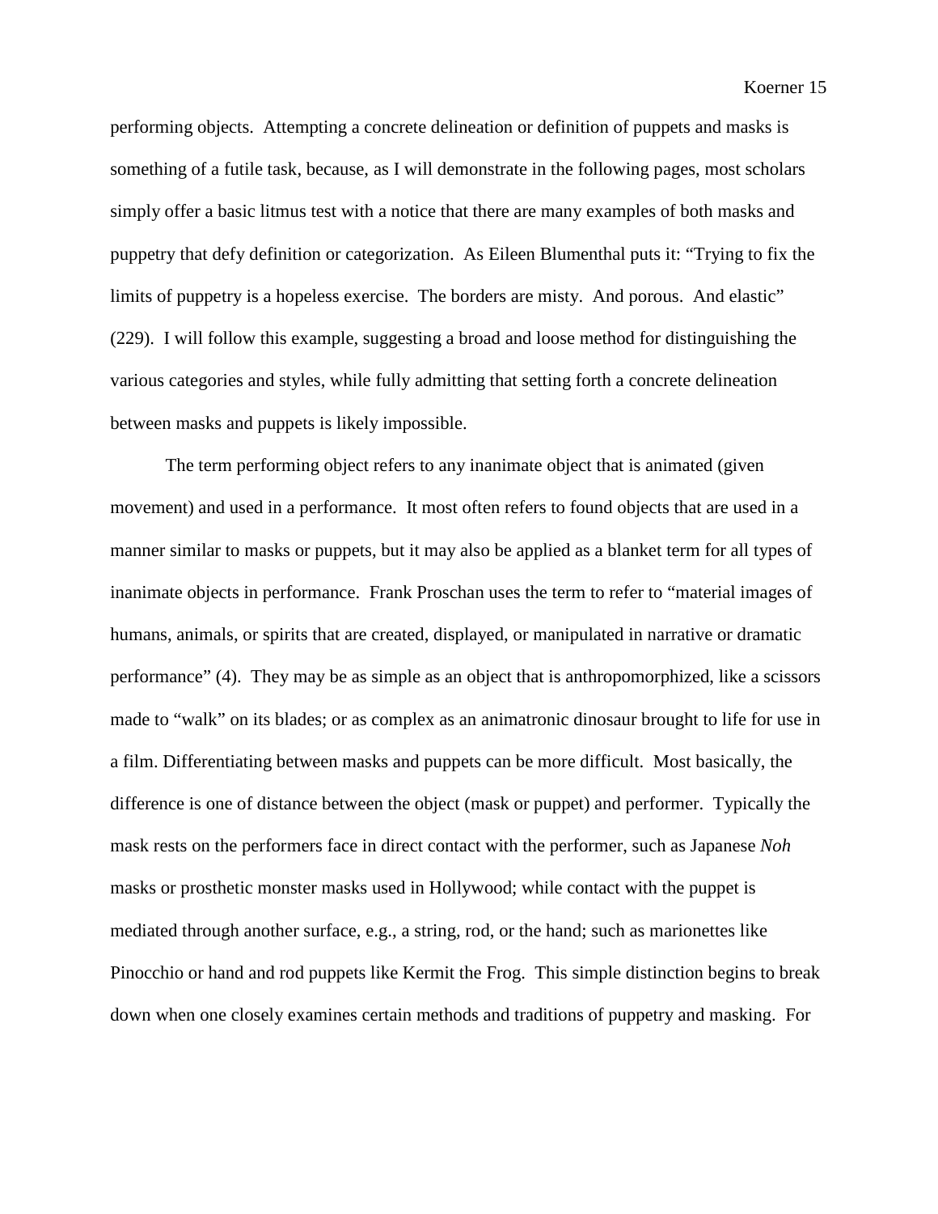performing objects.  Attempting a concrete delineation or definition of puppets and masks is something of a futile task, because, as I will demonstrate in the following pages, most scholars simply offer a basic litmus test with a notice that there are many examples of both masks and puppetry that defy definition or categorization.  As Eileen Blumenthal puts it: “Trying to fix the limits of puppetry is a hopeless exercise.  The borders are misty.  And porous.  And elastic” (229).  I will follow this example, suggesting a broad and loose method for distinguishing the various categories and styles, while fully admitting that setting forth a concrete delineation between masks and puppets is likely impossible.

The term performing object refers to any inanimate object that is animated (given movement) and used in a performance.  It most often refers to found objects that are used in a manner similar to masks or puppets, but it may also be applied as a blanket term for all types of inanimate objects in performance.  Frank Proschan uses the term to refer to “material images of humans, animals, or spirits that are created, displayed, or manipulated in narrative or dramatic performance” (4).  They may be as simple as an object that is anthropomorphized, like a scissors made to “walk” on its blades; or as complex as an animatronic dinosaur brought to life for use in a film. Differentiating between masks and puppets can be more difficult.  Most basically, the difference is one of distance between the object (mask or puppet) and performer.  Typically the mask rests on the performers face in direct contact with the performer, such as Japanese *Noh* masks or prosthetic monster masks used in Hollywood; while contact with the puppet is mediated through another surface, e.g., a string, rod, or the hand; such as marionettes like Pinocchio or hand and rod puppets like Kermit the Frog.  This simple distinction begins to break down when one closely examines certain methods and traditions of puppetry and masking.  For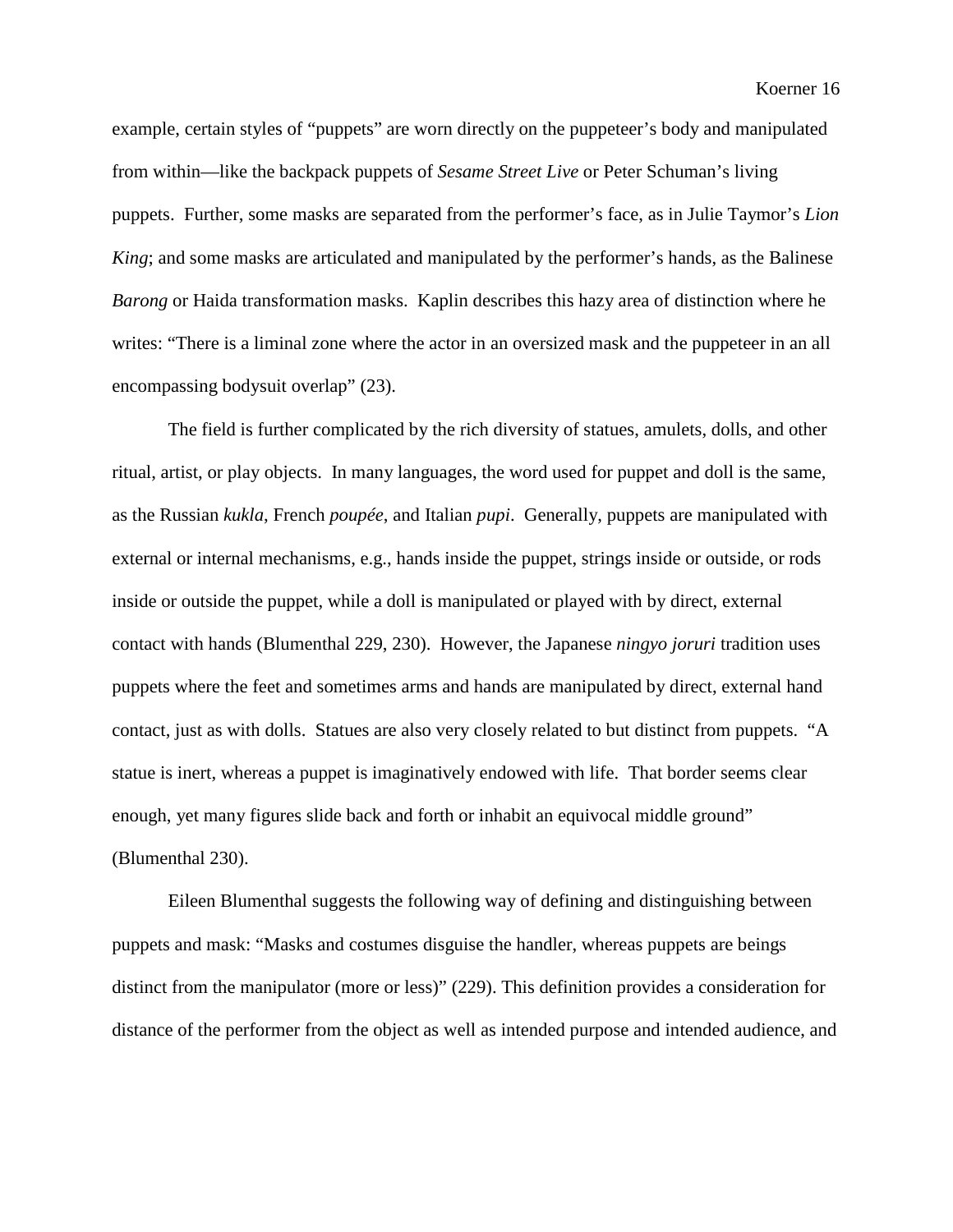example, certain styles of "puppets" are worn directly on the puppeteer's body and manipulated from within—like the backpack puppets of *Sesame Street Live* or Peter Schuman's living puppets. Further, some masks are separated from the performer's face, as in Julie Taymor's *Lion King*; and some masks are articulated and manipulated by the performer's hands, as the Balinese *Barong* or Haida transformation masks. Kaplin describes this hazy area of distinction where he writes: "There is a liminal zone where the actor in an oversized mask and the puppeteer in an all encompassing bodysuit overlap" (23).

The field is further complicated by the rich diversity of statues, amulets, dolls, and other ritual, artist, or play objects. In many languages, the word used for puppet and doll is the same, as the Russian *kukla*, French *poupée*, and Italian *pupi*. Generally, puppets are manipulated with external or internal mechanisms, e.g., hands inside the puppet, strings inside or outside, or rods inside or outside the puppet, while a doll is manipulated or played with by direct, external contact with hands (Blumenthal 229, 230). However, the Japanese *ningyo joruri* tradition uses puppets where the feet and sometimes arms and hands are manipulated by direct, external hand contact, just as with dolls. Statues are also very closely related to but distinct from puppets. "A statue is inert, whereas a puppet is imaginatively endowed with life. That border seems clear enough, yet many figures slide back and forth or inhabit an equivocal middle ground" (Blumenthal 230).

Eileen Blumenthal suggests the following way of defining and distinguishing between puppets and mask: "Masks and costumes disguise the handler, whereas puppets are beings distinct from the manipulator (more or less)" (229). This definition provides a consideration for distance of the performer from the object as well as intended purpose and intended audience, and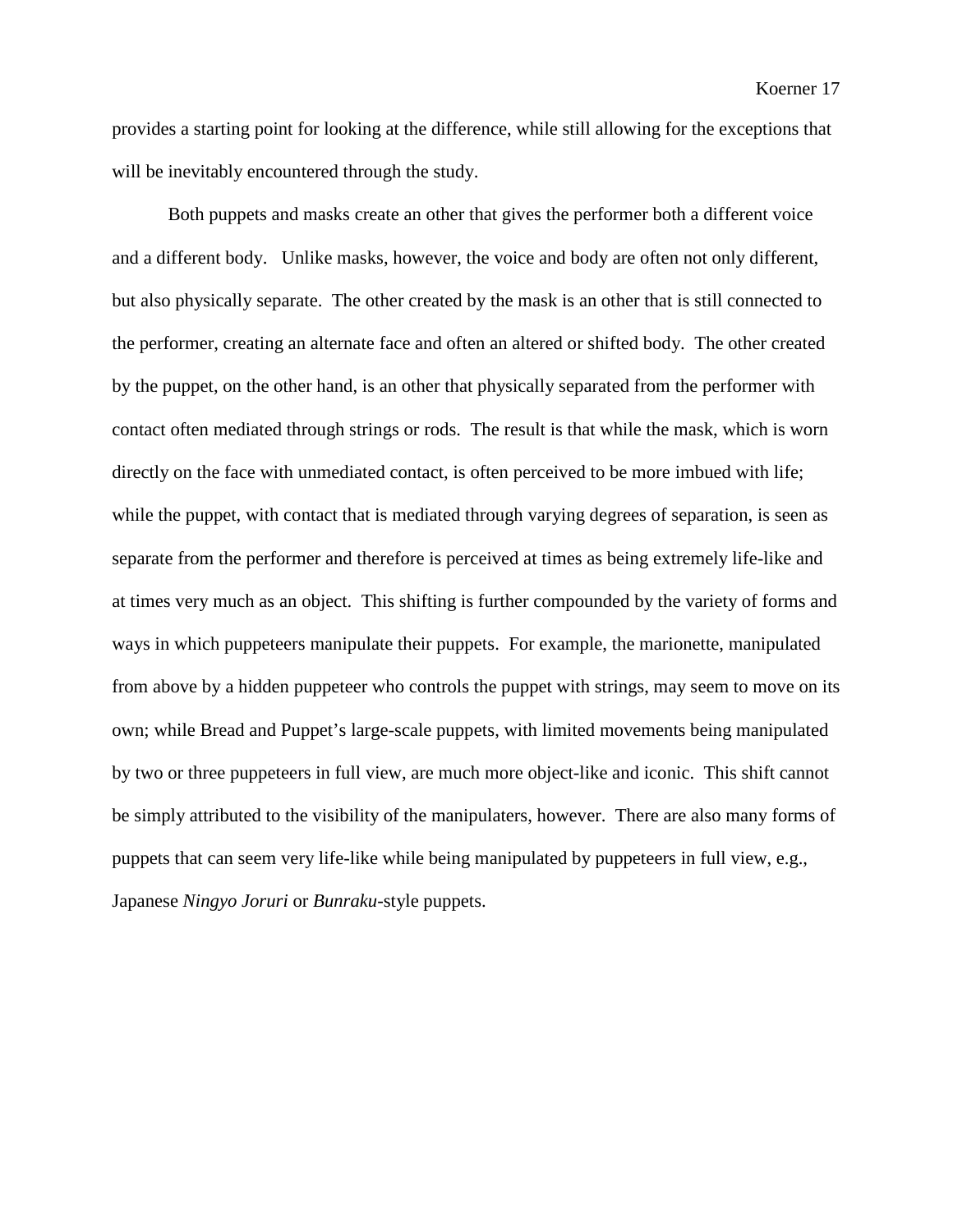provides a starting point for looking at the difference, while still allowing for the exceptions that will be inevitably encountered through the study.

Both puppets and masks create an other that gives the performer both a different voice and a different body. Unlike masks, however, the voice and body are often not only different, but also physically separate. The other created by the mask is an other that is still connected to the performer, creating an alternate face and often an altered or shifted body. The other created by the puppet, on the other hand, is an other that physically separated from the performer with contact often mediated through strings or rods. The result is that while the mask, which is worn directly on the face with unmediated contact, is often perceived to be more imbued with life; while the puppet, with contact that is mediated through varying degrees of separation, is seen as separate from the performer and therefore is perceived at times as being extremely life-like and at times very much as an object. This shifting is further compounded by the variety of forms and ways in which puppeteers manipulate their puppets. For example, the marionette, manipulated from above by a hidden puppeteer who controls the puppet with strings, may seem to move on its own; while Bread and Puppet's large-scale puppets, with limited movements being manipulated by two or three puppeteers in full view, are much more object-like and iconic. This shift cannot be simply attributed to the visibility of the manipulaters, however. There are also many forms of puppets that can seem very life-like while being manipulated by puppeteers in full view, e.g., Japanese *Ningyo Joruri* or *Bunraku*-style puppets.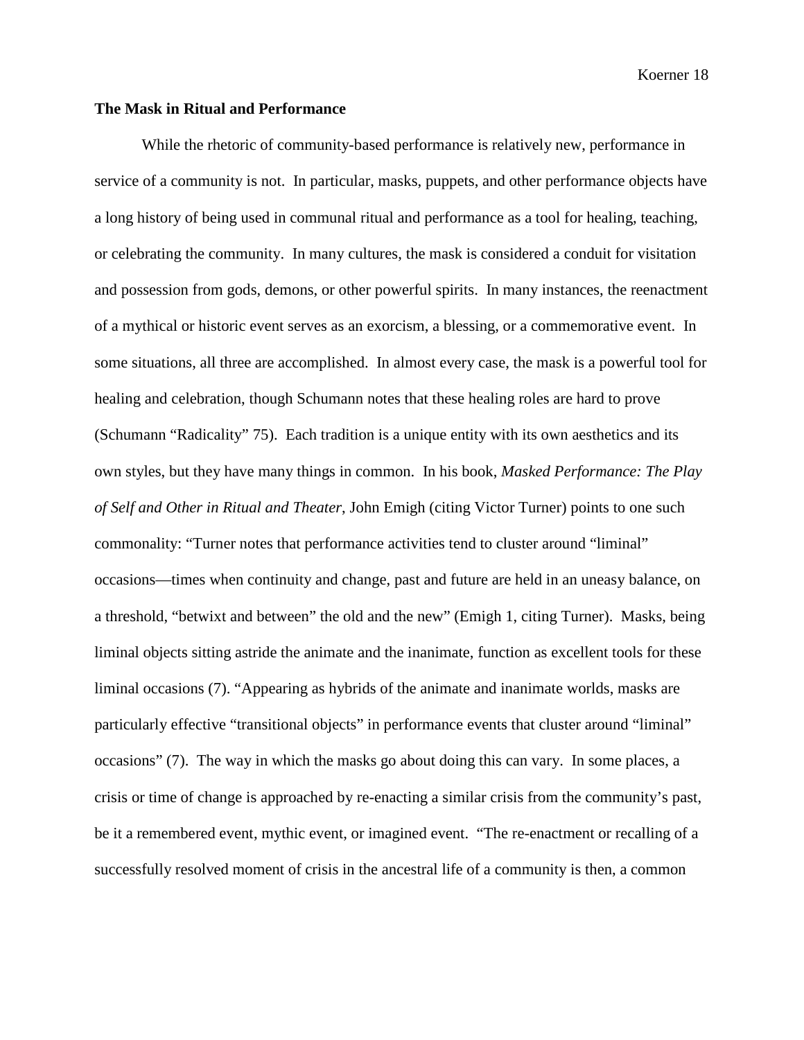**The Mask in Ritual and Performance**

While the rhetoric of community-based performance is relatively new, performance in service of a community is not. In particular, masks, puppets, and other performance objects have a long history of being used in communal ritual and performance as a tool for healing, teaching, or celebrating the community. In many cultures, the mask is considered a conduit for visitation and possession from gods, demons, or other powerful spirits. In many instances, the reenactment of a mythical or historic event serves as an exorcism, a blessing, or a commemorative event. In some situations, all three are accomplished. In almost every case, the mask is a powerful tool for healing and celebration, though Schumann notes that these healing roles are hard to prove (Schumann "Radicality" 75). Each tradition is a unique entity with its own aesthetics and its own styles, but they have many things in common. In his book, *Masked Performance: The Play of Self and Other in Ritual and Theater*, John Emigh (citing Victor Turner) points to one such commonality: "Turner notes that performance activities tend to cluster around "liminal" occasions—times when continuity and change, past and future are held in an uneasy balance, on a threshold, "betwixt and between" the old and the new" (Emigh 1, citing Turner). Masks, being liminal objects sitting astride the animate and the inanimate, function as excellent tools for these liminal occasions (7). "Appearing as hybrids of the animate and inanimate worlds, masks are particularly effective "transitional objects" in performance events that cluster around "liminal" occasions" (7). The way in which the masks go about doing this can vary. In some places, a crisis or time of change is approached by re-enacting a similar crisis from the community's past, be it a remembered event, mythic event, or imagined event. "The re-enactment or recalling of a successfully resolved moment of crisis in the ancestral life of a community is then, a common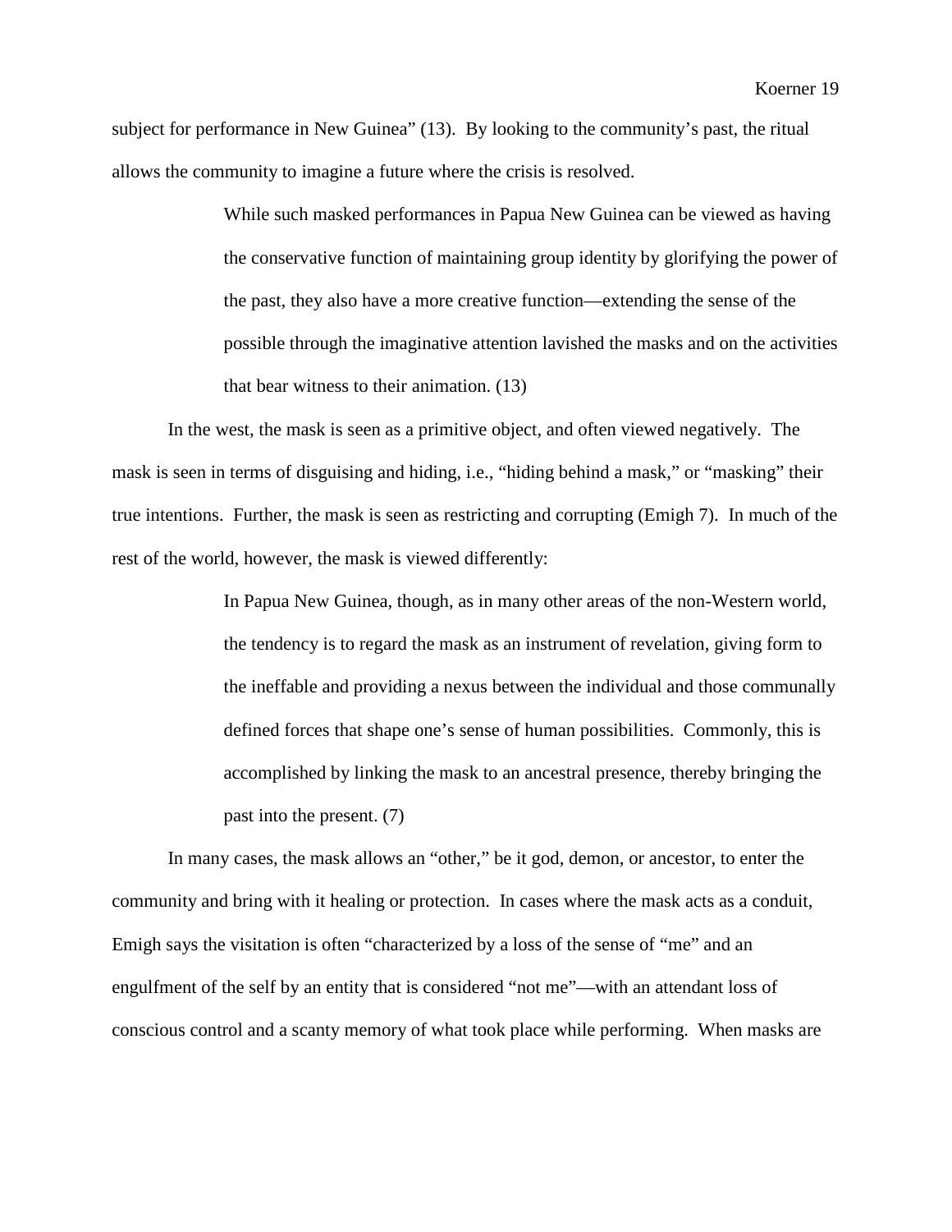subject for performance in New Guinea" (13). By looking to the community's past, the ritual allows the community to imagine a future where the crisis is resolved.

> While such masked performances in Papua New Guinea can be viewed as having the conservative function of maintaining group identity by glorifying the power of the past, they also have a more creative function—extending the sense of the possible through the imaginative attention lavished the masks and on the activities that bear witness to their animation. (13)

In the west, the mask is seen as a primitive object, and often viewed negatively. The mask is seen in terms of disguising and hiding, i.e., "hiding behind a mask," or "masking" their true intentions. Further, the mask is seen as restricting and corrupting (Emigh 7). In much of the rest of the world, however, the mask is viewed differently:

> In Papua New Guinea, though, as in many other areas of the non-Western world, the tendency is to regard the mask as an instrument of revelation, giving form to the ineffable and providing a nexus between the individual and those communally defined forces that shape one's sense of human possibilities. Commonly, this is accomplished by linking the mask to an ancestral presence, thereby bringing the past into the present. (7)

In many cases, the mask allows an "other," be it god, demon, or ancestor, to enter the community and bring with it healing or protection. In cases where the mask acts as a conduit, Emigh says the visitation is often "characterized by a loss of the sense of "me" and an engulfment of the self by an entity that is considered "not me"—with an attendant loss of conscious control and a scanty memory of what took place while performing. When masks are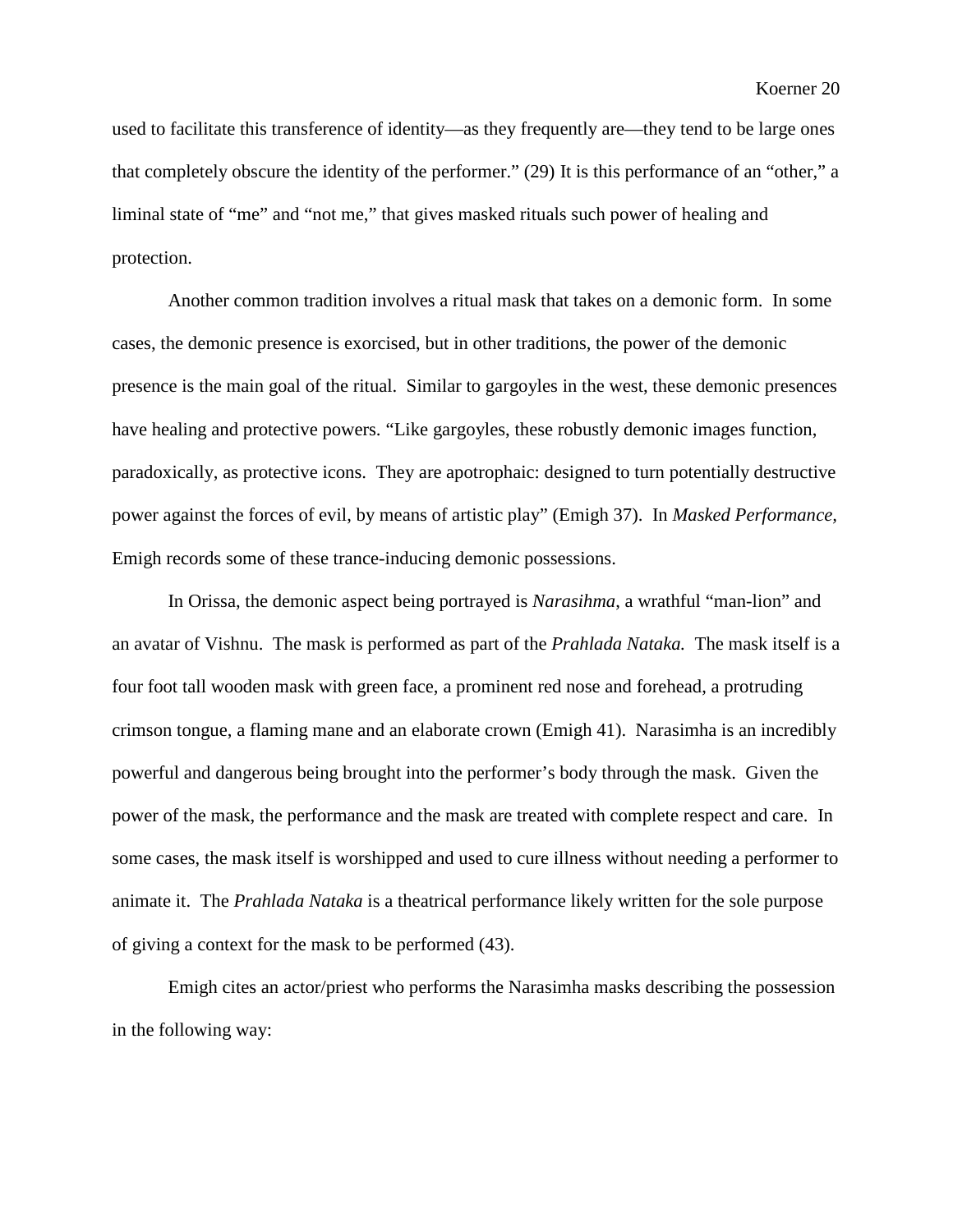used to facilitate this transference of identity—as they frequently are—they tend to be large ones that completely obscure the identity of the performer." (29) It is this performance of an "other," a liminal state of "me" and "not me," that gives masked rituals such power of healing and protection.

Another common tradition involves a ritual mask that takes on a demonic form. In some cases, the demonic presence is exorcised, but in other traditions, the power of the demonic presence is the main goal of the ritual. Similar to gargoyles in the west, these demonic presences have healing and protective powers. "Like gargoyles, these robustly demonic images function, paradoxically, as protective icons. They are apotrophaic: designed to turn potentially destructive power against the forces of evil, by means of artistic play" (Emigh 37). In *Masked Performance,* Emigh records some of these trance-inducing demonic possessions.

In Orissa, the demonic aspect being portrayed is *Narasihma*, a wrathful "man-lion" and an avatar of Vishnu. The mask is performed as part of the *Prahlada Nataka.* The mask itself is a four foot tall wooden mask with green face, a prominent red nose and forehead, a protruding crimson tongue, a flaming mane and an elaborate crown (Emigh 41). Narasimha is an incredibly powerful and dangerous being brought into the performer's body through the mask. Given the power of the mask, the performance and the mask are treated with complete respect and care. In some cases, the mask itself is worshipped and used to cure illness without needing a performer to animate it. The *Prahlada Nataka* is a theatrical performance likely written for the sole purpose of giving a context for the mask to be performed (43).

Emigh cites an actor/priest who performs the Narasimha masks describing the possession in the following way: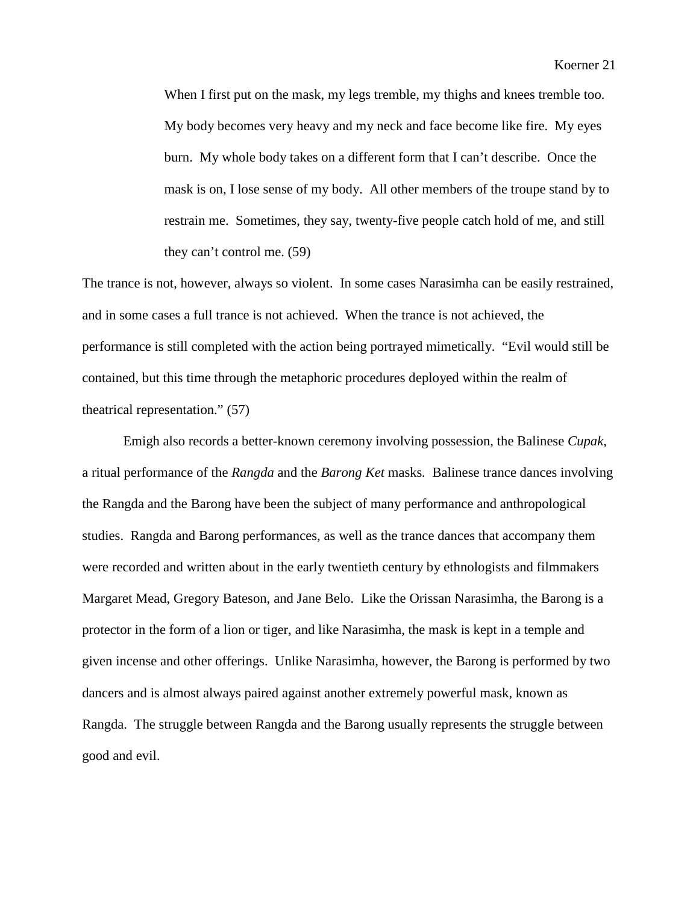> When I first put on the mask, my legs tremble, my thighs and knees tremble too. My body becomes very heavy and my neck and face become like fire. My eyes burn. My whole body takes on a different form that I can't describe. Once the mask is on, I lose sense of my body. All other members of the troupe stand by to restrain me. Sometimes, they say, twenty-five people catch hold of me, and still they can't control me. (59)

The trance is not, however, always so violent. In some cases Narasimha can be easily restrained, and in some cases a full trance is not achieved. When the trance is not achieved, the performance is still completed with the action being portrayed mimetically. "Evil would still be contained, but this time through the metaphoric procedures deployed within the realm of theatrical representation." (57)

Emigh also records a better-known ceremony involving possession, the Balinese *Cupak*, a ritual performance of the *Rangda* and the *Barong Ket* masks. Balinese trance dances involving the Rangda and the Barong have been the subject of many performance and anthropological studies. Rangda and Barong performances, as well as the trance dances that accompany them were recorded and written about in the early twentieth century by ethnologists and filmmakers Margaret Mead, Gregory Bateson, and Jane Belo. Like the Orissan Narasimha, the Barong is a protector in the form of a lion or tiger, and like Narasimha, the mask is kept in a temple and given incense and other offerings. Unlike Narasimha, however, the Barong is performed by two dancers and is almost always paired against another extremely powerful mask, known as Rangda. The struggle between Rangda and the Barong usually represents the struggle between good and evil.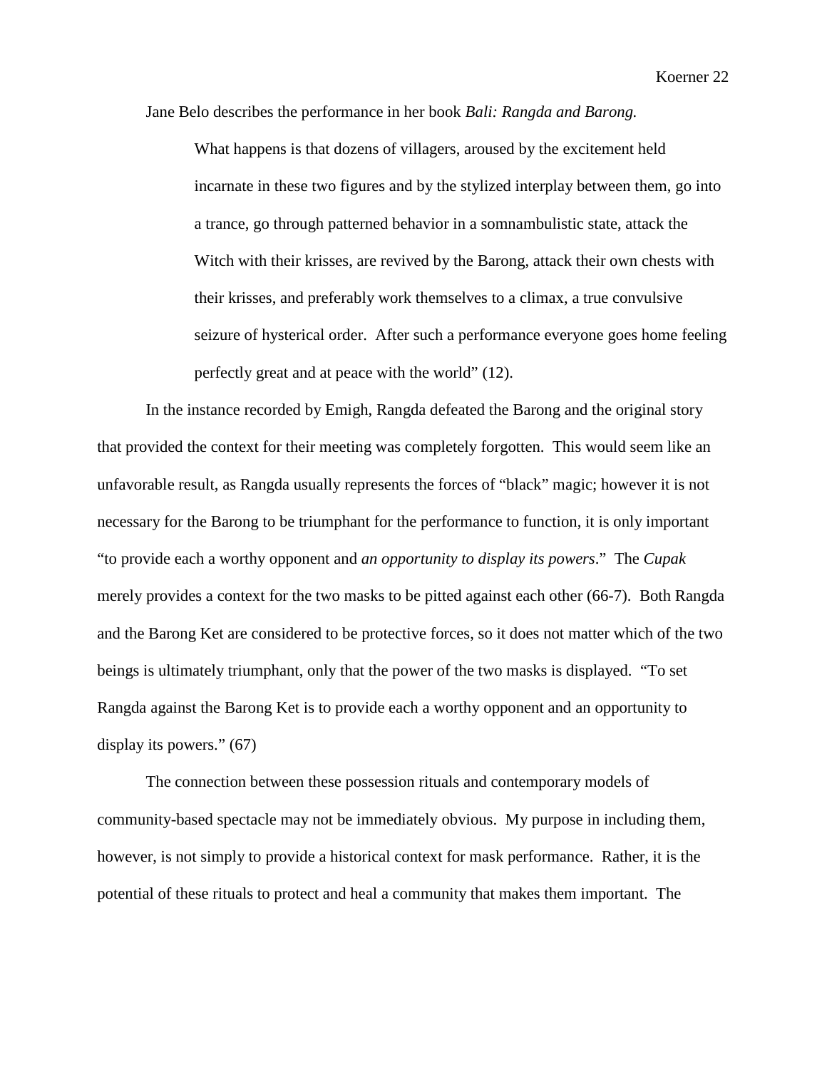Jane Belo describes the performance in her book *Bali: Rangda and Barong.*

> What happens is that dozens of villagers, aroused by the excitement held incarnate in these two figures and by the stylized interplay between them, go into a trance, go through patterned behavior in a somnambulistic state, attack the Witch with their krisses, are revived by the Barong, attack their own chests with their krisses, and preferably work themselves to a climax, a true convulsive seizure of hysterical order. After such a performance everyone goes home feeling perfectly great and at peace with the world" (12).

In the instance recorded by Emigh, Rangda defeated the Barong and the original story that provided the context for their meeting was completely forgotten. This would seem like an unfavorable result, as Rangda usually represents the forces of "black" magic; however it is not necessary for the Barong to be triumphant for the performance to function, it is only important "to provide each a worthy opponent and *an opportunity to display its powers*." The *Cupak* merely provides a context for the two masks to be pitted against each other (66-7). Both Rangda and the Barong Ket are considered to be protective forces, so it does not matter which of the two beings is ultimately triumphant, only that the power of the two masks is displayed. "To set Rangda against the Barong Ket is to provide each a worthy opponent and an opportunity to display its powers." (67)

The connection between these possession rituals and contemporary models of community-based spectacle may not be immediately obvious. My purpose in including them, however, is not simply to provide a historical context for mask performance. Rather, it is the potential of these rituals to protect and heal a community that makes them important. The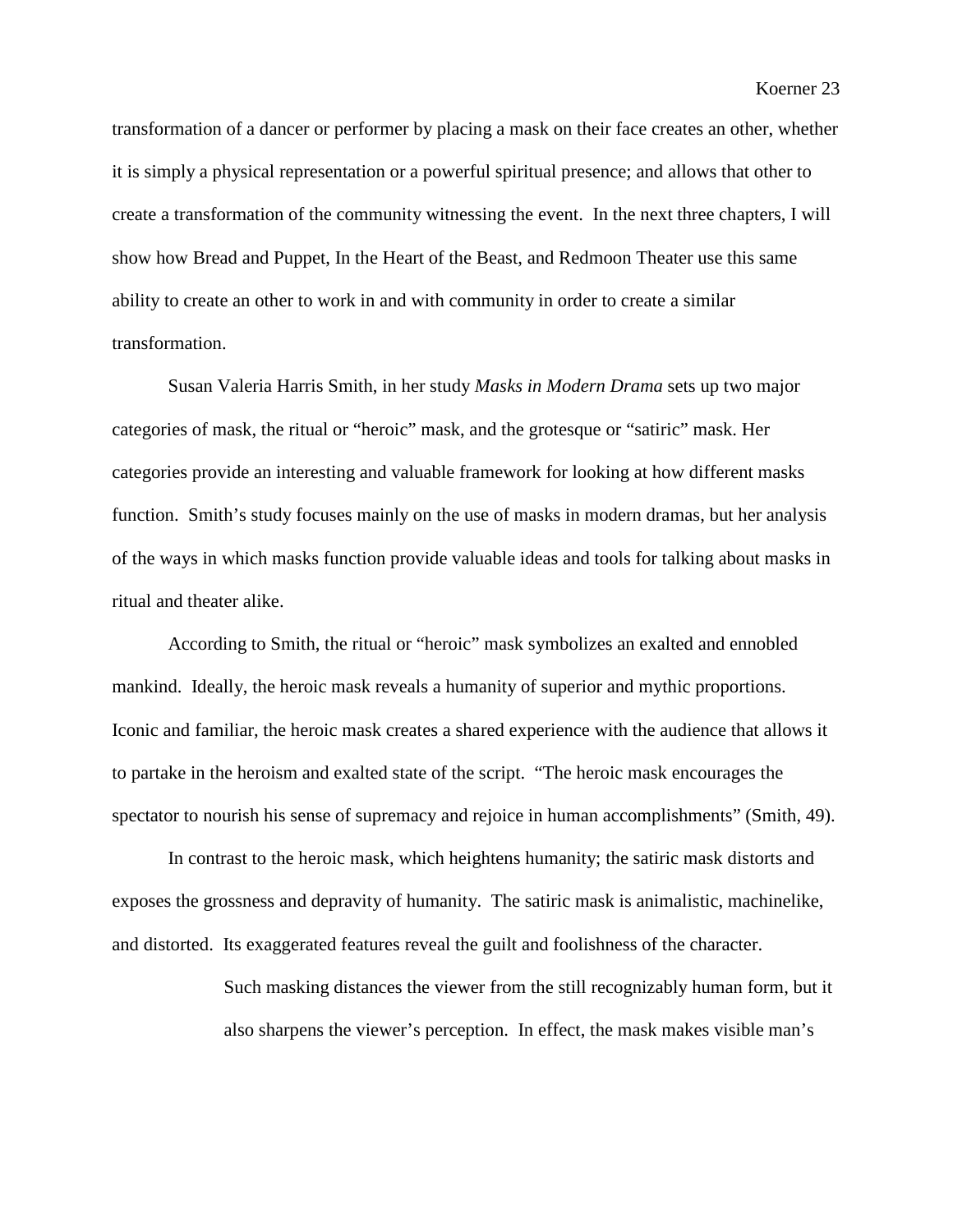transformation of a dancer or performer by placing a mask on their face creates an other, whether it is simply a physical representation or a powerful spiritual presence; and allows that other to create a transformation of the community witnessing the event. In the next three chapters, I will show how Bread and Puppet, In the Heart of the Beast, and Redmoon Theater use this same ability to create an other to work in and with community in order to create a similar transformation.

Susan Valeria Harris Smith, in her study *Masks in Modern Drama* sets up two major categories of mask, the ritual or "heroic" mask, and the grotesque or "satiric" mask. Her categories provide an interesting and valuable framework for looking at how different masks function. Smith's study focuses mainly on the use of masks in modern dramas, but her analysis of the ways in which masks function provide valuable ideas and tools for talking about masks in ritual and theater alike.

According to Smith, the ritual or "heroic" mask symbolizes an exalted and ennobled mankind. Ideally, the heroic mask reveals a humanity of superior and mythic proportions. Iconic and familiar, the heroic mask creates a shared experience with the audience that allows it to partake in the heroism and exalted state of the script. "The heroic mask encourages the spectator to nourish his sense of supremacy and rejoice in human accomplishments" (Smith, 49).

In contrast to the heroic mask, which heightens humanity; the satiric mask distorts and exposes the grossness and depravity of humanity. The satiric mask is animalistic, machinelike, and distorted. Its exaggerated features reveal the guilt and foolishness of the character.

> Such masking distances the viewer from the still recognizably human form, but it also sharpens the viewer's perception. In effect, the mask makes visible man's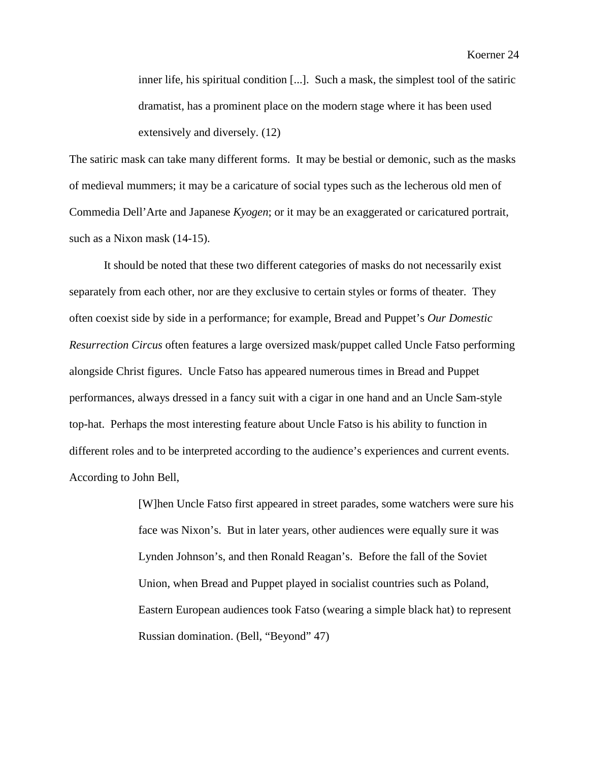> inner life, his spiritual condition [...].  Such a mask, the simplest tool of the satiric dramatist, has a prominent place on the modern stage where it has been used extensively and diversely. (12)

The satiric mask can take many different forms.  It may be bestial or demonic, such as the masks of medieval mummers; it may be a caricature of social types such as the lecherous old men of Commedia Dell'Arte and Japanese *Kyogen*; or it may be an exaggerated or caricatured portrait, such as a Nixon mask (14-15).

It should be noted that these two different categories of masks do not necessarily exist separately from each other, nor are they exclusive to certain styles or forms of theater.  They often coexist side by side in a performance; for example, Bread and Puppet's *Our Domestic Resurrection Circus* often features a large oversized mask/puppet called Uncle Fatso performing alongside Christ figures.  Uncle Fatso has appeared numerous times in Bread and Puppet performances, always dressed in a fancy suit with a cigar in one hand and an Uncle Sam-style top-hat.  Perhaps the most interesting feature about Uncle Fatso is his ability to function in different roles and to be interpreted according to the audience's experiences and current events. According to John Bell,

> [W]hen Uncle Fatso first appeared in street parades, some watchers were sure his face was Nixon's.  But in later years, other audiences were equally sure it was Lynden Johnson's, and then Ronald Reagan's.  Before the fall of the Soviet Union, when Bread and Puppet played in socialist countries such as Poland, Eastern European audiences took Fatso (wearing a simple black hat) to represent Russian domination. (Bell, "Beyond" 47)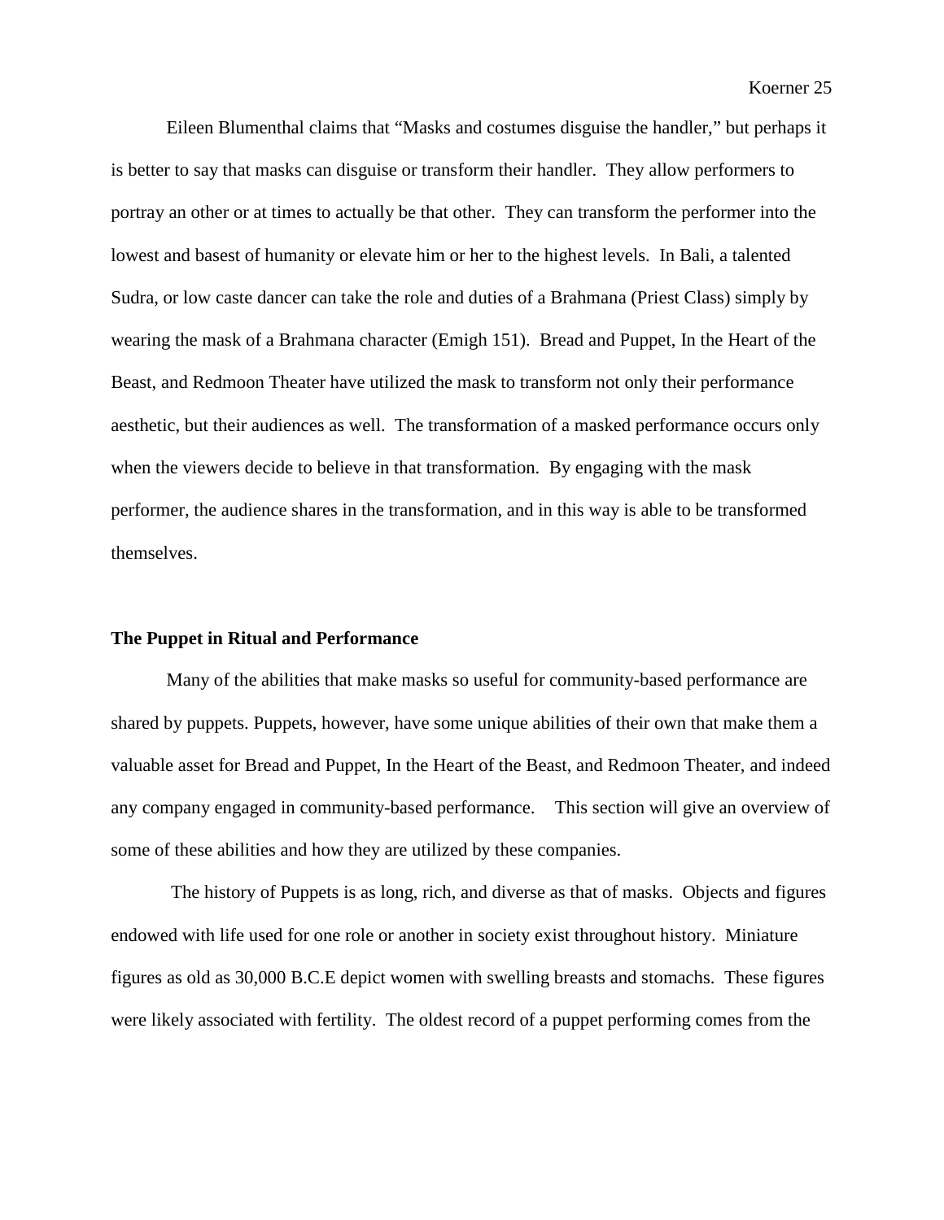Eileen Blumenthal claims that "Masks and costumes disguise the handler," but perhaps it is better to say that masks can disguise or transform their handler. They allow performers to portray an other or at times to actually be that other. They can transform the performer into the lowest and basest of humanity or elevate him or her to the highest levels. In Bali, a talented Sudra, or low caste dancer can take the role and duties of a Brahmana (Priest Class) simply by wearing the mask of a Brahmana character (Emigh 151). Bread and Puppet, In the Heart of the Beast, and Redmoon Theater have utilized the mask to transform not only their performance aesthetic, but their audiences as well. The transformation of a masked performance occurs only when the viewers decide to believe in that transformation. By engaging with the mask performer, the audience shares in the transformation, and in this way is able to be transformed themselves.

**The Puppet in Ritual and Performance**

Many of the abilities that make masks so useful for community-based performance are shared by puppets. Puppets, however, have some unique abilities of their own that make them a valuable asset for Bread and Puppet, In the Heart of the Beast, and Redmoon Theater, and indeed any company engaged in community-based performance. This section will give an overview of some of these abilities and how they are utilized by these companies.

The history of Puppets is as long, rich, and diverse as that of masks. Objects and figures endowed with life used for one role or another in society exist throughout history. Miniature figures as old as 30,000 B.C.E depict women with swelling breasts and stomachs. These figures were likely associated with fertility. The oldest record of a puppet performing comes from the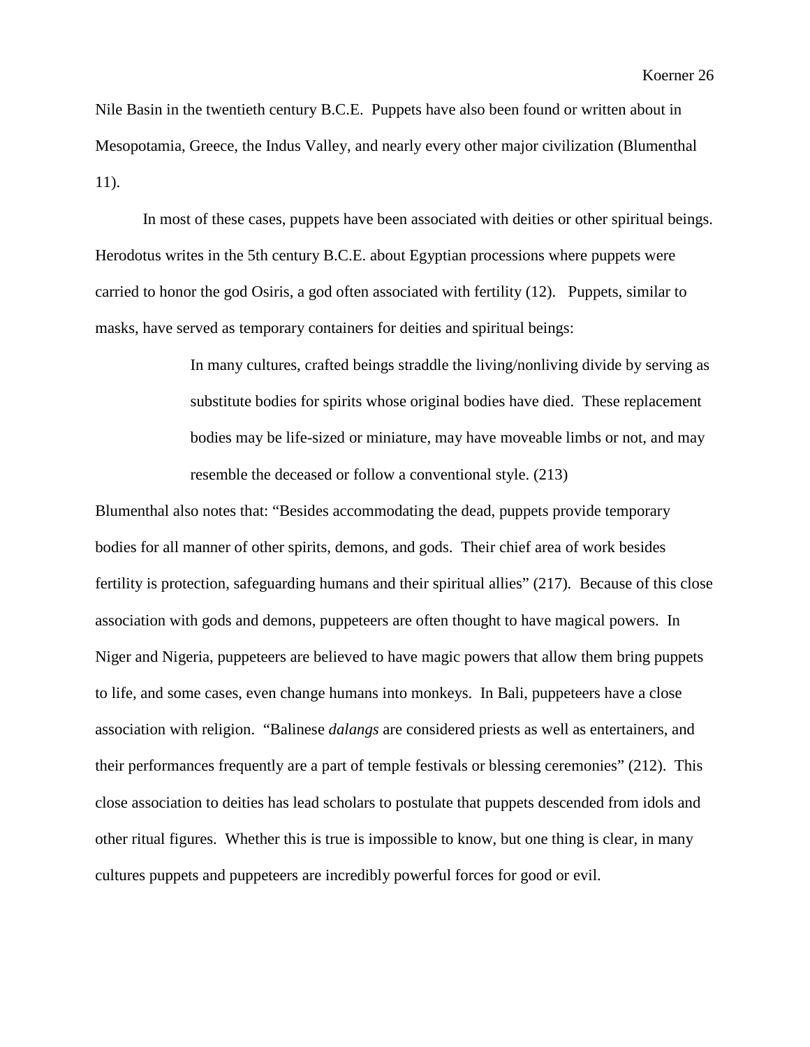Nile Basin in the twentieth century B.C.E. Puppets have also been found or written about in Mesopotamia, Greece, the Indus Valley, and nearly every other major civilization (Blumenthal 11).

In most of these cases, puppets have been associated with deities or other spiritual beings. Herodotus writes in the 5th century B.C.E. about Egyptian processions where puppets were carried to honor the god Osiris, a god often associated with fertility (12). Puppets, similar to masks, have served as temporary containers for deities and spiritual beings:

> In many cultures, crafted beings straddle the living/nonliving divide by serving as substitute bodies for spirits whose original bodies have died. These replacement bodies may be life-sized or miniature, may have moveable limbs or not, and may resemble the deceased or follow a conventional style. (213)

Blumenthal also notes that: "Besides accommodating the dead, puppets provide temporary bodies for all manner of other spirits, demons, and gods. Their chief area of work besides fertility is protection, safeguarding humans and their spiritual allies" (217). Because of this close association with gods and demons, puppeteers are often thought to have magical powers. In Niger and Nigeria, puppeteers are believed to have magic powers that allow them bring puppets to life, and some cases, even change humans into monkeys. In Bali, puppeteers have a close association with religion. "Balinese *dalangs* are considered priests as well as entertainers, and their performances frequently are a part of temple festivals or blessing ceremonies" (212). This close association to deities has lead scholars to postulate that puppets descended from idols and other ritual figures. Whether this is true is impossible to know, but one thing is clear, in many cultures puppets and puppeteers are incredibly powerful forces for good or evil.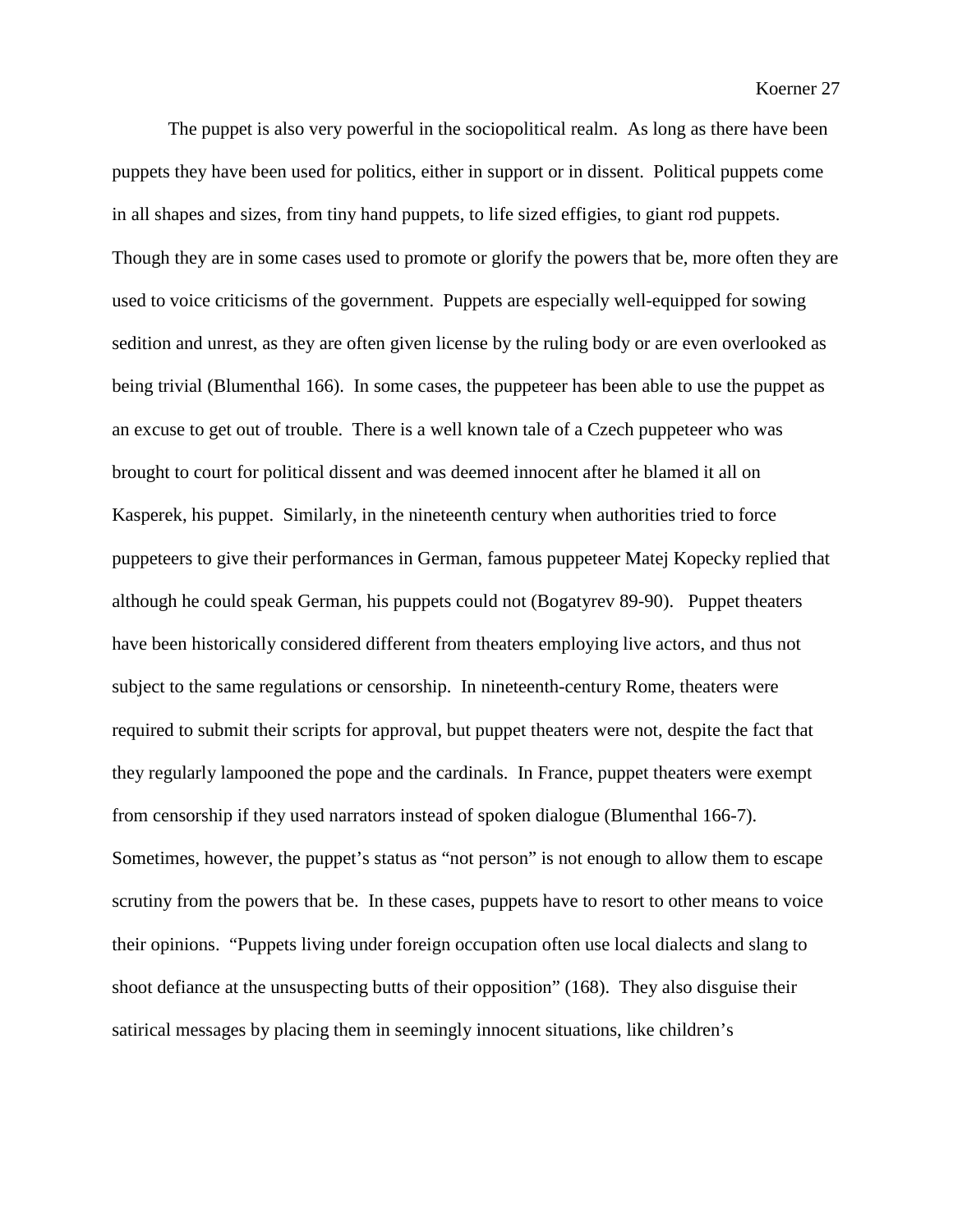The puppet is also very powerful in the sociopolitical realm. As long as there have been puppets they have been used for politics, either in support or in dissent. Political puppets come in all shapes and sizes, from tiny hand puppets, to life sized effigies, to giant rod puppets. Though they are in some cases used to promote or glorify the powers that be, more often they are used to voice criticisms of the government. Puppets are especially well-equipped for sowing sedition and unrest, as they are often given license by the ruling body or are even overlooked as being trivial (Blumenthal 166). In some cases, the puppeteer has been able to use the puppet as an excuse to get out of trouble. There is a well known tale of a Czech puppeteer who was brought to court for political dissent and was deemed innocent after he blamed it all on Kasperek, his puppet. Similarly, in the nineteenth century when authorities tried to force puppeteers to give their performances in German, famous puppeteer Matej Kopecky replied that although he could speak German, his puppets could not (Bogatyrev 89-90). Puppet theaters have been historically considered different from theaters employing live actors, and thus not subject to the same regulations or censorship. In nineteenth-century Rome, theaters were required to submit their scripts for approval, but puppet theaters were not, despite the fact that they regularly lampooned the pope and the cardinals. In France, puppet theaters were exempt from censorship if they used narrators instead of spoken dialogue (Blumenthal 166-7). Sometimes, however, the puppet's status as "not person" is not enough to allow them to escape scrutiny from the powers that be. In these cases, puppets have to resort to other means to voice their opinions. "Puppets living under foreign occupation often use local dialects and slang to shoot defiance at the unsuspecting butts of their opposition" (168). They also disguise their satirical messages by placing them in seemingly innocent situations, like children's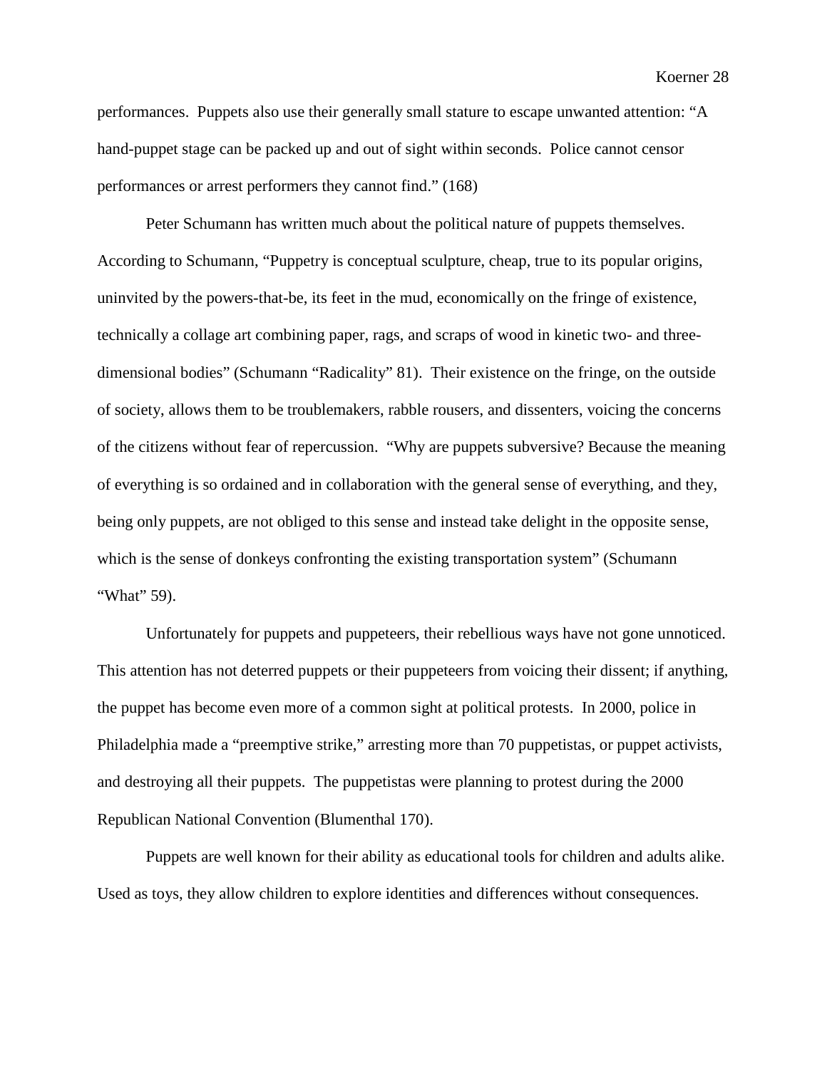performances.  Puppets also use their generally small stature to escape unwanted attention: "A hand-puppet stage can be packed up and out of sight within seconds.  Police cannot censor performances or arrest performers they cannot find." (168)

Peter Schumann has written much about the political nature of puppets themselves. According to Schumann, "Puppetry is conceptual sculpture, cheap, true to its popular origins, uninvited by the powers-that-be, its feet in the mud, economically on the fringe of existence, technically a collage art combining paper, rags, and scraps of wood in kinetic two- and three-dimensional bodies" (Schumann "Radicality" 81).  Their existence on the fringe, on the outside of society, allows them to be troublemakers, rabble rousers, and dissenters, voicing the concerns of the citizens without fear of repercussion.  "Why are puppets subversive? Because the meaning of everything is so ordained and in collaboration with the general sense of everything, and they, being only puppets, are not obliged to this sense and instead take delight in the opposite sense, which is the sense of donkeys confronting the existing transportation system" (Schumann "What" 59).

Unfortunately for puppets and puppeteers, their rebellious ways have not gone unnoticed. This attention has not deterred puppets or their puppeteers from voicing their dissent; if anything, the puppet has become even more of a common sight at political protests.  In 2000, police in Philadelphia made a "preemptive strike," arresting more than 70 puppetistas, or puppet activists, and destroying all their puppets.  The puppetistas were planning to protest during the 2000 Republican National Convention (Blumenthal 170).

Puppets are well known for their ability as educational tools for children and adults alike. Used as toys, they allow children to explore identities and differences without consequences.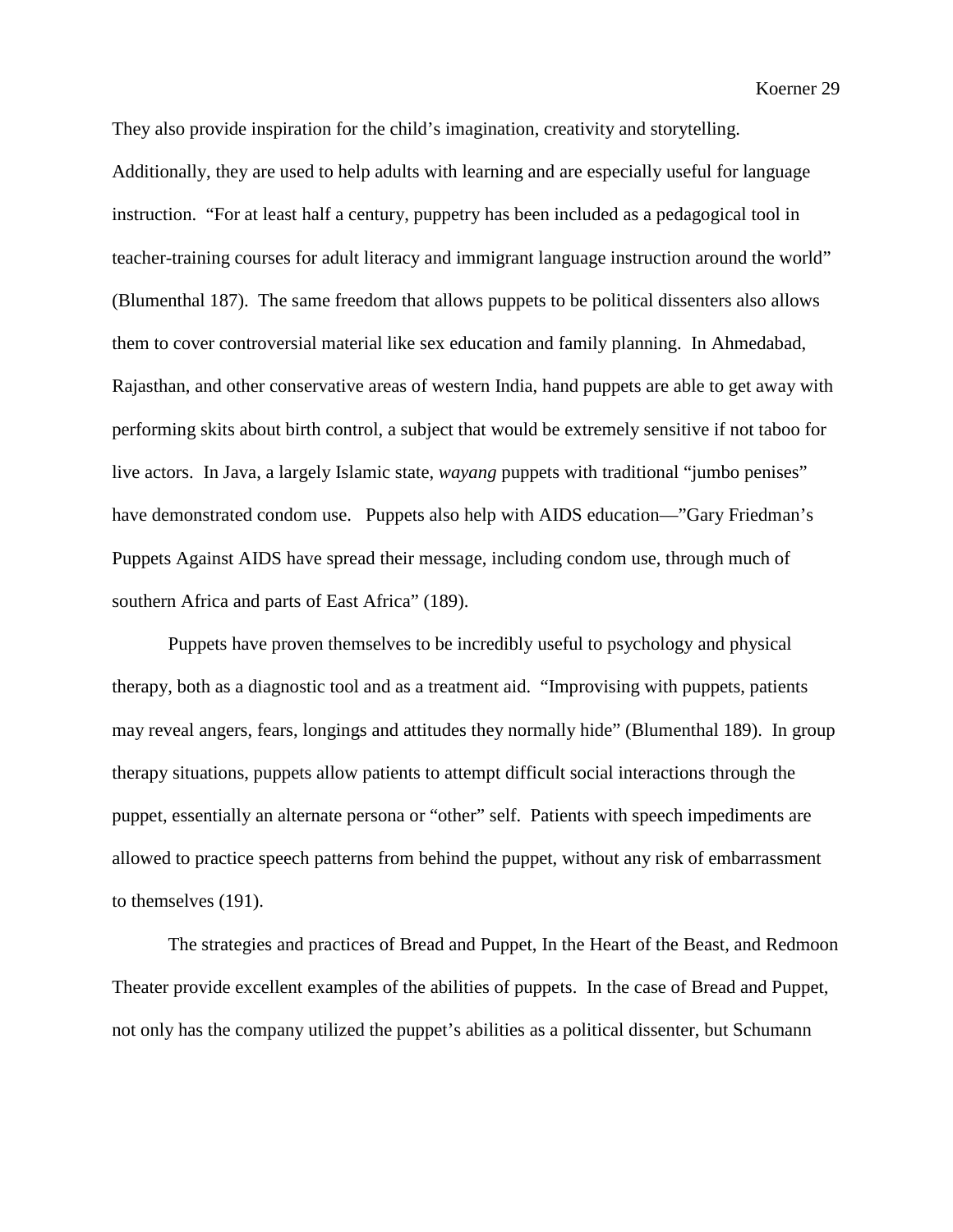They also provide inspiration for the child's imagination, creativity and storytelling. Additionally, they are used to help adults with learning and are especially useful for language instruction. "For at least half a century, puppetry has been included as a pedagogical tool in teacher-training courses for adult literacy and immigrant language instruction around the world" (Blumenthal 187). The same freedom that allows puppets to be political dissenters also allows them to cover controversial material like sex education and family planning. In Ahmedabad, Rajasthan, and other conservative areas of western India, hand puppets are able to get away with performing skits about birth control, a subject that would be extremely sensitive if not taboo for live actors. In Java, a largely Islamic state, *wayang* puppets with traditional "jumbo penises" have demonstrated condom use. Puppets also help with AIDS education—"Gary Friedman's Puppets Against AIDS have spread their message, including condom use, through much of southern Africa and parts of East Africa" (189).

Puppets have proven themselves to be incredibly useful to psychology and physical therapy, both as a diagnostic tool and as a treatment aid. "Improvising with puppets, patients may reveal angers, fears, longings and attitudes they normally hide" (Blumenthal 189). In group therapy situations, puppets allow patients to attempt difficult social interactions through the puppet, essentially an alternate persona or "other" self. Patients with speech impediments are allowed to practice speech patterns from behind the puppet, without any risk of embarrassment to themselves (191).

The strategies and practices of Bread and Puppet, In the Heart of the Beast, and Redmoon Theater provide excellent examples of the abilities of puppets. In the case of Bread and Puppet, not only has the company utilized the puppet's abilities as a political dissenter, but Schumann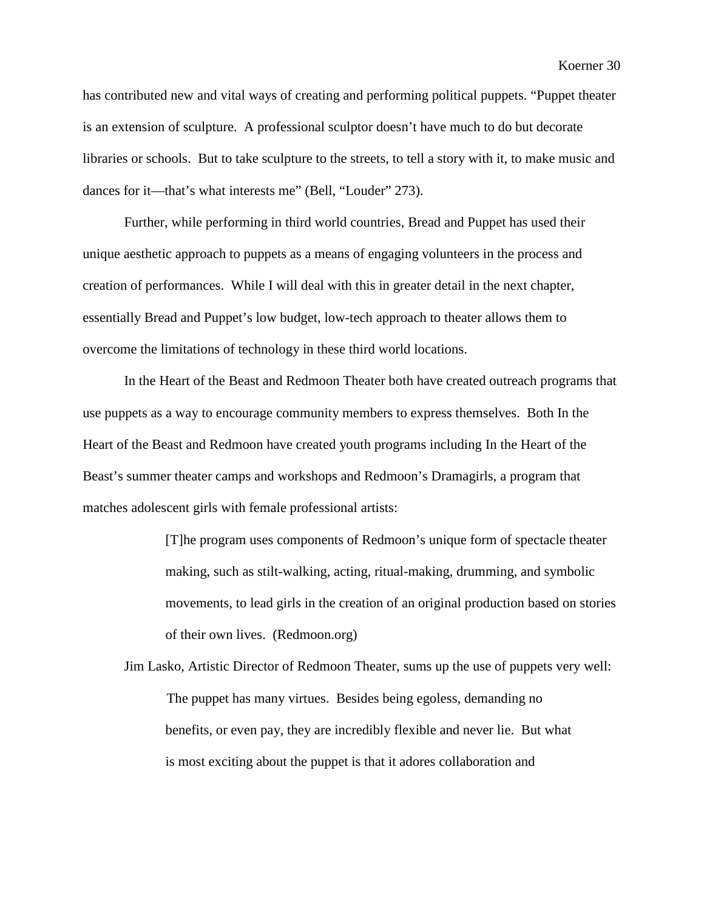has contributed new and vital ways of creating and performing political puppets. "Puppet theater is an extension of sculpture. A professional sculptor doesn't have much to do but decorate libraries or schools. But to take sculpture to the streets, to tell a story with it, to make music and dances for it—that's what interests me" (Bell, "Louder" 273).

Further, while performing in third world countries, Bread and Puppet has used their unique aesthetic approach to puppets as a means of engaging volunteers in the process and creation of performances. While I will deal with this in greater detail in the next chapter, essentially Bread and Puppet's low budget, low-tech approach to theater allows them to overcome the limitations of technology in these third world locations.

In the Heart of the Beast and Redmoon Theater both have created outreach programs that use puppets as a way to encourage community members to express themselves. Both In the Heart of the Beast and Redmoon have created youth programs including In the Heart of the Beast's summer theater camps and workshops and Redmoon's Dramagirls, a program that matches adolescent girls with female professional artists:

> [T]he program uses components of Redmoon's unique form of spectacle theater making, such as stilt-walking, acting, ritual-making, drumming, and symbolic movements, to lead girls in the creation of an original production based on stories of their own lives. (Redmoon.org)

Jim Lasko, Artistic Director of Redmoon Theater, sums up the use of puppets very well:

> The puppet has many virtues. Besides being egoless, demanding no benefits, or even pay, they are incredibly flexible and never lie. But what is most exciting about the puppet is that it adores collaboration and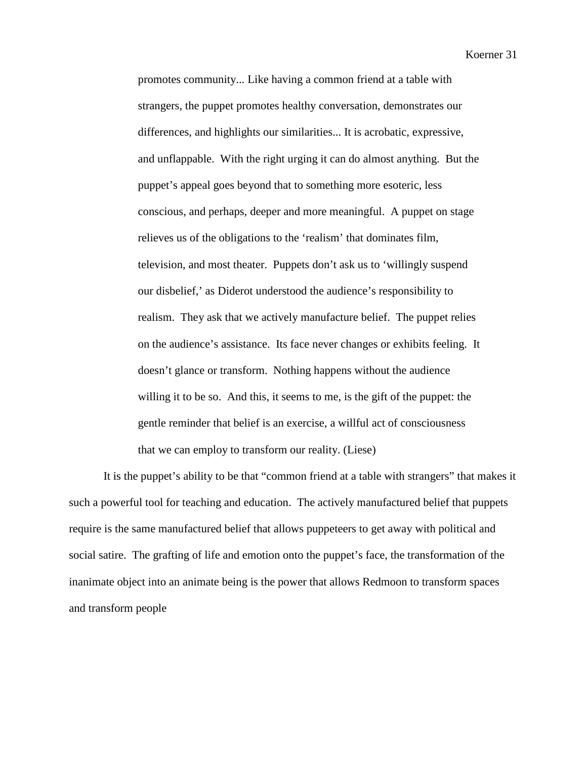> promotes community... Like having a common friend at a table with strangers, the puppet promotes healthy conversation, demonstrates our differences, and highlights our similarities... It is acrobatic, expressive, and unflappable. With the right urging it can do almost anything. But the puppet's appeal goes beyond that to something more esoteric, less conscious, and perhaps, deeper and more meaningful. A puppet on stage relieves us of the obligations to the 'realism' that dominates film, television, and most theater. Puppets don't ask us to 'willingly suspend our disbelief,' as Diderot understood the audience's responsibility to realism. They ask that we actively manufacture belief. The puppet relies on the audience's assistance. Its face never changes or exhibits feeling. It doesn't glance or transform. Nothing happens without the audience willing it to be so. And this, it seems to me, is the gift of the puppet: the gentle reminder that belief is an exercise, a willful act of consciousness that we can employ to transform our reality. (Liese)

It is the puppet's ability to be that "common friend at a table with strangers" that makes it such a powerful tool for teaching and education. The actively manufactured belief that puppets require is the same manufactured belief that allows puppeteers to get away with political and social satire. The grafting of life and emotion onto the puppet's face, the transformation of the inanimate object into an animate being is the power that allows Redmoon to transform spaces and transform people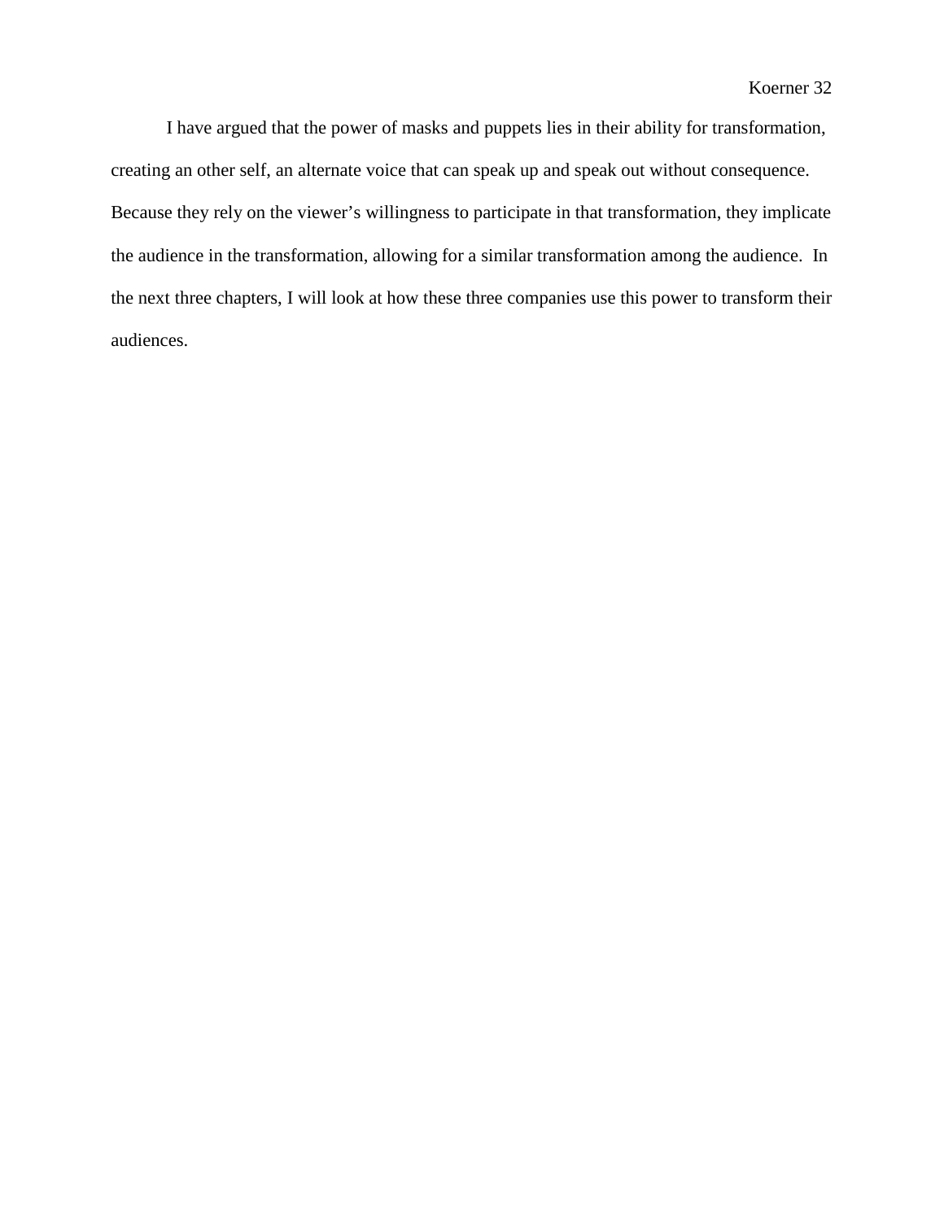I have argued that the power of masks and puppets lies in their ability for transformation, creating an other self, an alternate voice that can speak up and speak out without consequence. Because they rely on the viewer's willingness to participate in that transformation, they implicate the audience in the transformation, allowing for a similar transformation among the audience. In the next three chapters, I will look at how these three companies use this power to transform their audiences.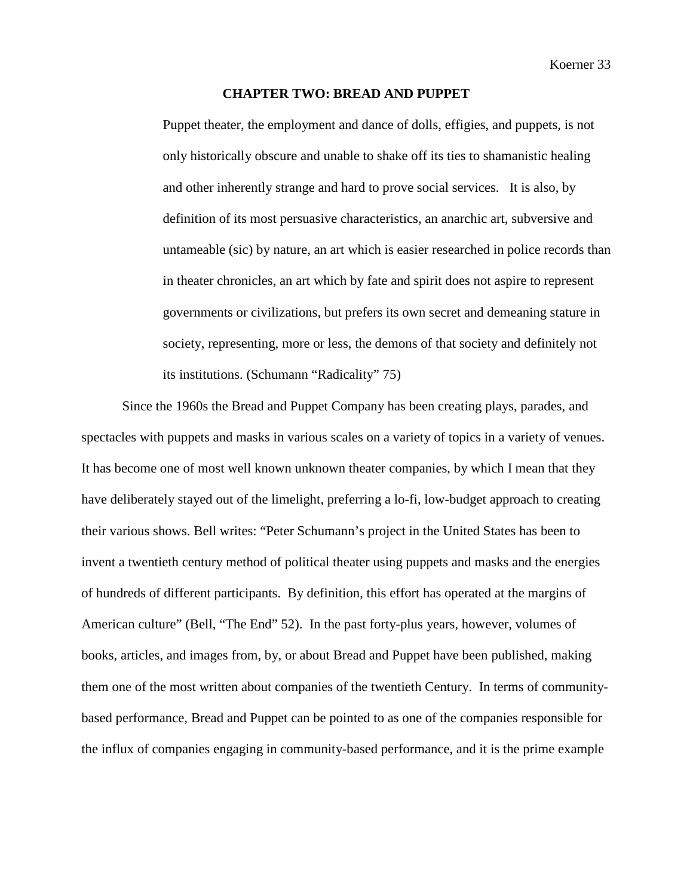## CHAPTER TWO: BREAD AND PUPPET

> Puppet theater, the employment and dance of dolls, effigies, and puppets, is not only historically obscure and unable to shake off its ties to shamanistic healing and other inherently strange and hard to prove social services. It is also, by definition of its most persuasive characteristics, an anarchic art, subversive and untameable (sic) by nature, an art which is easier researched in police records than in theater chronicles, an art which by fate and spirit does not aspire to represent governments or civilizations, but prefers its own secret and demeaning stature in society, representing, more or less, the demons of that society and definitely not its institutions. (Schumann "Radicality" 75)

Since the 1960s the Bread and Puppet Company has been creating plays, parades, and spectacles with puppets and masks in various scales on a variety of topics in a variety of venues. It has become one of most well known unknown theater companies, by which I mean that they have deliberately stayed out of the limelight, preferring a lo-fi, low-budget approach to creating their various shows. Bell writes: "Peter Schumann's project in the United States has been to invent a twentieth century method of political theater using puppets and masks and the energies of hundreds of different participants. By definition, this effort has operated at the margins of American culture" (Bell, "The End" 52). In the past forty-plus years, however, volumes of books, articles, and images from, by, or about Bread and Puppet have been published, making them one of the most written about companies of the twentieth Century. In terms of community-based performance, Bread and Puppet can be pointed to as one of the companies responsible for the influx of companies engaging in community-based performance, and it is the prime example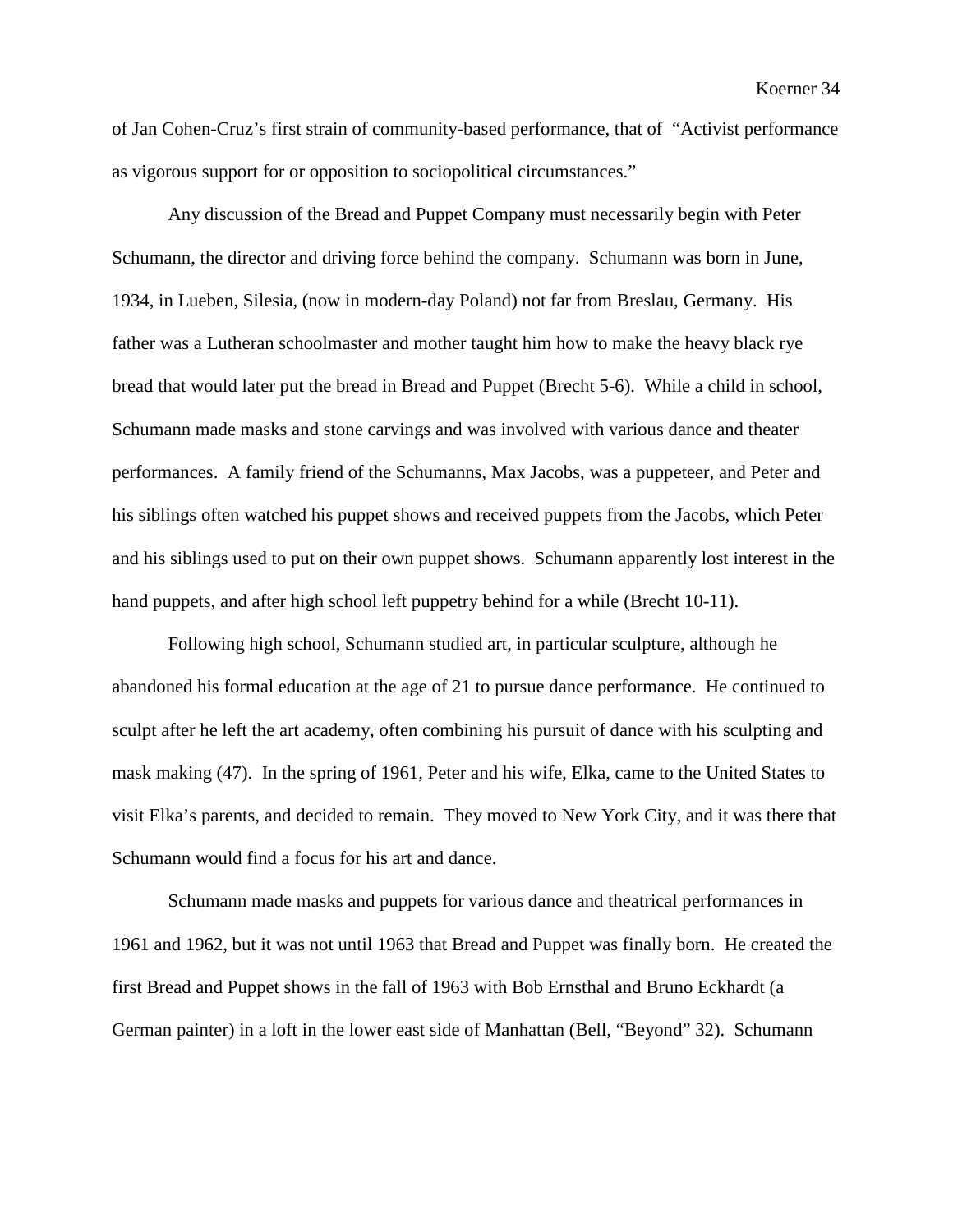of Jan Cohen-Cruz's first strain of community-based performance, that of "Activist performance as vigorous support for or opposition to sociopolitical circumstances."

Any discussion of the Bread and Puppet Company must necessarily begin with Peter Schumann, the director and driving force behind the company. Schumann was born in June, 1934, in Lueben, Silesia, (now in modern-day Poland) not far from Breslau, Germany. His father was a Lutheran schoolmaster and mother taught him how to make the heavy black rye bread that would later put the bread in Bread and Puppet (Brecht 5-6). While a child in school, Schumann made masks and stone carvings and was involved with various dance and theater performances. A family friend of the Schumanns, Max Jacobs, was a puppeteer, and Peter and his siblings often watched his puppet shows and received puppets from the Jacobs, which Peter and his siblings used to put on their own puppet shows. Schumann apparently lost interest in the hand puppets, and after high school left puppetry behind for a while (Brecht 10-11).

Following high school, Schumann studied art, in particular sculpture, although he abandoned his formal education at the age of 21 to pursue dance performance. He continued to sculpt after he left the art academy, often combining his pursuit of dance with his sculpting and mask making (47). In the spring of 1961, Peter and his wife, Elka, came to the United States to visit Elka's parents, and decided to remain. They moved to New York City, and it was there that Schumann would find a focus for his art and dance.

Schumann made masks and puppets for various dance and theatrical performances in 1961 and 1962, but it was not until 1963 that Bread and Puppet was finally born. He created the first Bread and Puppet shows in the fall of 1963 with Bob Ernsthal and Bruno Eckhardt (a German painter) in a loft in the lower east side of Manhattan (Bell, "Beyond" 32). Schumann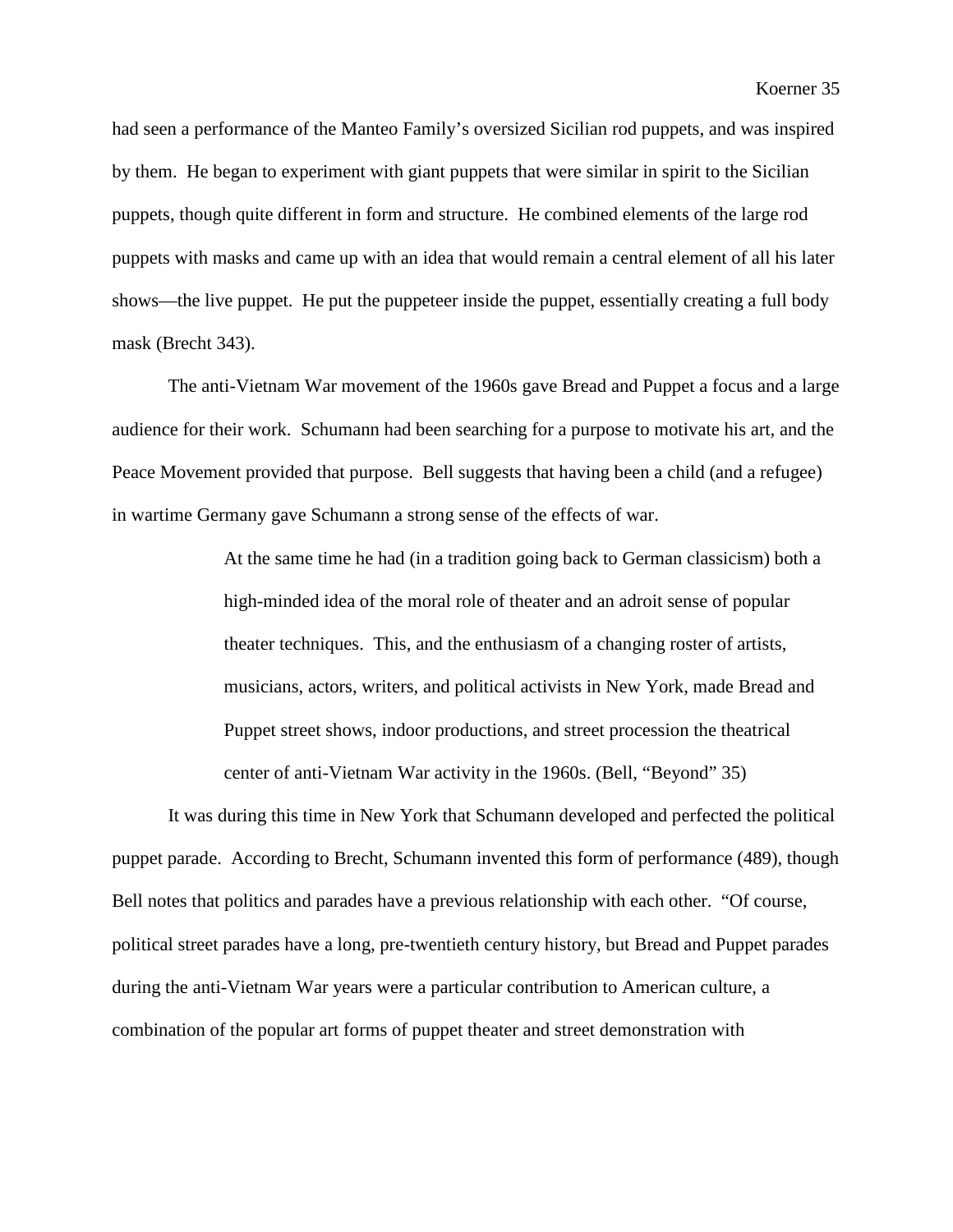had seen a performance of the Manteo Family's oversized Sicilian rod puppets, and was inspired by them. He began to experiment with giant puppets that were similar in spirit to the Sicilian puppets, though quite different in form and structure. He combined elements of the large rod puppets with masks and came up with an idea that would remain a central element of all his later shows—the live puppet. He put the puppeteer inside the puppet, essentially creating a full body mask (Brecht 343).

The anti-Vietnam War movement of the 1960s gave Bread and Puppet a focus and a large audience for their work. Schumann had been searching for a purpose to motivate his art, and the Peace Movement provided that purpose. Bell suggests that having been a child (and a refugee) in wartime Germany gave Schumann a strong sense of the effects of war.

> At the same time he had (in a tradition going back to German classicism) both a high-minded idea of the moral role of theater and an adroit sense of popular theater techniques. This, and the enthusiasm of a changing roster of artists, musicians, actors, writers, and political activists in New York, made Bread and Puppet street shows, indoor productions, and street procession the theatrical center of anti-Vietnam War activity in the 1960s. (Bell, "Beyond" 35)

It was during this time in New York that Schumann developed and perfected the political puppet parade. According to Brecht, Schumann invented this form of performance (489), though Bell notes that politics and parades have a previous relationship with each other. "Of course, political street parades have a long, pre-twentieth century history, but Bread and Puppet parades during the anti-Vietnam War years were a particular contribution to American culture, a combination of the popular art forms of puppet theater and street demonstration with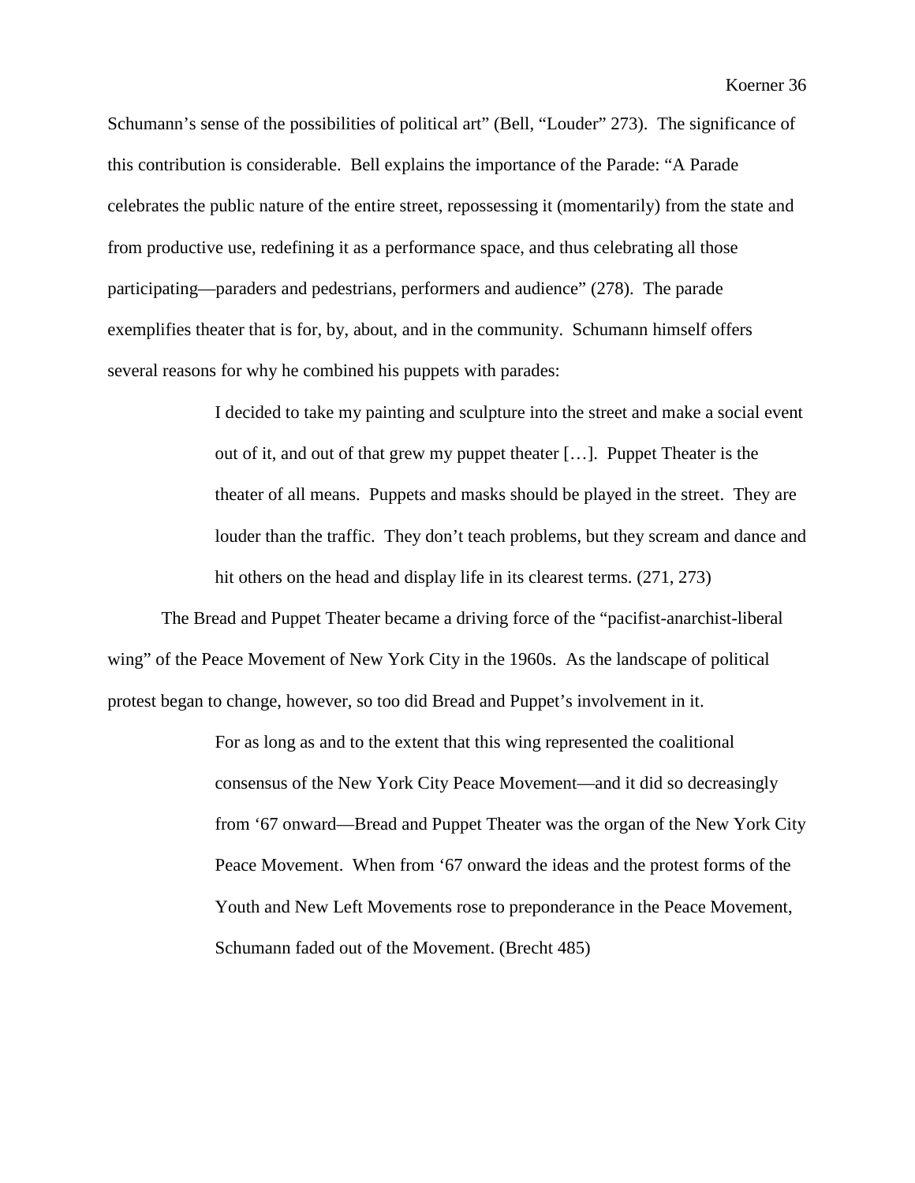Schumann's sense of the possibilities of political art" (Bell, "Louder" 273). The significance of this contribution is considerable. Bell explains the importance of the Parade: "A Parade celebrates the public nature of the entire street, repossessing it (momentarily) from the state and from productive use, redefining it as a performance space, and thus celebrating all those participating—paraders and pedestrians, performers and audience" (278). The parade exemplifies theater that is for, by, about, and in the community. Schumann himself offers several reasons for why he combined his puppets with parades:

> I decided to take my painting and sculpture into the street and make a social event out of it, and out of that grew my puppet theater […]. Puppet Theater is the theater of all means. Puppets and masks should be played in the street. They are louder than the traffic. They don't teach problems, but they scream and dance and hit others on the head and display life in its clearest terms. (271, 273)

The Bread and Puppet Theater became a driving force of the "pacifist-anarchist-liberal wing" of the Peace Movement of New York City in the 1960s. As the landscape of political protest began to change, however, so too did Bread and Puppet's involvement in it.

> For as long as and to the extent that this wing represented the coalitional consensus of the New York City Peace Movement—and it did so decreasingly from '67 onward—Bread and Puppet Theater was the organ of the New York City Peace Movement. When from '67 onward the ideas and the protest forms of the Youth and New Left Movements rose to preponderance in the Peace Movement, Schumann faded out of the Movement. (Brecht 485)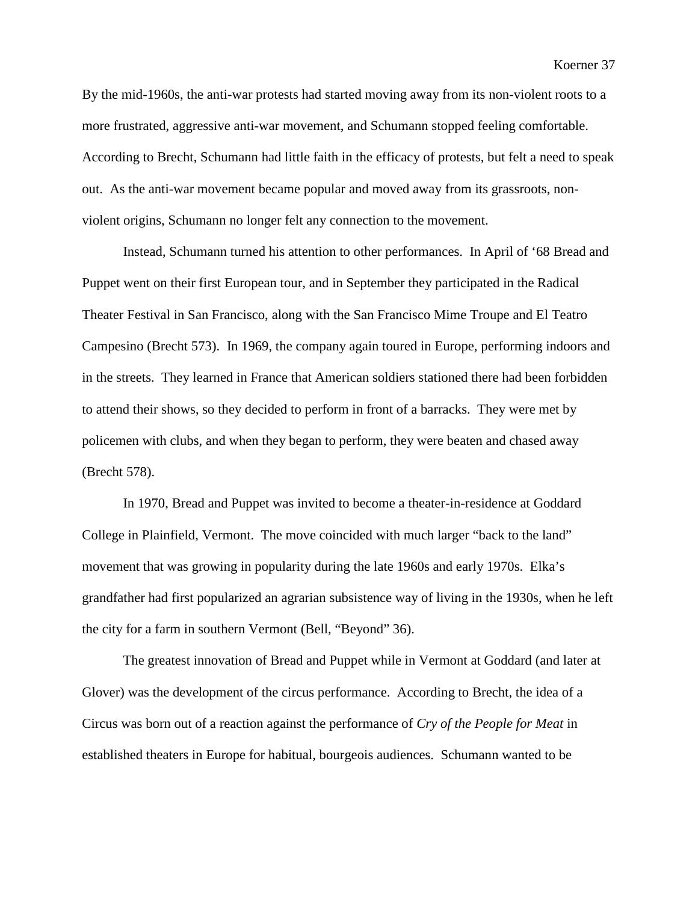By the mid-1960s, the anti-war protests had started moving away from its non-violent roots to a more frustrated, aggressive anti-war movement, and Schumann stopped feeling comfortable. According to Brecht, Schumann had little faith in the efficacy of protests, but felt a need to speak out. As the anti-war movement became popular and moved away from its grassroots, non-violent origins, Schumann no longer felt any connection to the movement.

Instead, Schumann turned his attention to other performances. In April of '68 Bread and Puppet went on their first European tour, and in September they participated in the Radical Theater Festival in San Francisco, along with the San Francisco Mime Troupe and El Teatro Campesino (Brecht 573). In 1969, the company again toured in Europe, performing indoors and in the streets. They learned in France that American soldiers stationed there had been forbidden to attend their shows, so they decided to perform in front of a barracks. They were met by policemen with clubs, and when they began to perform, they were beaten and chased away (Brecht 578).

In 1970, Bread and Puppet was invited to become a theater-in-residence at Goddard College in Plainfield, Vermont. The move coincided with much larger "back to the land" movement that was growing in popularity during the late 1960s and early 1970s. Elka's grandfather had first popularized an agrarian subsistence way of living in the 1930s, when he left the city for a farm in southern Vermont (Bell, "Beyond" 36).

The greatest innovation of Bread and Puppet while in Vermont at Goddard (and later at Glover) was the development of the circus performance. According to Brecht, the idea of a Circus was born out of a reaction against the performance of *Cry of the People for Meat* in established theaters in Europe for habitual, bourgeois audiences. Schumann wanted to be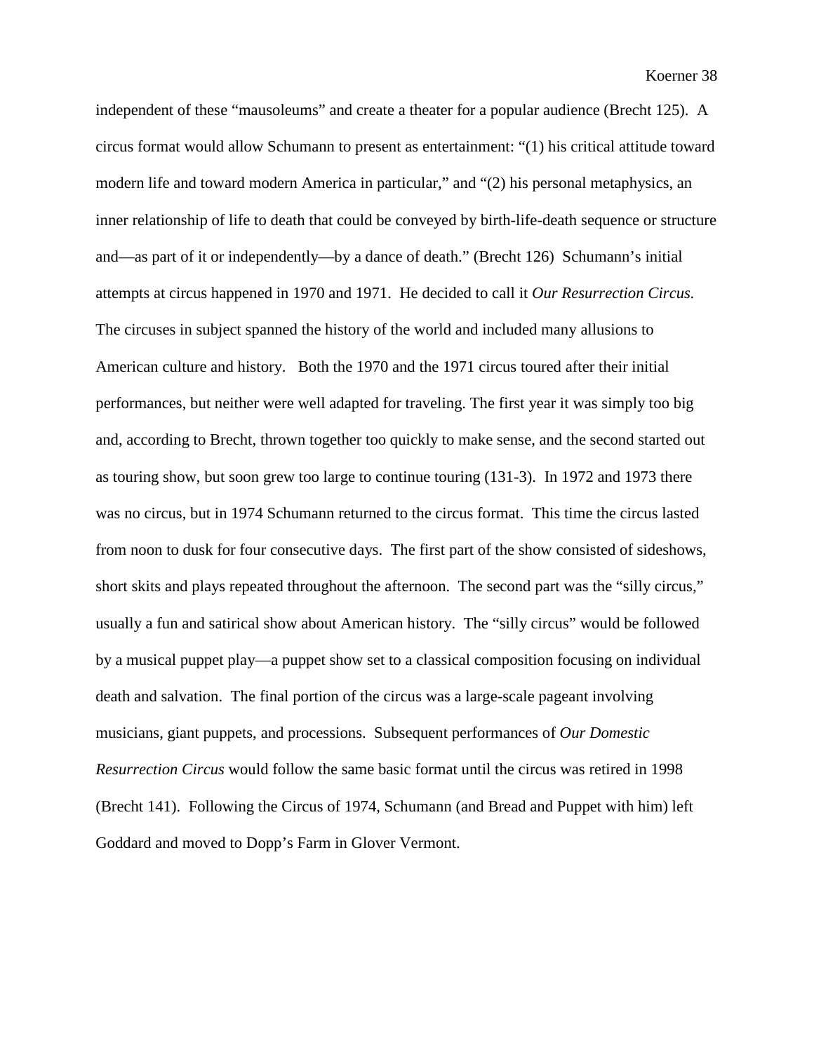independent of these "mausoleums" and create a theater for a popular audience (Brecht 125). A circus format would allow Schumann to present as entertainment: "(1) his critical attitude toward modern life and toward modern America in particular," and "(2) his personal metaphysics, an inner relationship of life to death that could be conveyed by birth-life-death sequence or structure and—as part of it or independently—by a dance of death." (Brecht 126) Schumann's initial attempts at circus happened in 1970 and 1971. He decided to call it *Our Resurrection Circus.* The circuses in subject spanned the history of the world and included many allusions to American culture and history. Both the 1970 and the 1971 circus toured after their initial performances, but neither were well adapted for traveling. The first year it was simply too big and, according to Brecht, thrown together too quickly to make sense, and the second started out as touring show, but soon grew too large to continue touring (131-3). In 1972 and 1973 there was no circus, but in 1974 Schumann returned to the circus format. This time the circus lasted from noon to dusk for four consecutive days. The first part of the show consisted of sideshows, short skits and plays repeated throughout the afternoon. The second part was the "silly circus," usually a fun and satirical show about American history. The "silly circus" would be followed by a musical puppet play—a puppet show set to a classical composition focusing on individual death and salvation. The final portion of the circus was a large-scale pageant involving musicians, giant puppets, and processions. Subsequent performances of *Our Domestic Resurrection Circus* would follow the same basic format until the circus was retired in 1998 (Brecht 141). Following the Circus of 1974, Schumann (and Bread and Puppet with him) left Goddard and moved to Dopp's Farm in Glover Vermont.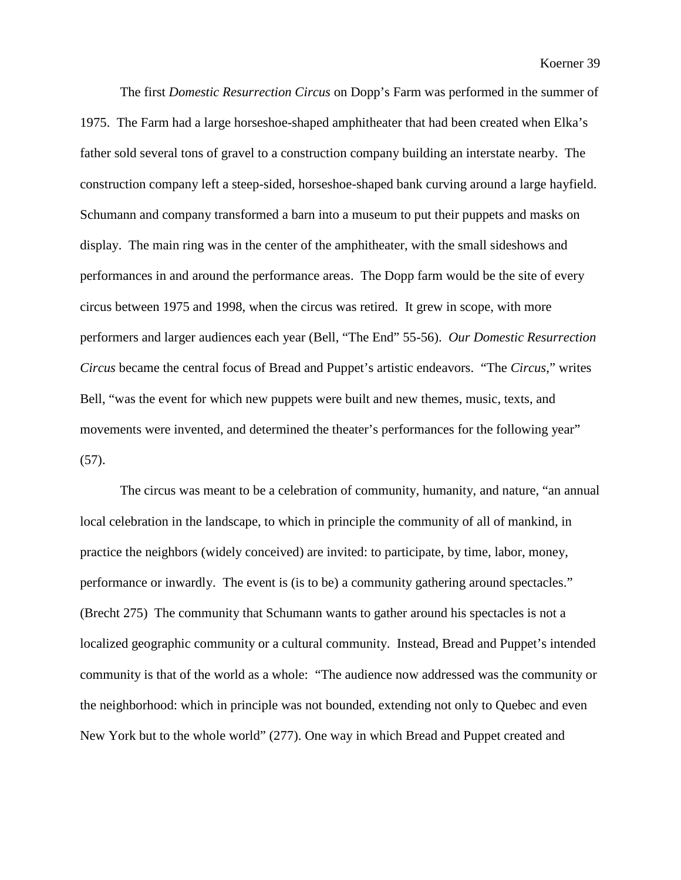The first *Domestic Resurrection Circus* on Dopp's Farm was performed in the summer of 1975. The Farm had a large horseshoe-shaped amphitheater that had been created when Elka's father sold several tons of gravel to a construction company building an interstate nearby. The construction company left a steep-sided, horseshoe-shaped bank curving around a large hayfield. Schumann and company transformed a barn into a museum to put their puppets and masks on display. The main ring was in the center of the amphitheater, with the small sideshows and performances in and around the performance areas. The Dopp farm would be the site of every circus between 1975 and 1998, when the circus was retired. It grew in scope, with more performers and larger audiences each year (Bell, "The End" 55-56). *Our Domestic Resurrection Circus* became the central focus of Bread and Puppet's artistic endeavors. "The *Circus*," writes Bell, "was the event for which new puppets were built and new themes, music, texts, and movements were invented, and determined the theater's performances for the following year" (57).

The circus was meant to be a celebration of community, humanity, and nature, "an annual local celebration in the landscape, to which in principle the community of all of mankind, in practice the neighbors (widely conceived) are invited: to participate, by time, labor, money, performance or inwardly. The event is (is to be) a community gathering around spectacles." (Brecht 275) The community that Schumann wants to gather around his spectacles is not a localized geographic community or a cultural community. Instead, Bread and Puppet's intended community is that of the world as a whole: "The audience now addressed was the community or the neighborhood: which in principle was not bounded, extending not only to Quebec and even New York but to the whole world" (277). One way in which Bread and Puppet created and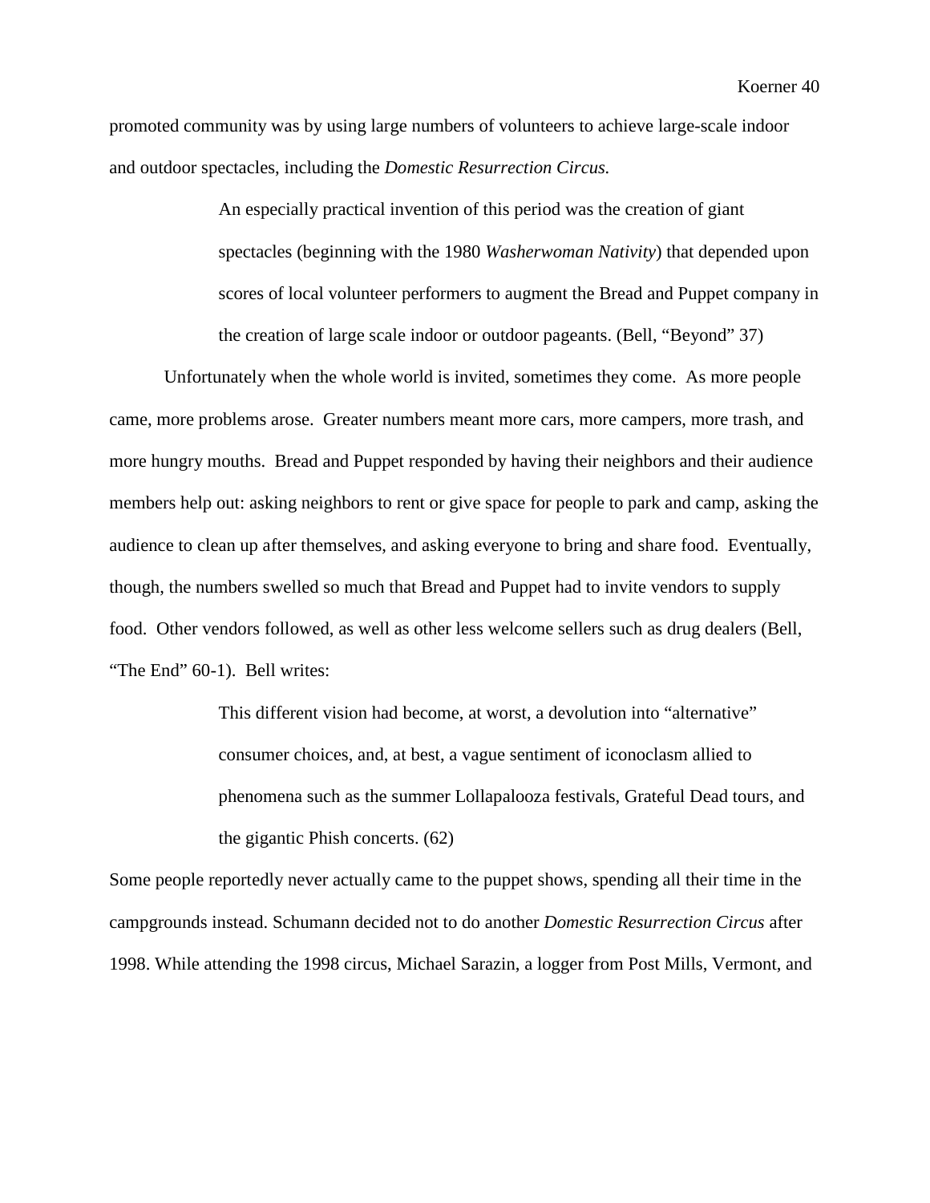promoted community was by using large numbers of volunteers to achieve large-scale indoor and outdoor spectacles, including the *Domestic Resurrection Circus.*

> An especially practical invention of this period was the creation of giant spectacles (beginning with the 1980 *Washerwoman Nativity*) that depended upon scores of local volunteer performers to augment the Bread and Puppet company in the creation of large scale indoor or outdoor pageants. (Bell, "Beyond" 37)

Unfortunately when the whole world is invited, sometimes they come. As more people came, more problems arose. Greater numbers meant more cars, more campers, more trash, and more hungry mouths. Bread and Puppet responded by having their neighbors and their audience members help out: asking neighbors to rent or give space for people to park and camp, asking the audience to clean up after themselves, and asking everyone to bring and share food. Eventually, though, the numbers swelled so much that Bread and Puppet had to invite vendors to supply food. Other vendors followed, as well as other less welcome sellers such as drug dealers (Bell, "The End" 60-1). Bell writes:

> This different vision had become, at worst, a devolution into "alternative" consumer choices, and, at best, a vague sentiment of iconoclasm allied to phenomena such as the summer Lollapalooza festivals, Grateful Dead tours, and the gigantic Phish concerts. (62)

Some people reportedly never actually came to the puppet shows, spending all their time in the campgrounds instead. Schumann decided not to do another *Domestic Resurrection Circus* after 1998. While attending the 1998 circus, Michael Sarazin, a logger from Post Mills, Vermont, and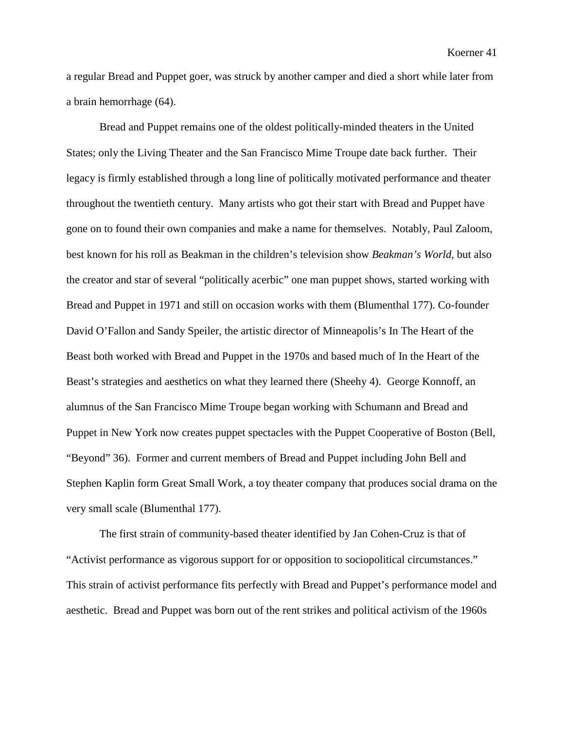a regular Bread and Puppet goer, was struck by another camper and died a short while later from a brain hemorrhage (64).

Bread and Puppet remains one of the oldest politically-minded theaters in the United States; only the Living Theater and the San Francisco Mime Troupe date back further. Their legacy is firmly established through a long line of politically motivated performance and theater throughout the twentieth century. Many artists who got their start with Bread and Puppet have gone on to found their own companies and make a name for themselves. Notably, Paul Zaloom, best known for his roll as Beakman in the children's television show *Beakman's World*, but also the creator and star of several "politically acerbic" one man puppet shows, started working with Bread and Puppet in 1971 and still on occasion works with them (Blumenthal 177). Co-founder David O'Fallon and Sandy Speiler, the artistic director of Minneapolis's In The Heart of the Beast both worked with Bread and Puppet in the 1970s and based much of In the Heart of the Beast's strategies and aesthetics on what they learned there (Sheehy 4). George Konnoff, an alumnus of the San Francisco Mime Troupe began working with Schumann and Bread and Puppet in New York now creates puppet spectacles with the Puppet Cooperative of Boston (Bell, "Beyond" 36). Former and current members of Bread and Puppet including John Bell and Stephen Kaplin form Great Small Work, a toy theater company that produces social drama on the very small scale (Blumenthal 177).

The first strain of community-based theater identified by Jan Cohen-Cruz is that of "Activist performance as vigorous support for or opposition to sociopolitical circumstances." This strain of activist performance fits perfectly with Bread and Puppet's performance model and aesthetic. Bread and Puppet was born out of the rent strikes and political activism of the 1960s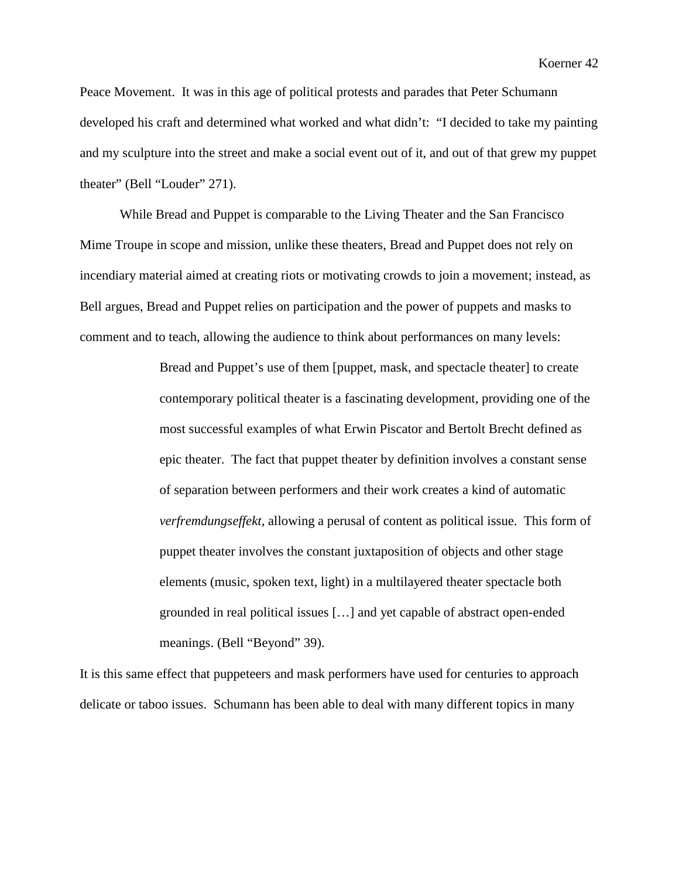Peace Movement. It was in this age of political protests and parades that Peter Schumann developed his craft and determined what worked and what didn't: "I decided to take my painting and my sculpture into the street and make a social event out of it, and out of that grew my puppet theater" (Bell "Louder" 271).

While Bread and Puppet is comparable to the Living Theater and the San Francisco Mime Troupe in scope and mission, unlike these theaters, Bread and Puppet does not rely on incendiary material aimed at creating riots or motivating crowds to join a movement; instead, as Bell argues, Bread and Puppet relies on participation and the power of puppets and masks to comment and to teach, allowing the audience to think about performances on many levels:

> Bread and Puppet's use of them [puppet, mask, and spectacle theater] to create contemporary political theater is a fascinating development, providing one of the most successful examples of what Erwin Piscator and Bertolt Brecht defined as epic theater. The fact that puppet theater by definition involves a constant sense of separation between performers and their work creates a kind of automatic *verfremdungseffekt*, allowing a perusal of content as political issue. This form of puppet theater involves the constant juxtaposition of objects and other stage elements (music, spoken text, light) in a multilayered theater spectacle both grounded in real political issues […] and yet capable of abstract open-ended meanings. (Bell "Beyond" 39).

It is this same effect that puppeteers and mask performers have used for centuries to approach delicate or taboo issues. Schumann has been able to deal with many different topics in many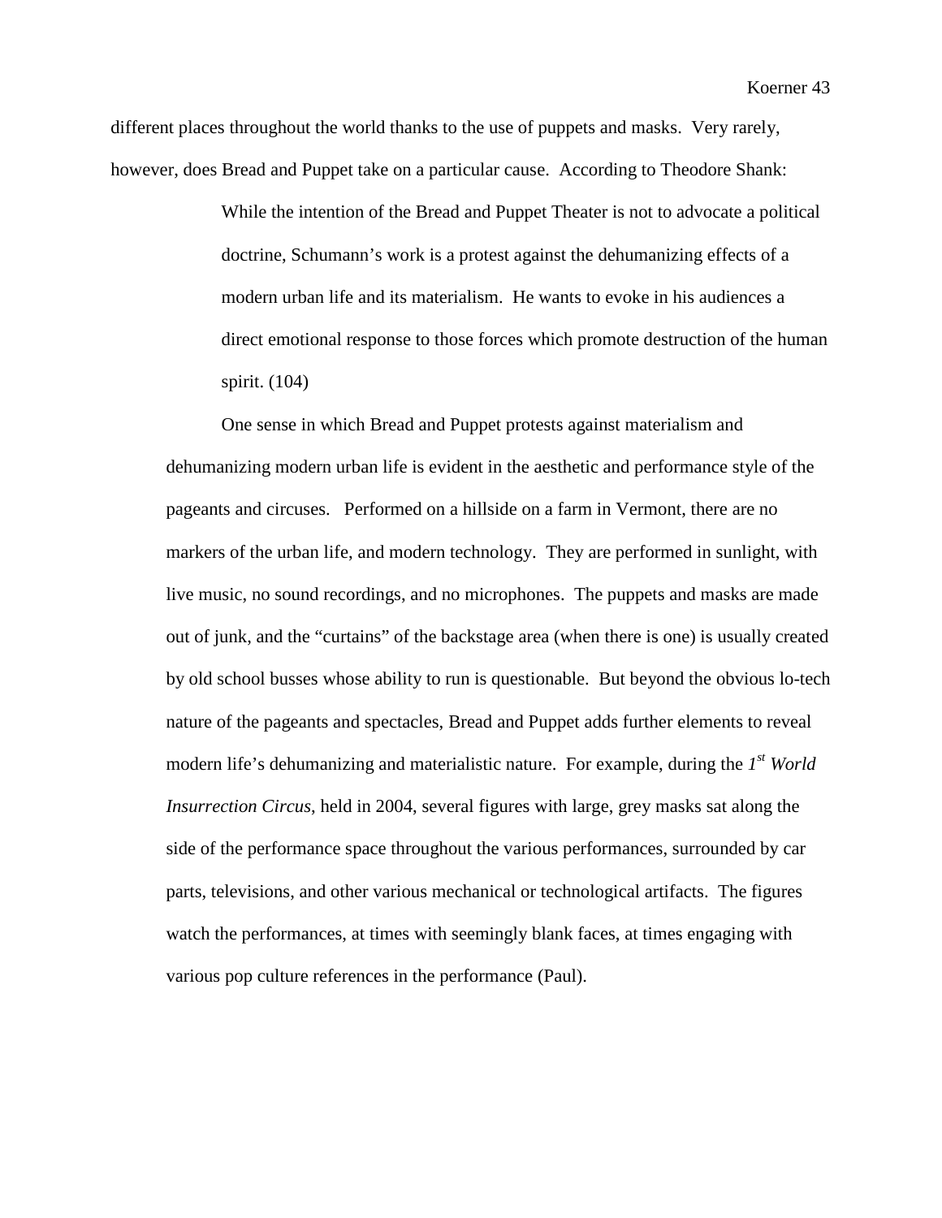different places throughout the world thanks to the use of puppets and masks. Very rarely, however, does Bread and Puppet take on a particular cause. According to Theodore Shank:

> While the intention of the Bread and Puppet Theater is not to advocate a political doctrine, Schumann's work is a protest against the dehumanizing effects of a modern urban life and its materialism. He wants to evoke in his audiences a direct emotional response to those forces which promote destruction of the human spirit. (104)

One sense in which Bread and Puppet protests against materialism and dehumanizing modern urban life is evident in the aesthetic and performance style of the pageants and circuses. Performed on a hillside on a farm in Vermont, there are no markers of the urban life, and modern technology. They are performed in sunlight, with live music, no sound recordings, and no microphones. The puppets and masks are made out of junk, and the "curtains" of the backstage area (when there is one) is usually created by old school busses whose ability to run is questionable. But beyond the obvious lo-tech nature of the pageants and spectacles, Bread and Puppet adds further elements to reveal modern life's dehumanizing and materialistic nature. For example, during the *1st World Insurrection Circus*, held in 2004, several figures with large, grey masks sat along the side of the performance space throughout the various performances, surrounded by car parts, televisions, and other various mechanical or technological artifacts. The figures watch the performances, at times with seemingly blank faces, at times engaging with various pop culture references in the performance (Paul).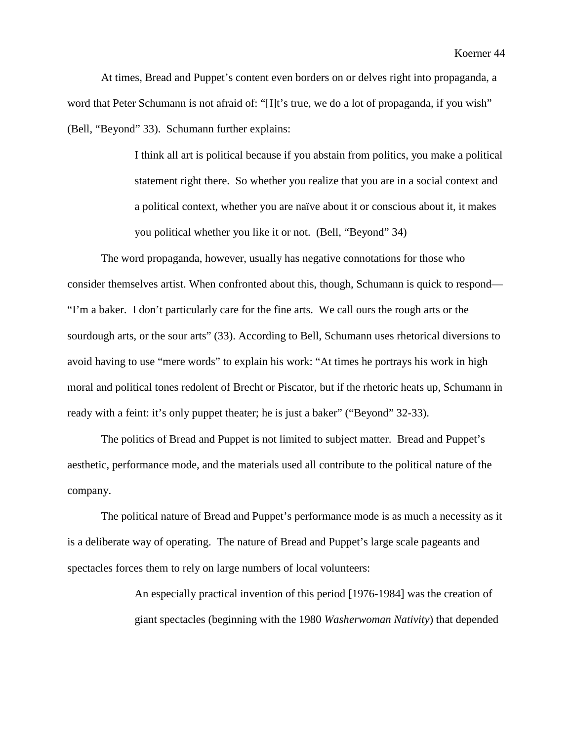At times, Bread and Puppet's content even borders on or delves right into propaganda, a word that Peter Schumann is not afraid of: "[I]t's true, we do a lot of propaganda, if you wish" (Bell, "Beyond" 33). Schumann further explains:

> I think all art is political because if you abstain from politics, you make a political statement right there. So whether you realize that you are in a social context and a political context, whether you are naïve about it or conscious about it, it makes you political whether you like it or not. (Bell, "Beyond" 34)

The word propaganda, however, usually has negative connotations for those who consider themselves artist. When confronted about this, though, Schumann is quick to respond—"I'm a baker. I don't particularly care for the fine arts. We call ours the rough arts or the sourdough arts, or the sour arts" (33). According to Bell, Schumann uses rhetorical diversions to avoid having to use "mere words" to explain his work: "At times he portrays his work in high moral and political tones redolent of Brecht or Piscator, but if the rhetoric heats up, Schumann in ready with a feint: it's only puppet theater; he is just a baker" ("Beyond" 32-33).

The politics of Bread and Puppet is not limited to subject matter. Bread and Puppet's aesthetic, performance mode, and the materials used all contribute to the political nature of the company.

The political nature of Bread and Puppet's performance mode is as much a necessity as it is a deliberate way of operating. The nature of Bread and Puppet's large scale pageants and spectacles forces them to rely on large numbers of local volunteers:

> An especially practical invention of this period [1976-1984] was the creation of giant spectacles (beginning with the 1980 *Washerwoman Nativity*) that depended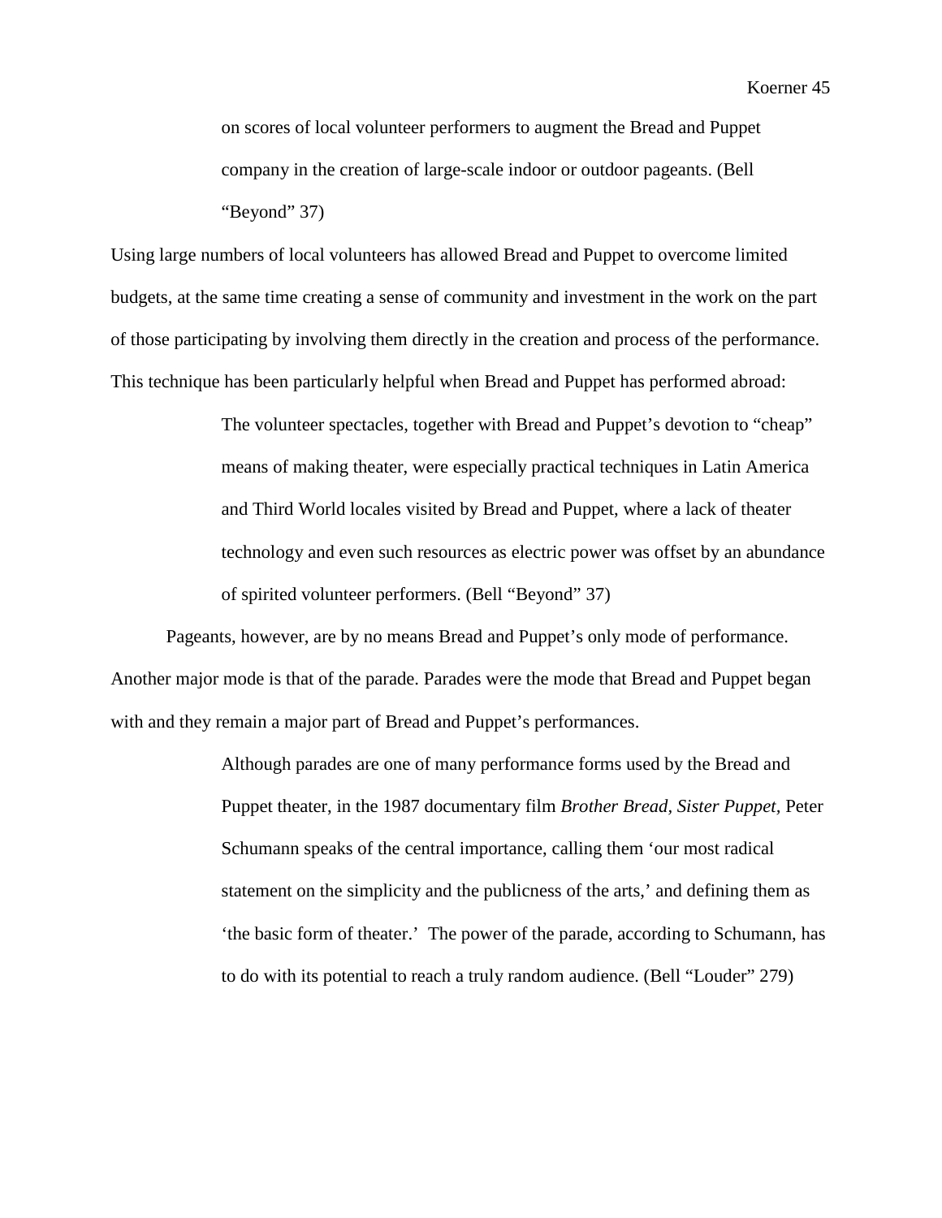> on scores of local volunteer performers to augment the Bread and Puppet company in the creation of large-scale indoor or outdoor pageants. (Bell "Beyond" 37)

Using large numbers of local volunteers has allowed Bread and Puppet to overcome limited budgets, at the same time creating a sense of community and investment in the work on the part of those participating by involving them directly in the creation and process of the performance. This technique has been particularly helpful when Bread and Puppet has performed abroad:

> The volunteer spectacles, together with Bread and Puppet's devotion to "cheap" means of making theater, were especially practical techniques in Latin America and Third World locales visited by Bread and Puppet, where a lack of theater technology and even such resources as electric power was offset by an abundance of spirited volunteer performers. (Bell "Beyond" 37)

Pageants, however, are by no means Bread and Puppet's only mode of performance. Another major mode is that of the parade. Parades were the mode that Bread and Puppet began with and they remain a major part of Bread and Puppet's performances.

> Although parades are one of many performance forms used by the Bread and Puppet theater, in the 1987 documentary film *Brother Bread, Sister Puppet,* Peter Schumann speaks of the central importance, calling them 'our most radical statement on the simplicity and the publicness of the arts,' and defining them as 'the basic form of theater.' The power of the parade, according to Schumann, has to do with its potential to reach a truly random audience. (Bell "Louder" 279)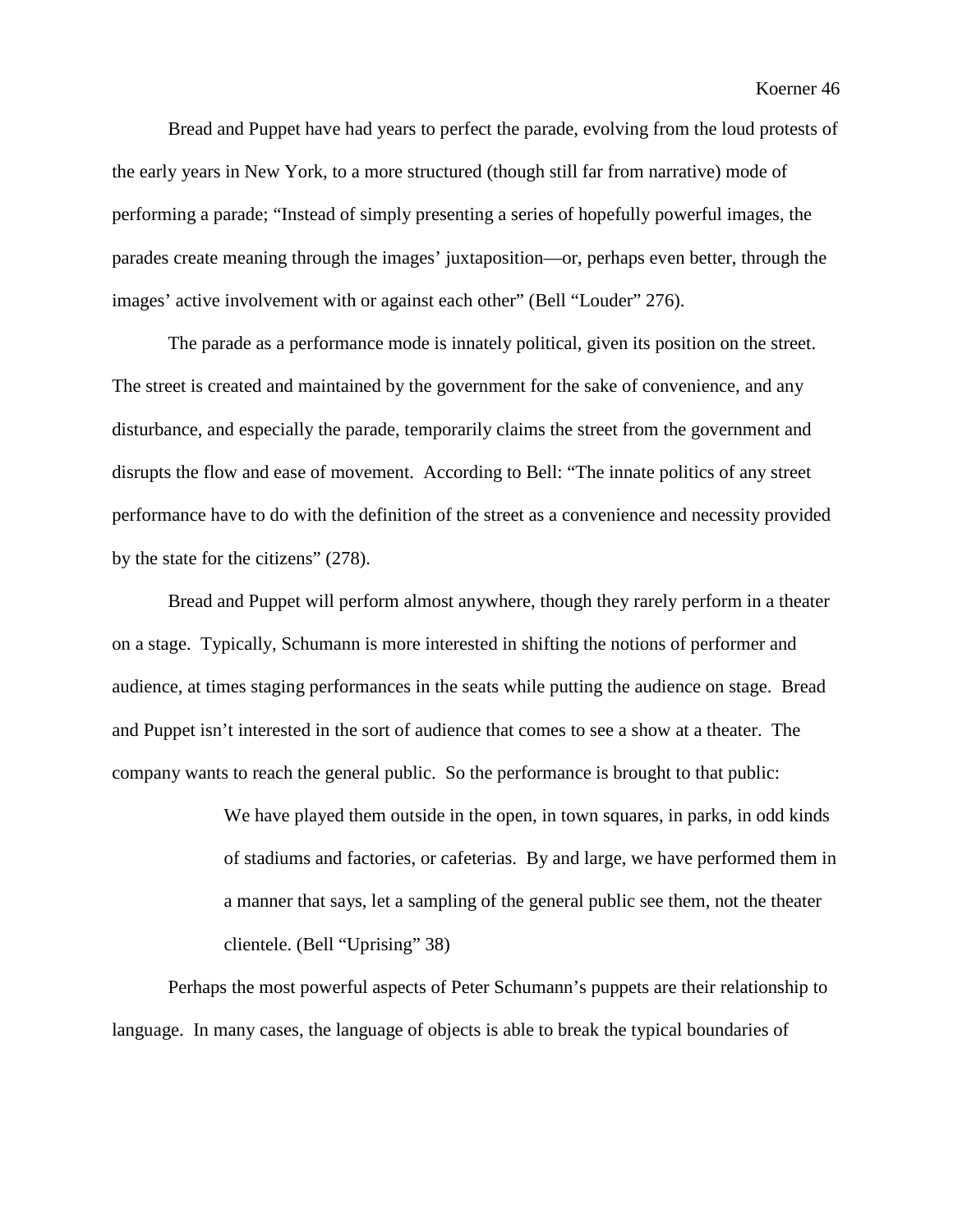Bread and Puppet have had years to perfect the parade, evolving from the loud protests of the early years in New York, to a more structured (though still far from narrative) mode of performing a parade; “Instead of simply presenting a series of hopefully powerful images, the parades create meaning through the images’ juxtaposition—or, perhaps even better, through the images’ active involvement with or against each other” (Bell “Louder” 276).

The parade as a performance mode is innately political, given its position on the street. The street is created and maintained by the government for the sake of convenience, and any disturbance, and especially the parade, temporarily claims the street from the government and disrupts the flow and ease of movement. According to Bell: “The innate politics of any street performance have to do with the definition of the street as a convenience and necessity provided by the state for the citizens” (278).

Bread and Puppet will perform almost anywhere, though they rarely perform in a theater on a stage. Typically, Schumann is more interested in shifting the notions of performer and audience, at times staging performances in the seats while putting the audience on stage. Bread and Puppet isn’t interested in the sort of audience that comes to see a show at a theater. The company wants to reach the general public. So the performance is brought to that public:

> We have played them outside in the open, in town squares, in parks, in odd kinds of stadiums and factories, or cafeterias. By and large, we have performed them in a manner that says, let a sampling of the general public see them, not the theater clientele. (Bell “Uprising” 38)

Perhaps the most powerful aspects of Peter Schumann’s puppets are their relationship to language. In many cases, the language of objects is able to break the typical boundaries of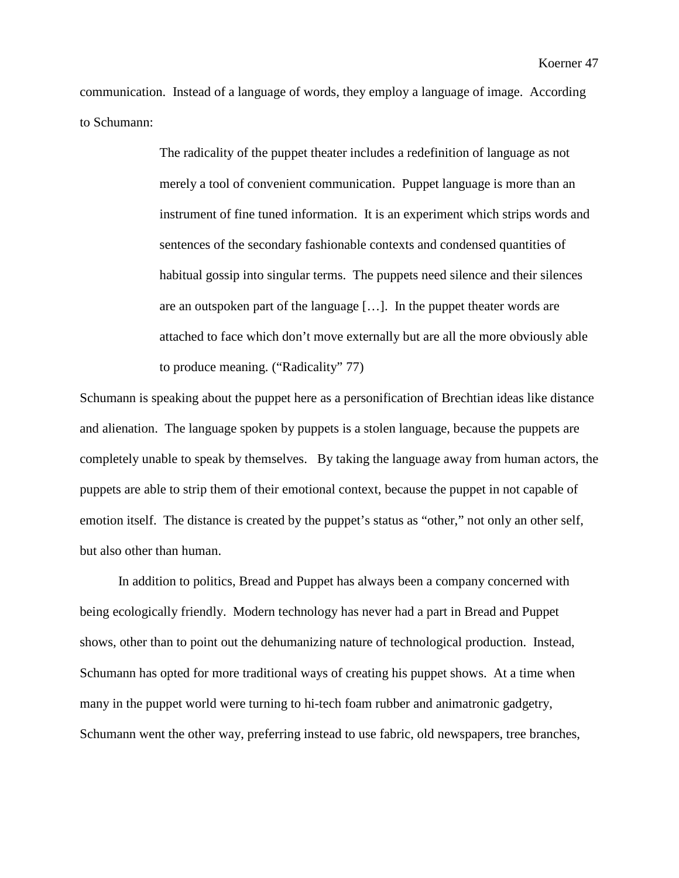communication. Instead of a language of words, they employ a language of image. According to Schumann:

> The radicality of the puppet theater includes a redefinition of language as not merely a tool of convenient communication. Puppet language is more than an instrument of fine tuned information. It is an experiment which strips words and sentences of the secondary fashionable contexts and condensed quantities of habitual gossip into singular terms. The puppets need silence and their silences are an outspoken part of the language […]. In the puppet theater words are attached to face which don't move externally but are all the more obviously able to produce meaning. ("Radicality" 77)

Schumann is speaking about the puppet here as a personification of Brechtian ideas like distance and alienation. The language spoken by puppets is a stolen language, because the puppets are completely unable to speak by themselves. By taking the language away from human actors, the puppets are able to strip them of their emotional context, because the puppet in not capable of emotion itself. The distance is created by the puppet's status as "other," not only an other self, but also other than human.

In addition to politics, Bread and Puppet has always been a company concerned with being ecologically friendly. Modern technology has never had a part in Bread and Puppet shows, other than to point out the dehumanizing nature of technological production. Instead, Schumann has opted for more traditional ways of creating his puppet shows. At a time when many in the puppet world were turning to hi-tech foam rubber and animatronic gadgetry, Schumann went the other way, preferring instead to use fabric, old newspapers, tree branches,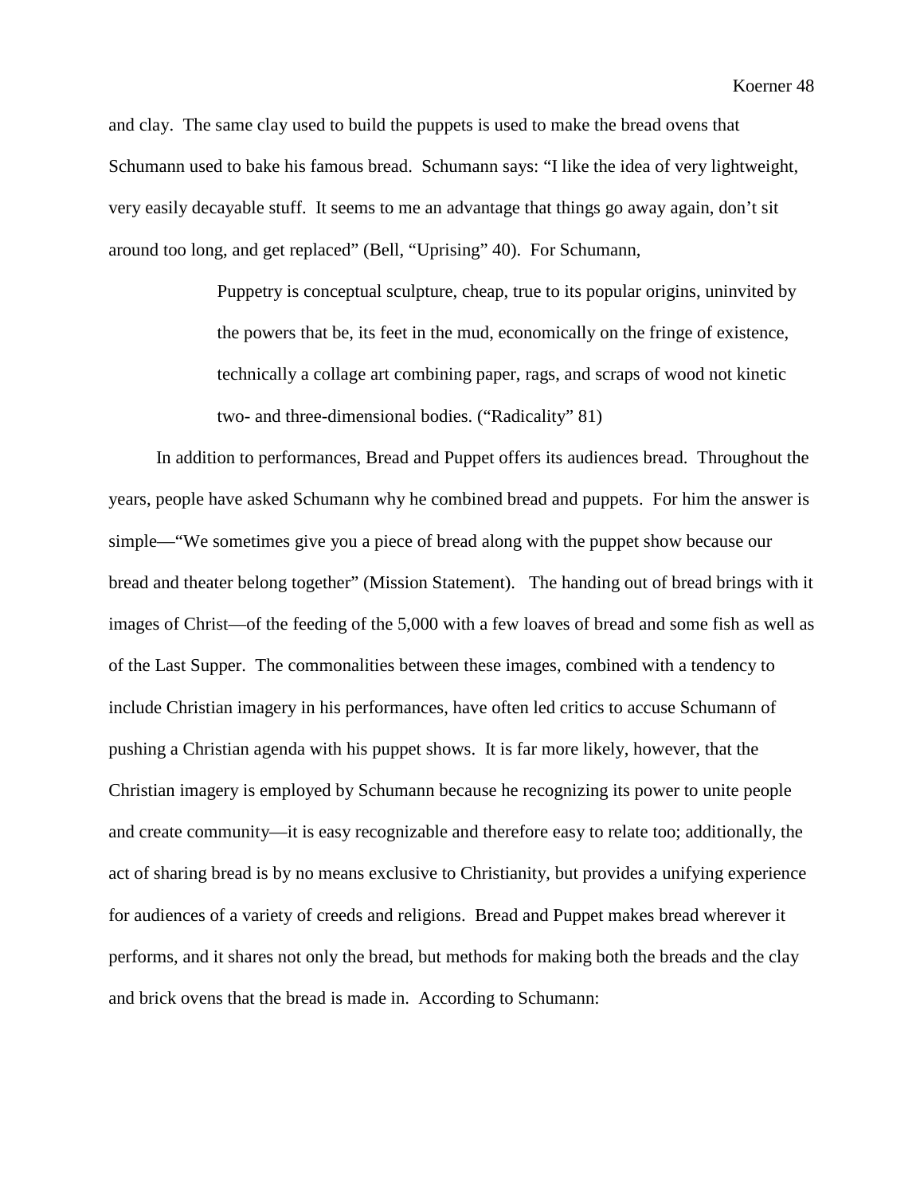and clay. The same clay used to build the puppets is used to make the bread ovens that Schumann used to bake his famous bread. Schumann says: "I like the idea of very lightweight, very easily decayable stuff. It seems to me an advantage that things go away again, don't sit around too long, and get replaced" (Bell, "Uprising" 40). For Schumann,

> Puppetry is conceptual sculpture, cheap, true to its popular origins, uninvited by the powers that be, its feet in the mud, economically on the fringe of existence, technically a collage art combining paper, rags, and scraps of wood not kinetic two- and three-dimensional bodies. ("Radicality" 81)

In addition to performances, Bread and Puppet offers its audiences bread. Throughout the years, people have asked Schumann why he combined bread and puppets. For him the answer is simple—"We sometimes give you a piece of bread along with the puppet show because our bread and theater belong together" (Mission Statement). The handing out of bread brings with it images of Christ—of the feeding of the 5,000 with a few loaves of bread and some fish as well as of the Last Supper. The commonalities between these images, combined with a tendency to include Christian imagery in his performances, have often led critics to accuse Schumann of pushing a Christian agenda with his puppet shows. It is far more likely, however, that the Christian imagery is employed by Schumann because he recognizing its power to unite people and create community—it is easy recognizable and therefore easy to relate too; additionally, the act of sharing bread is by no means exclusive to Christianity, but provides a unifying experience for audiences of a variety of creeds and religions. Bread and Puppet makes bread wherever it performs, and it shares not only the bread, but methods for making both the breads and the clay and brick ovens that the bread is made in. According to Schumann: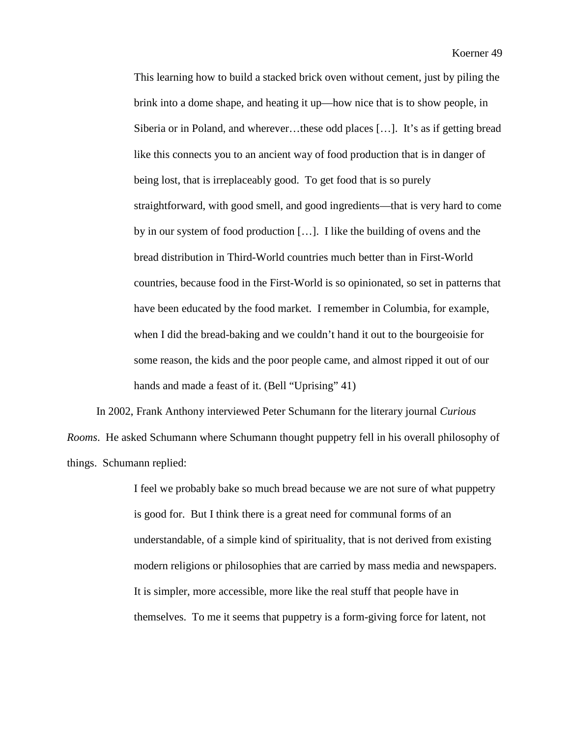> This learning how to build a stacked brick oven without cement, just by piling the brink into a dome shape, and heating it up—how nice that is to show people, in Siberia or in Poland, and wherever…these odd places […]. It's as if getting bread like this connects you to an ancient way of food production that is in danger of being lost, that is irreplaceably good. To get food that is so purely straightforward, with good smell, and good ingredients—that is very hard to come by in our system of food production […]. I like the building of ovens and the bread distribution in Third-World countries much better than in First-World countries, because food in the First-World is so opinionated, so set in patterns that have been educated by the food market. I remember in Columbia, for example, when I did the bread-baking and we couldn't hand it out to the bourgeoisie for some reason, the kids and the poor people came, and almost ripped it out of our hands and made a feast of it. (Bell "Uprising" 41)

In 2002, Frank Anthony interviewed Peter Schumann for the literary journal *Curious Rooms*. He asked Schumann where Schumann thought puppetry fell in his overall philosophy of things. Schumann replied:

> I feel we probably bake so much bread because we are not sure of what puppetry is good for. But I think there is a great need for communal forms of an understandable, of a simple kind of spirituality, that is not derived from existing modern religions or philosophies that are carried by mass media and newspapers. It is simpler, more accessible, more like the real stuff that people have in themselves. To me it seems that puppetry is a form-giving force for latent, not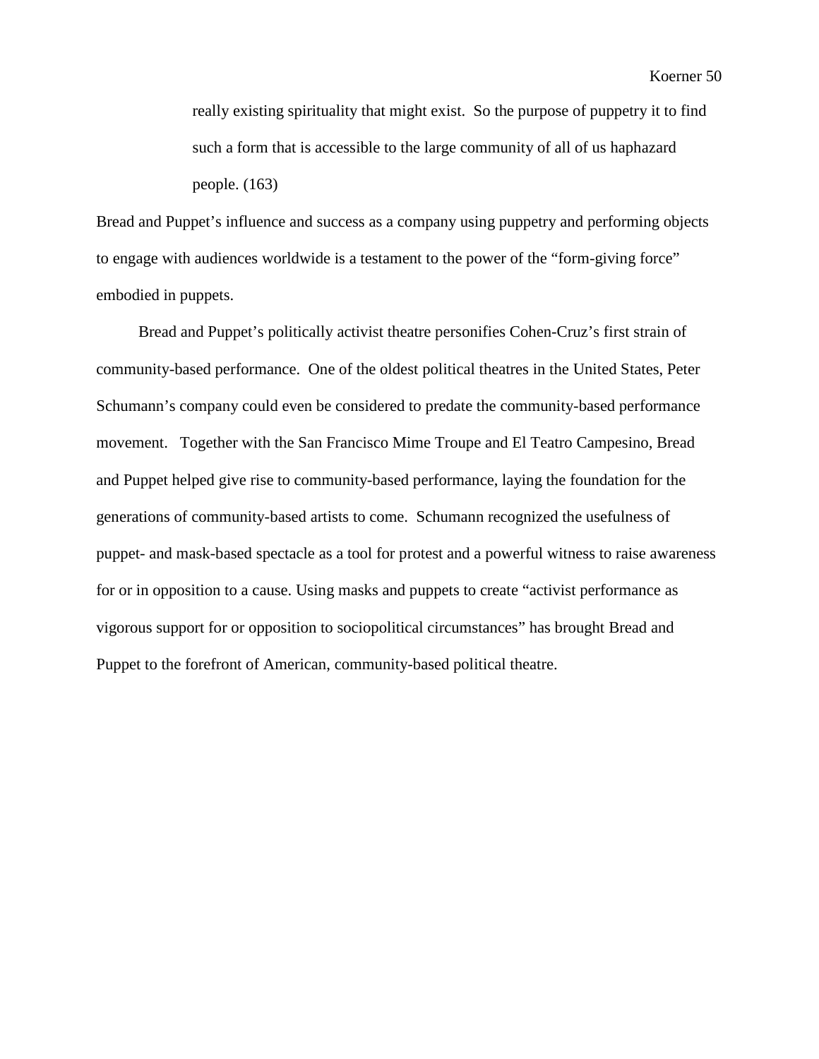> really existing spirituality that might exist. So the purpose of puppetry it to find such a form that is accessible to the large community of all of us haphazard people. (163)

Bread and Puppet's influence and success as a company using puppetry and performing objects to engage with audiences worldwide is a testament to the power of the "form-giving force" embodied in puppets.

Bread and Puppet's politically activist theatre personifies Cohen-Cruz's first strain of community-based performance. One of the oldest political theatres in the United States, Peter Schumann's company could even be considered to predate the community-based performance movement. Together with the San Francisco Mime Troupe and El Teatro Campesino, Bread and Puppet helped give rise to community-based performance, laying the foundation for the generations of community-based artists to come. Schumann recognized the usefulness of puppet- and mask-based spectacle as a tool for protest and a powerful witness to raise awareness for or in opposition to a cause. Using masks and puppets to create "activist performance as vigorous support for or opposition to sociopolitical circumstances" has brought Bread and Puppet to the forefront of American, community-based political theatre.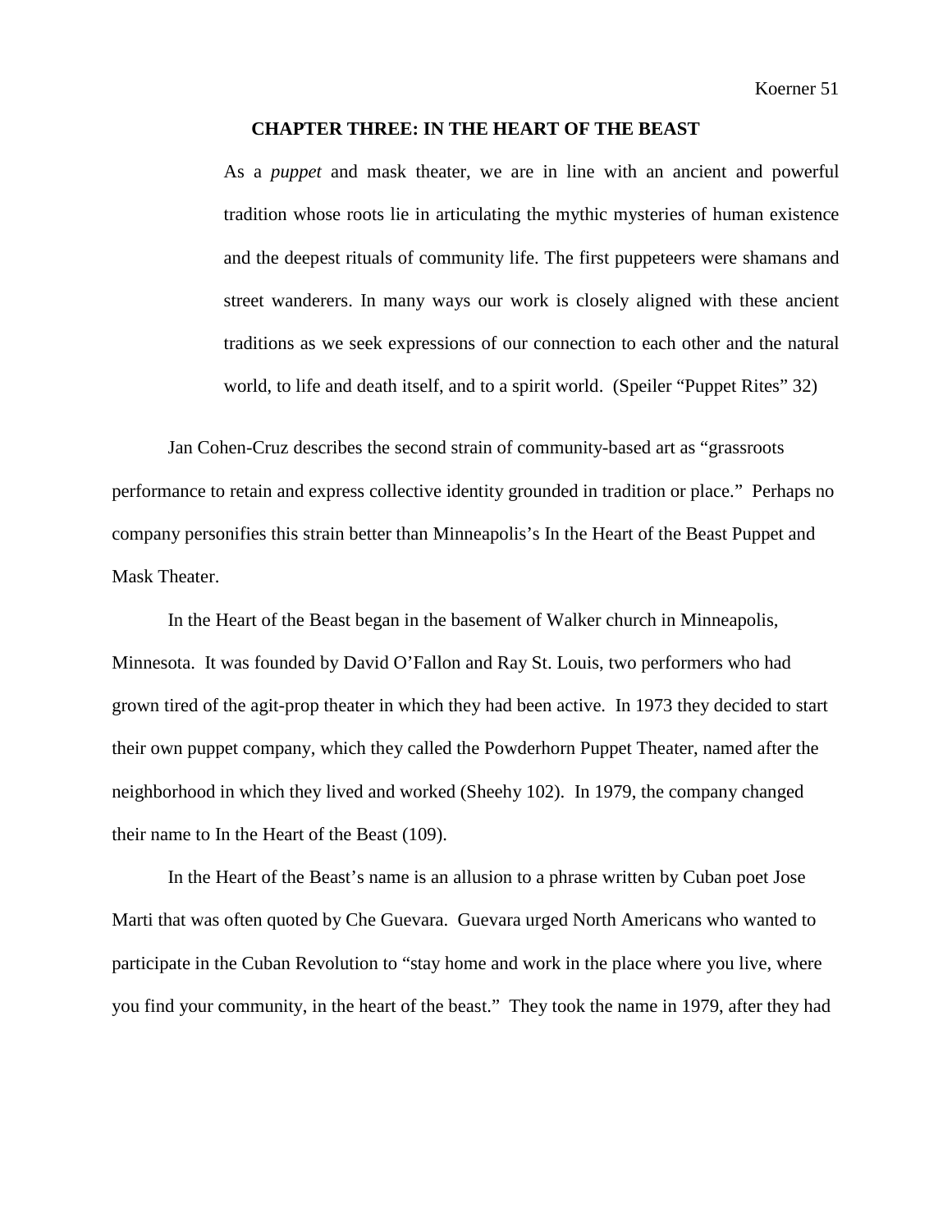## CHAPTER THREE: IN THE HEART OF THE BEAST

> As a *puppet* and mask theater, we are in line with an ancient and powerful tradition whose roots lie in articulating the mythic mysteries of human existence and the deepest rituals of community life. The first puppeteers were shamans and street wanderers. In many ways our work is closely aligned with these ancient traditions as we seek expressions of our connection to each other and the natural world, to life and death itself, and to a spirit world. (Speiler "Puppet Rites" 32)

Jan Cohen-Cruz describes the second strain of community-based art as "grassroots performance to retain and express collective identity grounded in tradition or place." Perhaps no company personifies this strain better than Minneapolis's In the Heart of the Beast Puppet and Mask Theater.

In the Heart of the Beast began in the basement of Walker church in Minneapolis, Minnesota. It was founded by David O'Fallon and Ray St. Louis, two performers who had grown tired of the agit-prop theater in which they had been active. In 1973 they decided to start their own puppet company, which they called the Powderhorn Puppet Theater, named after the neighborhood in which they lived and worked (Sheehy 102). In 1979, the company changed their name to In the Heart of the Beast (109).

In the Heart of the Beast's name is an allusion to a phrase written by Cuban poet Jose Marti that was often quoted by Che Guevara. Guevara urged North Americans who wanted to participate in the Cuban Revolution to "stay home and work in the place where you live, where you find your community, in the heart of the beast." They took the name in 1979, after they had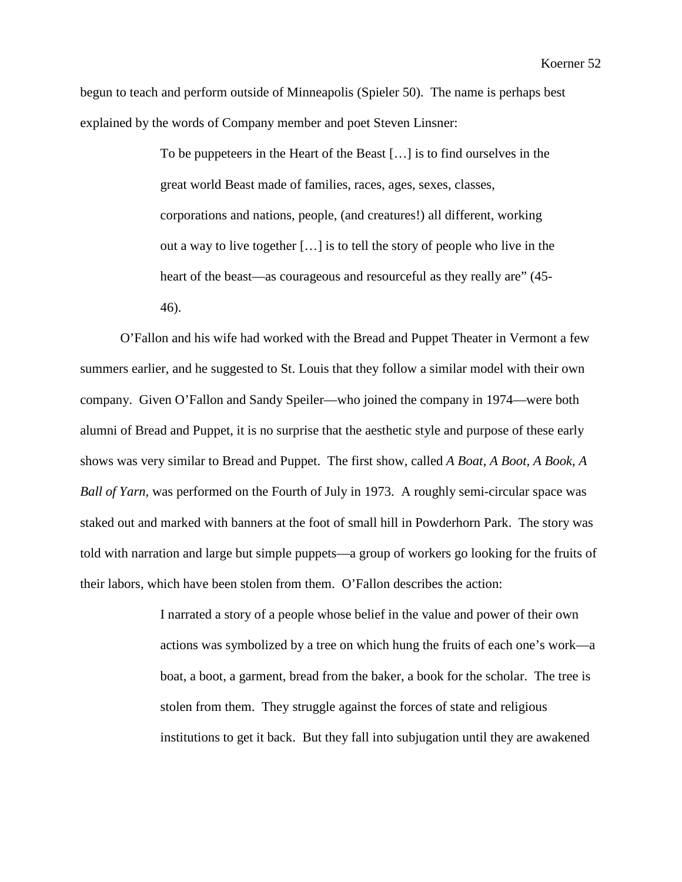begun to teach and perform outside of Minneapolis (Spieler 50). The name is perhaps best explained by the words of Company member and poet Steven Linsner:

> To be puppeteers in the Heart of the Beast […] is to find ourselves in the great world Beast made of families, races, ages, sexes, classes, corporations and nations, people, (and creatures!) all different, working out a way to live together […] is to tell the story of people who live in the heart of the beast—as courageous and resourceful as they really are" (45-46).

O'Fallon and his wife had worked with the Bread and Puppet Theater in Vermont a few summers earlier, and he suggested to St. Louis that they follow a similar model with their own company. Given O'Fallon and Sandy Speiler—who joined the company in 1974—were both alumni of Bread and Puppet, it is no surprise that the aesthetic style and purpose of these early shows was very similar to Bread and Puppet. The first show, called *A Boat, A Boot, A Book, A Ball of Yarn*, was performed on the Fourth of July in 1973. A roughly semi-circular space was staked out and marked with banners at the foot of small hill in Powderhorn Park. The story was told with narration and large but simple puppets—a group of workers go looking for the fruits of their labors, which have been stolen from them. O'Fallon describes the action:

> I narrated a story of a people whose belief in the value and power of their own actions was symbolized by a tree on which hung the fruits of each one's work—a boat, a boot, a garment, bread from the baker, a book for the scholar. The tree is stolen from them. They struggle against the forces of state and religious institutions to get it back. But they fall into subjugation until they are awakened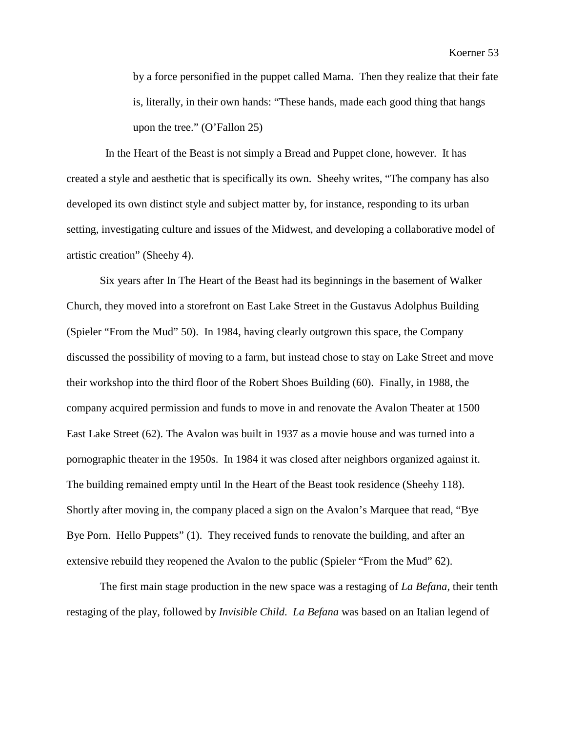> by a force personified in the puppet called Mama. Then they realize that their fate is, literally, in their own hands: "These hands, made each good thing that hangs upon the tree." (O'Fallon 25)

In the Heart of the Beast is not simply a Bread and Puppet clone, however. It has created a style and aesthetic that is specifically its own. Sheehy writes, "The company has also developed its own distinct style and subject matter by, for instance, responding to its urban setting, investigating culture and issues of the Midwest, and developing a collaborative model of artistic creation" (Sheehy 4).

Six years after In The Heart of the Beast had its beginnings in the basement of Walker Church, they moved into a storefront on East Lake Street in the Gustavus Adolphus Building (Spieler "From the Mud" 50). In 1984, having clearly outgrown this space, the Company discussed the possibility of moving to a farm, but instead chose to stay on Lake Street and move their workshop into the third floor of the Robert Shoes Building (60). Finally, in 1988, the company acquired permission and funds to move in and renovate the Avalon Theater at 1500 East Lake Street (62). The Avalon was built in 1937 as a movie house and was turned into a pornographic theater in the 1950s. In 1984 it was closed after neighbors organized against it. The building remained empty until In the Heart of the Beast took residence (Sheehy 118). Shortly after moving in, the company placed a sign on the Avalon's Marquee that read, "Bye Bye Porn. Hello Puppets" (1). They received funds to renovate the building, and after an extensive rebuild they reopened the Avalon to the public (Spieler "From the Mud" 62).

The first main stage production in the new space was a restaging of *La Befana,* their tenth restaging of the play, followed by *Invisible Child*. *La Befana* was based on an Italian legend of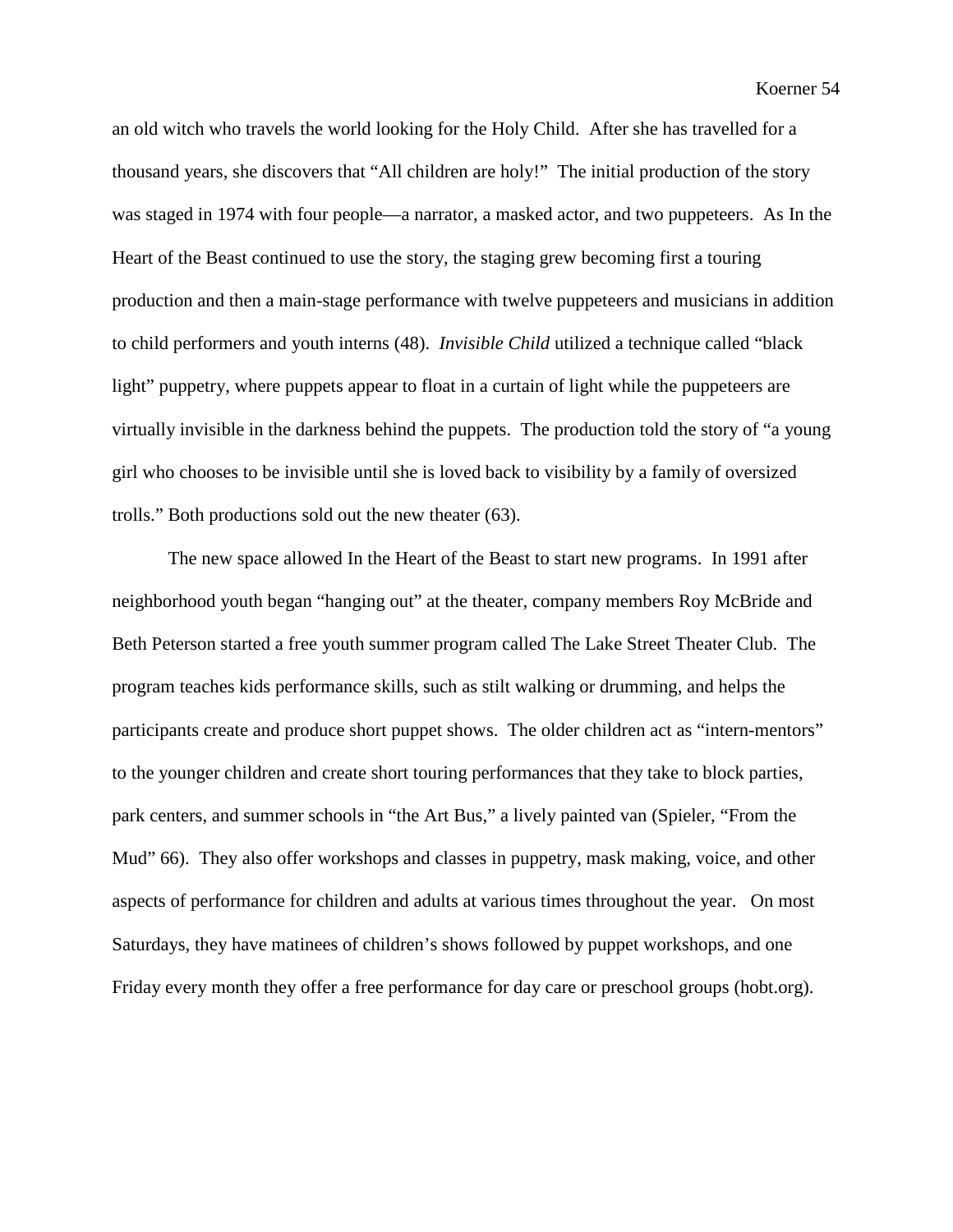an old witch who travels the world looking for the Holy Child. After she has travelled for a thousand years, she discovers that "All children are holy!" The initial production of the story was staged in 1974 with four people—a narrator, a masked actor, and two puppeteers. As In the Heart of the Beast continued to use the story, the staging grew becoming first a touring production and then a main-stage performance with twelve puppeteers and musicians in addition to child performers and youth interns (48). *Invisible Child* utilized a technique called "black light" puppetry, where puppets appear to float in a curtain of light while the puppeteers are virtually invisible in the darkness behind the puppets. The production told the story of "a young girl who chooses to be invisible until she is loved back to visibility by a family of oversized trolls." Both productions sold out the new theater (63).

The new space allowed In the Heart of the Beast to start new programs. In 1991 after neighborhood youth began "hanging out" at the theater, company members Roy McBride and Beth Peterson started a free youth summer program called The Lake Street Theater Club. The program teaches kids performance skills, such as stilt walking or drumming, and helps the participants create and produce short puppet shows. The older children act as "intern-mentors" to the younger children and create short touring performances that they take to block parties, park centers, and summer schools in "the Art Bus," a lively painted van (Spieler, "From the Mud" 66). They also offer workshops and classes in puppetry, mask making, voice, and other aspects of performance for children and adults at various times throughout the year. On most Saturdays, they have matinees of children's shows followed by puppet workshops, and one Friday every month they offer a free performance for day care or preschool groups (hobt.org).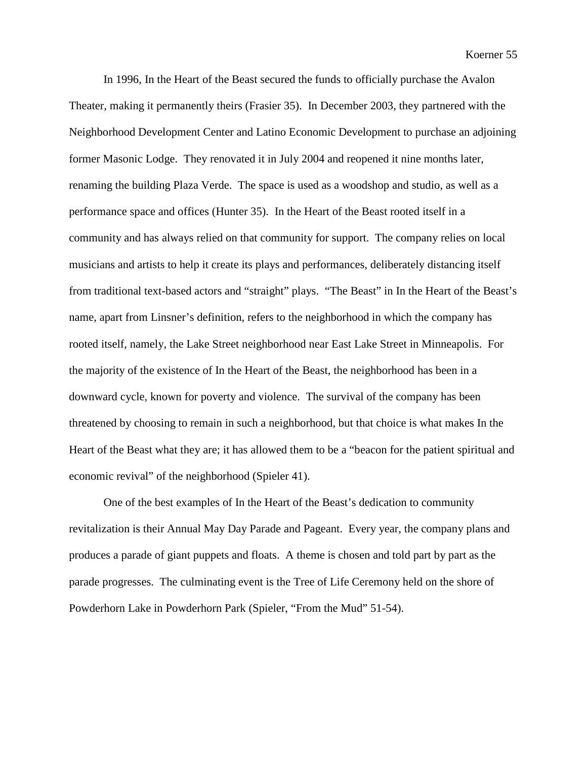In 1996, In the Heart of the Beast secured the funds to officially purchase the Avalon Theater, making it permanently theirs (Frasier 35). In December 2003, they partnered with the Neighborhood Development Center and Latino Economic Development to purchase an adjoining former Masonic Lodge. They renovated it in July 2004 and reopened it nine months later, renaming the building Plaza Verde. The space is used as a woodshop and studio, as well as a performance space and offices (Hunter 35). In the Heart of the Beast rooted itself in a community and has always relied on that community for support. The company relies on local musicians and artists to help it create its plays and performances, deliberately distancing itself from traditional text-based actors and "straight" plays. "The Beast" in In the Heart of the Beast's name, apart from Linsner's definition, refers to the neighborhood in which the company has rooted itself, namely, the Lake Street neighborhood near East Lake Street in Minneapolis. For the majority of the existence of In the Heart of the Beast, the neighborhood has been in a downward cycle, known for poverty and violence. The survival of the company has been threatened by choosing to remain in such a neighborhood, but that choice is what makes In the Heart of the Beast what they are; it has allowed them to be a "beacon for the patient spiritual and economic revival" of the neighborhood (Spieler 41).

One of the best examples of In the Heart of the Beast's dedication to community revitalization is their Annual May Day Parade and Pageant. Every year, the company plans and produces a parade of giant puppets and floats. A theme is chosen and told part by part as the parade progresses. The culminating event is the Tree of Life Ceremony held on the shore of Powderhorn Lake in Powderhorn Park (Spieler, "From the Mud" 51-54).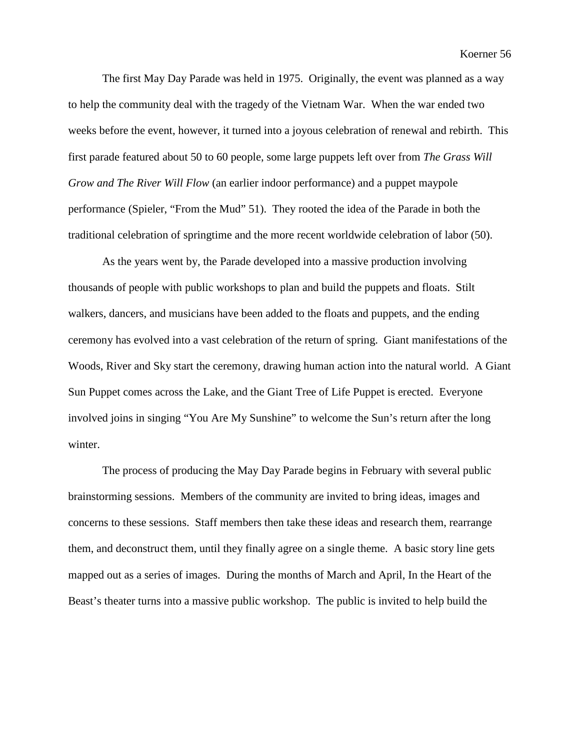The first May Day Parade was held in 1975. Originally, the event was planned as a way to help the community deal with the tragedy of the Vietnam War. When the war ended two weeks before the event, however, it turned into a joyous celebration of renewal and rebirth. This first parade featured about 50 to 60 people, some large puppets left over from *The Grass Will Grow and The River Will Flow* (an earlier indoor performance) and a puppet maypole performance (Spieler, "From the Mud" 51). They rooted the idea of the Parade in both the traditional celebration of springtime and the more recent worldwide celebration of labor (50).

As the years went by, the Parade developed into a massive production involving thousands of people with public workshops to plan and build the puppets and floats. Stilt walkers, dancers, and musicians have been added to the floats and puppets, and the ending ceremony has evolved into a vast celebration of the return of spring. Giant manifestations of the Woods, River and Sky start the ceremony, drawing human action into the natural world. A Giant Sun Puppet comes across the Lake, and the Giant Tree of Life Puppet is erected. Everyone involved joins in singing "You Are My Sunshine" to welcome the Sun's return after the long winter.

The process of producing the May Day Parade begins in February with several public brainstorming sessions. Members of the community are invited to bring ideas, images and concerns to these sessions. Staff members then take these ideas and research them, rearrange them, and deconstruct them, until they finally agree on a single theme. A basic story line gets mapped out as a series of images. During the months of March and April, In the Heart of the Beast's theater turns into a massive public workshop. The public is invited to help build the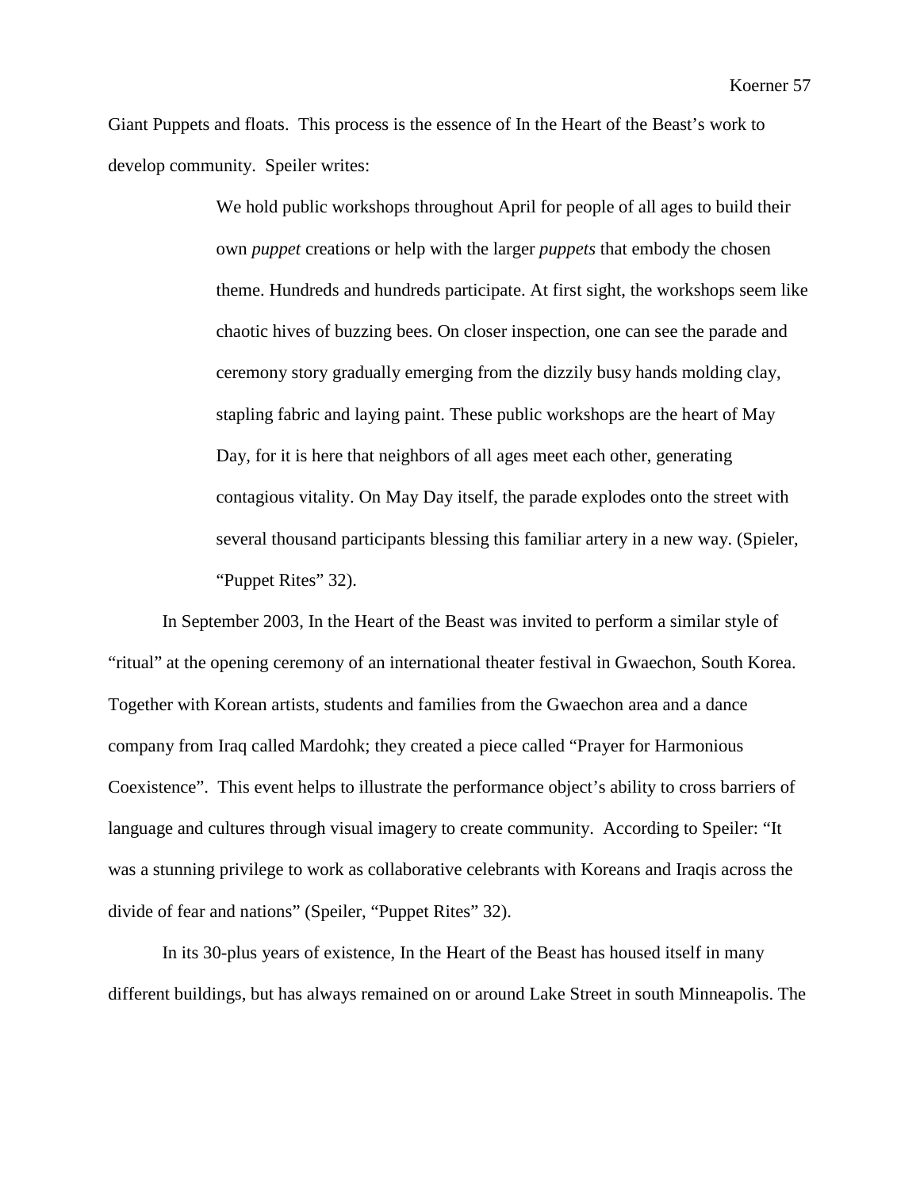Giant Puppets and floats. This process is the essence of In the Heart of the Beast's work to develop community. Speiler writes:

> We hold public workshops throughout April for people of all ages to build their own *puppet* creations or help with the larger *puppets* that embody the chosen theme. Hundreds and hundreds participate. At first sight, the workshops seem like chaotic hives of buzzing bees. On closer inspection, one can see the parade and ceremony story gradually emerging from the dizzily busy hands molding clay, stapling fabric and laying paint. These public workshops are the heart of May Day, for it is here that neighbors of all ages meet each other, generating contagious vitality. On May Day itself, the parade explodes onto the street with several thousand participants blessing this familiar artery in a new way. (Spieler, "Puppet Rites" 32).

In September 2003, In the Heart of the Beast was invited to perform a similar style of "ritual" at the opening ceremony of an international theater festival in Gwaechon, South Korea. Together with Korean artists, students and families from the Gwaechon area and a dance company from Iraq called Mardohk; they created a piece called "Prayer for Harmonious Coexistence". This event helps to illustrate the performance object's ability to cross barriers of language and cultures through visual imagery to create community. According to Speiler: "It was a stunning privilege to work as collaborative celebrants with Koreans and Iraqis across the divide of fear and nations" (Speiler, "Puppet Rites" 32).

In its 30-plus years of existence, In the Heart of the Beast has housed itself in many different buildings, but has always remained on or around Lake Street in south Minneapolis. The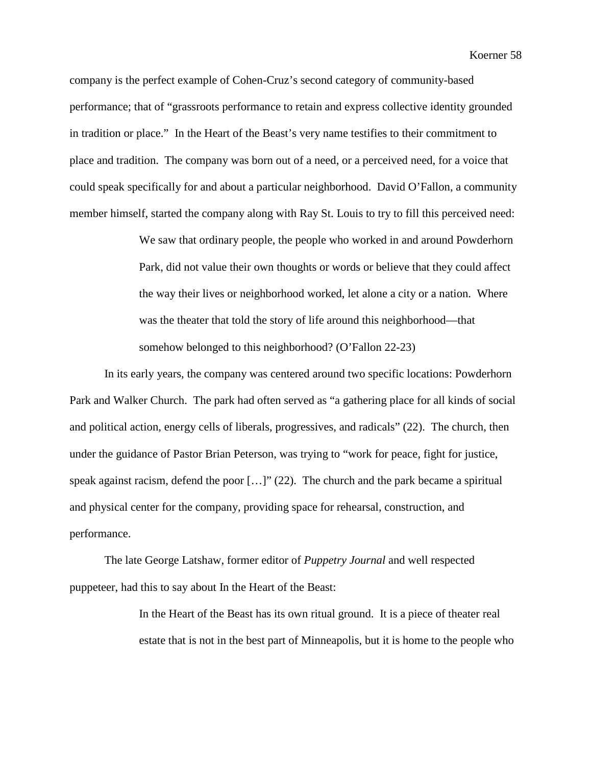company is the perfect example of Cohen-Cruz's second category of community-based performance; that of "grassroots performance to retain and express collective identity grounded in tradition or place." In the Heart of the Beast's very name testifies to their commitment to place and tradition. The company was born out of a need, or a perceived need, for a voice that could speak specifically for and about a particular neighborhood. David O'Fallon, a community member himself, started the company along with Ray St. Louis to try to fill this perceived need:

> We saw that ordinary people, the people who worked in and around Powderhorn Park, did not value their own thoughts or words or believe that they could affect the way their lives or neighborhood worked, let alone a city or a nation. Where was the theater that told the story of life around this neighborhood—that somehow belonged to this neighborhood? (O'Fallon 22-23)

In its early years, the company was centered around two specific locations: Powderhorn Park and Walker Church. The park had often served as "a gathering place for all kinds of social and political action, energy cells of liberals, progressives, and radicals" (22). The church, then under the guidance of Pastor Brian Peterson, was trying to "work for peace, fight for justice, speak against racism, defend the poor […]" (22). The church and the park became a spiritual and physical center for the company, providing space for rehearsal, construction, and performance.

The late George Latshaw, former editor of *Puppetry Journal* and well respected puppeteer, had this to say about In the Heart of the Beast:

> In the Heart of the Beast has its own ritual ground. It is a piece of theater real estate that is not in the best part of Minneapolis, but it is home to the people who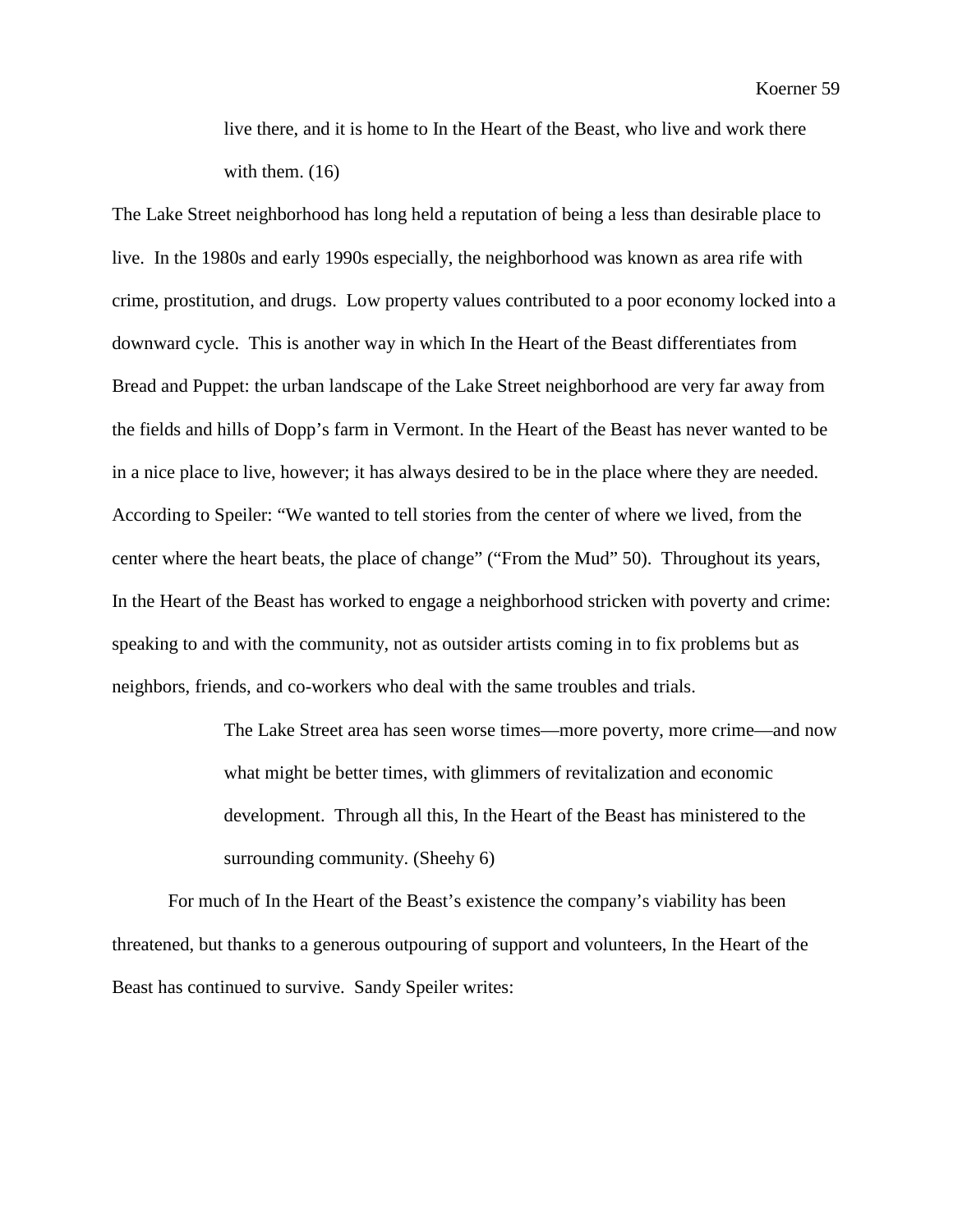> live there, and it is home to In the Heart of the Beast, who live and work there with them. (16)

The Lake Street neighborhood has long held a reputation of being a less than desirable place to live. In the 1980s and early 1990s especially, the neighborhood was known as area rife with crime, prostitution, and drugs. Low property values contributed to a poor economy locked into a downward cycle. This is another way in which In the Heart of the Beast differentiates from Bread and Puppet: the urban landscape of the Lake Street neighborhood are very far away from the fields and hills of Dopp's farm in Vermont. In the Heart of the Beast has never wanted to be in a nice place to live, however; it has always desired to be in the place where they are needed. According to Speiler: "We wanted to tell stories from the center of where we lived, from the center where the heart beats, the place of change" ("From the Mud" 50). Throughout its years, In the Heart of the Beast has worked to engage a neighborhood stricken with poverty and crime: speaking to and with the community, not as outsider artists coming in to fix problems but as neighbors, friends, and co-workers who deal with the same troubles and trials.

> The Lake Street area has seen worse times—more poverty, more crime—and now what might be better times, with glimmers of revitalization and economic development. Through all this, In the Heart of the Beast has ministered to the surrounding community. (Sheehy 6)

For much of In the Heart of the Beast's existence the company's viability has been threatened, but thanks to a generous outpouring of support and volunteers, In the Heart of the Beast has continued to survive. Sandy Speiler writes: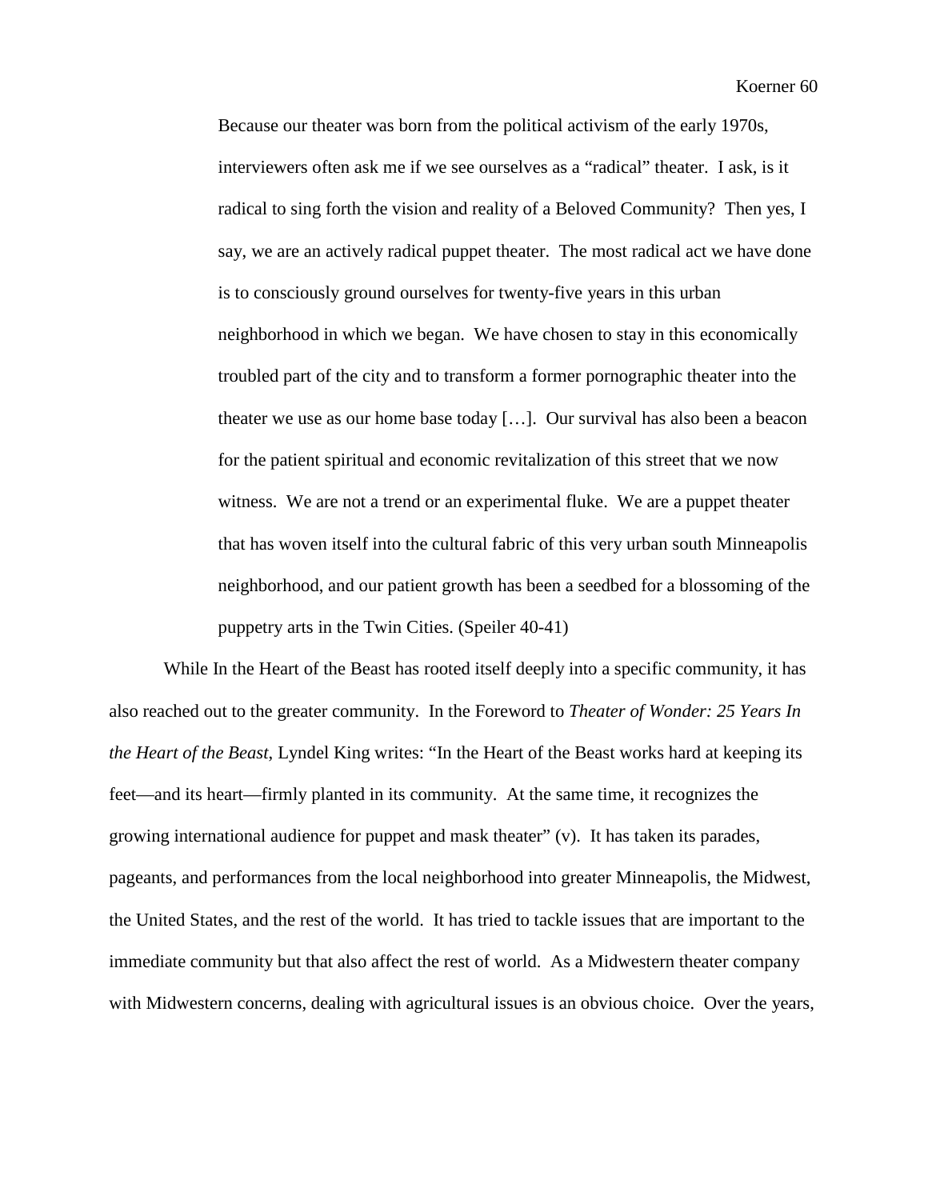> Because our theater was born from the political activism of the early 1970s, interviewers often ask me if we see ourselves as a "radical" theater. I ask, is it radical to sing forth the vision and reality of a Beloved Community? Then yes, I say, we are an actively radical puppet theater. The most radical act we have done is to consciously ground ourselves for twenty-five years in this urban neighborhood in which we began. We have chosen to stay in this economically troubled part of the city and to transform a former pornographic theater into the theater we use as our home base today […]. Our survival has also been a beacon for the patient spiritual and economic revitalization of this street that we now witness. We are not a trend or an experimental fluke. We are a puppet theater that has woven itself into the cultural fabric of this very urban south Minneapolis neighborhood, and our patient growth has been a seedbed for a blossoming of the puppetry arts in the Twin Cities. (Speiler 40-41)

While In the Heart of the Beast has rooted itself deeply into a specific community, it has also reached out to the greater community. In the Foreword to *Theater of Wonder: 25 Years In the Heart of the Beast*, Lyndel King writes: "In the Heart of the Beast works hard at keeping its feet—and its heart—firmly planted in its community. At the same time, it recognizes the growing international audience for puppet and mask theater" (v). It has taken its parades, pageants, and performances from the local neighborhood into greater Minneapolis, the Midwest, the United States, and the rest of the world. It has tried to tackle issues that are important to the immediate community but that also affect the rest of world. As a Midwestern theater company with Midwestern concerns, dealing with agricultural issues is an obvious choice. Over the years,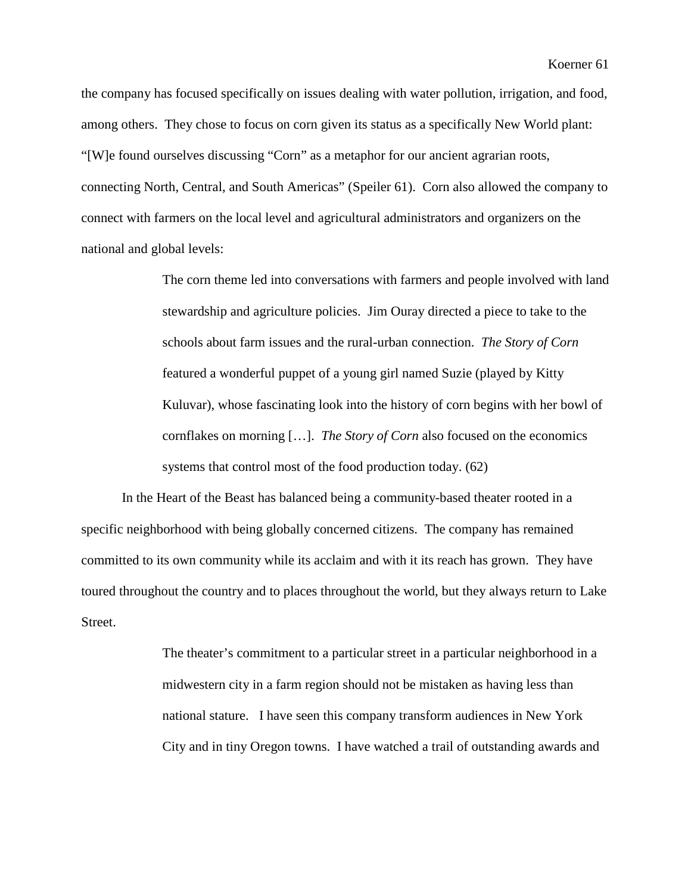the company has focused specifically on issues dealing with water pollution, irrigation, and food, among others. They chose to focus on corn given its status as a specifically New World plant: "[W]e found ourselves discussing "Corn" as a metaphor for our ancient agrarian roots, connecting North, Central, and South Americas" (Speiler 61). Corn also allowed the company to connect with farmers on the local level and agricultural administrators and organizers on the national and global levels:

> The corn theme led into conversations with farmers and people involved with land stewardship and agriculture policies. Jim Ouray directed a piece to take to the schools about farm issues and the rural-urban connection. *The Story of Corn* featured a wonderful puppet of a young girl named Suzie (played by Kitty Kuluvar), whose fascinating look into the history of corn begins with her bowl of cornflakes on morning […]. *The Story of Corn* also focused on the economics systems that control most of the food production today. (62)

In the Heart of the Beast has balanced being a community-based theater rooted in a specific neighborhood with being globally concerned citizens. The company has remained committed to its own community while its acclaim and with it its reach has grown. They have toured throughout the country and to places throughout the world, but they always return to Lake Street.

> The theater's commitment to a particular street in a particular neighborhood in a midwestern city in a farm region should not be mistaken as having less than national stature. I have seen this company transform audiences in New York City and in tiny Oregon towns. I have watched a trail of outstanding awards and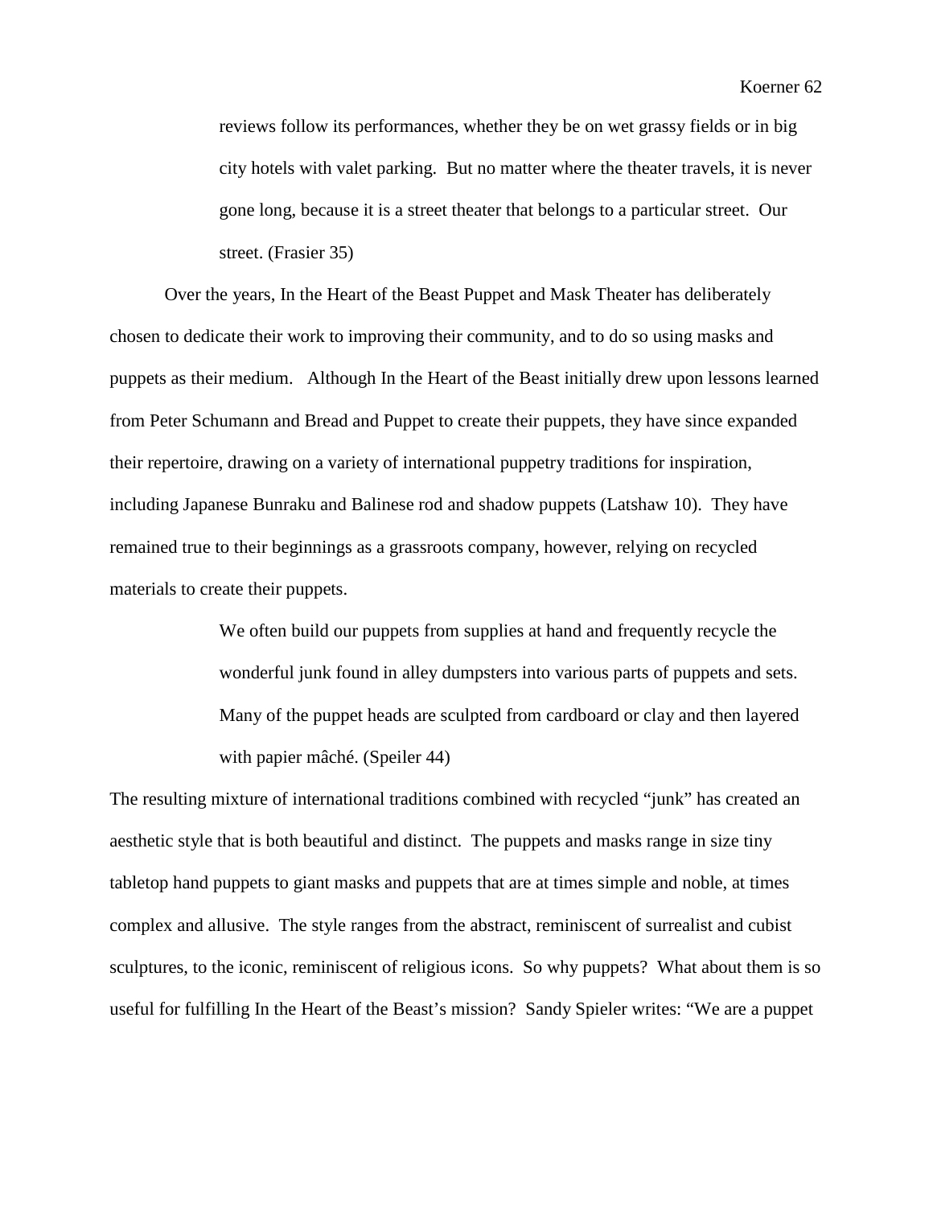> reviews follow its performances, whether they be on wet grassy fields or in big city hotels with valet parking. But no matter where the theater travels, it is never gone long, because it is a street theater that belongs to a particular street. Our street. (Frasier 35)

Over the years, In the Heart of the Beast Puppet and Mask Theater has deliberately chosen to dedicate their work to improving their community, and to do so using masks and puppets as their medium. Although In the Heart of the Beast initially drew upon lessons learned from Peter Schumann and Bread and Puppet to create their puppets, they have since expanded their repertoire, drawing on a variety of international puppetry traditions for inspiration, including Japanese Bunraku and Balinese rod and shadow puppets (Latshaw 10). They have remained true to their beginnings as a grassroots company, however, relying on recycled materials to create their puppets.

> We often build our puppets from supplies at hand and frequently recycle the wonderful junk found in alley dumpsters into various parts of puppets and sets. Many of the puppet heads are sculpted from cardboard or clay and then layered with papier mâché. (Speiler 44)

The resulting mixture of international traditions combined with recycled "junk" has created an aesthetic style that is both beautiful and distinct. The puppets and masks range in size tiny tabletop hand puppets to giant masks and puppets that are at times simple and noble, at times complex and allusive. The style ranges from the abstract, reminiscent of surrealist and cubist sculptures, to the iconic, reminiscent of religious icons. So why puppets? What about them is so useful for fulfilling In the Heart of the Beast's mission? Sandy Spieler writes: "We are a puppet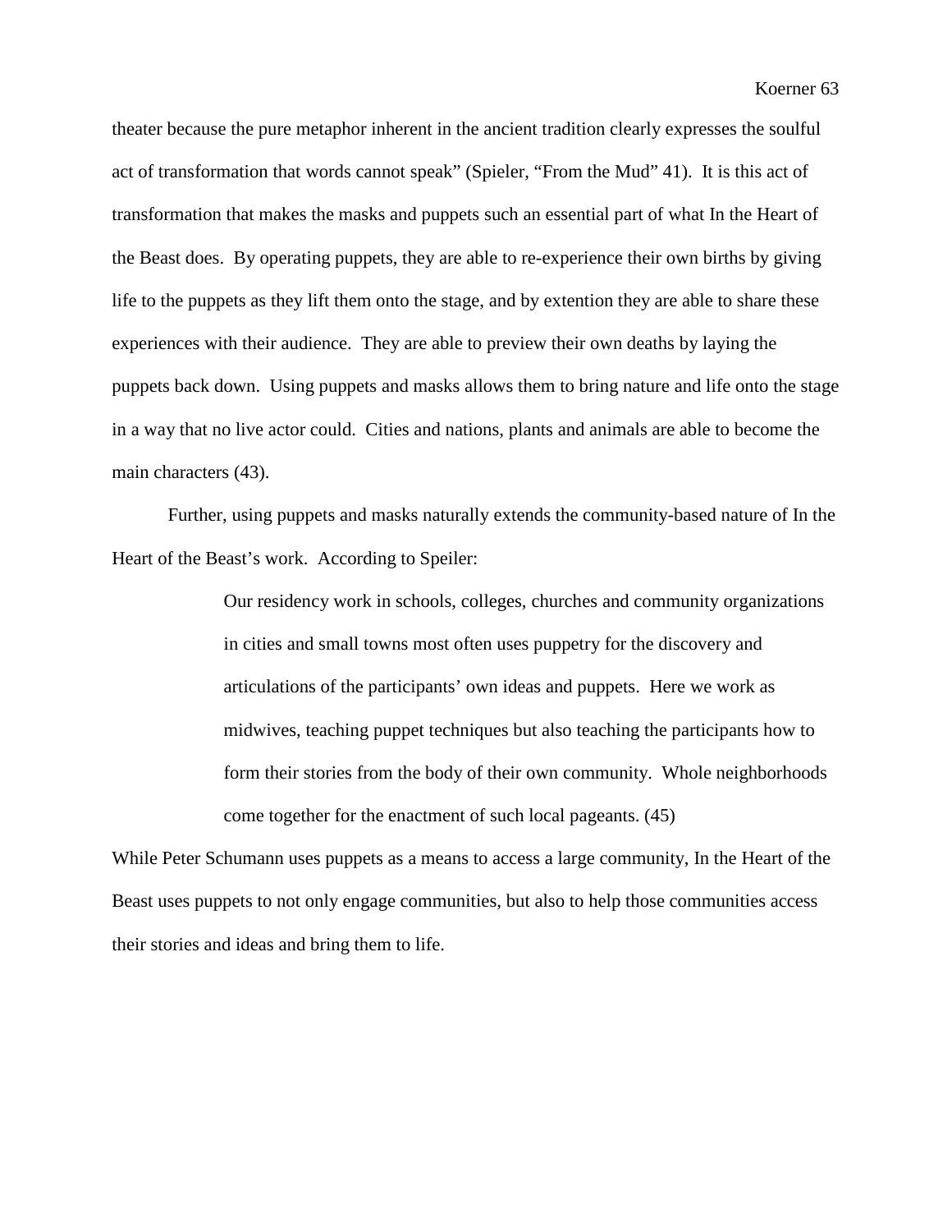theater because the pure metaphor inherent in the ancient tradition clearly expresses the soulful act of transformation that words cannot speak" (Spieler, "From the Mud" 41). It is this act of transformation that makes the masks and puppets such an essential part of what In the Heart of the Beast does. By operating puppets, they are able to re-experience their own births by giving life to the puppets as they lift them onto the stage, and by extention they are able to share these experiences with their audience. They are able to preview their own deaths by laying the puppets back down. Using puppets and masks allows them to bring nature and life onto the stage in a way that no live actor could. Cities and nations, plants and animals are able to become the main characters (43).

Further, using puppets and masks naturally extends the community-based nature of In the Heart of the Beast's work. According to Speiler:

> Our residency work in schools, colleges, churches and community organizations in cities and small towns most often uses puppetry for the discovery and articulations of the participants' own ideas and puppets. Here we work as midwives, teaching puppet techniques but also teaching the participants how to form their stories from the body of their own community. Whole neighborhoods come together for the enactment of such local pageants. (45)

While Peter Schumann uses puppets as a means to access a large community, In the Heart of the Beast uses puppets to not only engage communities, but also to help those communities access their stories and ideas and bring them to life.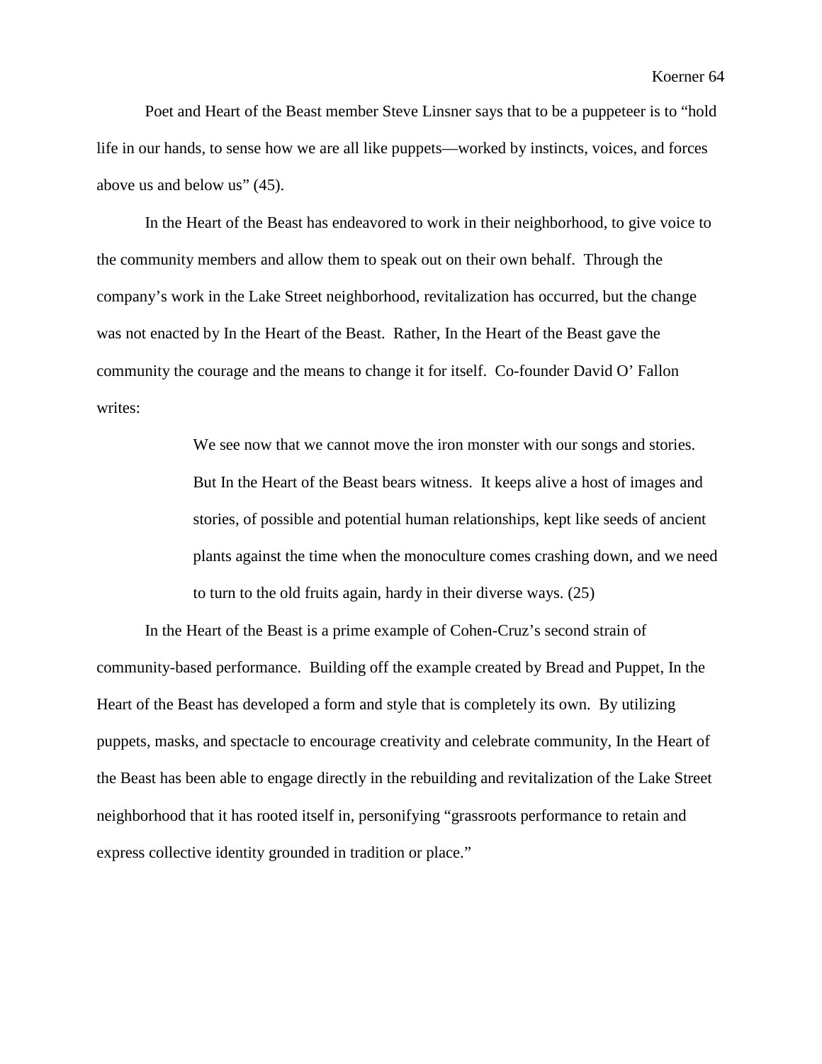Poet and Heart of the Beast member Steve Linsner says that to be a puppeteer is to "hold life in our hands, to sense how we are all like puppets—worked by instincts, voices, and forces above us and below us" (45).

In the Heart of the Beast has endeavored to work in their neighborhood, to give voice to the community members and allow them to speak out on their own behalf. Through the company's work in the Lake Street neighborhood, revitalization has occurred, but the change was not enacted by In the Heart of the Beast. Rather, In the Heart of the Beast gave the community the courage and the means to change it for itself. Co-founder David O' Fallon writes:

> We see now that we cannot move the iron monster with our songs and stories. But In the Heart of the Beast bears witness. It keeps alive a host of images and stories, of possible and potential human relationships, kept like seeds of ancient plants against the time when the monoculture comes crashing down, and we need to turn to the old fruits again, hardy in their diverse ways. (25)

In the Heart of the Beast is a prime example of Cohen-Cruz's second strain of community-based performance. Building off the example created by Bread and Puppet, In the Heart of the Beast has developed a form and style that is completely its own. By utilizing puppets, masks, and spectacle to encourage creativity and celebrate community, In the Heart of the Beast has been able to engage directly in the rebuilding and revitalization of the Lake Street neighborhood that it has rooted itself in, personifying "grassroots performance to retain and express collective identity grounded in tradition or place."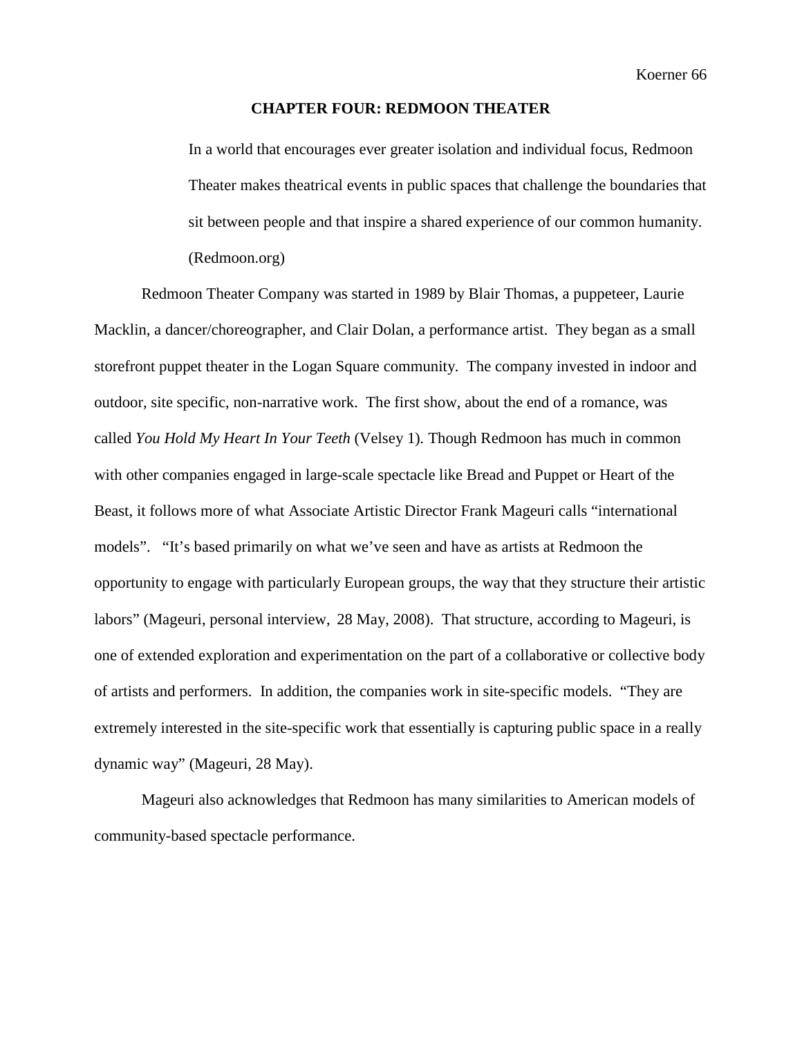# CHAPTER FOUR: REDMOON THEATER

> In a world that encourages ever greater isolation and individual focus, Redmoon Theater makes theatrical events in public spaces that challenge the boundaries that sit between people and that inspire a shared experience of our common humanity. (Redmoon.org)

Redmoon Theater Company was started in 1989 by Blair Thomas, a puppeteer, Laurie Macklin, a dancer/choreographer, and Clair Dolan, a performance artist. They began as a small storefront puppet theater in the Logan Square community. The company invested in indoor and outdoor, site specific, non-narrative work. The first show, about the end of a romance, was called *You Hold My Heart In Your Teeth* (Velsey 1). Though Redmoon has much in common with other companies engaged in large-scale spectacle like Bread and Puppet or Heart of the Beast, it follows more of what Associate Artistic Director Frank Mageuri calls "international models". "It's based primarily on what we've seen and have as artists at Redmoon the opportunity to engage with particularly European groups, the way that they structure their artistic labors" (Mageuri, personal interview, 28 May, 2008). That structure, according to Mageuri, is one of extended exploration and experimentation on the part of a collaborative or collective body of artists and performers. In addition, the companies work in site-specific models. "They are extremely interested in the site-specific work that essentially is capturing public space in a really dynamic way" (Mageuri, 28 May).

Mageuri also acknowledges that Redmoon has many similarities to American models of community-based spectacle performance.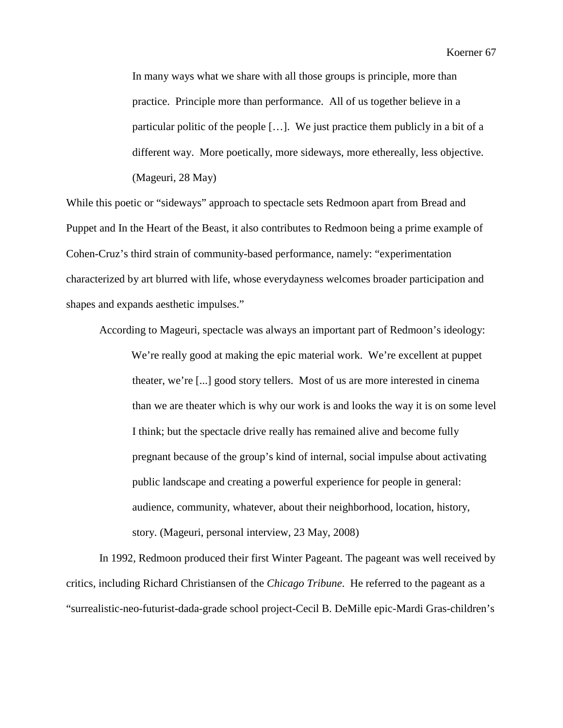> In many ways what we share with all those groups is principle, more than practice. Principle more than performance. All of us together believe in a particular politic of the people […]. We just practice them publicly in a bit of a different way. More poetically, more sideways, more ethereally, less objective. (Mageuri, 28 May)

While this poetic or "sideways" approach to spectacle sets Redmoon apart from Bread and Puppet and In the Heart of the Beast, it also contributes to Redmoon being a prime example of Cohen-Cruz's third strain of community-based performance, namely: "experimentation characterized by art blurred with life, whose everydayness welcomes broader participation and shapes and expands aesthetic impulses."

According to Mageuri, spectacle was always an important part of Redmoon's ideology:

> We're really good at making the epic material work. We're excellent at puppet theater, we're [...] good story tellers. Most of us are more interested in cinema than we are theater which is why our work is and looks the way it is on some level I think; but the spectacle drive really has remained alive and become fully pregnant because of the group's kind of internal, social impulse about activating public landscape and creating a powerful experience for people in general: audience, community, whatever, about their neighborhood, location, history, story. (Mageuri, personal interview, 23 May, 2008)

In 1992, Redmoon produced their first Winter Pageant. The pageant was well received by critics, including Richard Christiansen of the *Chicago Tribune*. He referred to the pageant as a "surrealistic-neo-futurist-dada-grade school project-Cecil B. DeMille epic-Mardi Gras-children's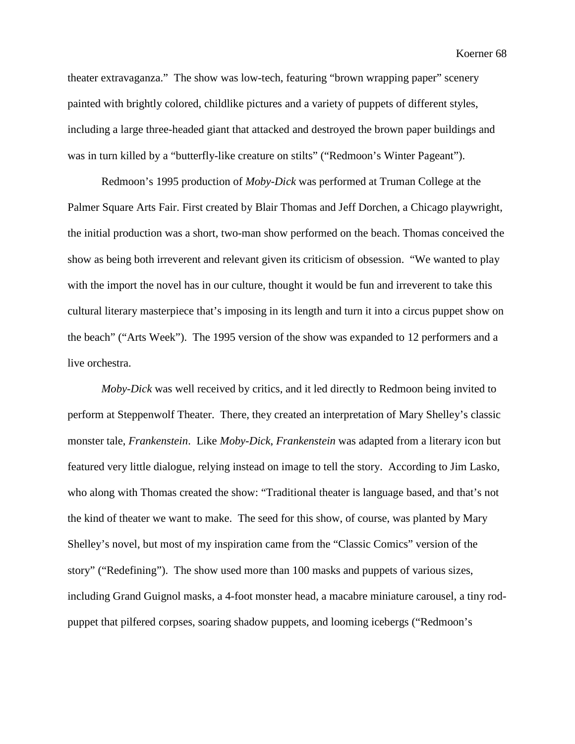theater extravaganza." The show was low-tech, featuring "brown wrapping paper" scenery painted with brightly colored, childlike pictures and a variety of puppets of different styles, including a large three-headed giant that attacked and destroyed the brown paper buildings and was in turn killed by a "butterfly-like creature on stilts" ("Redmoon's Winter Pageant").

Redmoon's 1995 production of *Moby-Dick* was performed at Truman College at the Palmer Square Arts Fair. First created by Blair Thomas and Jeff Dorchen, a Chicago playwright, the initial production was a short, two-man show performed on the beach. Thomas conceived the show as being both irreverent and relevant given its criticism of obsession. "We wanted to play with the import the novel has in our culture, thought it would be fun and irreverent to take this cultural literary masterpiece that's imposing in its length and turn it into a circus puppet show on the beach" ("Arts Week"). The 1995 version of the show was expanded to 12 performers and a live orchestra.

*Moby-Dick* was well received by critics, and it led directly to Redmoon being invited to perform at Steppenwolf Theater. There, they created an interpretation of Mary Shelley's classic monster tale, *Frankenstein*. Like *Moby-Dick*, *Frankenstein* was adapted from a literary icon but featured very little dialogue, relying instead on image to tell the story. According to Jim Lasko, who along with Thomas created the show: "Traditional theater is language based, and that's not the kind of theater we want to make. The seed for this show, of course, was planted by Mary Shelley's novel, but most of my inspiration came from the "Classic Comics" version of the story" ("Redefining"). The show used more than 100 masks and puppets of various sizes, including Grand Guignol masks, a 4-foot monster head, a macabre miniature carousel, a tiny rod-puppet that pilfered corpses, soaring shadow puppets, and looming icebergs ("Redmoon's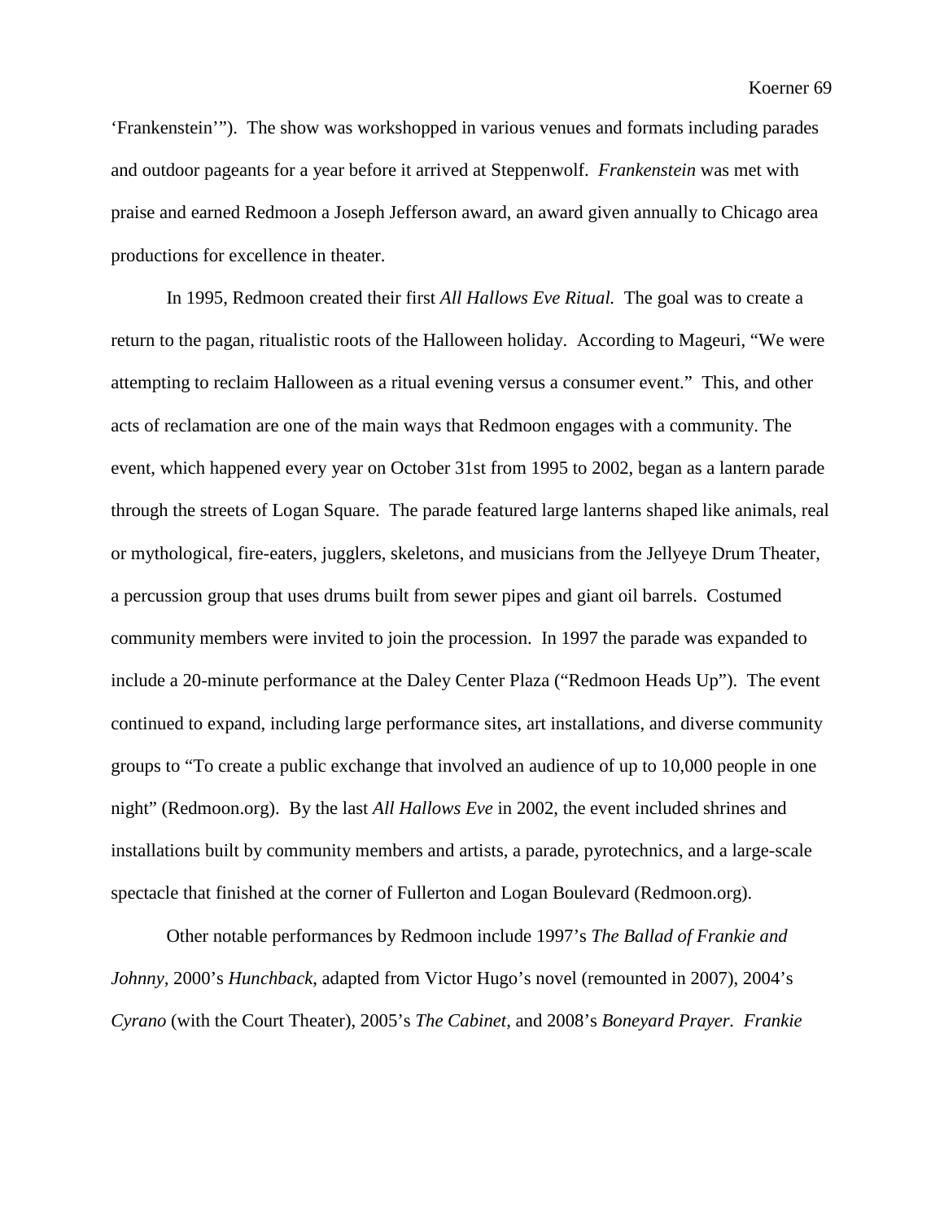'Frankenstein'"). The show was workshopped in various venues and formats including parades and outdoor pageants for a year before it arrived at Steppenwolf. *Frankenstein* was met with praise and earned Redmoon a Joseph Jefferson award, an award given annually to Chicago area productions for excellence in theater.

In 1995, Redmoon created their first *All Hallows Eve Ritual.* The goal was to create a return to the pagan, ritualistic roots of the Halloween holiday. According to Mageuri, "We were attempting to reclaim Halloween as a ritual evening versus a consumer event." This, and other acts of reclamation are one of the main ways that Redmoon engages with a community. The event, which happened every year on October 31st from 1995 to 2002, began as a lantern parade through the streets of Logan Square. The parade featured large lanterns shaped like animals, real or mythological, fire-eaters, jugglers, skeletons, and musicians from the Jellyeye Drum Theater, a percussion group that uses drums built from sewer pipes and giant oil barrels. Costumed community members were invited to join the procession. In 1997 the parade was expanded to include a 20-minute performance at the Daley Center Plaza ("Redmoon Heads Up"). The event continued to expand, including large performance sites, art installations, and diverse community groups to "To create a public exchange that involved an audience of up to 10,000 people in one night" (Redmoon.org). By the last *All Hallows Eve* in 2002, the event included shrines and installations built by community members and artists, a parade, pyrotechnics, and a large-scale spectacle that finished at the corner of Fullerton and Logan Boulevard (Redmoon.org).

Other notable performances by Redmoon include 1997's *The Ballad of Frankie and Johnny,* 2000's *Hunchback*, adapted from Victor Hugo's novel (remounted in 2007), 2004's *Cyrano* (with the Court Theater), 2005's *The Cabinet,* and 2008's *Boneyard Prayer. Frankie*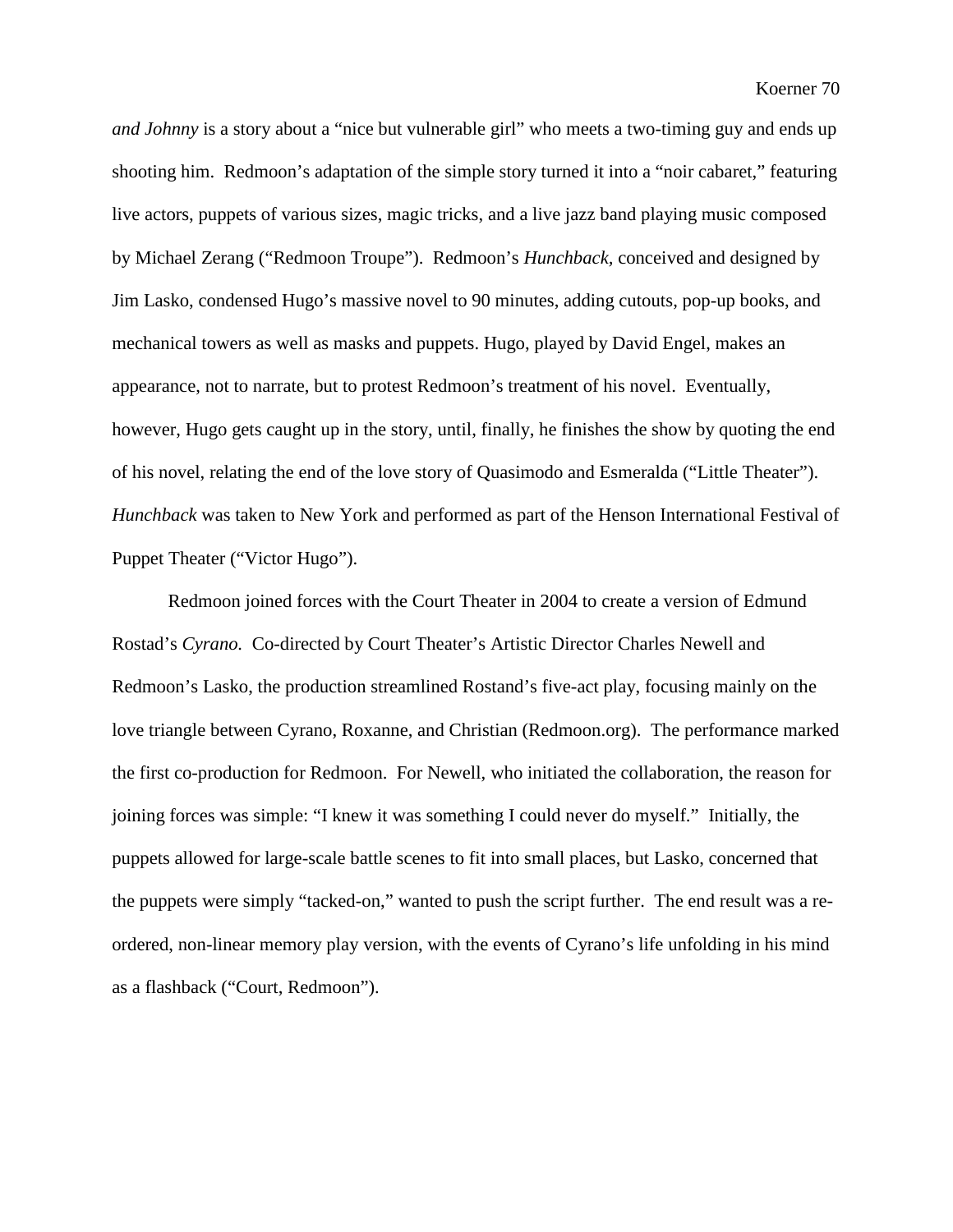*and Johnny* is a story about a “nice but vulnerable girl” who meets a two-timing guy and ends up shooting him. Redmoon’s adaptation of the simple story turned it into a “noir cabaret,” featuring live actors, puppets of various sizes, magic tricks, and a live jazz band playing music composed by Michael Zerang (“Redmoon Troupe”). Redmoon’s *Hunchback,* conceived and designed by Jim Lasko, condensed Hugo’s massive novel to 90 minutes, adding cutouts, pop-up books, and mechanical towers as well as masks and puppets. Hugo, played by David Engel, makes an appearance, not to narrate, but to protest Redmoon’s treatment of his novel. Eventually, however, Hugo gets caught up in the story, until, finally, he finishes the show by quoting the end of his novel, relating the end of the love story of Quasimodo and Esmeralda (“Little Theater”). *Hunchback* was taken to New York and performed as part of the Henson International Festival of Puppet Theater (“Victor Hugo”).

Redmoon joined forces with the Court Theater in 2004 to create a version of Edmund Rostad’s *Cyrano.* Co-directed by Court Theater’s Artistic Director Charles Newell and Redmoon’s Lasko, the production streamlined Rostand’s five-act play, focusing mainly on the love triangle between Cyrano, Roxanne, and Christian (Redmoon.org). The performance marked the first co-production for Redmoon. For Newell, who initiated the collaboration, the reason for joining forces was simple: “I knew it was something I could never do myself.” Initially, the puppets allowed for large-scale battle scenes to fit into small places, but Lasko, concerned that the puppets were simply “tacked-on,” wanted to push the script further. The end result was a re-ordered, non-linear memory play version, with the events of Cyrano’s life unfolding in his mind as a flashback (“Court, Redmoon”).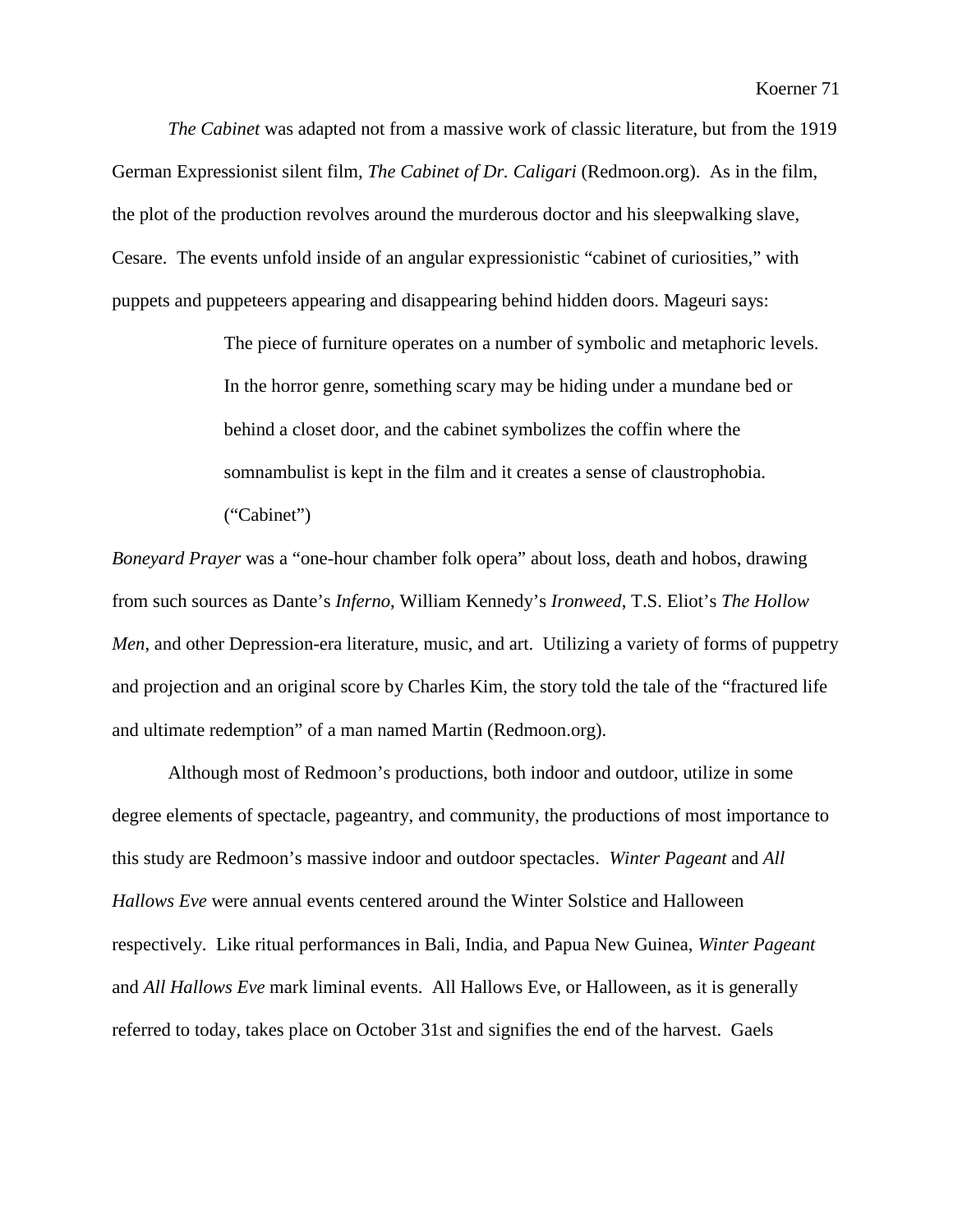*The Cabinet* was adapted not from a massive work of classic literature, but from the 1919 German Expressionist silent film, *The Cabinet of Dr. Caligari* (Redmoon.org). As in the film, the plot of the production revolves around the murderous doctor and his sleepwalking slave, Cesare. The events unfold inside of an angular expressionistic "cabinet of curiosities," with puppets and puppeteers appearing and disappearing behind hidden doors. Mageuri says:

> The piece of furniture operates on a number of symbolic and metaphoric levels. In the horror genre, something scary may be hiding under a mundane bed or behind a closet door, and the cabinet symbolizes the coffin where the somnambulist is kept in the film and it creates a sense of claustrophobia. ("Cabinet")

*Boneyard Prayer* was a "one-hour chamber folk opera" about loss, death and hobos, drawing from such sources as Dante's *Inferno*, William Kennedy's *Ironweed*, T.S. Eliot's *The Hollow Men*, and other Depression-era literature, music, and art. Utilizing a variety of forms of puppetry and projection and an original score by Charles Kim, the story told the tale of the "fractured life and ultimate redemption" of a man named Martin (Redmoon.org).

Although most of Redmoon's productions, both indoor and outdoor, utilize in some degree elements of spectacle, pageantry, and community, the productions of most importance to this study are Redmoon's massive indoor and outdoor spectacles. *Winter Pageant* and *All Hallows Eve* were annual events centered around the Winter Solstice and Halloween respectively. Like ritual performances in Bali, India, and Papua New Guinea, *Winter Pageant* and *All Hallows Eve* mark liminal events. All Hallows Eve, or Halloween, as it is generally referred to today, takes place on October 31st and signifies the end of the harvest. Gaels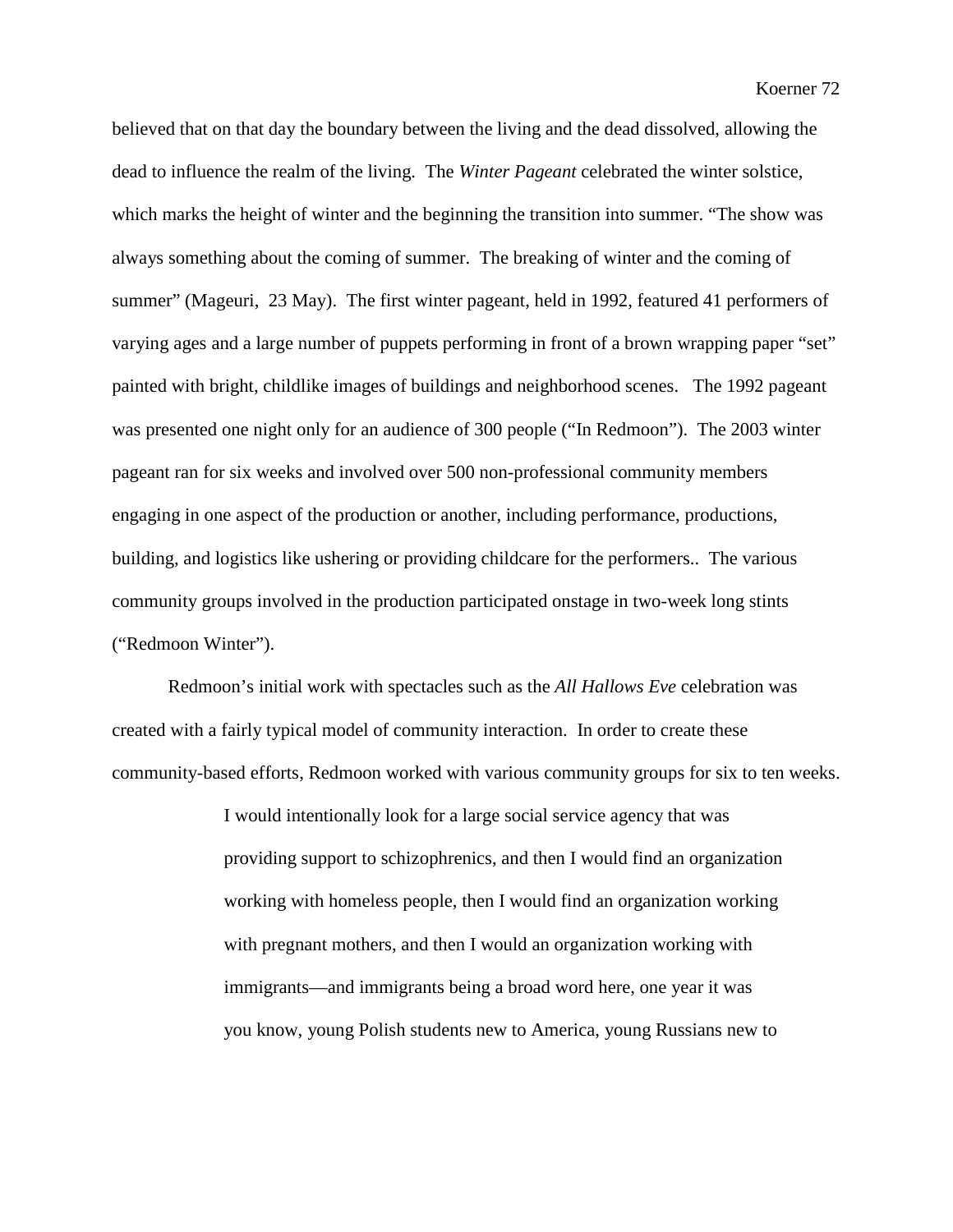believed that on that day the boundary between the living and the dead dissolved, allowing the dead to influence the realm of the living.  The *Winter Pageant* celebrated the winter solstice, which marks the height of winter and the beginning the transition into summer. "The show was always something about the coming of summer.  The breaking of winter and the coming of summer" (Mageuri,  23 May).  The first winter pageant, held in 1992, featured 41 performers of varying ages and a large number of puppets performing in front of a brown wrapping paper "set" painted with bright, childlike images of buildings and neighborhood scenes.   The 1992 pageant was presented one night only for an audience of 300 people ("In Redmoon").  The 2003 winter pageant ran for six weeks and involved over 500 non-professional community members engaging in one aspect of the production or another, including performance, productions, building, and logistics like ushering or providing childcare for the performers..  The various community groups involved in the production participated onstage in two-week long stints ("Redmoon Winter").

Redmoon's initial work with spectacles such as the *All Hallows Eve* celebration was created with a fairly typical model of community interaction.  In order to create these community-based efforts, Redmoon worked with various community groups for six to ten weeks.

> I would intentionally look for a large social service agency that was providing support to schizophrenics, and then I would find an organization working with homeless people, then I would find an organization working with pregnant mothers, and then I would an organization working with immigrants—and immigrants being a broad word here, one year it was you know, young Polish students new to America, young Russians new to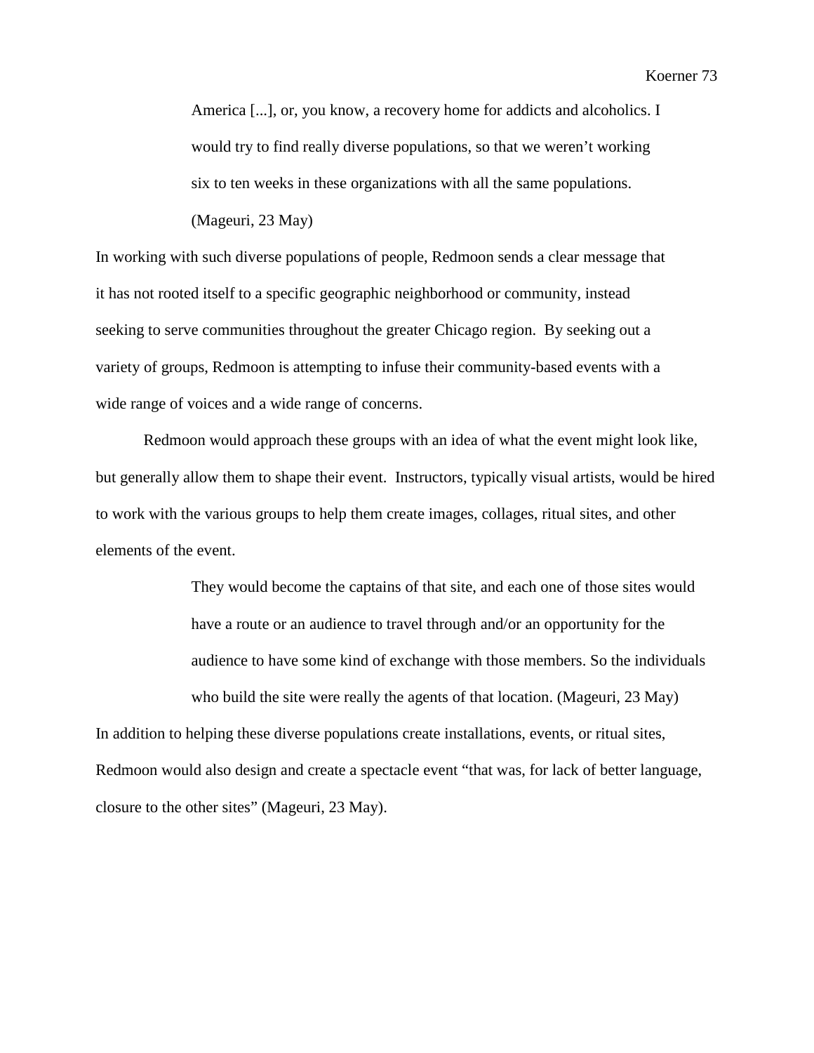> America [...], or, you know, a recovery home for addicts and alcoholics. I would try to find really diverse populations, so that we weren't working six to ten weeks in these organizations with all the same populations. (Mageuri, 23 May)

In working with such diverse populations of people, Redmoon sends a clear message that it has not rooted itself to a specific geographic neighborhood or community, instead seeking to serve communities throughout the greater Chicago region. By seeking out a variety of groups, Redmoon is attempting to infuse their community-based events with a wide range of voices and a wide range of concerns.

Redmoon would approach these groups with an idea of what the event might look like, but generally allow them to shape their event. Instructors, typically visual artists, would be hired to work with the various groups to help them create images, collages, ritual sites, and other elements of the event.

> They would become the captains of that site, and each one of those sites would have a route or an audience to travel through and/or an opportunity for the audience to have some kind of exchange with those members. So the individuals who build the site were really the agents of that location. (Mageuri, 23 May)

In addition to helping these diverse populations create installations, events, or ritual sites, Redmoon would also design and create a spectacle event "that was, for lack of better language, closure to the other sites" (Mageuri, 23 May).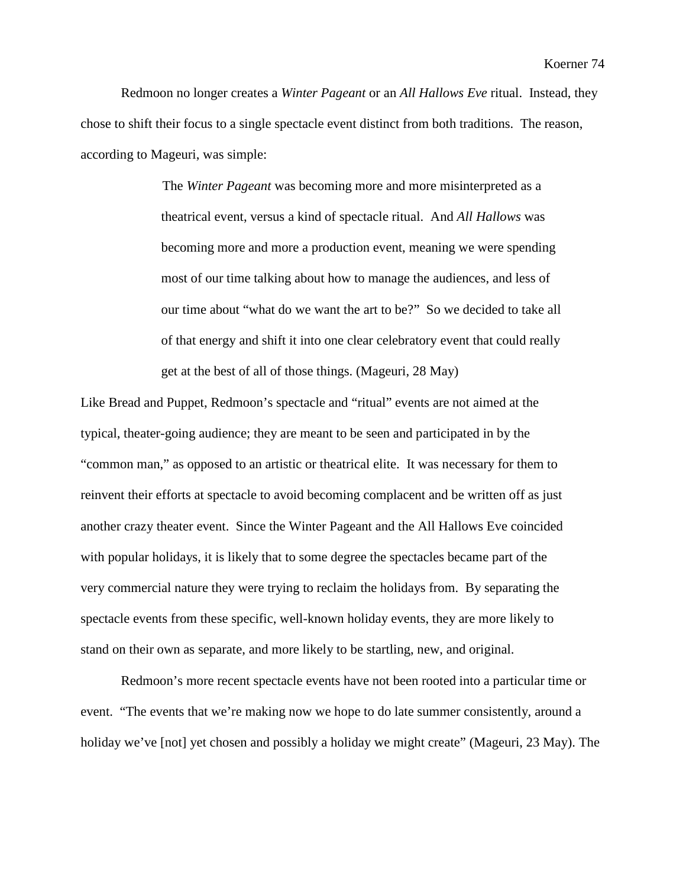Redmoon no longer creates a *Winter Pageant* or an *All Hallows Eve* ritual. Instead, they chose to shift their focus to a single spectacle event distinct from both traditions. The reason, according to Mageuri, was simple:

> The *Winter Pageant* was becoming more and more misinterpreted as a theatrical event, versus a kind of spectacle ritual. And *All Hallows* was becoming more and more a production event, meaning we were spending most of our time talking about how to manage the audiences, and less of our time about "what do we want the art to be?" So we decided to take all of that energy and shift it into one clear celebratory event that could really get at the best of all of those things. (Mageuri, 28 May)

Like Bread and Puppet, Redmoon's spectacle and "ritual" events are not aimed at the typical, theater-going audience; they are meant to be seen and participated in by the "common man," as opposed to an artistic or theatrical elite. It was necessary for them to reinvent their efforts at spectacle to avoid becoming complacent and be written off as just another crazy theater event. Since the Winter Pageant and the All Hallows Eve coincided with popular holidays, it is likely that to some degree the spectacles became part of the very commercial nature they were trying to reclaim the holidays from. By separating the spectacle events from these specific, well-known holiday events, they are more likely to stand on their own as separate, and more likely to be startling, new, and original.

Redmoon's more recent spectacle events have not been rooted into a particular time or event. "The events that we're making now we hope to do late summer consistently, around a holiday we've [not] yet chosen and possibly a holiday we might create" (Mageuri, 23 May). The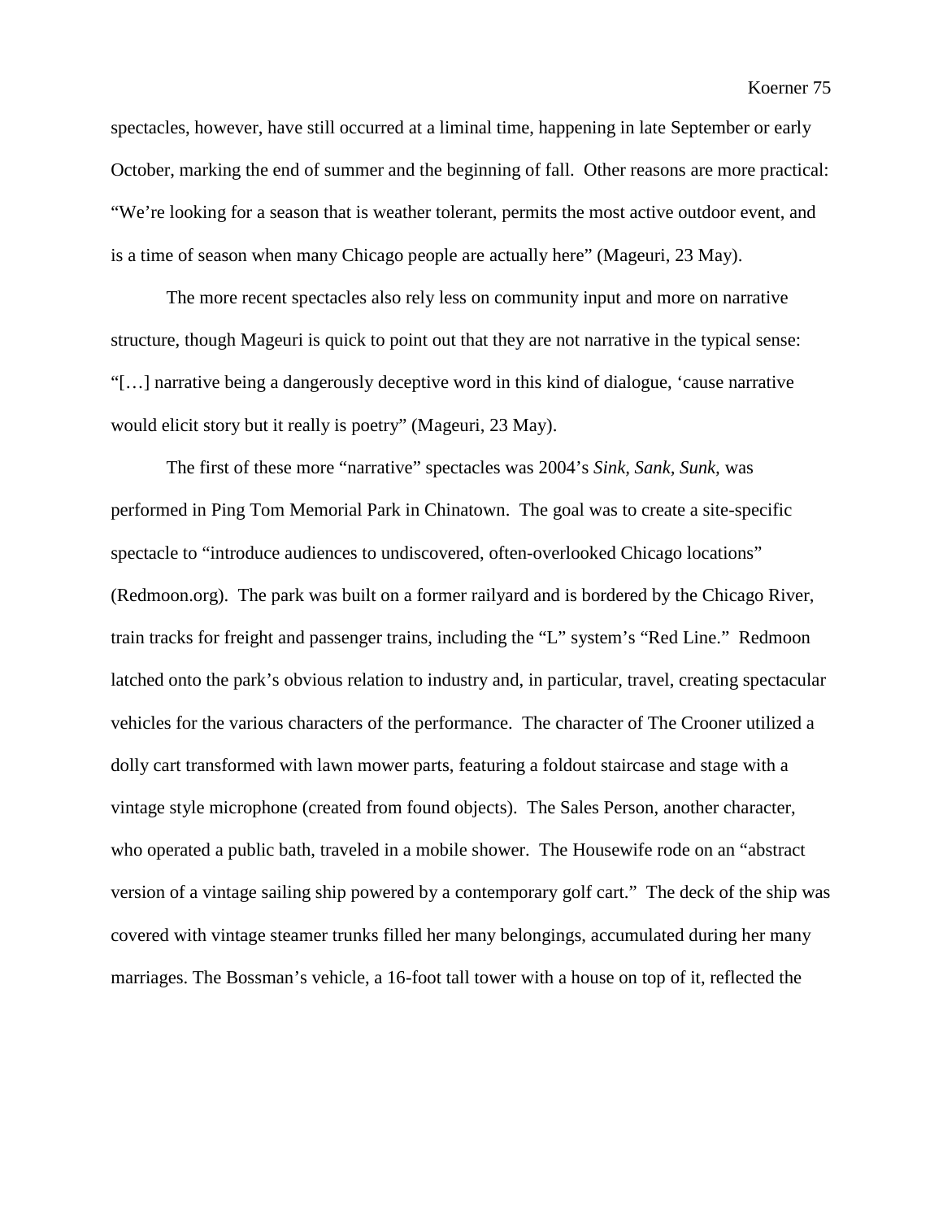spectacles, however, have still occurred at a liminal time, happening in late September or early October, marking the end of summer and the beginning of fall. Other reasons are more practical: "We're looking for a season that is weather tolerant, permits the most active outdoor event, and is a time of season when many Chicago people are actually here" (Mageuri, 23 May).

The more recent spectacles also rely less on community input and more on narrative structure, though Mageuri is quick to point out that they are not narrative in the typical sense: "[…] narrative being a dangerously deceptive word in this kind of dialogue, 'cause narrative would elicit story but it really is poetry" (Mageuri, 23 May).

The first of these more "narrative" spectacles was 2004's *Sink, Sank, Sunk,* was performed in Ping Tom Memorial Park in Chinatown. The goal was to create a site-specific spectacle to "introduce audiences to undiscovered, often-overlooked Chicago locations" (Redmoon.org). The park was built on a former railyard and is bordered by the Chicago River, train tracks for freight and passenger trains, including the "L" system's "Red Line." Redmoon latched onto the park's obvious relation to industry and, in particular, travel, creating spectacular vehicles for the various characters of the performance. The character of The Crooner utilized a dolly cart transformed with lawn mower parts, featuring a foldout staircase and stage with a vintage style microphone (created from found objects). The Sales Person, another character, who operated a public bath, traveled in a mobile shower. The Housewife rode on an "abstract version of a vintage sailing ship powered by a contemporary golf cart." The deck of the ship was covered with vintage steamer trunks filled her many belongings, accumulated during her many marriages. The Bossman's vehicle, a 16-foot tall tower with a house on top of it, reflected the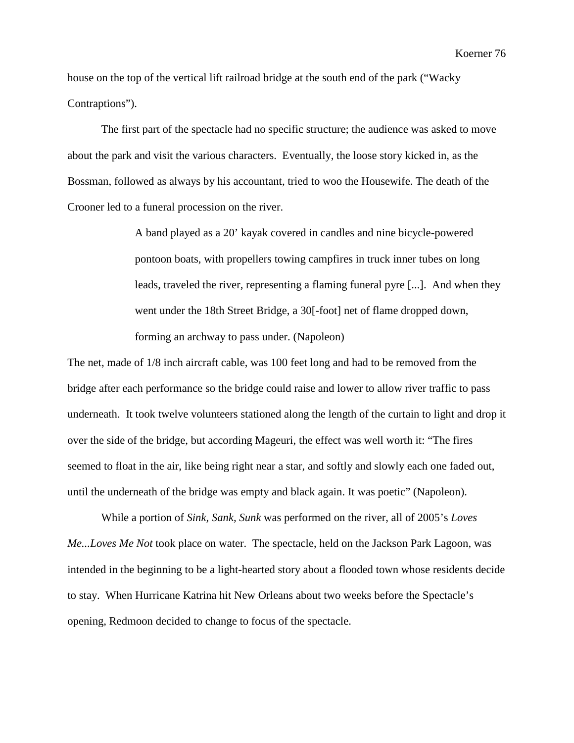house on the top of the vertical lift railroad bridge at the south end of the park ("Wacky Contraptions").

The first part of the spectacle had no specific structure; the audience was asked to move about the park and visit the various characters. Eventually, the loose story kicked in, as the Bossman, followed as always by his accountant, tried to woo the Housewife. The death of the Crooner led to a funeral procession on the river.

> A band played as a 20' kayak covered in candles and nine bicycle-powered pontoon boats, with propellers towing campfires in truck inner tubes on long leads, traveled the river, representing a flaming funeral pyre [...]. And when they went under the 18th Street Bridge, a 30[-foot] net of flame dropped down, forming an archway to pass under. (Napoleon)

The net, made of 1/8 inch aircraft cable, was 100 feet long and had to be removed from the bridge after each performance so the bridge could raise and lower to allow river traffic to pass underneath. It took twelve volunteers stationed along the length of the curtain to light and drop it over the side of the bridge, but according Mageuri, the effect was well worth it: "The fires seemed to float in the air, like being right near a star, and softly and slowly each one faded out, until the underneath of the bridge was empty and black again. It was poetic" (Napoleon).

While a portion of *Sink, Sank, Sunk* was performed on the river, all of 2005's *Loves Me...Loves Me Not* took place on water. The spectacle, held on the Jackson Park Lagoon, was intended in the beginning to be a light-hearted story about a flooded town whose residents decide to stay. When Hurricane Katrina hit New Orleans about two weeks before the Spectacle's opening, Redmoon decided to change to focus of the spectacle.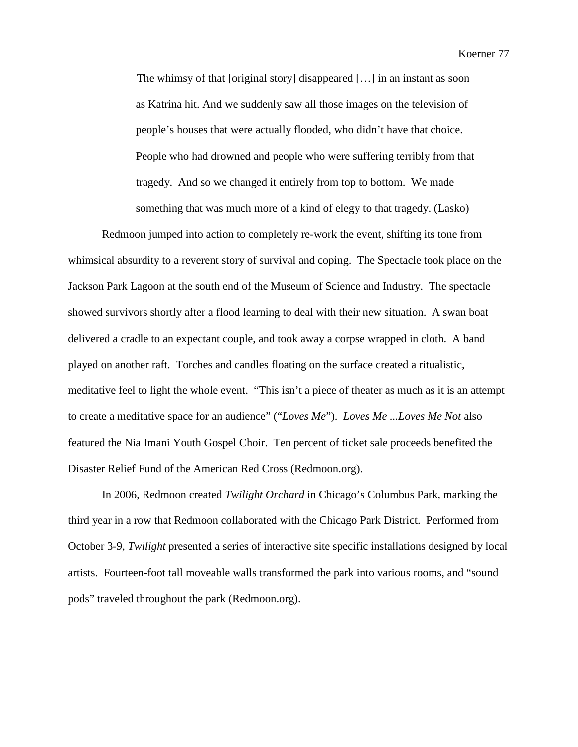> The whimsy of that [original story] disappeared […] in an instant as soon as Katrina hit. And we suddenly saw all those images on the television of people's houses that were actually flooded, who didn't have that choice. People who had drowned and people who were suffering terribly from that tragedy. And so we changed it entirely from top to bottom. We made something that was much more of a kind of elegy to that tragedy. (Lasko)

Redmoon jumped into action to completely re-work the event, shifting its tone from whimsical absurdity to a reverent story of survival and coping. The Spectacle took place on the Jackson Park Lagoon at the south end of the Museum of Science and Industry. The spectacle showed survivors shortly after a flood learning to deal with their new situation. A swan boat delivered a cradle to an expectant couple, and took away a corpse wrapped in cloth. A band played on another raft. Torches and candles floating on the surface created a ritualistic, meditative feel to light the whole event. "This isn't a piece of theater as much as it is an attempt to create a meditative space for an audience" ("*Loves Me*"). *Loves Me ...Loves Me Not* also featured the Nia Imani Youth Gospel Choir. Ten percent of ticket sale proceeds benefited the Disaster Relief Fund of the American Red Cross (Redmoon.org).

In 2006, Redmoon created *Twilight Orchard* in Chicago's Columbus Park, marking the third year in a row that Redmoon collaborated with the Chicago Park District. Performed from October 3-9, *Twilight* presented a series of interactive site specific installations designed by local artists. Fourteen-foot tall moveable walls transformed the park into various rooms, and "sound pods" traveled throughout the park (Redmoon.org).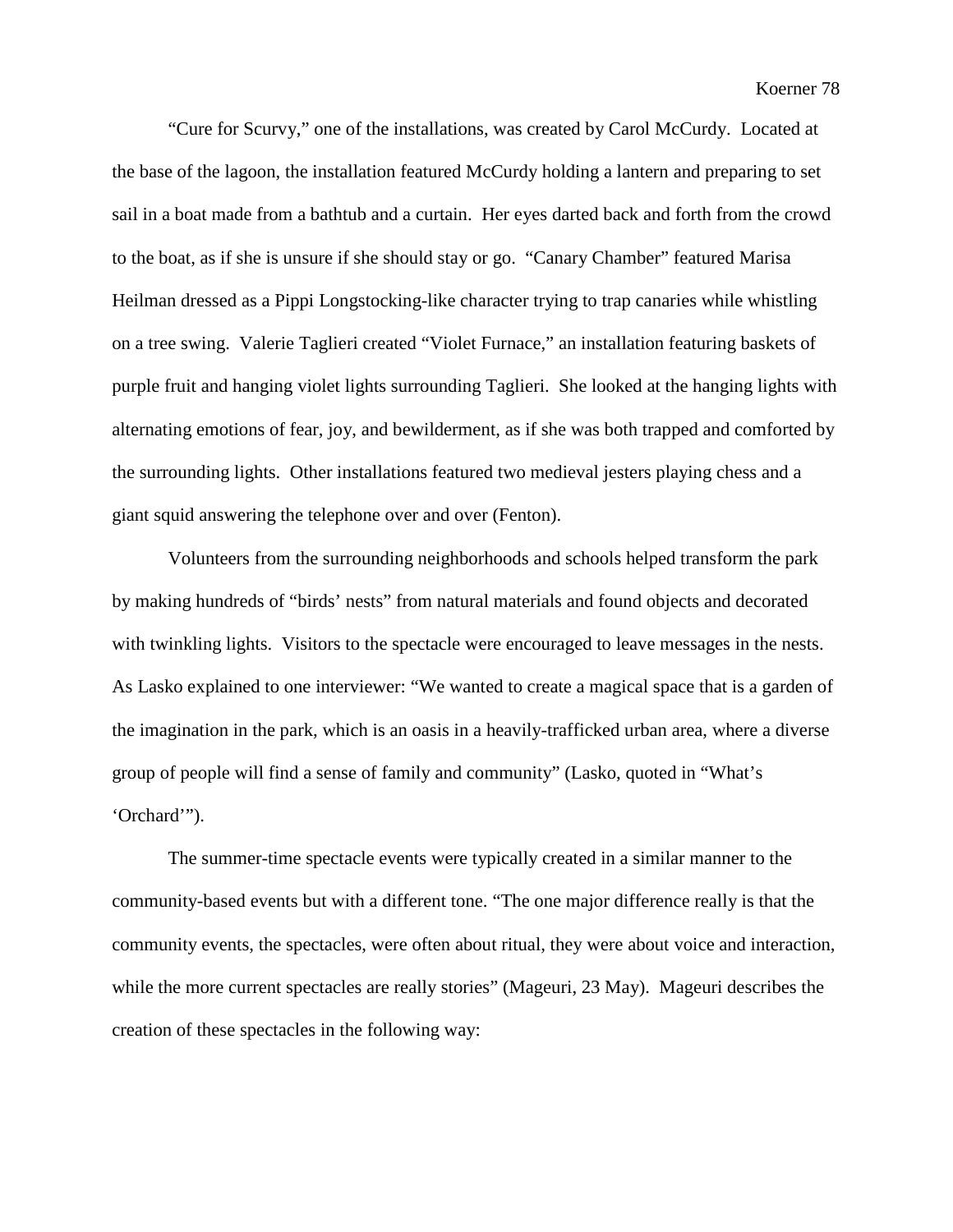"Cure for Scurvy," one of the installations, was created by Carol McCurdy. Located at the base of the lagoon, the installation featured McCurdy holding a lantern and preparing to set sail in a boat made from a bathtub and a curtain. Her eyes darted back and forth from the crowd to the boat, as if she is unsure if she should stay or go. "Canary Chamber" featured Marisa Heilman dressed as a Pippi Longstocking-like character trying to trap canaries while whistling on a tree swing. Valerie Taglieri created "Violet Furnace," an installation featuring baskets of purple fruit and hanging violet lights surrounding Taglieri. She looked at the hanging lights with alternating emotions of fear, joy, and bewilderment, as if she was both trapped and comforted by the surrounding lights. Other installations featured two medieval jesters playing chess and a giant squid answering the telephone over and over (Fenton).

Volunteers from the surrounding neighborhoods and schools helped transform the park by making hundreds of "birds' nests" from natural materials and found objects and decorated with twinkling lights. Visitors to the spectacle were encouraged to leave messages in the nests. As Lasko explained to one interviewer: "We wanted to create a magical space that is a garden of the imagination in the park, which is an oasis in a heavily-trafficked urban area, where a diverse group of people will find a sense of family and community" (Lasko, quoted in "What's 'Orchard'").

The summer-time spectacle events were typically created in a similar manner to the community-based events but with a different tone. "The one major difference really is that the community events, the spectacles, were often about ritual, they were about voice and interaction, while the more current spectacles are really stories" (Mageuri, 23 May). Mageuri describes the creation of these spectacles in the following way: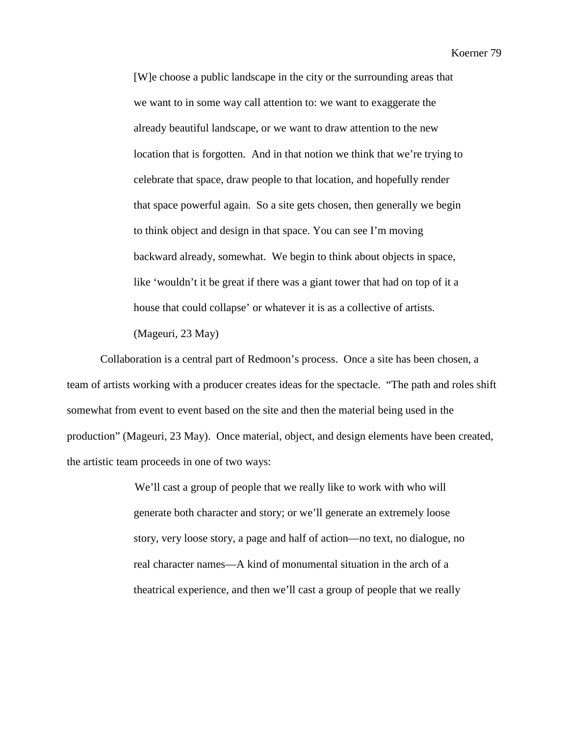> [W]e choose a public landscape in the city or the surrounding areas that we want to in some way call attention to: we want to exaggerate the already beautiful landscape, or we want to draw attention to the new location that is forgotten. And in that notion we think that we're trying to celebrate that space, draw people to that location, and hopefully render that space powerful again. So a site gets chosen, then generally we begin to think object and design in that space. You can see I'm moving backward already, somewhat. We begin to think about objects in space, like 'wouldn't it be great if there was a giant tower that had on top of it a house that could collapse' or whatever it is as a collective of artists. (Mageuri, 23 May)

Collaboration is a central part of Redmoon's process. Once a site has been chosen, a team of artists working with a producer creates ideas for the spectacle. "The path and roles shift somewhat from event to event based on the site and then the material being used in the production" (Mageuri, 23 May). Once material, object, and design elements have been created, the artistic team proceeds in one of two ways:

> We'll cast a group of people that we really like to work with who will generate both character and story; or we'll generate an extremely loose story, very loose story, a page and half of action—no text, no dialogue, no real character names—A kind of monumental situation in the arch of a theatrical experience, and then we'll cast a group of people that we really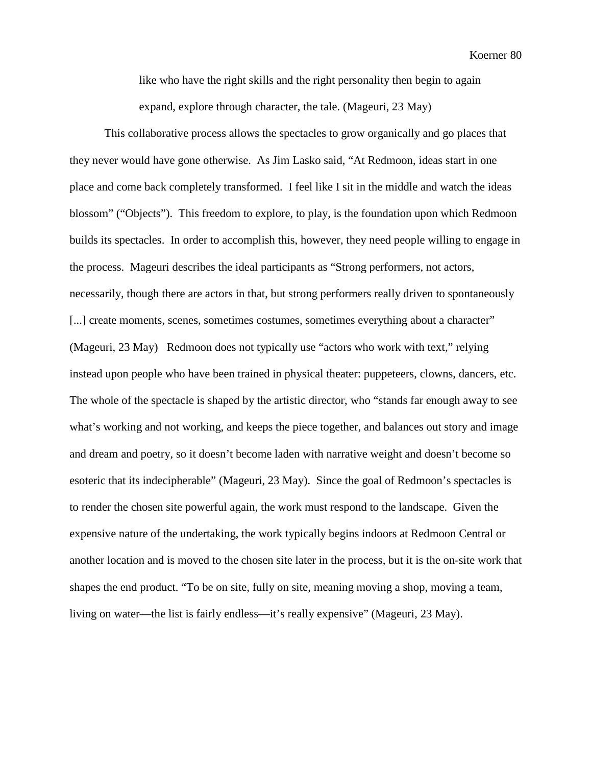> like who have the right skills and the right personality then begin to again expand, explore through character, the tale. (Mageuri, 23 May)

This collaborative process allows the spectacles to grow organically and go places that they never would have gone otherwise. As Jim Lasko said, "At Redmoon, ideas start in one place and come back completely transformed. I feel like I sit in the middle and watch the ideas blossom" ("Objects"). This freedom to explore, to play, is the foundation upon which Redmoon builds its spectacles. In order to accomplish this, however, they need people willing to engage in the process. Mageuri describes the ideal participants as "Strong performers, not actors, necessarily, though there are actors in that, but strong performers really driven to spontaneously [...] create moments, scenes, sometimes costumes, sometimes everything about a character" (Mageuri, 23 May) Redmoon does not typically use "actors who work with text," relying instead upon people who have been trained in physical theater: puppeteers, clowns, dancers, etc. The whole of the spectacle is shaped by the artistic director, who "stands far enough away to see what's working and not working, and keeps the piece together, and balances out story and image and dream and poetry, so it doesn't become laden with narrative weight and doesn't become so esoteric that its indecipherable" (Mageuri, 23 May). Since the goal of Redmoon's spectacles is to render the chosen site powerful again, the work must respond to the landscape. Given the expensive nature of the undertaking, the work typically begins indoors at Redmoon Central or another location and is moved to the chosen site later in the process, but it is the on-site work that shapes the end product. "To be on site, fully on site, meaning moving a shop, moving a team, living on water—the list is fairly endless—it's really expensive" (Mageuri, 23 May).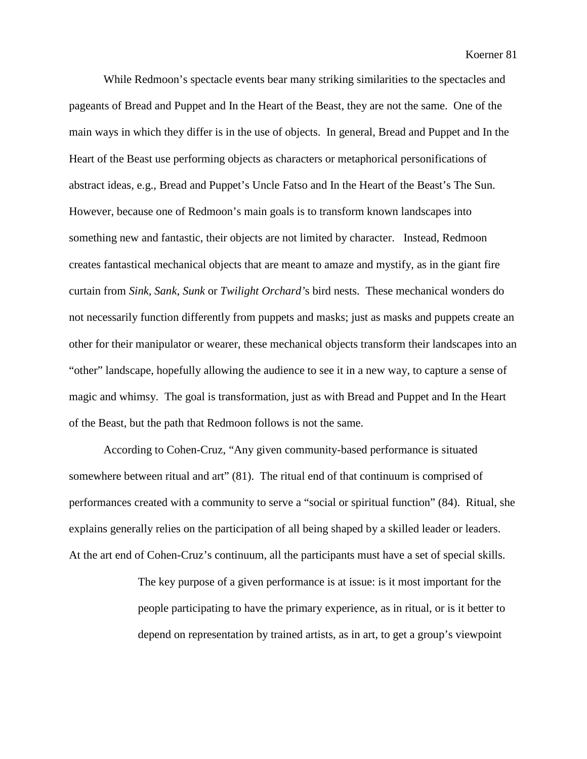While Redmoon's spectacle events bear many striking similarities to the spectacles and pageants of Bread and Puppet and In the Heart of the Beast, they are not the same. One of the main ways in which they differ is in the use of objects. In general, Bread and Puppet and In the Heart of the Beast use performing objects as characters or metaphorical personifications of abstract ideas, e.g., Bread and Puppet's Uncle Fatso and In the Heart of the Beast's The Sun. However, because one of Redmoon's main goals is to transform known landscapes into something new and fantastic, their objects are not limited by character. Instead, Redmoon creates fantastical mechanical objects that are meant to amaze and mystify, as in the giant fire curtain from *Sink, Sank, Sunk* or *Twilight Orchard*'s bird nests. These mechanical wonders do not necessarily function differently from puppets and masks; just as masks and puppets create an other for their manipulator or wearer, these mechanical objects transform their landscapes into an "other" landscape, hopefully allowing the audience to see it in a new way, to capture a sense of magic and whimsy. The goal is transformation, just as with Bread and Puppet and In the Heart of the Beast, but the path that Redmoon follows is not the same.

According to Cohen-Cruz, "Any given community-based performance is situated somewhere between ritual and art" (81). The ritual end of that continuum is comprised of performances created with a community to serve a "social or spiritual function" (84). Ritual, she explains generally relies on the participation of all being shaped by a skilled leader or leaders. At the art end of Cohen-Cruz's continuum, all the participants must have a set of special skills.

> The key purpose of a given performance is at issue: is it most important for the people participating to have the primary experience, as in ritual, or is it better to depend on representation by trained artists, as in art, to get a group's viewpoint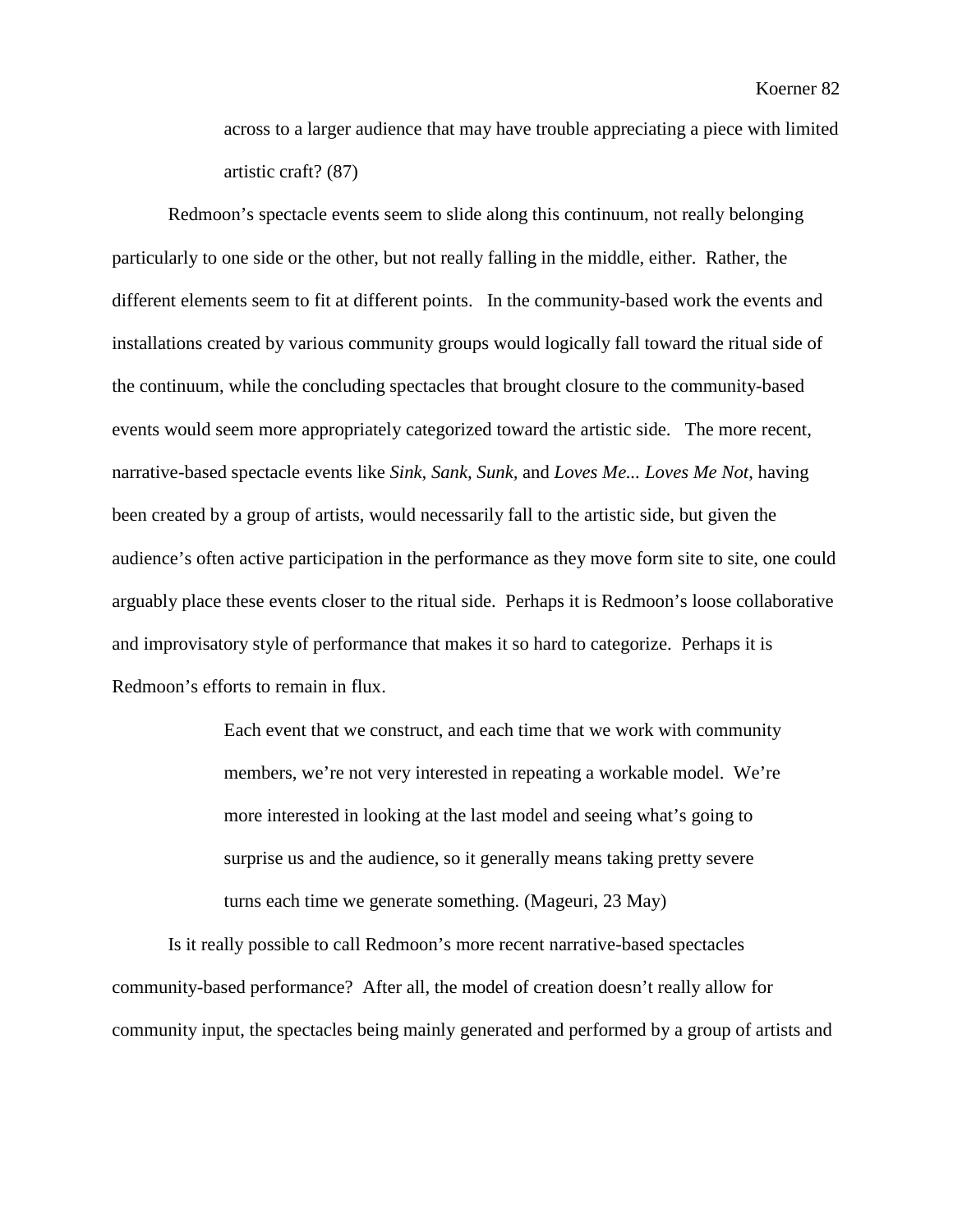> across to a larger audience that may have trouble appreciating a piece with limited artistic craft? (87)

Redmoon's spectacle events seem to slide along this continuum, not really belonging particularly to one side or the other, but not really falling in the middle, either. Rather, the different elements seem to fit at different points. In the community-based work the events and installations created by various community groups would logically fall toward the ritual side of the continuum, while the concluding spectacles that brought closure to the community-based events would seem more appropriately categorized toward the artistic side. The more recent, narrative-based spectacle events like *Sink, Sank, Sunk,* and *Loves Me... Loves Me Not*, having been created by a group of artists, would necessarily fall to the artistic side, but given the audience's often active participation in the performance as they move form site to site, one could arguably place these events closer to the ritual side. Perhaps it is Redmoon's loose collaborative and improvisatory style of performance that makes it so hard to categorize. Perhaps it is Redmoon's efforts to remain in flux.

> Each event that we construct, and each time that we work with community members, we're not very interested in repeating a workable model. We're more interested in looking at the last model and seeing what's going to surprise us and the audience, so it generally means taking pretty severe turns each time we generate something. (Mageuri, 23 May)

Is it really possible to call Redmoon's more recent narrative-based spectacles community-based performance? After all, the model of creation doesn't really allow for community input, the spectacles being mainly generated and performed by a group of artists and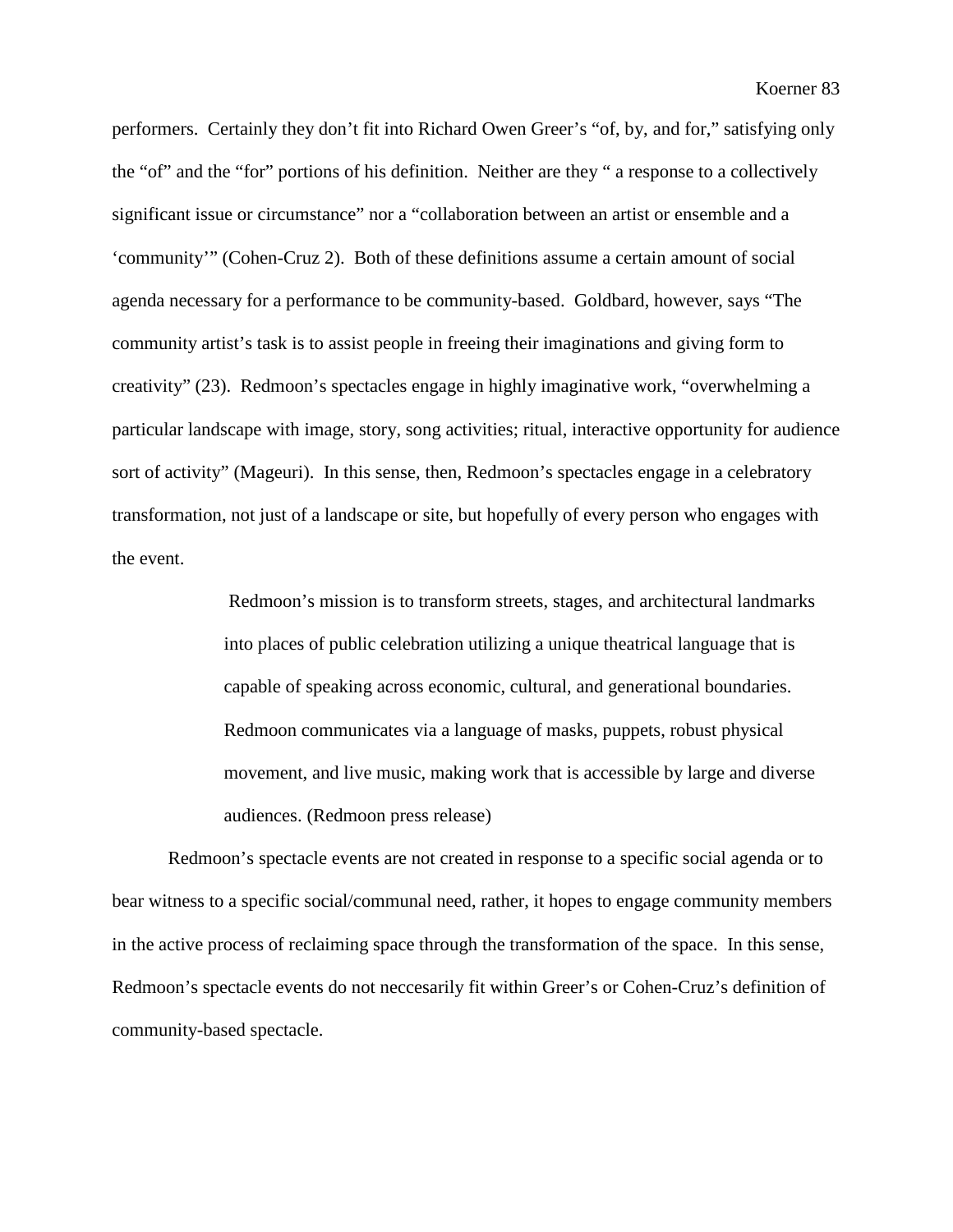performers. Certainly they don't fit into Richard Owen Greer's "of, by, and for," satisfying only the "of" and the "for" portions of his definition. Neither are they " a response to a collectively significant issue or circumstance" nor a "collaboration between an artist or ensemble and a 'community'" (Cohen-Cruz 2). Both of these definitions assume a certain amount of social agenda necessary for a performance to be community-based. Goldbard, however, says "The community artist's task is to assist people in freeing their imaginations and giving form to creativity" (23). Redmoon's spectacles engage in highly imaginative work, "overwhelming a particular landscape with image, story, song activities; ritual, interactive opportunity for audience sort of activity" (Mageuri). In this sense, then, Redmoon's spectacles engage in a celebratory transformation, not just of a landscape or site, but hopefully of every person who engages with the event.

> Redmoon's mission is to transform streets, stages, and architectural landmarks into places of public celebration utilizing a unique theatrical language that is capable of speaking across economic, cultural, and generational boundaries. Redmoon communicates via a language of masks, puppets, robust physical movement, and live music, making work that is accessible by large and diverse audiences. (Redmoon press release)

Redmoon's spectacle events are not created in response to a specific social agenda or to bear witness to a specific social/communal need, rather, it hopes to engage community members in the active process of reclaiming space through the transformation of the space. In this sense, Redmoon's spectacle events do not neccesarily fit within Greer's or Cohen-Cruz's definition of community-based spectacle.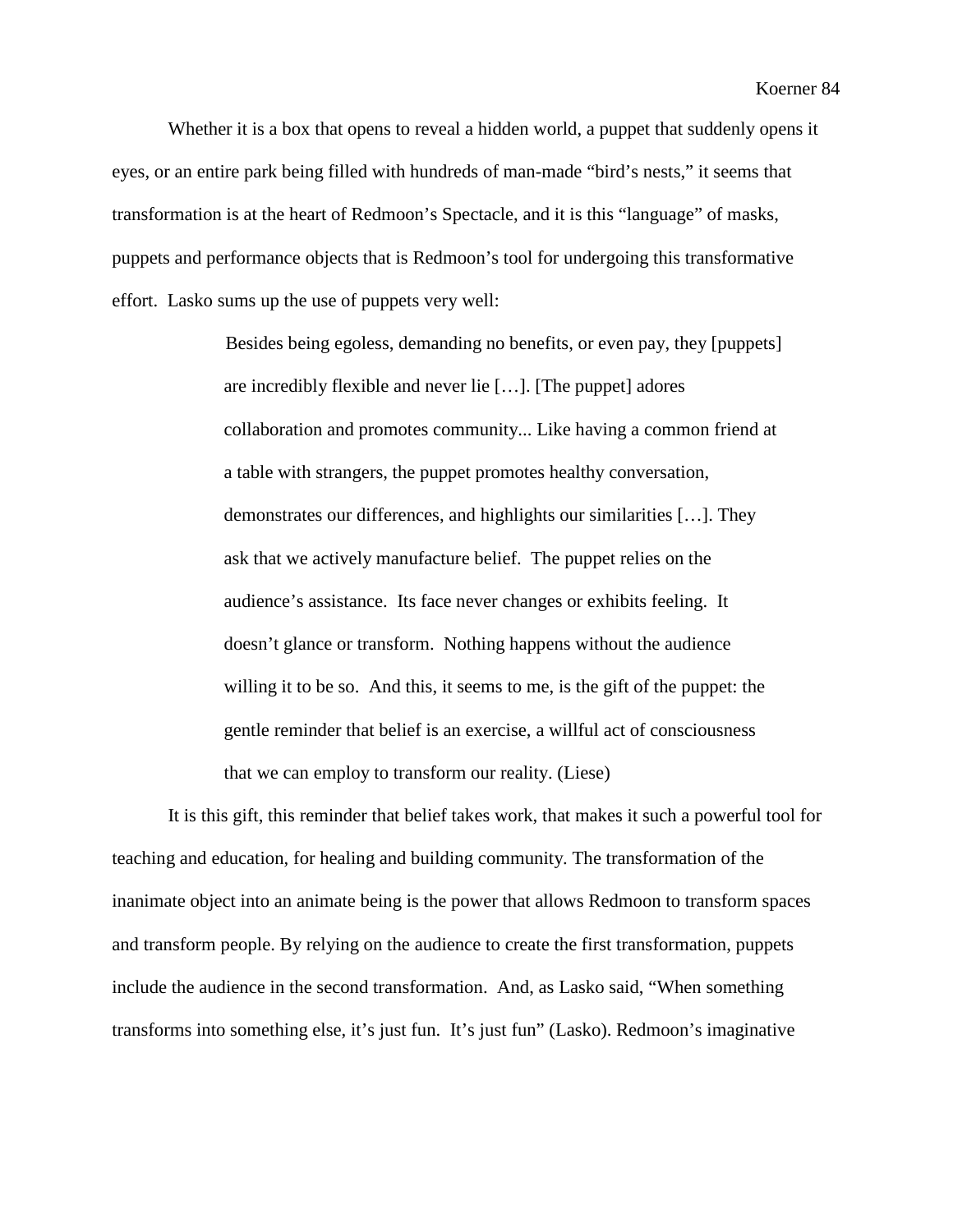Whether it is a box that opens to reveal a hidden world, a puppet that suddenly opens it eyes, or an entire park being filled with hundreds of man-made "bird's nests," it seems that transformation is at the heart of Redmoon's Spectacle, and it is this "language" of masks, puppets and performance objects that is Redmoon's tool for undergoing this transformative effort. Lasko sums up the use of puppets very well:

> Besides being egoless, demanding no benefits, or even pay, they [puppets] are incredibly flexible and never lie […]. [The puppet] adores collaboration and promotes community... Like having a common friend at a table with strangers, the puppet promotes healthy conversation, demonstrates our differences, and highlights our similarities […]. They ask that we actively manufacture belief. The puppet relies on the audience's assistance. Its face never changes or exhibits feeling. It doesn't glance or transform. Nothing happens without the audience willing it to be so. And this, it seems to me, is the gift of the puppet: the gentle reminder that belief is an exercise, a willful act of consciousness that we can employ to transform our reality. (Liese)

It is this gift, this reminder that belief takes work, that makes it such a powerful tool for teaching and education, for healing and building community. The transformation of the inanimate object into an animate being is the power that allows Redmoon to transform spaces and transform people. By relying on the audience to create the first transformation, puppets include the audience in the second transformation. And, as Lasko said, "When something transforms into something else, it's just fun. It's just fun" (Lasko). Redmoon's imaginative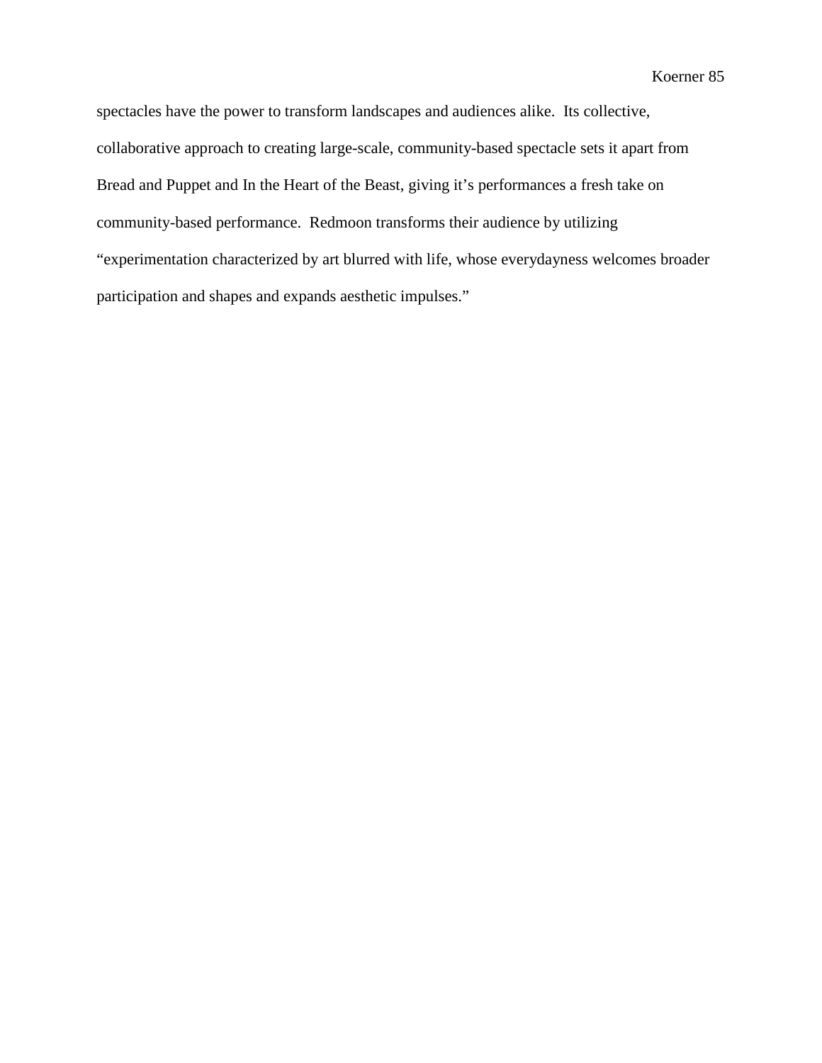spectacles have the power to transform landscapes and audiences alike. Its collective, collaborative approach to creating large-scale, community-based spectacle sets it apart from Bread and Puppet and In the Heart of the Beast, giving it's performances a fresh take on community-based performance. Redmoon transforms their audience by utilizing "experimentation characterized by art blurred with life, whose everydayness welcomes broader participation and shapes and expands aesthetic impulses."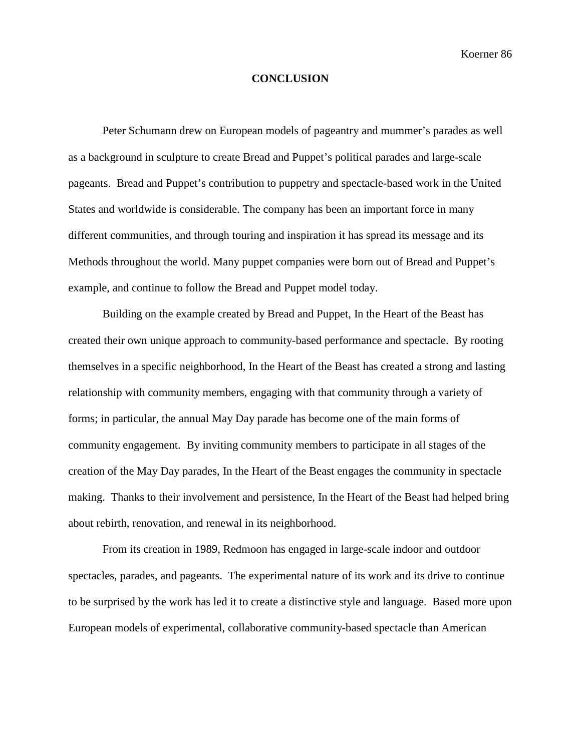# CONCLUSION

Peter Schumann drew on European models of pageantry and mummer's parades as well as a background in sculpture to create Bread and Puppet's political parades and large-scale pageants. Bread and Puppet's contribution to puppetry and spectacle-based work in the United States and worldwide is considerable. The company has been an important force in many different communities, and through touring and inspiration it has spread its message and its Methods throughout the world. Many puppet companies were born out of Bread and Puppet's example, and continue to follow the Bread and Puppet model today.

Building on the example created by Bread and Puppet, In the Heart of the Beast has created their own unique approach to community-based performance and spectacle. By rooting themselves in a specific neighborhood, In the Heart of the Beast has created a strong and lasting relationship with community members, engaging with that community through a variety of forms; in particular, the annual May Day parade has become one of the main forms of community engagement. By inviting community members to participate in all stages of the creation of the May Day parades, In the Heart of the Beast engages the community in spectacle making. Thanks to their involvement and persistence, In the Heart of the Beast had helped bring about rebirth, renovation, and renewal in its neighborhood.

From its creation in 1989, Redmoon has engaged in large-scale indoor and outdoor spectacles, parades, and pageants. The experimental nature of its work and its drive to continue to be surprised by the work has led it to create a distinctive style and language. Based more upon European models of experimental, collaborative community-based spectacle than American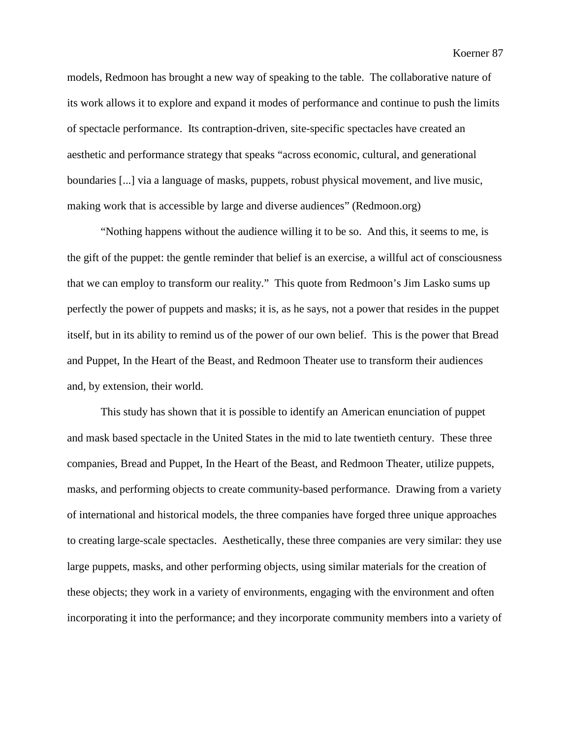models, Redmoon has brought a new way of speaking to the table. The collaborative nature of its work allows it to explore and expand it modes of performance and continue to push the limits of spectacle performance. Its contraption-driven, site-specific spectacles have created an aesthetic and performance strategy that speaks "across economic, cultural, and generational boundaries [...] via a language of masks, puppets, robust physical movement, and live music, making work that is accessible by large and diverse audiences" (Redmoon.org)

"Nothing happens without the audience willing it to be so. And this, it seems to me, is the gift of the puppet: the gentle reminder that belief is an exercise, a willful act of consciousness that we can employ to transform our reality." This quote from Redmoon's Jim Lasko sums up perfectly the power of puppets and masks; it is, as he says, not a power that resides in the puppet itself, but in its ability to remind us of the power of our own belief. This is the power that Bread and Puppet, In the Heart of the Beast, and Redmoon Theater use to transform their audiences and, by extension, their world.

This study has shown that it is possible to identify an American enunciation of puppet and mask based spectacle in the United States in the mid to late twentieth century. These three companies, Bread and Puppet, In the Heart of the Beast, and Redmoon Theater, utilize puppets, masks, and performing objects to create community-based performance. Drawing from a variety of international and historical models, the three companies have forged three unique approaches to creating large-scale spectacles. Aesthetically, these three companies are very similar: they use large puppets, masks, and other performing objects, using similar materials for the creation of these objects; they work in a variety of environments, engaging with the environment and often incorporating it into the performance; and they incorporate community members into a variety of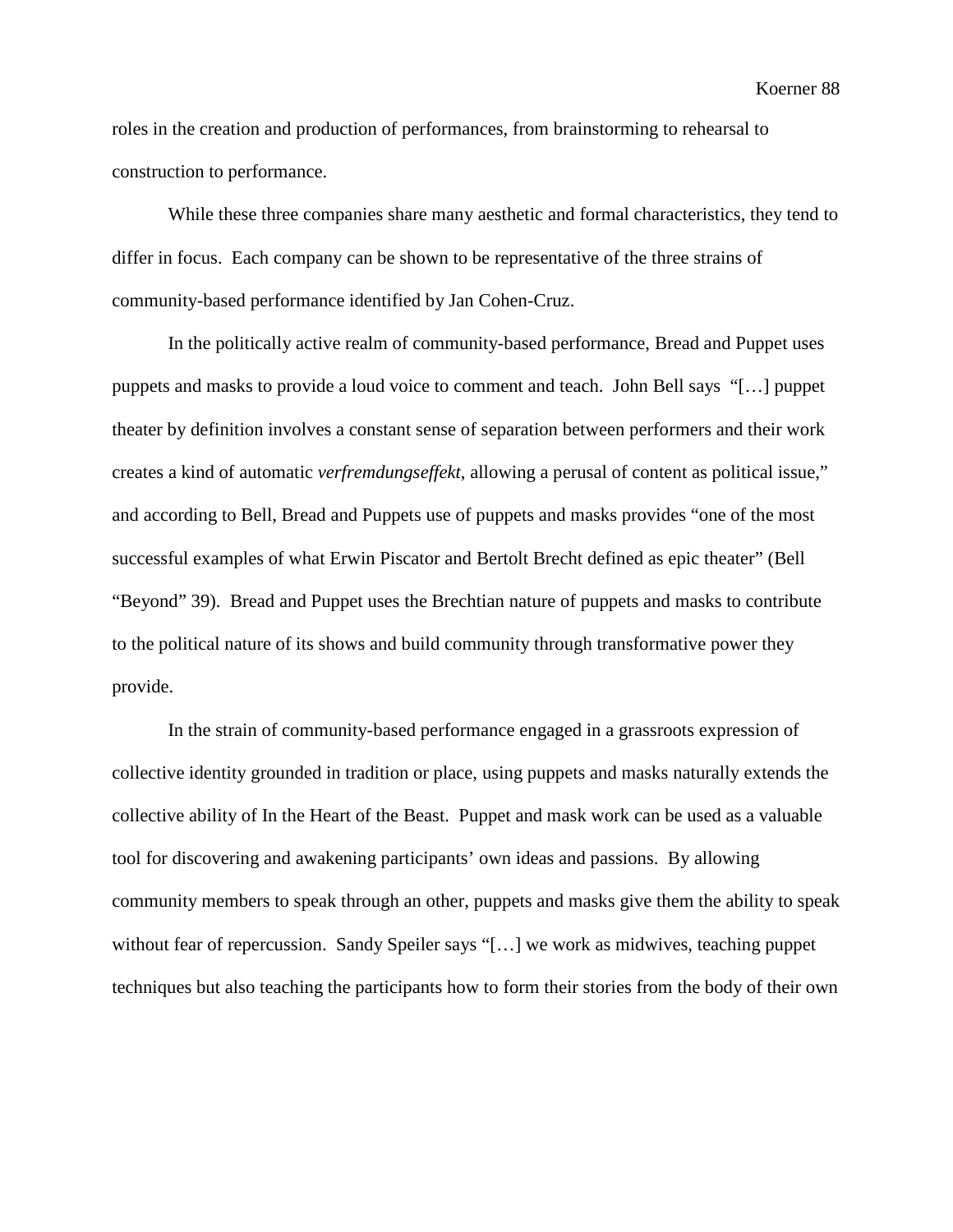roles in the creation and production of performances, from brainstorming to rehearsal to construction to performance.

While these three companies share many aesthetic and formal characteristics, they tend to differ in focus. Each company can be shown to be representative of the three strains of community-based performance identified by Jan Cohen-Cruz.

In the politically active realm of community-based performance, Bread and Puppet uses puppets and masks to provide a loud voice to comment and teach. John Bell says "[…] puppet theater by definition involves a constant sense of separation between performers and their work creates a kind of automatic *verfremdungseffekt*, allowing a perusal of content as political issue," and according to Bell, Bread and Puppets use of puppets and masks provides "one of the most successful examples of what Erwin Piscator and Bertolt Brecht defined as epic theater" (Bell "Beyond" 39). Bread and Puppet uses the Brechtian nature of puppets and masks to contribute to the political nature of its shows and build community through transformative power they provide.

In the strain of community-based performance engaged in a grassroots expression of collective identity grounded in tradition or place, using puppets and masks naturally extends the collective ability of In the Heart of the Beast. Puppet and mask work can be used as a valuable tool for discovering and awakening participants' own ideas and passions. By allowing community members to speak through an other, puppets and masks give them the ability to speak without fear of repercussion. Sandy Speiler says "[…] we work as midwives, teaching puppet techniques but also teaching the participants how to form their stories from the body of their own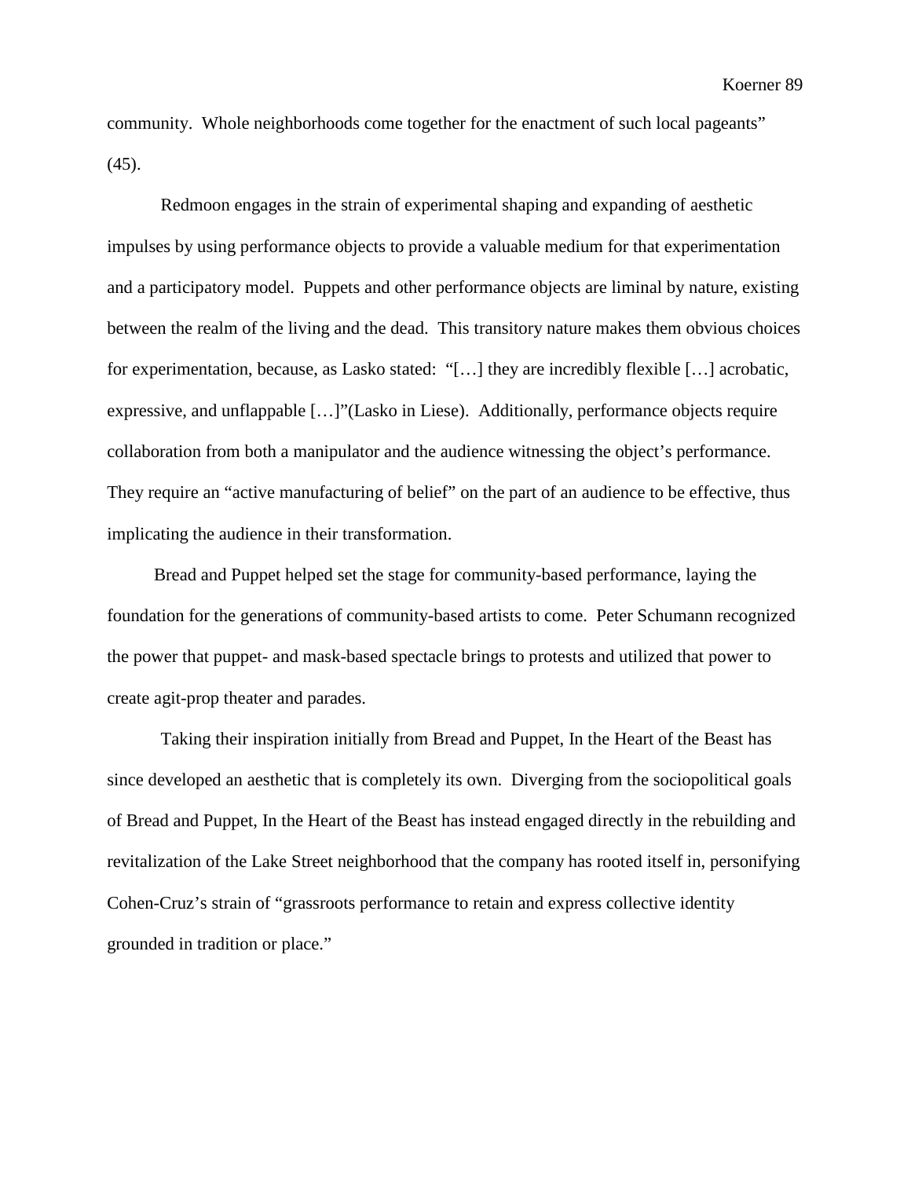community. Whole neighborhoods come together for the enactment of such local pageants" (45).

Redmoon engages in the strain of experimental shaping and expanding of aesthetic impulses by using performance objects to provide a valuable medium for that experimentation and a participatory model. Puppets and other performance objects are liminal by nature, existing between the realm of the living and the dead. This transitory nature makes them obvious choices for experimentation, because, as Lasko stated: "[…] they are incredibly flexible […] acrobatic, expressive, and unflappable […]"(Lasko in Liese). Additionally, performance objects require collaboration from both a manipulator and the audience witnessing the object's performance. They require an "active manufacturing of belief" on the part of an audience to be effective, thus implicating the audience in their transformation.

Bread and Puppet helped set the stage for community-based performance, laying the foundation for the generations of community-based artists to come. Peter Schumann recognized the power that puppet- and mask-based spectacle brings to protests and utilized that power to create agit-prop theater and parades.

Taking their inspiration initially from Bread and Puppet, In the Heart of the Beast has since developed an aesthetic that is completely its own. Diverging from the sociopolitical goals of Bread and Puppet, In the Heart of the Beast has instead engaged directly in the rebuilding and revitalization of the Lake Street neighborhood that the company has rooted itself in, personifying Cohen-Cruz's strain of "grassroots performance to retain and express collective identity grounded in tradition or place."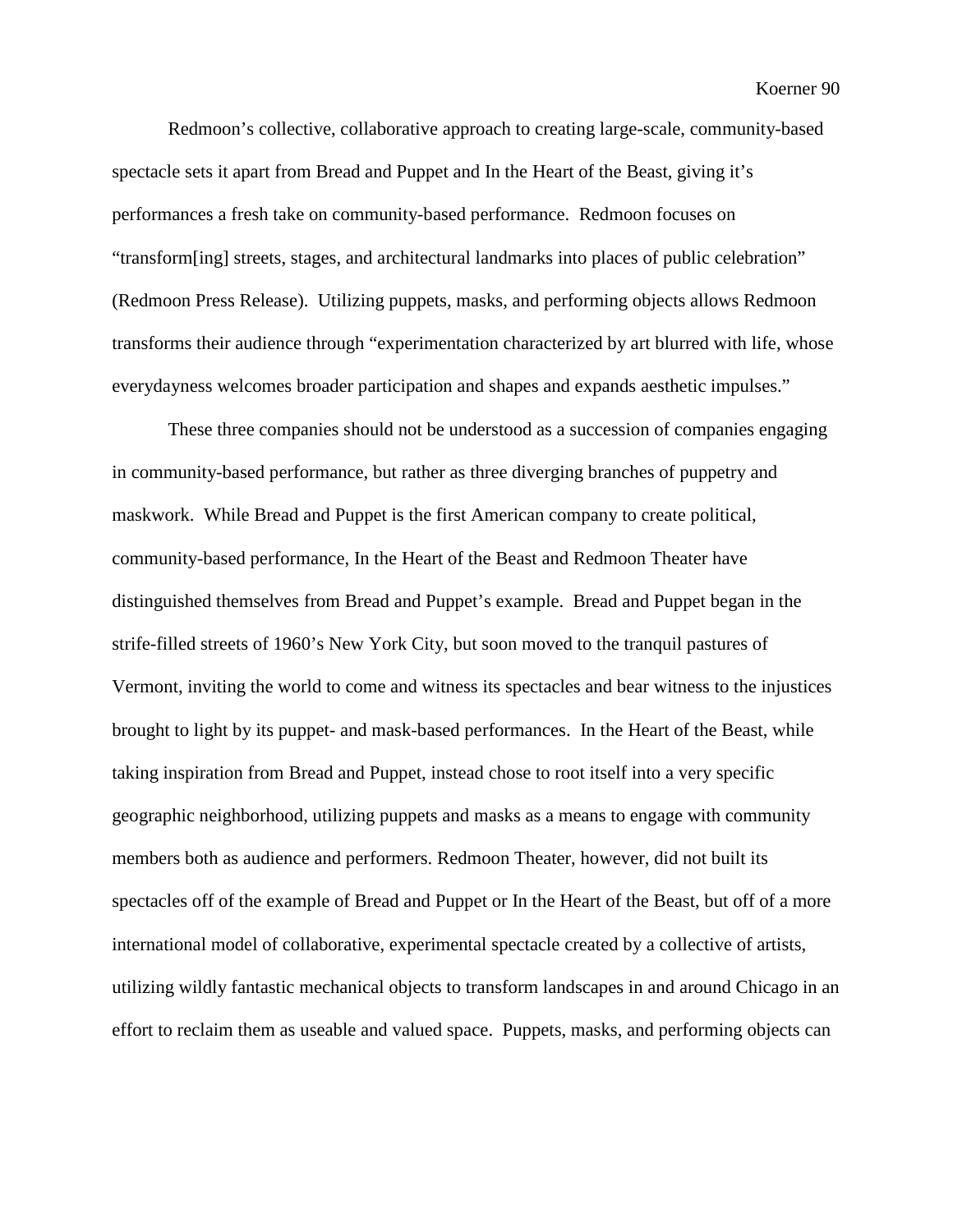Redmoon's collective, collaborative approach to creating large-scale, community-based spectacle sets it apart from Bread and Puppet and In the Heart of the Beast, giving it's performances a fresh take on community-based performance. Redmoon focuses on "transform[ing] streets, stages, and architectural landmarks into places of public celebration" (Redmoon Press Release). Utilizing puppets, masks, and performing objects allows Redmoon transforms their audience through "experimentation characterized by art blurred with life, whose everydayness welcomes broader participation and shapes and expands aesthetic impulses."

These three companies should not be understood as a succession of companies engaging in community-based performance, but rather as three diverging branches of puppetry and maskwork. While Bread and Puppet is the first American company to create political, community-based performance, In the Heart of the Beast and Redmoon Theater have distinguished themselves from Bread and Puppet's example. Bread and Puppet began in the strife-filled streets of 1960's New York City, but soon moved to the tranquil pastures of Vermont, inviting the world to come and witness its spectacles and bear witness to the injustices brought to light by its puppet- and mask-based performances. In the Heart of the Beast, while taking inspiration from Bread and Puppet, instead chose to root itself into a very specific geographic neighborhood, utilizing puppets and masks as a means to engage with community members both as audience and performers. Redmoon Theater, however, did not built its spectacles off of the example of Bread and Puppet or In the Heart of the Beast, but off of a more international model of collaborative, experimental spectacle created by a collective of artists, utilizing wildly fantastic mechanical objects to transform landscapes in and around Chicago in an effort to reclaim them as useable and valued space. Puppets, masks, and performing objects can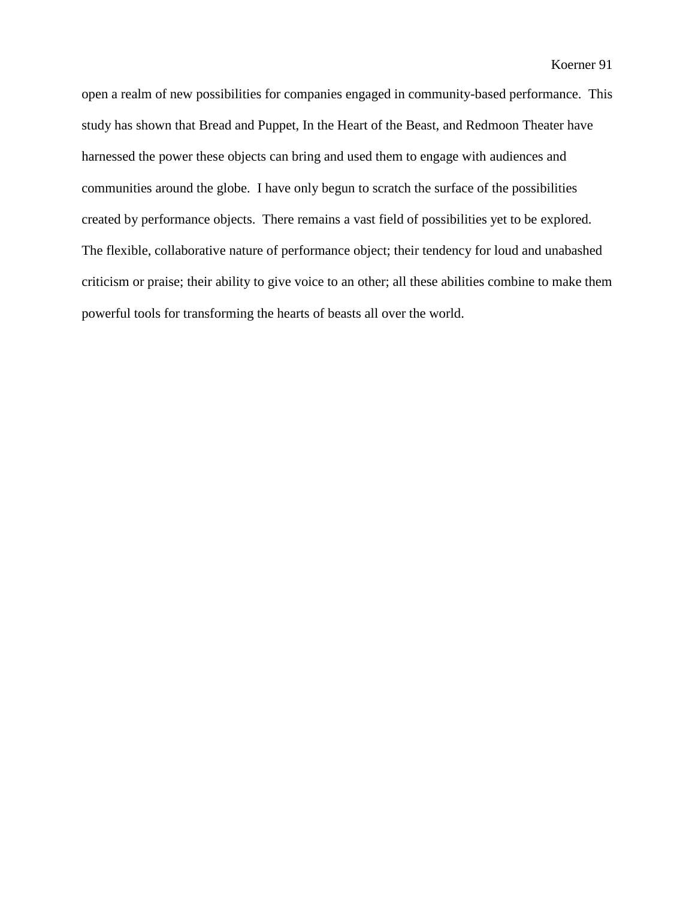open a realm of new possibilities for companies engaged in community-based performance. This study has shown that Bread and Puppet, In the Heart of the Beast, and Redmoon Theater have harnessed the power these objects can bring and used them to engage with audiences and communities around the globe. I have only begun to scratch the surface of the possibilities created by performance objects. There remains a vast field of possibilities yet to be explored. The flexible, collaborative nature of performance object; their tendency for loud and unabashed criticism or praise; their ability to give voice to an other; all these abilities combine to make them powerful tools for transforming the hearts of beasts all over the world.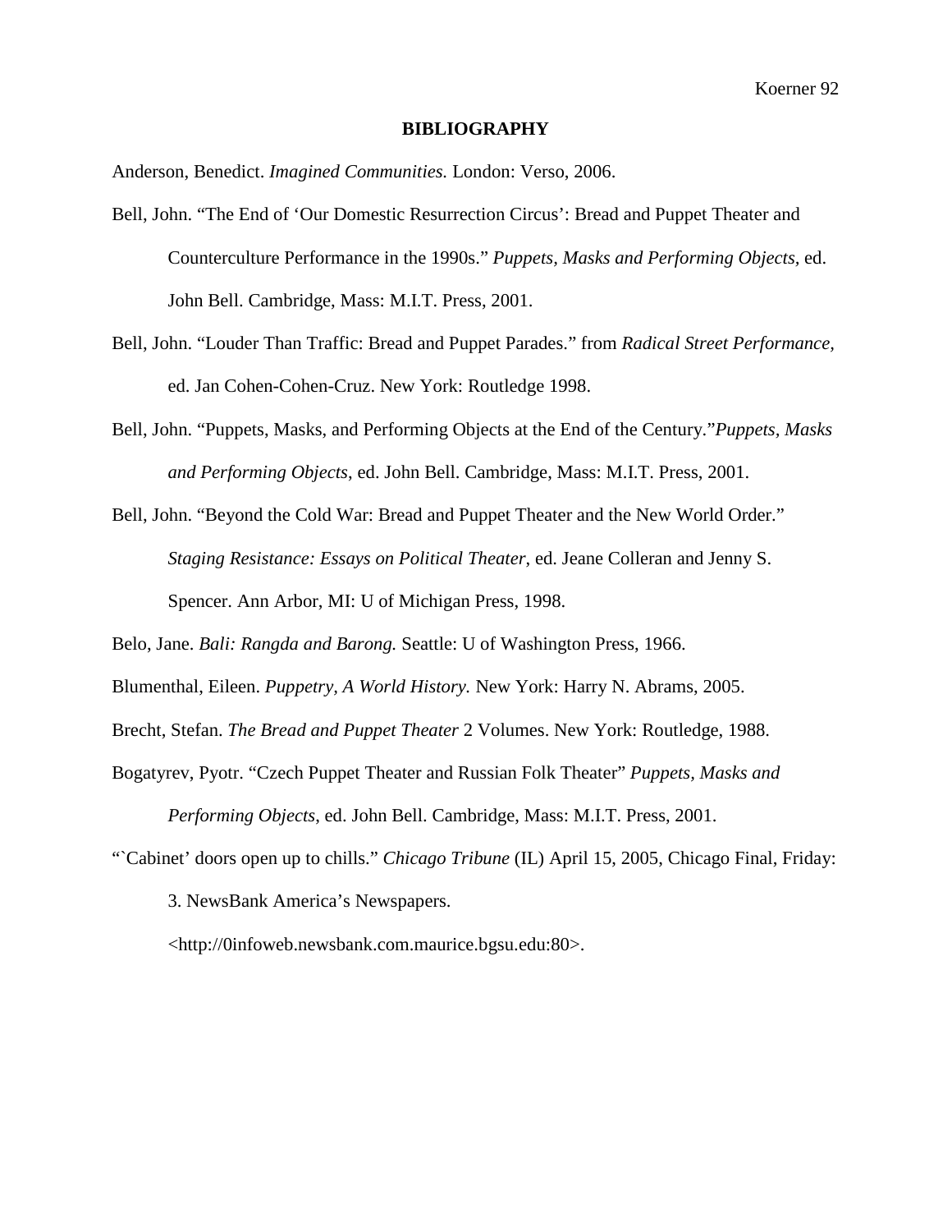# BIBLIOGRAPHY

Anderson, Benedict. *Imagined Communities.* London: Verso, 2006.

Bell, John. "The End of 'Our Domestic Resurrection Circus': Bread and Puppet Theater and Counterculture Performance in the 1990s." *Puppets, Masks and Performing Objects,* ed. John Bell. Cambridge, Mass: M.I.T. Press, 2001.

Bell, John. "Louder Than Traffic: Bread and Puppet Parades." from *Radical Street Performance,* ed. Jan Cohen-Cohen-Cruz. New York: Routledge 1998.

Bell, John. "Puppets, Masks, and Performing Objects at the End of the Century."*Puppets, Masks and Performing Objects*, ed. John Bell. Cambridge, Mass: M.I.T. Press, 2001.

Bell, John. "Beyond the Cold War: Bread and Puppet Theater and the New World Order." *Staging Resistance: Essays on Political Theater*, ed. Jeane Colleran and Jenny S. Spencer. Ann Arbor, MI: U of Michigan Press, 1998.

Belo, Jane. *Bali: Rangda and Barong.* Seattle: U of Washington Press, 1966.

Blumenthal, Eileen. *Puppetry, A World History.* New York: Harry N. Abrams, 2005.

Brecht, Stefan. *The Bread and Puppet Theater* 2 Volumes. New York: Routledge, 1988.

Bogatyrev, Pyotr. "Czech Puppet Theater and Russian Folk Theater" *Puppets, Masks and Performing Objects*, ed. John Bell. Cambridge, Mass: M.I.T. Press, 2001.

"`Cabinet' doors open up to chills." *Chicago Tribune* (IL) April 15, 2005, Chicago Final, Friday: 3. NewsBank America's Newspapers. <http://0infoweb.newsbank.com.maurice.bgsu.edu:80>.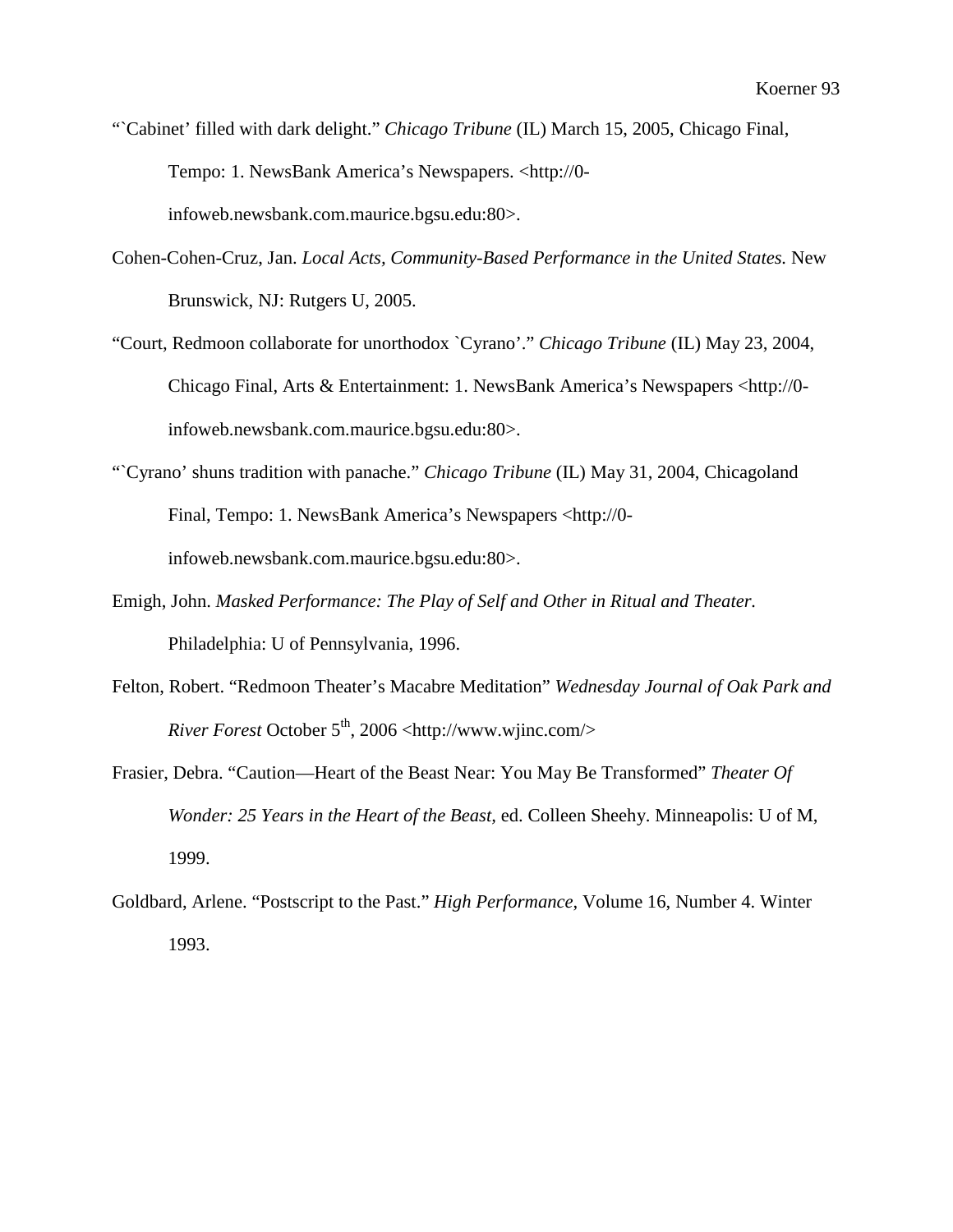"`Cabinet' filled with dark delight." *Chicago Tribune* (IL) March 15, 2005, Chicago Final, Tempo: 1. NewsBank America's Newspapers. <http://0-infoweb.newsbank.com.maurice.bgsu.edu:80>.

Cohen-Cohen-Cruz, Jan. *Local Acts, Community-Based Performance in the United States.* New Brunswick, NJ: Rutgers U, 2005.

"Court, Redmoon collaborate for unorthodox `Cyrano'." *Chicago Tribune* (IL) May 23, 2004, Chicago Final, Arts & Entertainment: 1. NewsBank America's Newspapers <http://0-infoweb.newsbank.com.maurice.bgsu.edu:80>.

"`Cyrano' shuns tradition with panache." *Chicago Tribune* (IL) May 31, 2004, Chicagoland Final, Tempo: 1. NewsBank America's Newspapers <http://0-infoweb.newsbank.com.maurice.bgsu.edu:80>.

Emigh, John. *Masked Performance: The Play of Self and Other in Ritual and Theater.* Philadelphia: U of Pennsylvania, 1996.

Felton, Robert. "Redmoon Theater's Macabre Meditation" *Wednesday Journal of Oak Park and River Forest* October 5th, 2006 <http://www.wjinc.com/>

Frasier, Debra. "Caution—Heart of the Beast Near: You May Be Transformed" *Theater Of Wonder: 25 Years in the Heart of the Beast,* ed. Colleen Sheehy. Minneapolis: U of M, 1999.

Goldbard, Arlene. "Postscript to the Past." *High Performance*, Volume 16, Number 4. Winter 1993.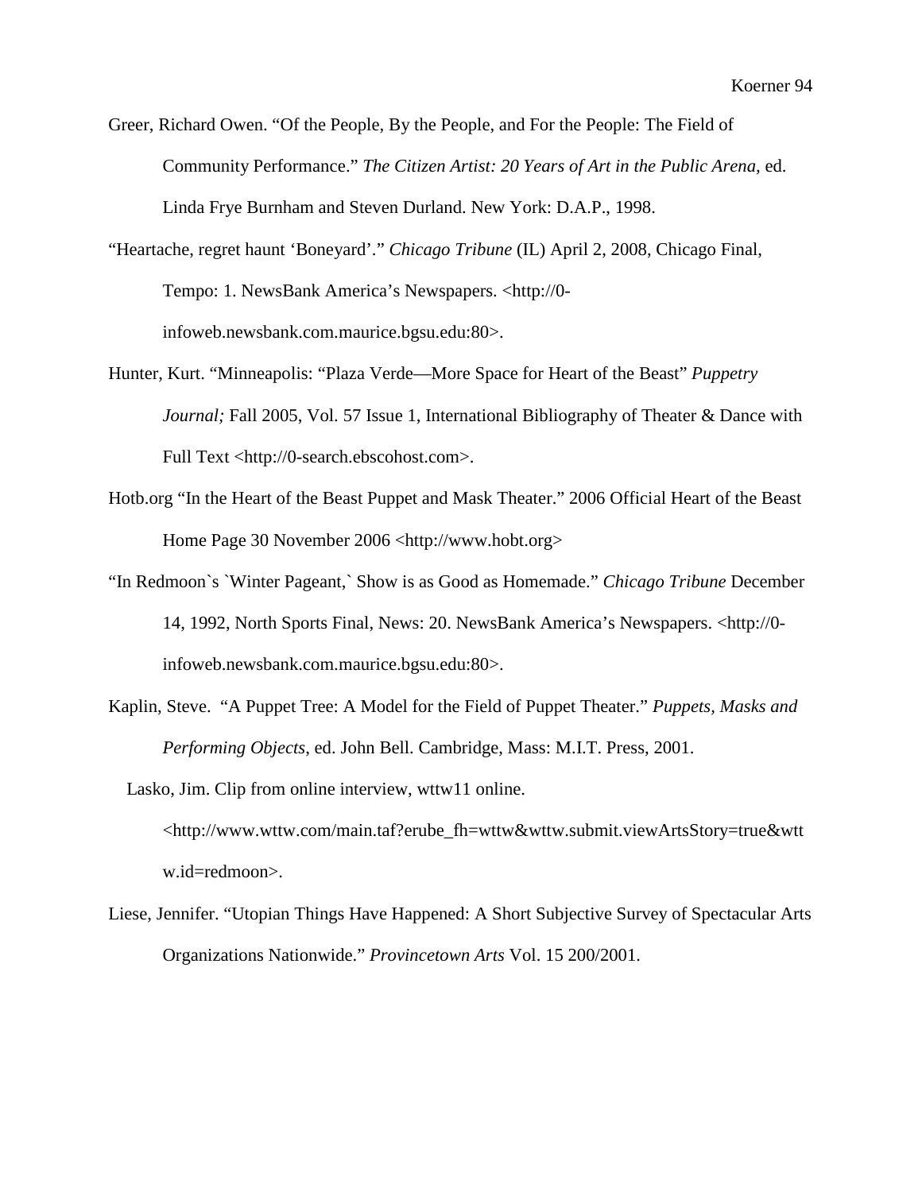Greer, Richard Owen. “Of the People, By the People, and For the People: The Field of Community Performance.” *The Citizen Artist: 20 Years of Art in the Public Arena,* ed. Linda Frye Burnham and Steven Durland. New York: D.A.P., 1998.

“Heartache, regret haunt ‘Boneyard’.” *Chicago Tribune* (IL) April 2, 2008, Chicago Final, Tempo: 1. NewsBank America’s Newspapers. <http://0-infoweb.newsbank.com.maurice.bgsu.edu:80>.

Hunter, Kurt. “Minneapolis: “Plaza Verde—More Space for Heart of the Beast” *Puppetry Journal;* Fall 2005, Vol. 57 Issue 1, International Bibliography of Theater & Dance with Full Text <http://0-search.ebscohost.com>.

Hotb.org “In the Heart of the Beast Puppet and Mask Theater.” 2006 Official Heart of the Beast Home Page 30 November 2006 <http://www.hobt.org>

“In Redmoon`s `Winter Pageant,` Show is as Good as Homemade.” *Chicago Tribune* December 14, 1992, North Sports Final, News: 20. NewsBank America’s Newspapers. <http://0-infoweb.newsbank.com.maurice.bgsu.edu:80>.

Kaplin, Steve. “A Puppet Tree: A Model for the Field of Puppet Theater.” *Puppets, Masks and Performing Objects*, ed. John Bell. Cambridge, Mass: M.I.T. Press, 2001.

Lasko, Jim. Clip from online interview, wttw11 online. <http://www.wttw.com/main.taf?erube_fh=wttw&wttw.submit.viewArtsStory=true&wttw.id=redmoon>.

Liese, Jennifer. “Utopian Things Have Happened: A Short Subjective Survey of Spectacular Arts Organizations Nationwide.” *Provincetown Arts* Vol. 15 200/2001.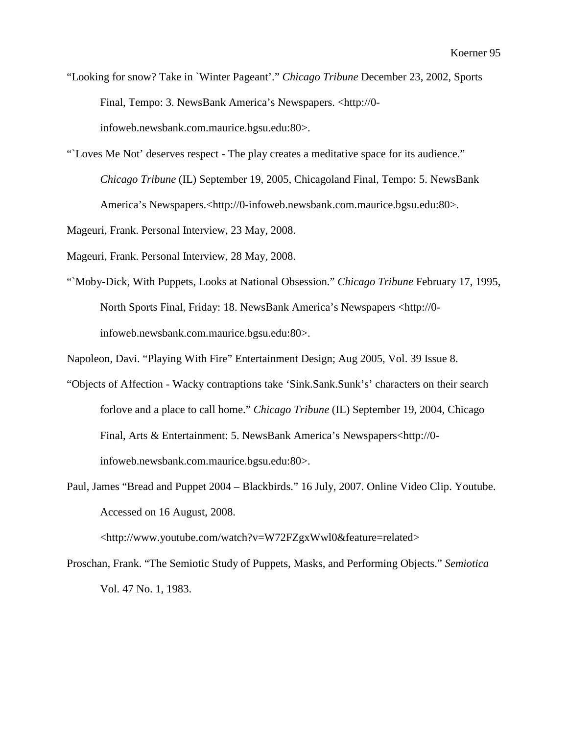"Looking for snow? Take in `Winter Pageant'." *Chicago Tribune* December 23, 2002, Sports Final, Tempo: 3. NewsBank America's Newspapers. <http://0-infoweb.newsbank.com.maurice.bgsu.edu:80>.

"`Loves Me Not' deserves respect - The play creates a meditative space for its audience." *Chicago Tribune* (IL) September 19, 2005, Chicagoland Final, Tempo: 5. NewsBank America's Newspapers.<http://0-infoweb.newsbank.com.maurice.bgsu.edu:80>.

Mageuri, Frank. Personal Interview, 23 May, 2008.

Mageuri, Frank. Personal Interview, 28 May, 2008.

"`Moby-Dick, With Puppets, Looks at National Obsession." *Chicago Tribune* February 17, 1995, North Sports Final, Friday: 18. NewsBank America's Newspapers <http://0-infoweb.newsbank.com.maurice.bgsu.edu:80>.

Napoleon, Davi. "Playing With Fire" Entertainment Design; Aug 2005, Vol. 39 Issue 8.

"Objects of Affection - Wacky contraptions take 'Sink.Sank.Sunk's' characters on their search forlove and a place to call home." *Chicago Tribune* (IL) September 19, 2004, Chicago Final, Arts & Entertainment: 5. NewsBank America's Newspapers<http://0-infoweb.newsbank.com.maurice.bgsu.edu:80>.

Paul, James "Bread and Puppet 2004 – Blackbirds." 16 July, 2007. Online Video Clip. Youtube. Accessed on 16 August, 2008. <http://www.youtube.com/watch?v=W72FZgxWwl0&feature=related>

Proschan, Frank. "The Semiotic Study of Puppets, Masks, and Performing Objects." *Semiotica* Vol. 47 No. 1, 1983.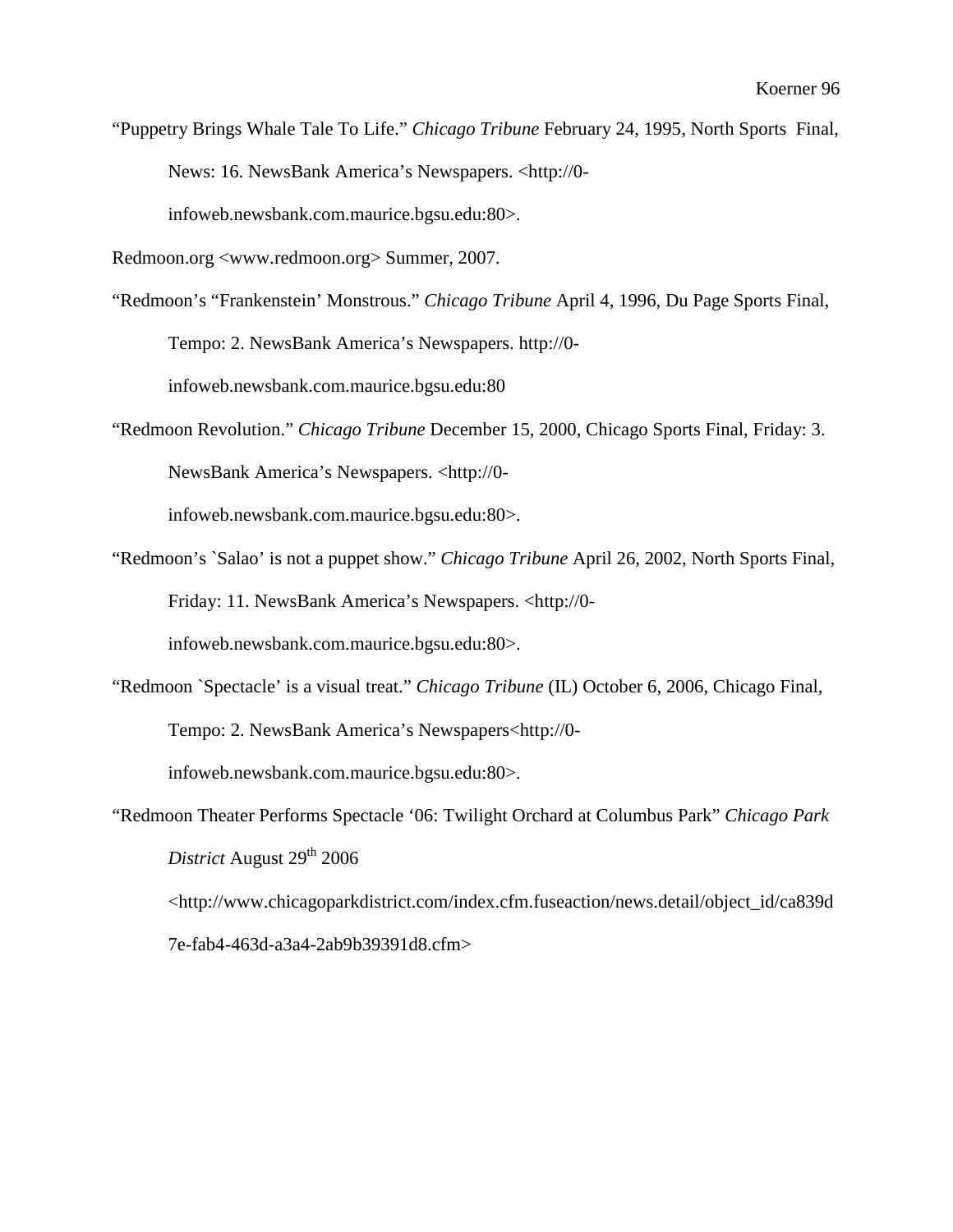"Puppetry Brings Whale Tale To Life." *Chicago Tribune* February 24, 1995, North Sports Final, News: 16. NewsBank America's Newspapers. <http://0-infoweb.newsbank.com.maurice.bgsu.edu:80>.

Redmoon.org <www.redmoon.org> Summer, 2007.

"Redmoon's "Frankenstein' Monstrous." *Chicago Tribune* April 4, 1996, Du Page Sports Final, Tempo: 2. NewsBank America's Newspapers. http://0-infoweb.newsbank.com.maurice.bgsu.edu:80

"Redmoon Revolution." *Chicago Tribune* December 15, 2000, Chicago Sports Final, Friday: 3. NewsBank America's Newspapers. <http://0-infoweb.newsbank.com.maurice.bgsu.edu:80>.

"Redmoon's `Salao' is not a puppet show." *Chicago Tribune* April 26, 2002, North Sports Final, Friday: 11. NewsBank America's Newspapers. <http://0-infoweb.newsbank.com.maurice.bgsu.edu:80>.

"Redmoon `Spectacle' is a visual treat." *Chicago Tribune* (IL) October 6, 2006, Chicago Final, Tempo: 2. NewsBank America's Newspapers<http://0-infoweb.newsbank.com.maurice.bgsu.edu:80>.

"Redmoon Theater Performs Spectacle '06: Twilight Orchard at Columbus Park" *Chicago Park District* August 29th 2006 <http://www.chicagoparkdistrict.com/index.cfm.fuseaction/news.detail/object_id/ca839d7e-fab4-463d-a3a4-2ab9b39391d8.cfm>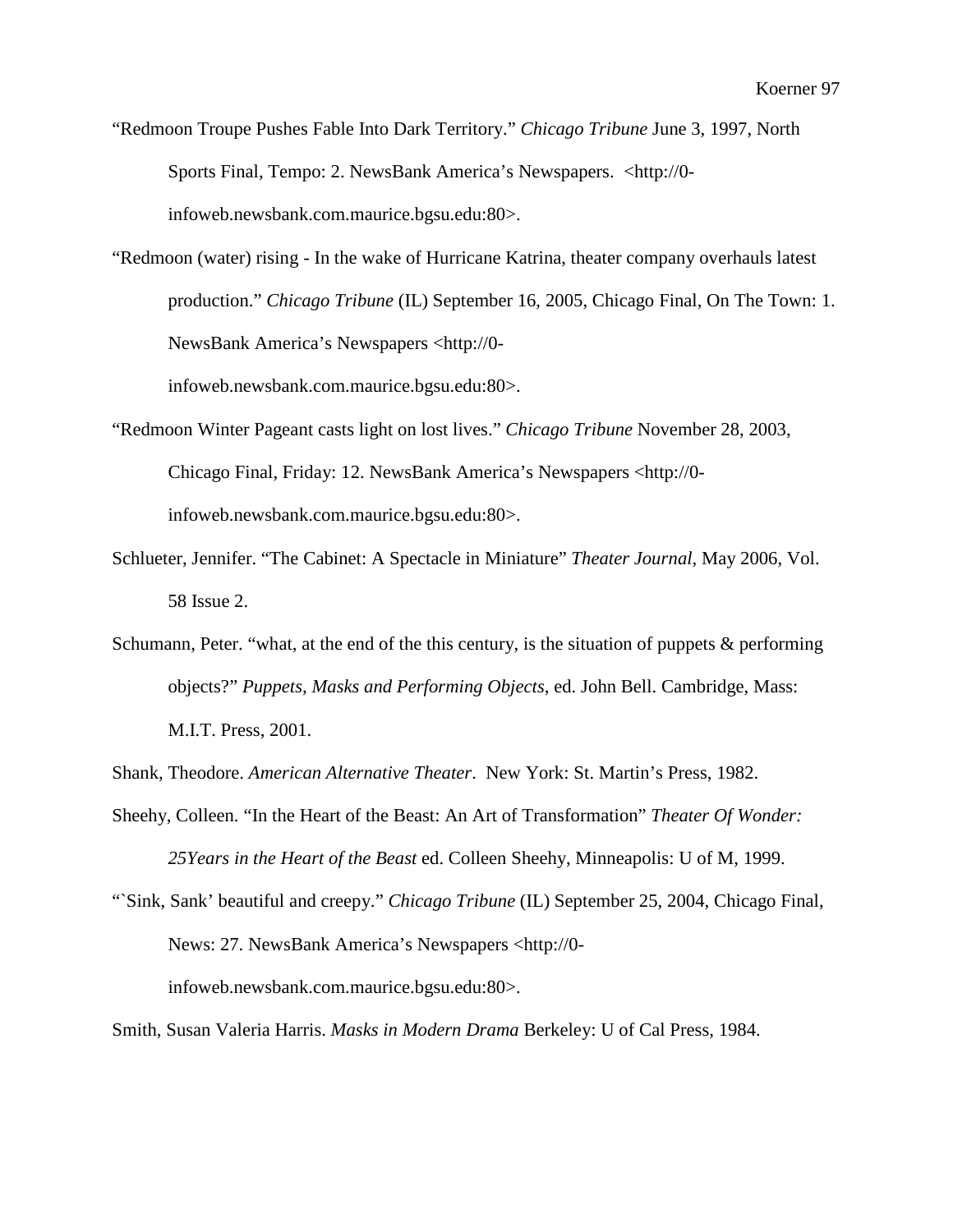"Redmoon Troupe Pushes Fable Into Dark Territory." *Chicago Tribune* June 3, 1997, North Sports Final, Tempo: 2. NewsBank America's Newspapers. <http://0-infoweb.newsbank.com.maurice.bgsu.edu:80>.

"Redmoon (water) rising - In the wake of Hurricane Katrina, theater company overhauls latest production." *Chicago Tribune* (IL) September 16, 2005, Chicago Final, On The Town: 1. NewsBank America's Newspapers <http://0-infoweb.newsbank.com.maurice.bgsu.edu:80>.

"Redmoon Winter Pageant casts light on lost lives." *Chicago Tribune* November 28, 2003, Chicago Final, Friday: 12. NewsBank America's Newspapers <http://0-infoweb.newsbank.com.maurice.bgsu.edu:80>.

Schlueter, Jennifer. "The Cabinet: A Spectacle in Miniature" *Theater Journal*, May 2006, Vol. 58 Issue 2.

Schumann, Peter. "what, at the end of the this century, is the situation of puppets & performing objects?" *Puppets, Masks and Performing Objects*, ed. John Bell. Cambridge, Mass: M.I.T. Press, 2001.

Shank, Theodore. *American Alternative Theater*. New York: St. Martin's Press, 1982.

Sheehy, Colleen. "In the Heart of the Beast: An Art of Transformation" *Theater Of Wonder: 25Years in the Heart of the Beast* ed. Colleen Sheehy, Minneapolis: U of M, 1999.

"`Sink, Sank' beautiful and creepy." *Chicago Tribune* (IL) September 25, 2004, Chicago Final, News: 27. NewsBank America's Newspapers <http://0-infoweb.newsbank.com.maurice.bgsu.edu:80>.

Smith, Susan Valeria Harris. *Masks in Modern Drama* Berkeley: U of Cal Press, 1984.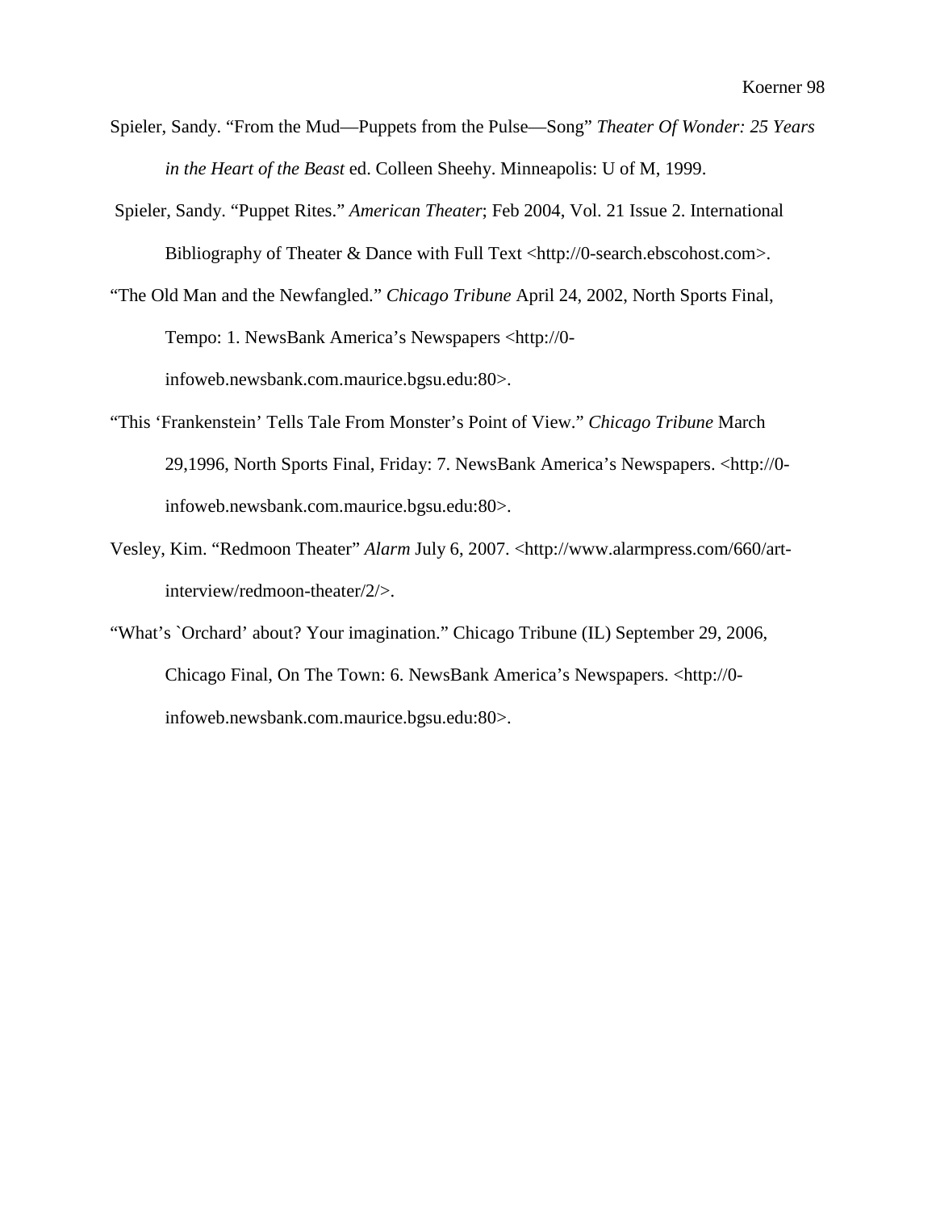Spieler, Sandy. "From the Mud—Puppets from the Pulse—Song" *Theater Of Wonder: 25 Years in the Heart of the Beast* ed. Colleen Sheehy. Minneapolis: U of M, 1999.

Spieler, Sandy. "Puppet Rites." *American Theater*; Feb 2004, Vol. 21 Issue 2. International Bibliography of Theater & Dance with Full Text <http://0-search.ebscohost.com>.

"The Old Man and the Newfangled." *Chicago Tribune* April 24, 2002, North Sports Final, Tempo: 1. NewsBank America's Newspapers <http://0-infoweb.newsbank.com.maurice.bgsu.edu:80>.

"This 'Frankenstein' Tells Tale From Monster's Point of View." *Chicago Tribune* March 29,1996, North Sports Final, Friday: 7. NewsBank America's Newspapers. <http://0-infoweb.newsbank.com.maurice.bgsu.edu:80>.

Vesley, Kim. "Redmoon Theater" *Alarm* July 6, 2007. <http://www.alarmpress.com/660/art-interview/redmoon-theater/2/>.

"What's `Orchard' about? Your imagination." Chicago Tribune (IL) September 29, 2006, Chicago Final, On The Town: 6. NewsBank America's Newspapers. <http://0-infoweb.newsbank.com.maurice.bgsu.edu:80>.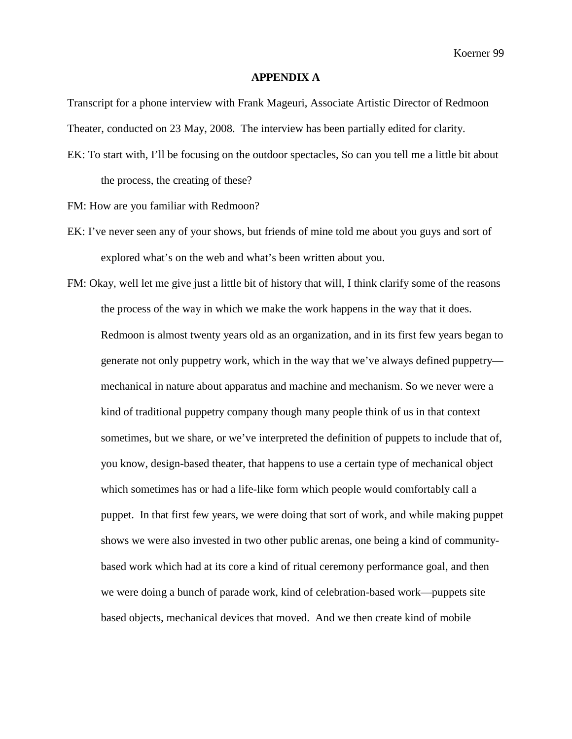## APPENDIX A

Transcript for a phone interview with Frank Mageuri, Associate Artistic Director of Redmoon Theater, conducted on 23 May, 2008. The interview has been partially edited for clarity.

EK: To start with, I'll be focusing on the outdoor spectacles, So can you tell me a little bit about the process, the creating of these?

FM: How are you familiar with Redmoon?

EK: I've never seen any of your shows, but friends of mine told me about you guys and sort of explored what's on the web and what's been written about you.

FM: Okay, well let me give just a little bit of history that will, I think clarify some of the reasons the process of the way in which we make the work happens in the way that it does. Redmoon is almost twenty years old as an organization, and in its first few years began to generate not only puppetry work, which in the way that we've always defined puppetry—mechanical in nature about apparatus and machine and mechanism. So we never were a kind of traditional puppetry company though many people think of us in that context sometimes, but we share, or we've interpreted the definition of puppets to include that of, you know, design-based theater, that happens to use a certain type of mechanical object which sometimes has or had a life-like form which people would comfortably call a puppet. In that first few years, we were doing that sort of work, and while making puppet shows we were also invested in two other public arenas, one being a kind of community-based work which had at its core a kind of ritual ceremony performance goal, and then we were doing a bunch of parade work, kind of celebration-based work—puppets site based objects, mechanical devices that moved. And we then create kind of mobile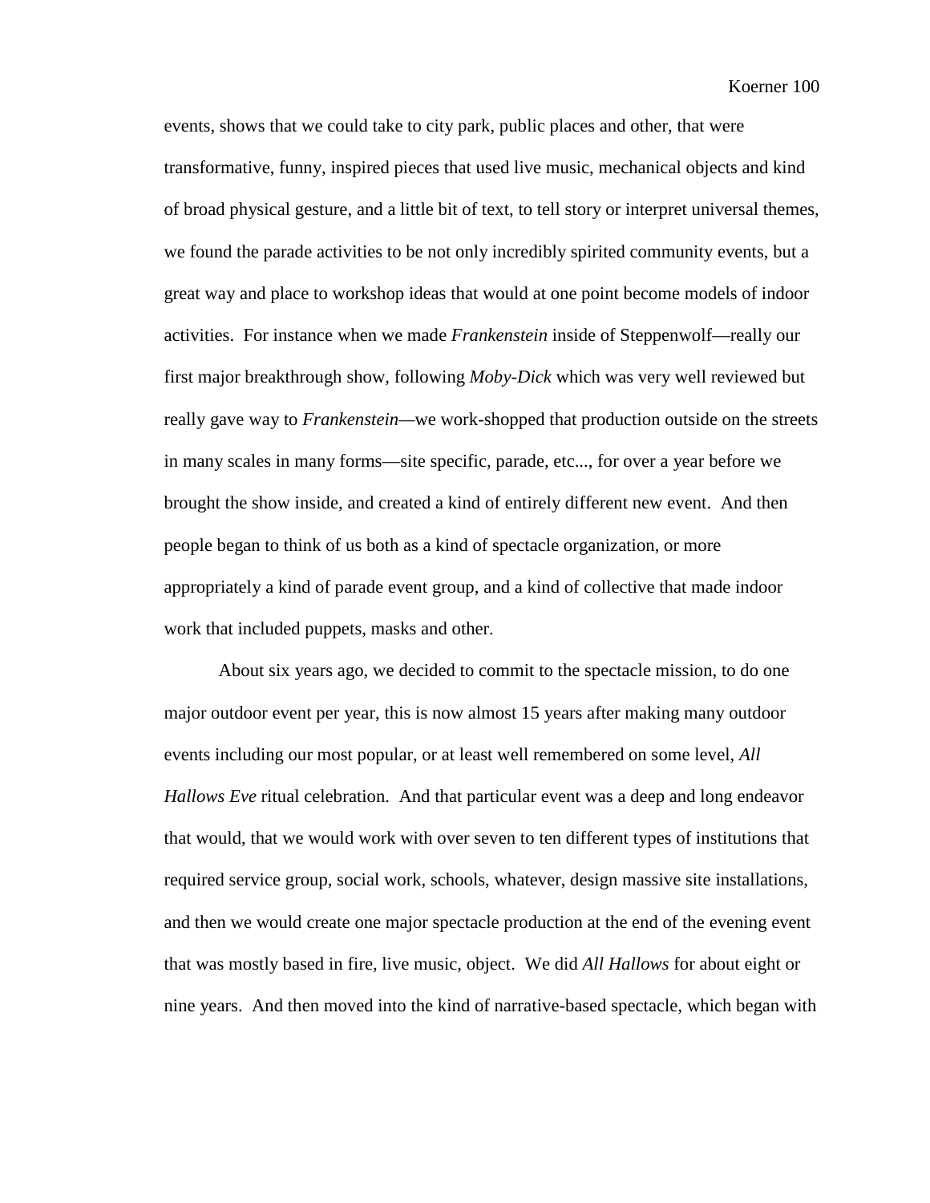events, shows that we could take to city park, public places and other, that were transformative, funny, inspired pieces that used live music, mechanical objects and kind of broad physical gesture, and a little bit of text, to tell story or interpret universal themes, we found the parade activities to be not only incredibly spirited community events, but a great way and place to workshop ideas that would at one point become models of indoor activities. For instance when we made *Frankenstein* inside of Steppenwolf—really our first major breakthrough show, following *Moby-Dick* which was very well reviewed but really gave way to *Frankenstein*—we work-shopped that production outside on the streets in many scales in many forms—site specific, parade, etc..., for over a year before we brought the show inside, and created a kind of entirely different new event. And then people began to think of us both as a kind of spectacle organization, or more appropriately a kind of parade event group, and a kind of collective that made indoor work that included puppets, masks and other.

About six years ago, we decided to commit to the spectacle mission, to do one major outdoor event per year, this is now almost 15 years after making many outdoor events including our most popular, or at least well remembered on some level, *All Hallows Eve* ritual celebration. And that particular event was a deep and long endeavor that would, that we would work with over seven to ten different types of institutions that required service group, social work, schools, whatever, design massive site installations, and then we would create one major spectacle production at the end of the evening event that was mostly based in fire, live music, object. We did *All Hallows* for about eight or nine years. And then moved into the kind of narrative-based spectacle, which began with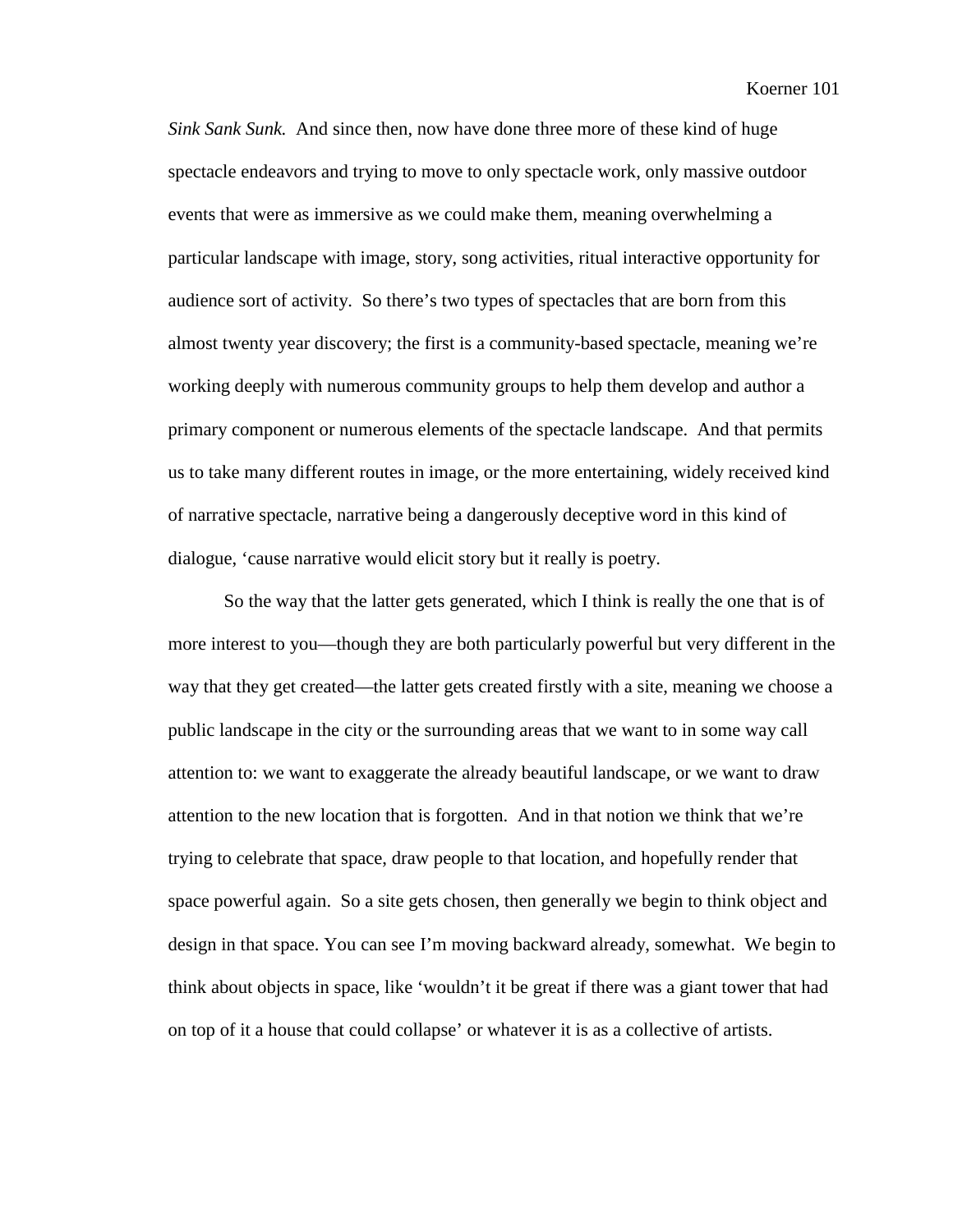*Sink Sank Sunk.* And since then, now have done three more of these kind of huge spectacle endeavors and trying to move to only spectacle work, only massive outdoor events that were as immersive as we could make them, meaning overwhelming a particular landscape with image, story, song activities, ritual interactive opportunity for audience sort of activity. So there's two types of spectacles that are born from this almost twenty year discovery; the first is a community-based spectacle, meaning we're working deeply with numerous community groups to help them develop and author a primary component or numerous elements of the spectacle landscape. And that permits us to take many different routes in image, or the more entertaining, widely received kind of narrative spectacle, narrative being a dangerously deceptive word in this kind of dialogue, 'cause narrative would elicit story but it really is poetry.

So the way that the latter gets generated, which I think is really the one that is of more interest to you—though they are both particularly powerful but very different in the way that they get created—the latter gets created firstly with a site, meaning we choose a public landscape in the city or the surrounding areas that we want to in some way call attention to: we want to exaggerate the already beautiful landscape, or we want to draw attention to the new location that is forgotten. And in that notion we think that we're trying to celebrate that space, draw people to that location, and hopefully render that space powerful again. So a site gets chosen, then generally we begin to think object and design in that space. You can see I'm moving backward already, somewhat. We begin to think about objects in space, like 'wouldn't it be great if there was a giant tower that had on top of it a house that could collapse' or whatever it is as a collective of artists.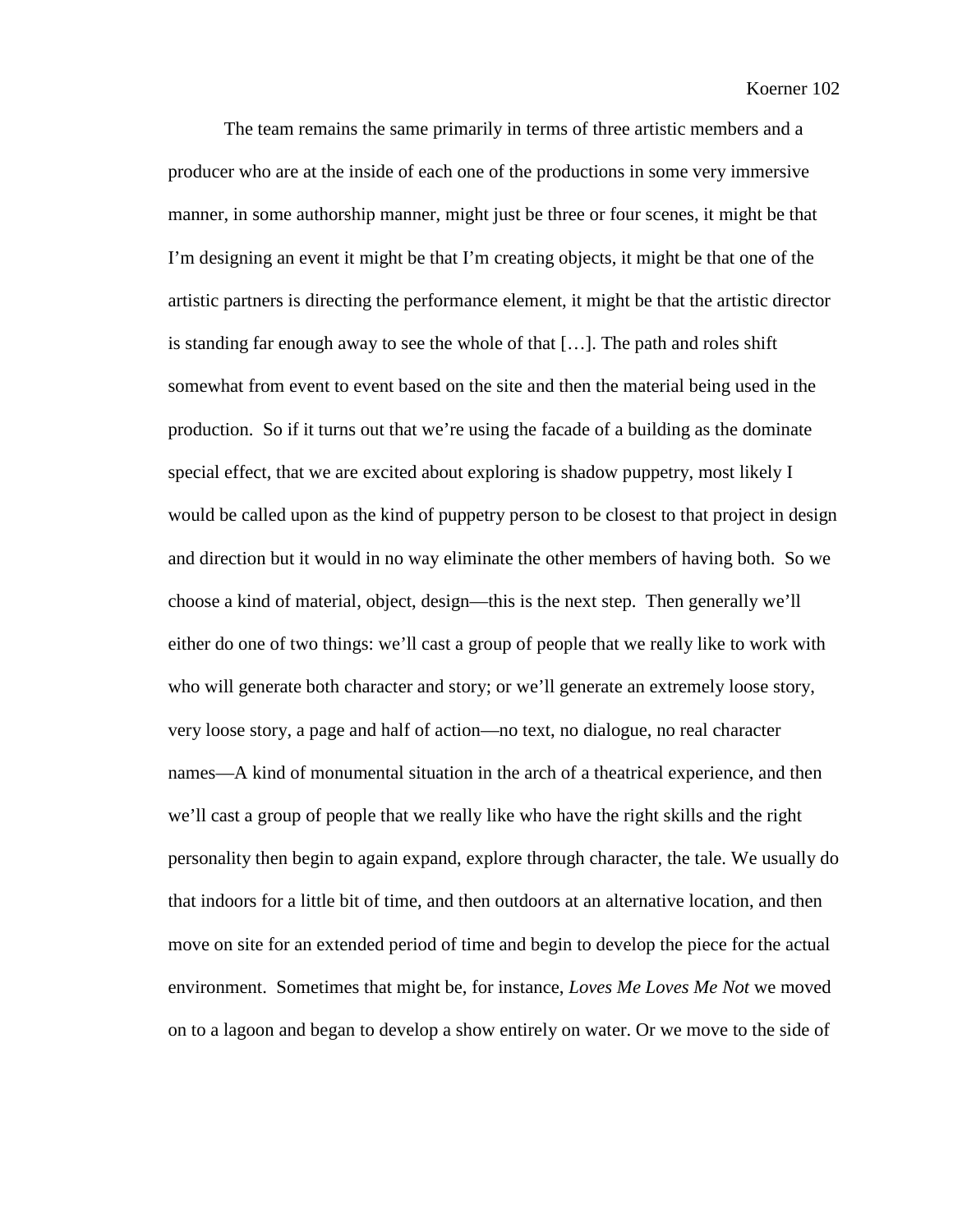The team remains the same primarily in terms of three artistic members and a producer who are at the inside of each one of the productions in some very immersive manner, in some authorship manner, might just be three or four scenes, it might be that I'm designing an event it might be that I'm creating objects, it might be that one of the artistic partners is directing the performance element, it might be that the artistic director is standing far enough away to see the whole of that […]. The path and roles shift somewhat from event to event based on the site and then the material being used in the production. So if it turns out that we're using the facade of a building as the dominate special effect, that we are excited about exploring is shadow puppetry, most likely I would be called upon as the kind of puppetry person to be closest to that project in design and direction but it would in no way eliminate the other members of having both. So we choose a kind of material, object, design—this is the next step. Then generally we'll either do one of two things: we'll cast a group of people that we really like to work with who will generate both character and story; or we'll generate an extremely loose story, very loose story, a page and half of action—no text, no dialogue, no real character names—A kind of monumental situation in the arch of a theatrical experience, and then we'll cast a group of people that we really like who have the right skills and the right personality then begin to again expand, explore through character, the tale. We usually do that indoors for a little bit of time, and then outdoors at an alternative location, and then move on site for an extended period of time and begin to develop the piece for the actual environment. Sometimes that might be, for instance, *Loves Me Loves Me Not* we moved on to a lagoon and began to develop a show entirely on water. Or we move to the side of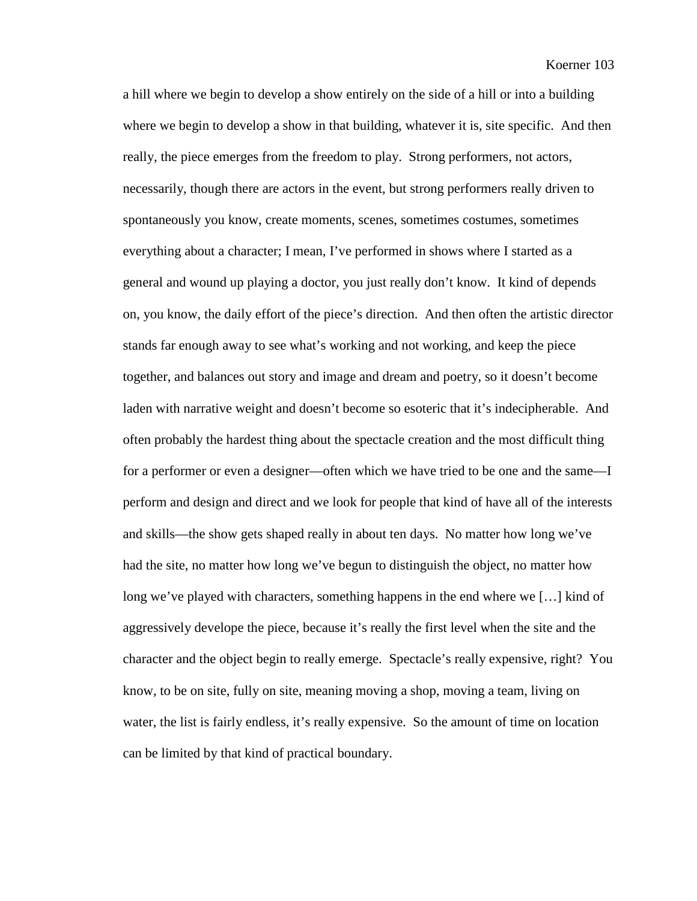a hill where we begin to develop a show entirely on the side of a hill or into a building where we begin to develop a show in that building, whatever it is, site specific. And then really, the piece emerges from the freedom to play. Strong performers, not actors, necessarily, though there are actors in the event, but strong performers really driven to spontaneously you know, create moments, scenes, sometimes costumes, sometimes everything about a character; I mean, I've performed in shows where I started as a general and wound up playing a doctor, you just really don't know. It kind of depends on, you know, the daily effort of the piece's direction. And then often the artistic director stands far enough away to see what's working and not working, and keep the piece together, and balances out story and image and dream and poetry, so it doesn't become laden with narrative weight and doesn't become so esoteric that it's indecipherable. And often probably the hardest thing about the spectacle creation and the most difficult thing for a performer or even a designer—often which we have tried to be one and the same—I perform and design and direct and we look for people that kind of have all of the interests and skills—the show gets shaped really in about ten days. No matter how long we've had the site, no matter how long we've begun to distinguish the object, no matter how long we've played with characters, something happens in the end where we […] kind of aggressively develope the piece, because it's really the first level when the site and the character and the object begin to really emerge. Spectacle's really expensive, right? You know, to be on site, fully on site, meaning moving a shop, moving a team, living on water, the list is fairly endless, it's really expensive. So the amount of time on location can be limited by that kind of practical boundary.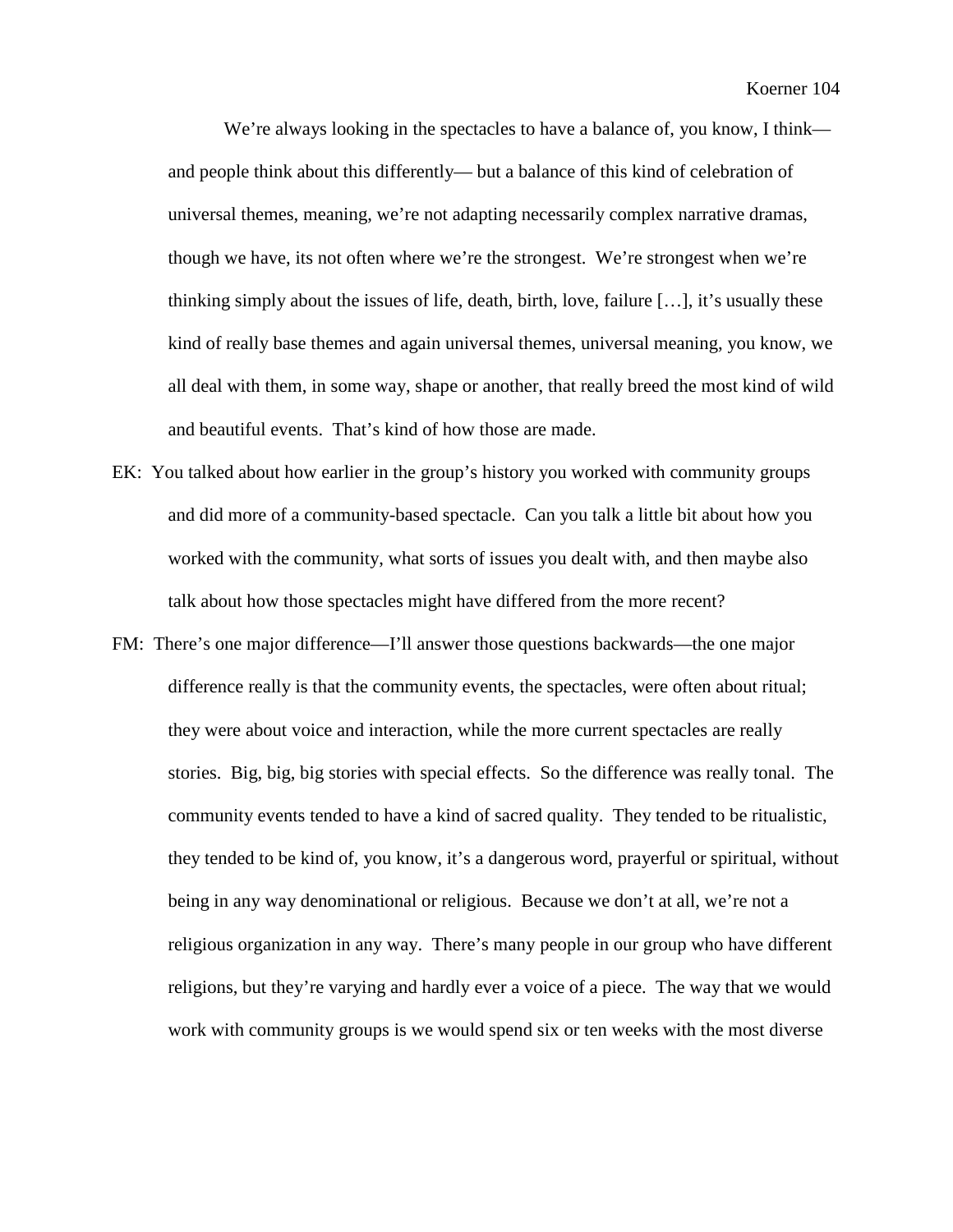We're always looking in the spectacles to have a balance of, you know, I think—and people think about this differently— but a balance of this kind of celebration of universal themes, meaning, we're not adapting necessarily complex narrative dramas, though we have, its not often where we're the strongest. We're strongest when we're thinking simply about the issues of life, death, birth, love, failure […], it's usually these kind of really base themes and again universal themes, universal meaning, you know, we all deal with them, in some way, shape or another, that really breed the most kind of wild and beautiful events. That's kind of how those are made.

EK: You talked about how earlier in the group's history you worked with community groups and did more of a community-based spectacle. Can you talk a little bit about how you worked with the community, what sorts of issues you dealt with, and then maybe also talk about how those spectacles might have differed from the more recent?

FM: There's one major difference—I'll answer those questions backwards—the one major difference really is that the community events, the spectacles, were often about ritual; they were about voice and interaction, while the more current spectacles are really stories. Big, big, big stories with special effects. So the difference was really tonal. The community events tended to have a kind of sacred quality. They tended to be ritualistic, they tended to be kind of, you know, it's a dangerous word, prayerful or spiritual, without being in any way denominational or religious. Because we don't at all, we're not a religious organization in any way. There's many people in our group who have different religions, but they're varying and hardly ever a voice of a piece. The way that we would work with community groups is we would spend six or ten weeks with the most diverse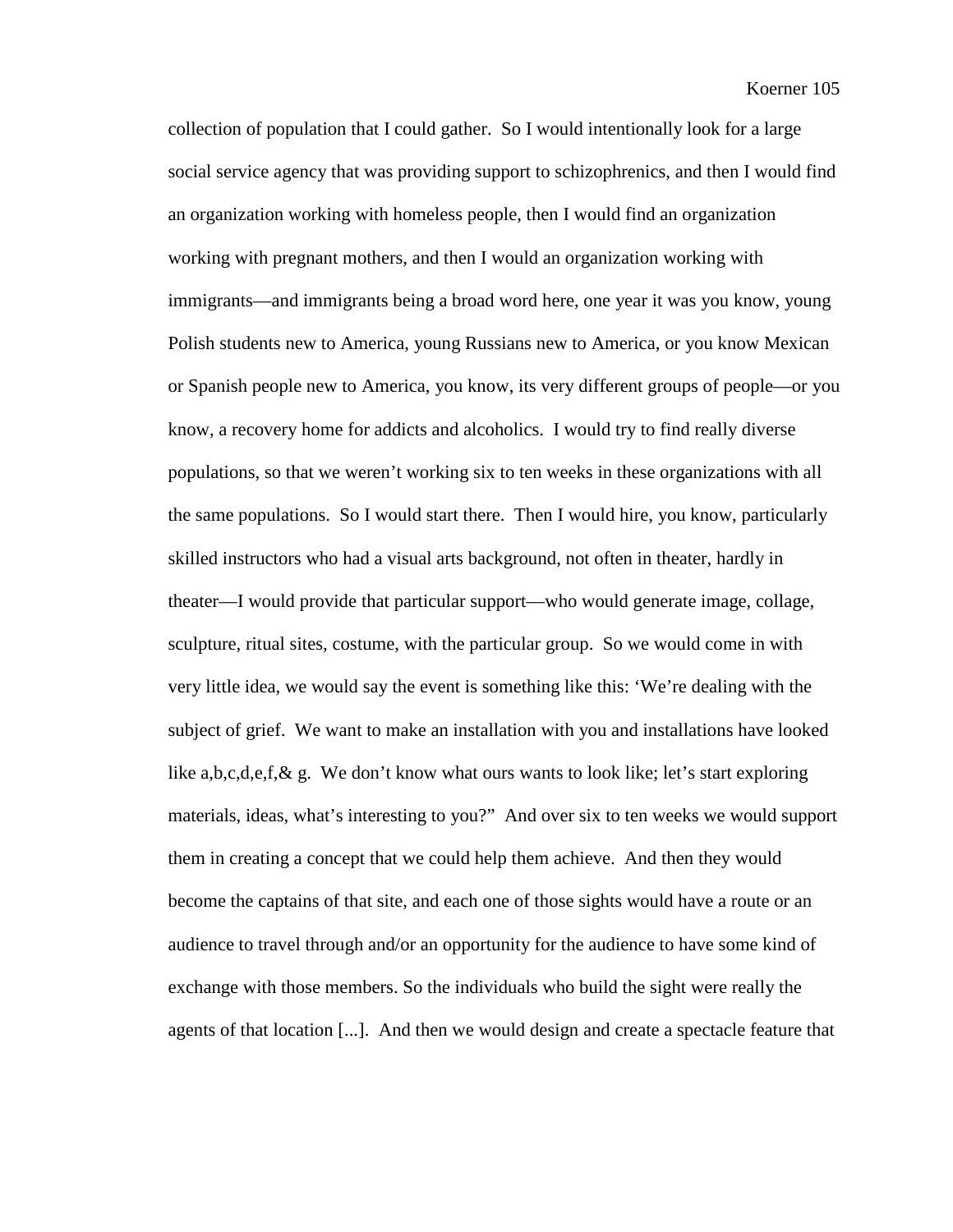collection of population that I could gather. So I would intentionally look for a large social service agency that was providing support to schizophrenics, and then I would find an organization working with homeless people, then I would find an organization working with pregnant mothers, and then I would an organization working with immigrants—and immigrants being a broad word here, one year it was you know, young Polish students new to America, young Russians new to America, or you know Mexican or Spanish people new to America, you know, its very different groups of people—or you know, a recovery home for addicts and alcoholics. I would try to find really diverse populations, so that we weren't working six to ten weeks in these organizations with all the same populations. So I would start there. Then I would hire, you know, particularly skilled instructors who had a visual arts background, not often in theater, hardly in theater—I would provide that particular support—who would generate image, collage, sculpture, ritual sites, costume, with the particular group. So we would come in with very little idea, we would say the event is something like this: 'We're dealing with the subject of grief. We want to make an installation with you and installations have looked like a,b,c,d,e,f,& g. We don't know what ours wants to look like; let's start exploring materials, ideas, what's interesting to you?" And over six to ten weeks we would support them in creating a concept that we could help them achieve. And then they would become the captains of that site, and each one of those sights would have a route or an audience to travel through and/or an opportunity for the audience to have some kind of exchange with those members. So the individuals who build the sight were really the agents of that location [...]. And then we would design and create a spectacle feature that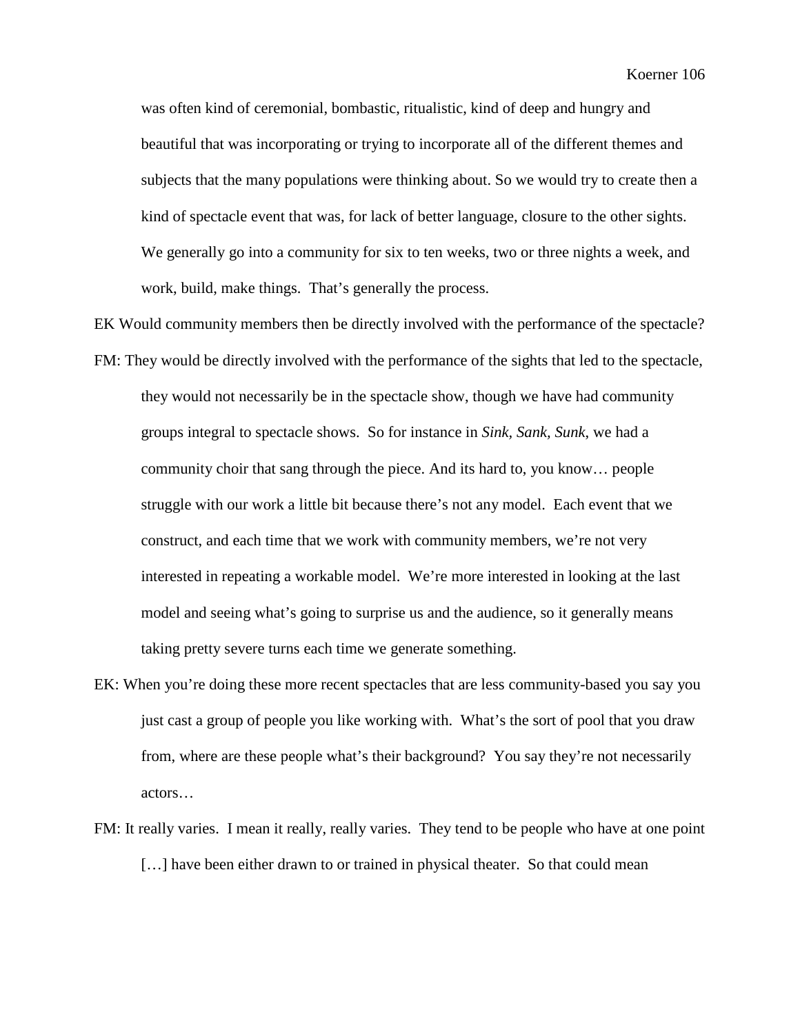was often kind of ceremonial, bombastic, ritualistic, kind of deep and hungry and beautiful that was incorporating or trying to incorporate all of the different themes and subjects that the many populations were thinking about. So we would try to create then a kind of spectacle event that was, for lack of better language, closure to the other sights. We generally go into a community for six to ten weeks, two or three nights a week, and work, build, make things. That's generally the process.

EK Would community members then be directly involved with the performance of the spectacle?

FM: They would be directly involved with the performance of the sights that led to the spectacle, they would not necessarily be in the spectacle show, though we have had community groups integral to spectacle shows. So for instance in *Sink, Sank, Sunk*, we had a community choir that sang through the piece. And its hard to, you know… people struggle with our work a little bit because there's not any model. Each event that we construct, and each time that we work with community members, we're not very interested in repeating a workable model. We're more interested in looking at the last model and seeing what's going to surprise us and the audience, so it generally means taking pretty severe turns each time we generate something.

EK: When you're doing these more recent spectacles that are less community-based you say you just cast a group of people you like working with. What's the sort of pool that you draw from, where are these people what's their background? You say they're not necessarily actors…

FM: It really varies. I mean it really, really varies. They tend to be people who have at one point […] have been either drawn to or trained in physical theater. So that could mean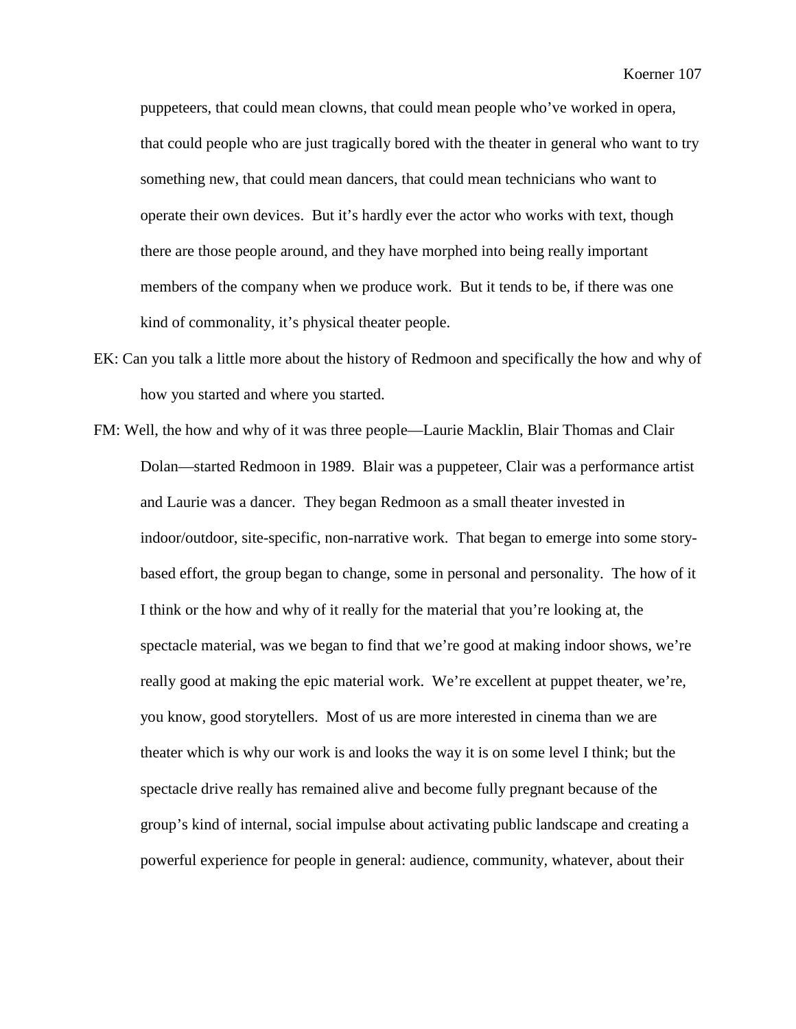puppeteers, that could mean clowns, that could mean people who've worked in opera, that could people who are just tragically bored with the theater in general who want to try something new, that could mean dancers, that could mean technicians who want to operate their own devices. But it's hardly ever the actor who works with text, though there are those people around, and they have morphed into being really important members of the company when we produce work. But it tends to be, if there was one kind of commonality, it's physical theater people.

EK: Can you talk a little more about the history of Redmoon and specifically the how and why of how you started and where you started.

FM: Well, the how and why of it was three people—Laurie Macklin, Blair Thomas and Clair Dolan—started Redmoon in 1989. Blair was a puppeteer, Clair was a performance artist and Laurie was a dancer. They began Redmoon as a small theater invested in indoor/outdoor, site-specific, non-narrative work. That began to emerge into some story-based effort, the group began to change, some in personal and personality. The how of it I think or the how and why of it really for the material that you're looking at, the spectacle material, was we began to find that we're good at making indoor shows, we're really good at making the epic material work. We're excellent at puppet theater, we're, you know, good storytellers. Most of us are more interested in cinema than we are theater which is why our work is and looks the way it is on some level I think; but the spectacle drive really has remained alive and become fully pregnant because of the group's kind of internal, social impulse about activating public landscape and creating a powerful experience for people in general: audience, community, whatever, about their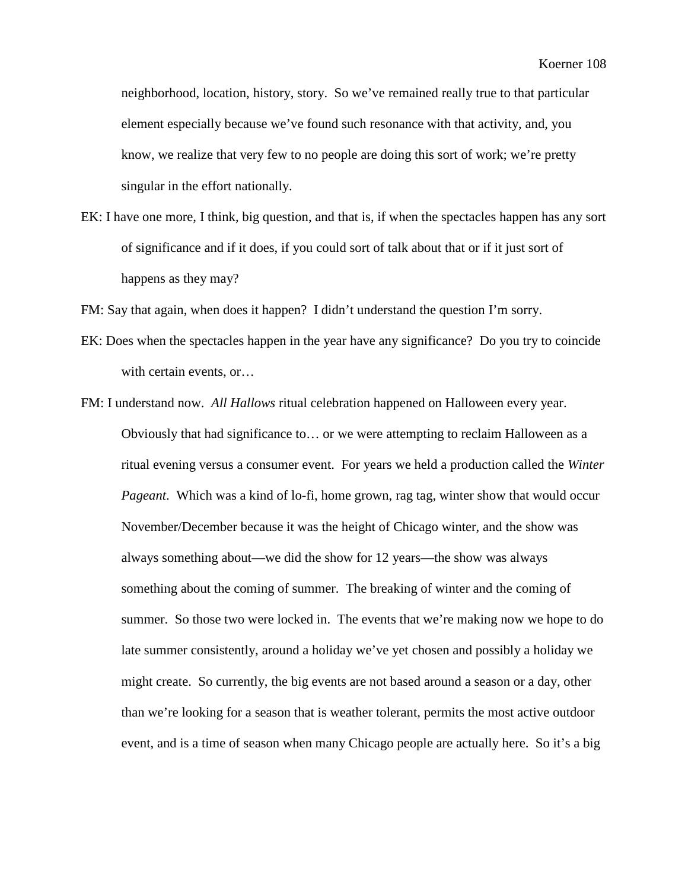neighborhood, location, history, story. So we've remained really true to that particular element especially because we've found such resonance with that activity, and, you know, we realize that very few to no people are doing this sort of work; we're pretty singular in the effort nationally.

EK: I have one more, I think, big question, and that is, if when the spectacles happen has any sort of significance and if it does, if you could sort of talk about that or if it just sort of happens as they may?

FM: Say that again, when does it happen? I didn't understand the question I'm sorry.

EK: Does when the spectacles happen in the year have any significance? Do you try to coincide with certain events, or…

FM: I understand now. *All Hallows* ritual celebration happened on Halloween every year. Obviously that had significance to… or we were attempting to reclaim Halloween as a ritual evening versus a consumer event. For years we held a production called the *Winter Pageant*. Which was a kind of lo-fi, home grown, rag tag, winter show that would occur November/December because it was the height of Chicago winter, and the show was always something about—we did the show for 12 years—the show was always something about the coming of summer. The breaking of winter and the coming of summer. So those two were locked in. The events that we're making now we hope to do late summer consistently, around a holiday we've yet chosen and possibly a holiday we might create. So currently, the big events are not based around a season or a day, other than we're looking for a season that is weather tolerant, permits the most active outdoor event, and is a time of season when many Chicago people are actually here. So it's a big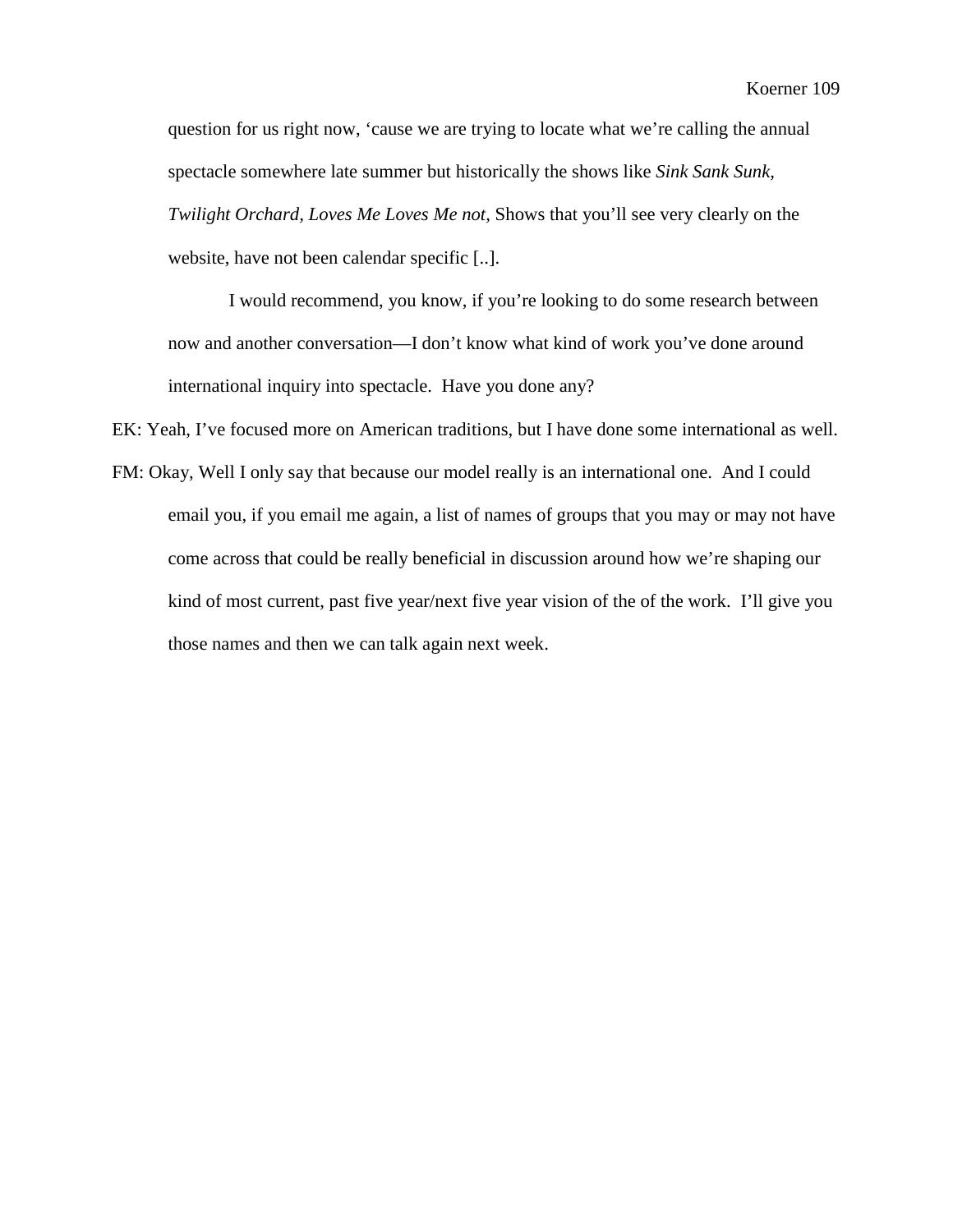question for us right now, 'cause we are trying to locate what we're calling the annual spectacle somewhere late summer but historically the shows like *Sink Sank Sunk, Twilight Orchard, Loves Me Loves Me not,* Shows that you'll see very clearly on the website, have not been calendar specific [..].

I would recommend, you know, if you're looking to do some research between now and another conversation—I don't know what kind of work you've done around international inquiry into spectacle. Have you done any?

EK: Yeah, I've focused more on American traditions, but I have done some international as well.

FM: Okay, Well I only say that because our model really is an international one. And I could email you, if you email me again, a list of names of groups that you may or may not have come across that could be really beneficial in discussion around how we're shaping our kind of most current, past five year/next five year vision of the of the work. I'll give you those names and then we can talk again next week.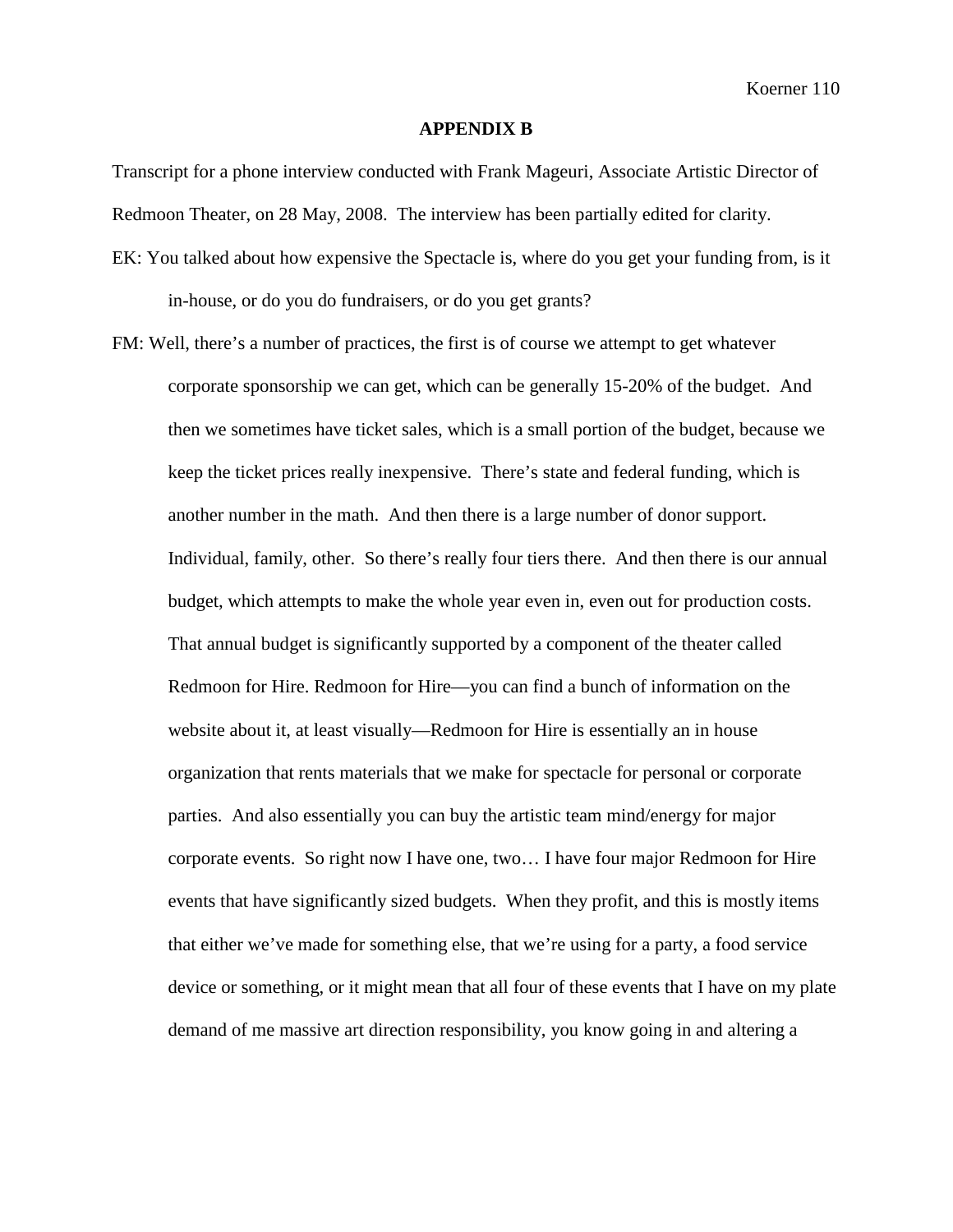## APPENDIX B

Transcript for a phone interview conducted with Frank Mageuri, Associate Artistic Director of Redmoon Theater, on 28 May, 2008. The interview has been partially edited for clarity.

EK: You talked about how expensive the Spectacle is, where do you get your funding from, is it in-house, or do you do fundraisers, or do you get grants?

FM: Well, there's a number of practices, the first is of course we attempt to get whatever corporate sponsorship we can get, which can be generally 15-20% of the budget. And then we sometimes have ticket sales, which is a small portion of the budget, because we keep the ticket prices really inexpensive. There's state and federal funding, which is another number in the math. And then there is a large number of donor support. Individual, family, other. So there's really four tiers there. And then there is our annual budget, which attempts to make the whole year even in, even out for production costs. That annual budget is significantly supported by a component of the theater called Redmoon for Hire. Redmoon for Hire—you can find a bunch of information on the website about it, at least visually—Redmoon for Hire is essentially an in house organization that rents materials that we make for spectacle for personal or corporate parties. And also essentially you can buy the artistic team mind/energy for major corporate events. So right now I have one, two… I have four major Redmoon for Hire events that have significantly sized budgets. When they profit, and this is mostly items that either we've made for something else, that we're using for a party, a food service device or something, or it might mean that all four of these events that I have on my plate demand of me massive art direction responsibility, you know going in and altering a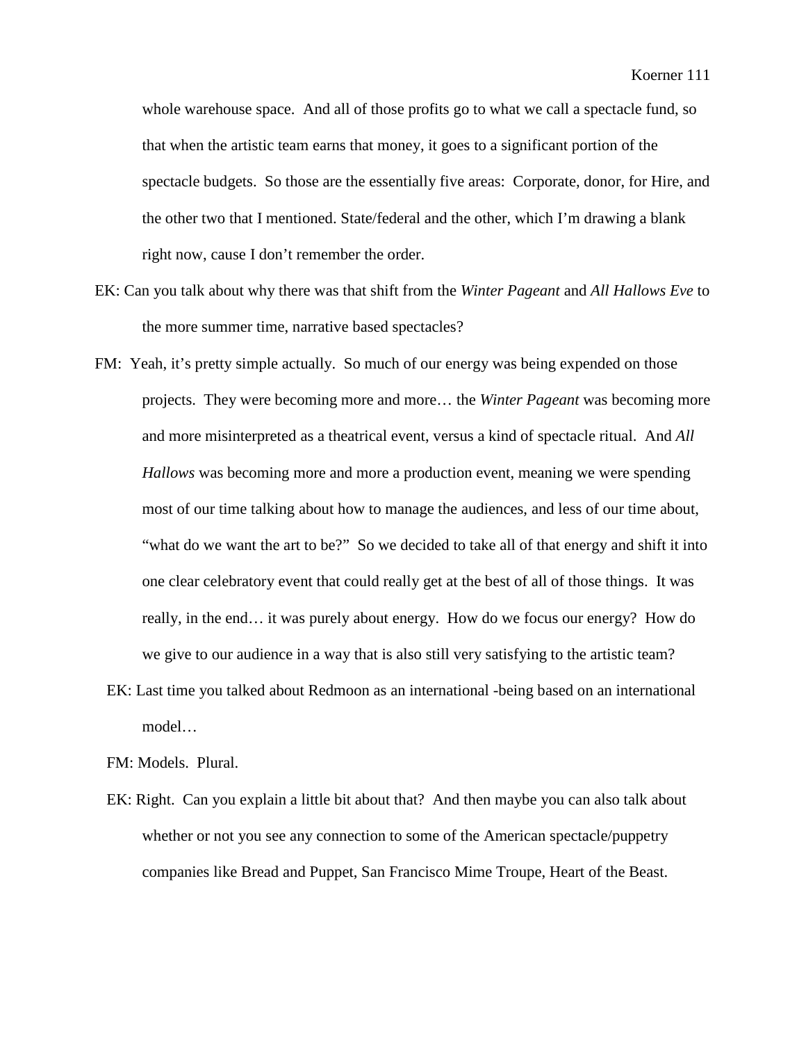whole warehouse space. And all of those profits go to what we call a spectacle fund, so that when the artistic team earns that money, it goes to a significant portion of the spectacle budgets. So those are the essentially five areas: Corporate, donor, for Hire, and the other two that I mentioned. State/federal and the other, which I'm drawing a blank right now, cause I don't remember the order.

EK: Can you talk about why there was that shift from the *Winter Pageant* and *All Hallows Eve* to the more summer time, narrative based spectacles?

FM: Yeah, it's pretty simple actually. So much of our energy was being expended on those projects. They were becoming more and more… the *Winter Pageant* was becoming more and more misinterpreted as a theatrical event, versus a kind of spectacle ritual. And *All Hallows* was becoming more and more a production event, meaning we were spending most of our time talking about how to manage the audiences, and less of our time about, "what do we want the art to be?" So we decided to take all of that energy and shift it into one clear celebratory event that could really get at the best of all of those things. It was really, in the end… it was purely about energy. How do we focus our energy? How do we give to our audience in a way that is also still very satisfying to the artistic team?

EK: Last time you talked about Redmoon as an international -being based on an international model…

FM: Models. Plural.

EK: Right. Can you explain a little bit about that? And then maybe you can also talk about whether or not you see any connection to some of the American spectacle/puppetry companies like Bread and Puppet, San Francisco Mime Troupe, Heart of the Beast.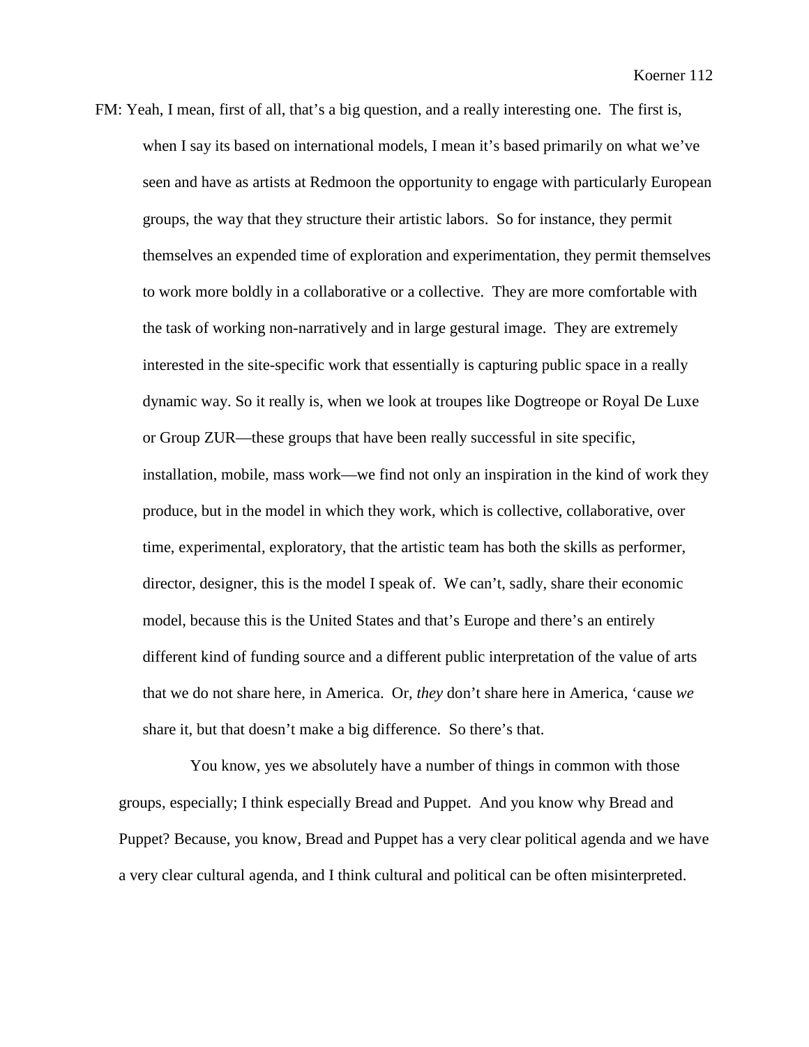FM: Yeah, I mean, first of all, that's a big question, and a really interesting one. The first is, when I say its based on international models, I mean it's based primarily on what we've seen and have as artists at Redmoon the opportunity to engage with particularly European groups, the way that they structure their artistic labors. So for instance, they permit themselves an expended time of exploration and experimentation, they permit themselves to work more boldly in a collaborative or a collective. They are more comfortable with the task of working non-narratively and in large gestural image. They are extremely interested in the site-specific work that essentially is capturing public space in a really dynamic way. So it really is, when we look at troupes like Dogtreope or Royal De Luxe or Group ZUR—these groups that have been really successful in site specific, installation, mobile, mass work—we find not only an inspiration in the kind of work they produce, but in the model in which they work, which is collective, collaborative, over time, experimental, exploratory, that the artistic team has both the skills as performer, director, designer, this is the model I speak of. We can't, sadly, share their economic model, because this is the United States and that's Europe and there's an entirely different kind of funding source and a different public interpretation of the value of arts that we do not share here, in America. Or, *they* don't share here in America, 'cause *we* share it, but that doesn't make a big difference. So there's that.

You know, yes we absolutely have a number of things in common with those groups, especially; I think especially Bread and Puppet. And you know why Bread and Puppet? Because, you know, Bread and Puppet has a very clear political agenda and we have a very clear cultural agenda, and I think cultural and political can be often misinterpreted.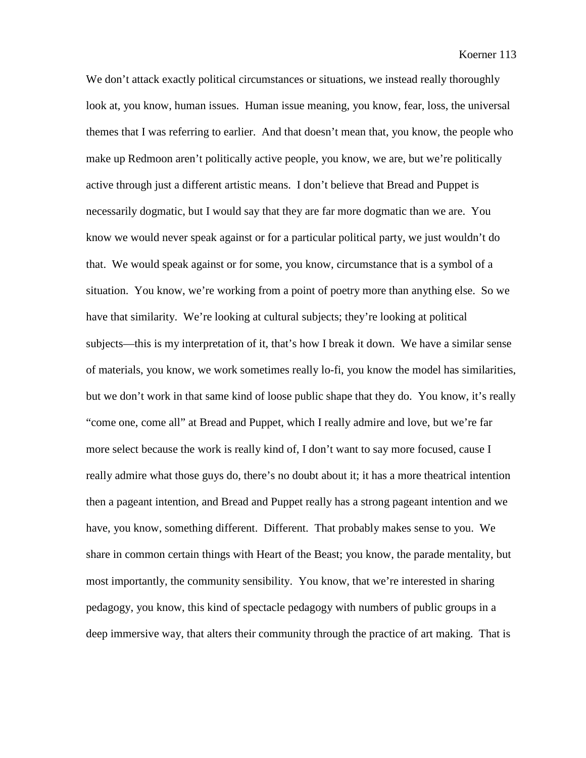We don’t attack exactly political circumstances or situations, we instead really thoroughly look at, you know, human issues. Human issue meaning, you know, fear, loss, the universal themes that I was referring to earlier. And that doesn’t mean that, you know, the people who make up Redmoon aren’t politically active people, you know, we are, but we’re politically active through just a different artistic means. I don’t believe that Bread and Puppet is necessarily dogmatic, but I would say that they are far more dogmatic than we are. You know we would never speak against or for a particular political party, we just wouldn’t do that. We would speak against or for some, you know, circumstance that is a symbol of a situation. You know, we’re working from a point of poetry more than anything else. So we have that similarity. We’re looking at cultural subjects; they’re looking at political subjects—this is my interpretation of it, that’s how I break it down. We have a similar sense of materials, you know, we work sometimes really lo-fi, you know the model has similarities, but we don’t work in that same kind of loose public shape that they do. You know, it’s really “come one, come all” at Bread and Puppet, which I really admire and love, but we’re far more select because the work is really kind of, I don’t want to say more focused, cause I really admire what those guys do, there’s no doubt about it; it has a more theatrical intention then a pageant intention, and Bread and Puppet really has a strong pageant intention and we have, you know, something different. Different. That probably makes sense to you. We share in common certain things with Heart of the Beast; you know, the parade mentality, but most importantly, the community sensibility. You know, that we’re interested in sharing pedagogy, you know, this kind of spectacle pedagogy with numbers of public groups in a deep immersive way, that alters their community through the practice of art making. That is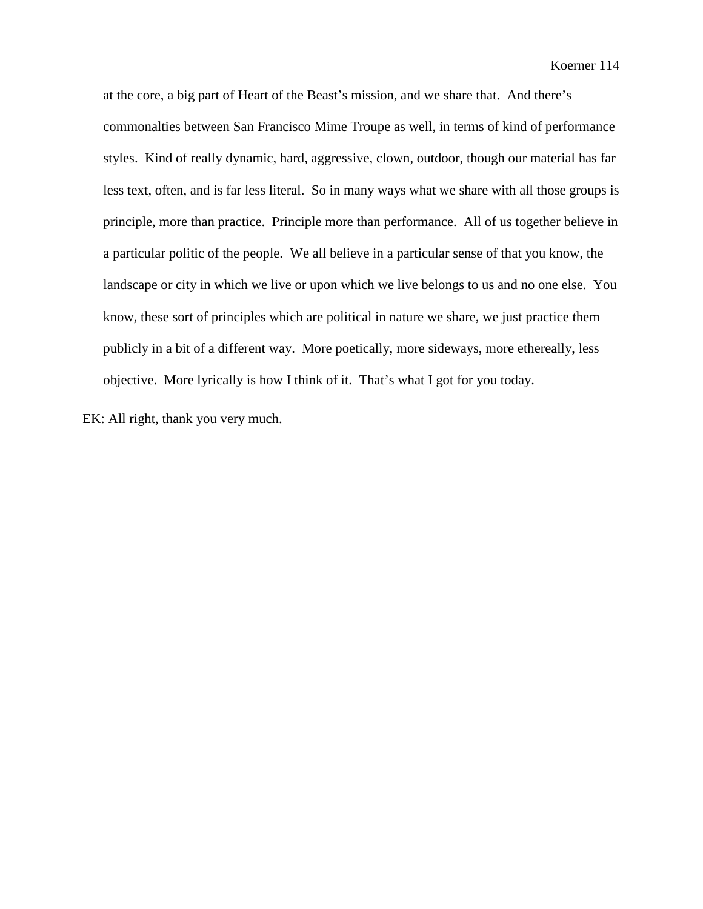at the core, a big part of Heart of the Beast's mission, and we share that. And there's commonalties between San Francisco Mime Troupe as well, in terms of kind of performance styles. Kind of really dynamic, hard, aggressive, clown, outdoor, though our material has far less text, often, and is far less literal. So in many ways what we share with all those groups is principle, more than practice. Principle more than performance. All of us together believe in a particular politic of the people. We all believe in a particular sense of that you know, the landscape or city in which we live or upon which we live belongs to us and no one else. You know, these sort of principles which are political in nature we share, we just practice them publicly in a bit of a different way. More poetically, more sideways, more ethereally, less objective. More lyrically is how I think of it. That's what I got for you today.

EK: All right, thank you very much.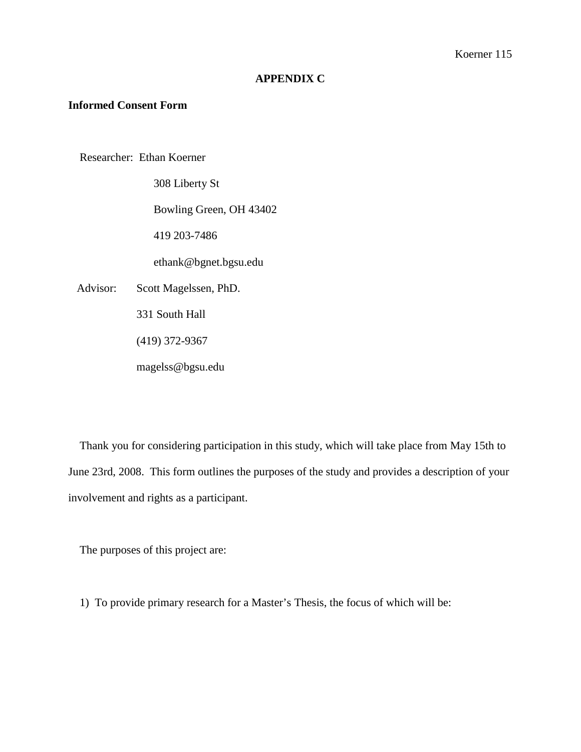# APPENDIX C

## Informed Consent Form

Researcher: Ethan Koerner

308 Liberty St

Bowling Green, OH 43402

419 203-7486

ethank@bgnet.bgsu.edu

Advisor: Scott Magelssen, PhD.

331 South Hall

(419) 372-9367

magelss@bgsu.edu

Thank you for considering participation in this study, which will take place from May 15th to June 23rd, 2008. This form outlines the purposes of the study and provides a description of your involvement and rights as a participant.

The purposes of this project are:

1) To provide primary research for a Master's Thesis, the focus of which will be: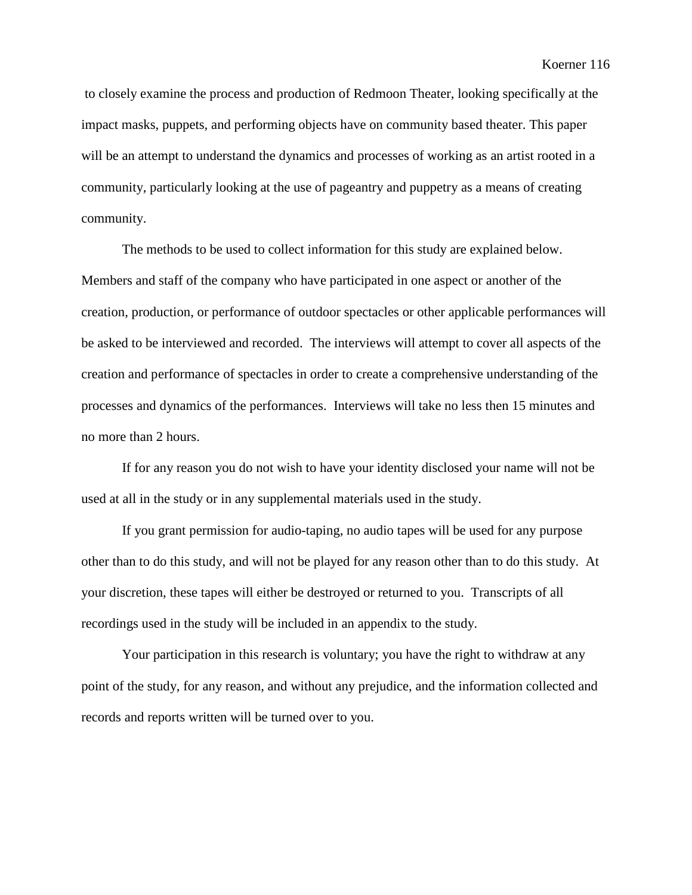to closely examine the process and production of Redmoon Theater, looking specifically at the impact masks, puppets, and performing objects have on community based theater. This paper will be an attempt to understand the dynamics and processes of working as an artist rooted in a community, particularly looking at the use of pageantry and puppetry as a means of creating community.

The methods to be used to collect information for this study are explained below. Members and staff of the company who have participated in one aspect or another of the creation, production, or performance of outdoor spectacles or other applicable performances will be asked to be interviewed and recorded. The interviews will attempt to cover all aspects of the creation and performance of spectacles in order to create a comprehensive understanding of the processes and dynamics of the performances. Interviews will take no less then 15 minutes and no more than 2 hours.

If for any reason you do not wish to have your identity disclosed your name will not be used at all in the study or in any supplemental materials used in the study.

If you grant permission for audio-taping, no audio tapes will be used for any purpose other than to do this study, and will not be played for any reason other than to do this study. At your discretion, these tapes will either be destroyed or returned to you. Transcripts of all recordings used in the study will be included in an appendix to the study.

Your participation in this research is voluntary; you have the right to withdraw at any point of the study, for any reason, and without any prejudice, and the information collected and records and reports written will be turned over to you.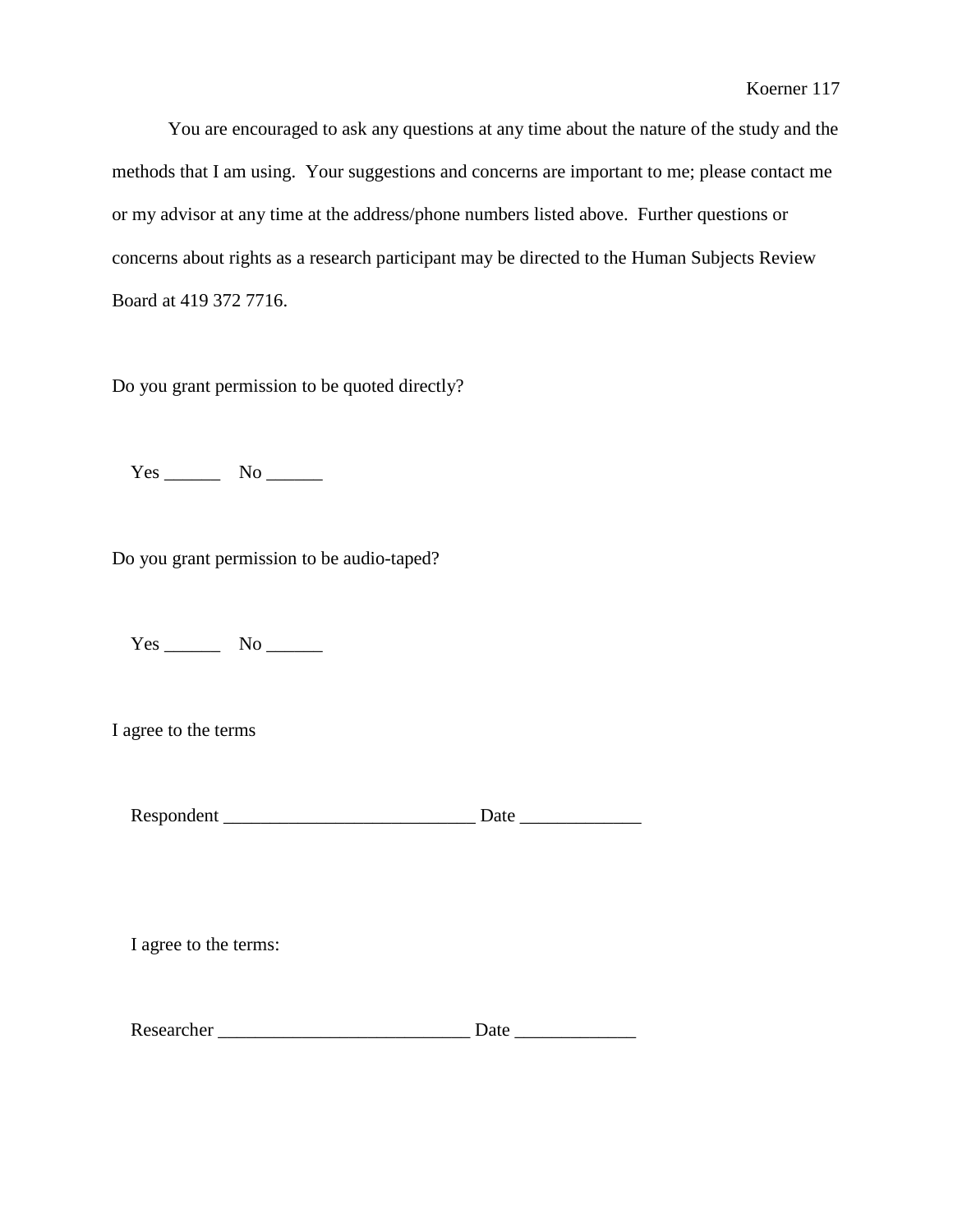You are encouraged to ask any questions at any time about the nature of the study and the methods that I am using. Your suggestions and concerns are important to me; please contact me or my advisor at any time at the address/phone numbers listed above. Further questions or concerns about rights as a research participant may be directed to the Human Subjects Review Board at 419 372 7716.

Do you grant permission to be quoted directly?

Yes ______ No ______

Do you grant permission to be audio-taped?

Yes ______ No ______

I agree to the terms

Respondent ___________________________ Date _____________

I agree to the terms:

Researcher ___________________________ Date _____________